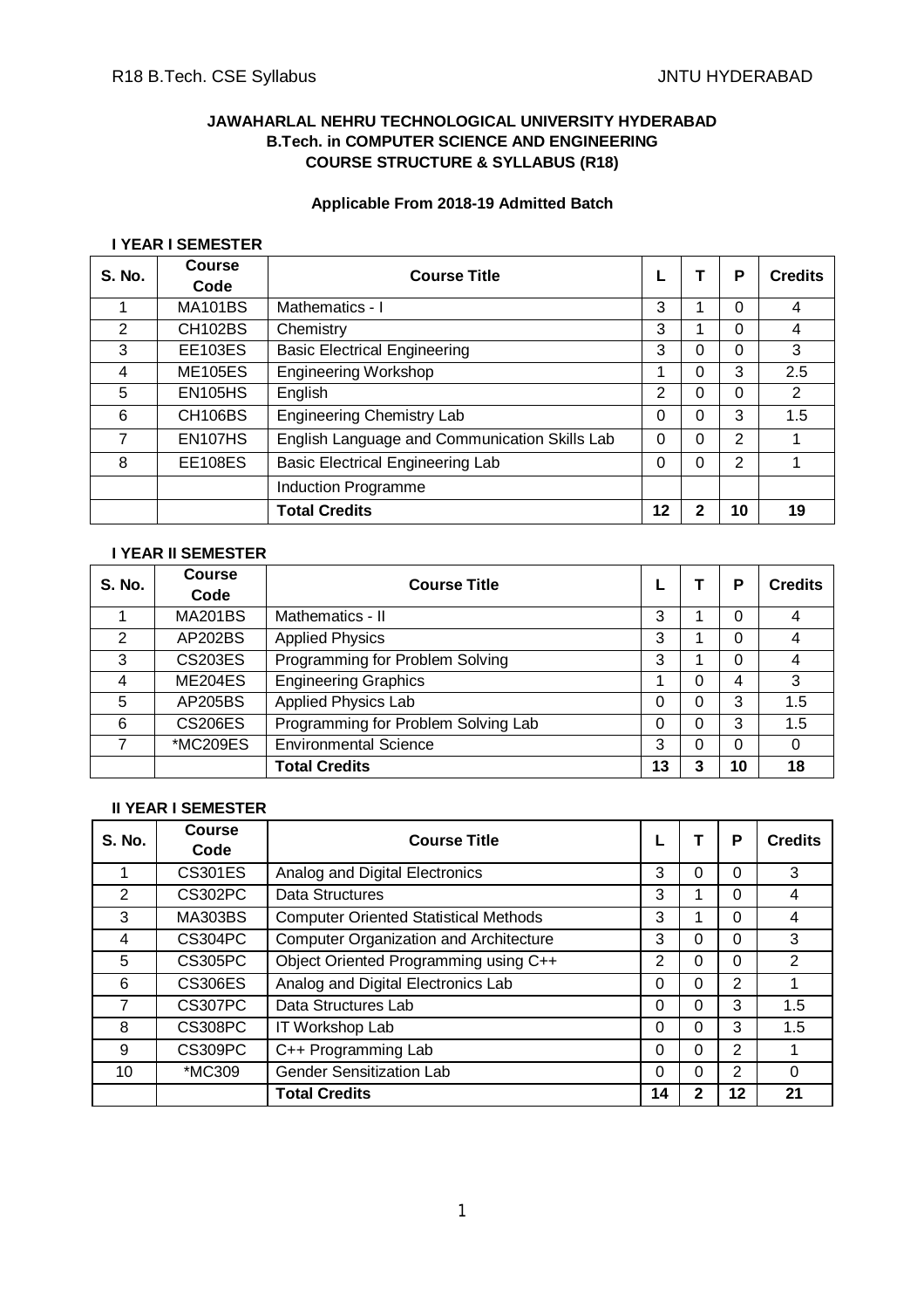**JAWAHARLAL NEHRU TECHNOLOGICAL UNIVERSITY HYDERABAD**
**B.Tech. in COMPUTER SCIENCE AND ENGINEERING**
**COURSE STRUCTURE & SYLLABUS (R18)**

**Applicable From 2018-19 Admitted Batch**

**I YEAR I SEMESTER**

| S. No. | Course Code | Course Title | L | T | P | Credits |
|---|---|---|---|---|---|---|
| 1 | MA101BS | Mathematics - I | 3 | 1 | 0 | 4 |
| 2 | CH102BS | Chemistry | 3 | 1 | 0 | 4 |
| 3 | EE103ES | Basic Electrical Engineering | 3 | 0 | 0 | 3 |
| 4 | ME105ES | Engineering Workshop | 1 | 0 | 3 | 2.5 |
| 5 | EN105HS | English | 2 | 0 | 0 | 2 |
| 6 | CH106BS | Engineering Chemistry Lab | 0 | 0 | 3 | 1.5 |
| 7 | EN107HS | English Language and Communication Skills Lab | 0 | 0 | 2 | 1 |
| 8 | EE108ES | Basic Electrical Engineering Lab | 0 | 0 | 2 | 1 |
| | | Induction Programme | | | | |
| | | **Total Credits** | **12** | **2** | **10** | **19** |

**I YEAR II SEMESTER**

| S. No. | Course Code | Course Title | L | T | P | Credits |
|---|---|---|---|---|---|---|
| 1 | MA201BS | Mathematics - II | 3 | 1 | 0 | 4 |
| 2 | AP202BS | Applied Physics | 3 | 1 | 0 | 4 |
| 3 | CS203ES | Programming for Problem Solving | 3 | 1 | 0 | 4 |
| 4 | ME204ES | Engineering Graphics | 1 | 0 | 4 | 3 |
| 5 | AP205BS | Applied Physics Lab | 0 | 0 | 3 | 1.5 |
| 6 | CS206ES | Programming for Problem Solving Lab | 0 | 0 | 3 | 1.5 |
| 7 | *MC209ES | Environmental Science | 3 | 0 | 0 | 0 |
| | | **Total Credits** | **13** | **3** | **10** | **18** |

**II YEAR I SEMESTER**

| S. No. | Course Code | Course Title | L | T | P | Credits |
|---|---|---|---|---|---|---|
| 1 | CS301ES | Analog and Digital Electronics | 3 | 0 | 0 | 3 |
| 2 | CS302PC | Data Structures | 3 | 1 | 0 | 4 |
| 3 | MA303BS | Computer Oriented Statistical Methods | 3 | 1 | 0 | 4 |
| 4 | CS304PC | Computer Organization and Architecture | 3 | 0 | 0 | 3 |
| 5 | CS305PC | Object Oriented Programming using C++ | 2 | 0 | 0 | 2 |
| 6 | CS306ES | Analog and Digital Electronics Lab | 0 | 0 | 2 | 1 |
| 7 | CS307PC | Data Structures Lab | 0 | 0 | 3 | 1.5 |
| 8 | CS308PC | IT Workshop Lab | 0 | 0 | 3 | 1.5 |
| 9 | CS309PC | C++ Programming Lab | 0 | 0 | 2 | 1 |
| 10 | *MC309 | Gender Sensitization Lab | 0 | 0 | 2 | 0 |
| | | **Total Credits** | **14** | **2** | **12** | **21** |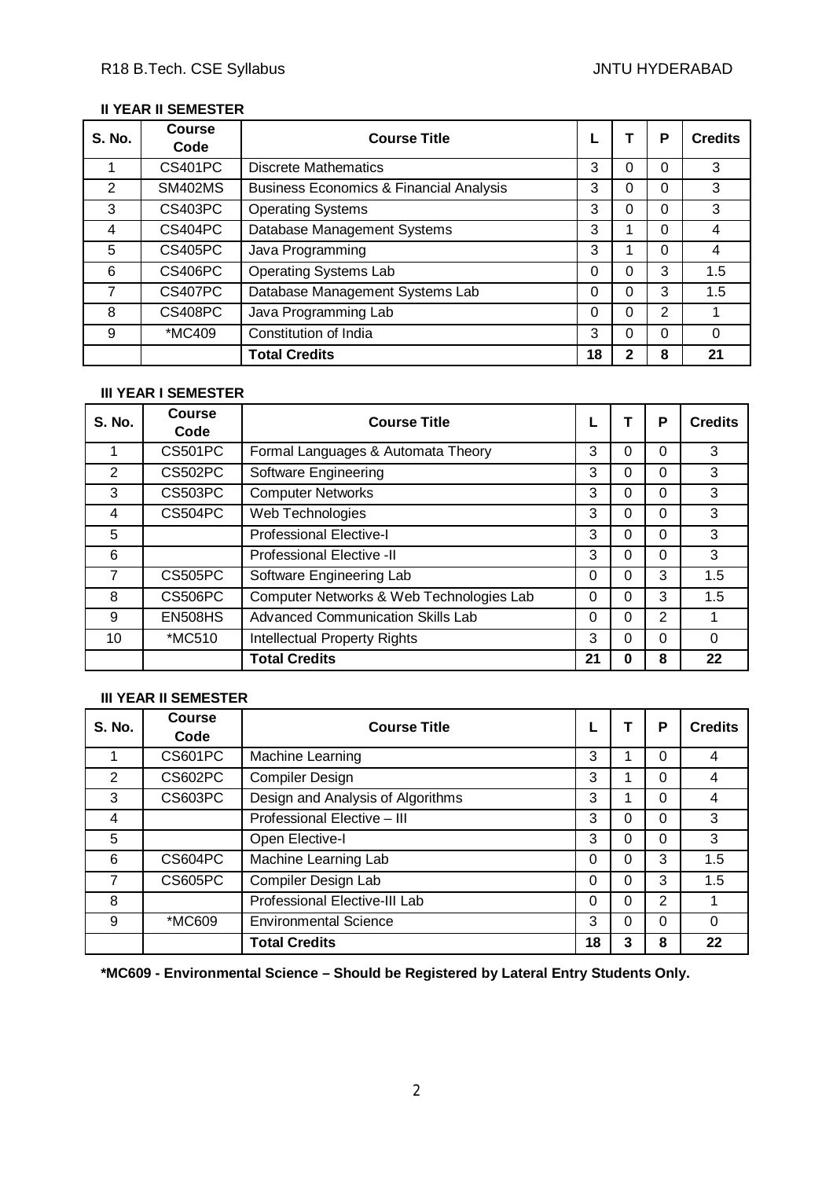### II YEAR II SEMESTER

| S. No. | Course Code | Course Title | L | T | P | Credits |
|---|---|---|---|---|---|---|
| 1 | CS401PC | Discrete Mathematics | 3 | 0 | 0 | 3 |
| 2 | SM402MS | Business Economics & Financial Analysis | 3 | 0 | 0 | 3 |
| 3 | CS403PC | Operating Systems | 3 | 0 | 0 | 3 |
| 4 | CS404PC | Database Management Systems | 3 | 1 | 0 | 4 |
| 5 | CS405PC | Java Programming | 3 | 1 | 0 | 4 |
| 6 | CS406PC | Operating Systems Lab | 0 | 0 | 3 | 1.5 |
| 7 | CS407PC | Database Management Systems Lab | 0 | 0 | 3 | 1.5 |
| 8 | CS408PC | Java Programming Lab | 0 | 0 | 2 | 1 |
| 9 | *MC409 | Constitution of India | 3 | 0 | 0 | 0 |
| | | **Total Credits** | **18** | **2** | **8** | **21** |

### III YEAR I SEMESTER

| S. No. | Course Code | Course Title | L | T | P | Credits |
|---|---|---|---|---|---|---|
| 1 | CS501PC | Formal Languages & Automata Theory | 3 | 0 | 0 | 3 |
| 2 | CS502PC | Software Engineering | 3 | 0 | 0 | 3 |
| 3 | CS503PC | Computer Networks | 3 | 0 | 0 | 3 |
| 4 | CS504PC | Web Technologies | 3 | 0 | 0 | 3 |
| 5 | | Professional Elective-I | 3 | 0 | 0 | 3 |
| 6 | | Professional Elective -II | 3 | 0 | 0 | 3 |
| 7 | CS505PC | Software Engineering Lab | 0 | 0 | 3 | 1.5 |
| 8 | CS506PC | Computer Networks & Web Technologies Lab | 0 | 0 | 3 | 1.5 |
| 9 | EN508HS | Advanced Communication Skills Lab | 0 | 0 | 2 | 1 |
| 10 | *MC510 | Intellectual Property Rights | 3 | 0 | 0 | 0 |
| | | **Total Credits** | **21** | **0** | **8** | **22** |

### III YEAR II SEMESTER

| S. No. | Course Code | Course Title | L | T | P | Credits |
|---|---|---|---|---|---|---|
| 1 | CS601PC | Machine Learning | 3 | 1 | 0 | 4 |
| 2 | CS602PC | Compiler Design | 3 | 1 | 0 | 4 |
| 3 | CS603PC | Design and Analysis of Algorithms | 3 | 1 | 0 | 4 |
| 4 | | Professional Elective – III | 3 | 0 | 0 | 3 |
| 5 | | Open Elective-I | 3 | 0 | 0 | 3 |
| 6 | CS604PC | Machine Learning Lab | 0 | 0 | 3 | 1.5 |
| 7 | CS605PC | Compiler Design Lab | 0 | 0 | 3 | 1.5 |
| 8 | | Professional Elective-III Lab | 0 | 0 | 2 | 1 |
| 9 | *MC609 | Environmental Science | 3 | 0 | 0 | 0 |
| | | **Total Credits** | **18** | **3** | **8** | **22** |

**\*MC609 - Environmental Science – Should be Registered by Lateral Entry Students Only.**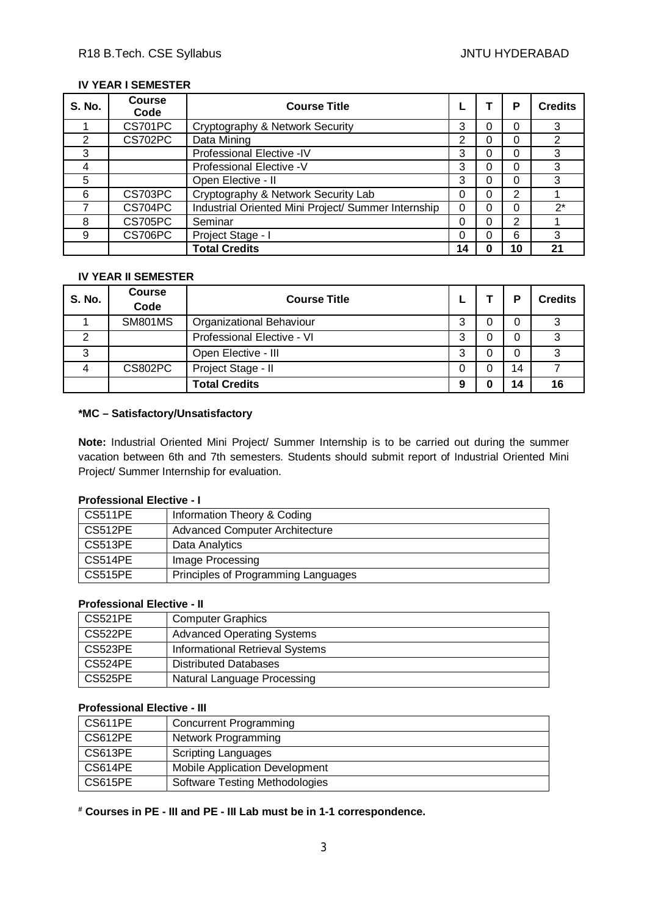### IV YEAR I SEMESTER

| S. No. | Course Code | Course Title | L | T | P | Credits |
|---|---|---|---|---|---|---|
| 1 | CS701PC | Cryptography & Network Security | 3 | 0 | 0 | 3 |
| 2 | CS702PC | Data Mining | 2 | 0 | 0 | 2 |
| 3 | | Professional Elective -IV | 3 | 0 | 0 | 3 |
| 4 | | Professional Elective -V | 3 | 0 | 0 | 3 |
| 5 | | Open Elective - II | 3 | 0 | 0 | 3 |
| 6 | CS703PC | Cryptography & Network Security Lab | 0 | 0 | 2 | 1 |
| 7 | CS704PC | Industrial Oriented Mini Project/ Summer Internship | 0 | 0 | 0 | 2* |
| 8 | CS705PC | Seminar | 0 | 0 | 2 | 1 |
| 9 | CS706PC | Project Stage - I | 0 | 0 | 6 | 3 |
| | | **Total Credits** | **14** | **0** | **10** | **21** |

### IV YEAR II SEMESTER

| S. No. | Course Code | Course Title | L | T | P | Credits |
|---|---|---|---|---|---|---|
| 1 | SM801MS | Organizational Behaviour | 3 | 0 | 0 | 3 |
| 2 | | Professional Elective - VI | 3 | 0 | 0 | 3 |
| 3 | | Open Elective - III | 3 | 0 | 0 | 3 |
| 4 | CS802PC | Project Stage - II | 0 | 0 | 14 | 7 |
| | | **Total Credits** | **9** | **0** | **14** | **16** |

***MC – Satisfactory/Unsatisfactory**

**Note:** Industrial Oriented Mini Project/ Summer Internship is to be carried out during the summer vacation between 6th and 7th semesters. Students should submit report of Industrial Oriented Mini Project/ Summer Internship for evaluation.

**Professional Elective - I**

| | |
|---|---|
| CS511PE | Information Theory & Coding |
| CS512PE | Advanced Computer Architecture |
| CS513PE | Data Analytics |
| CS514PE | Image Processing |
| CS515PE | Principles of Programming Languages |

**Professional Elective - II**

| | |
|---|---|
| CS521PE | Computer Graphics |
| CS522PE | Advanced Operating Systems |
| CS523PE | Informational Retrieval Systems |
| CS524PE | Distributed Databases |
| CS525PE | Natural Language Processing |

**Professional Elective - III**

| | |
|---|---|
| CS611PE | Concurrent Programming |
| CS612PE | Network Programming |
| CS613PE | Scripting Languages |
| CS614PE | Mobile Application Development |
| CS615PE | Software Testing Methodologies |

**# Courses in PE - III and PE - III Lab must be in 1-1 correspondence.**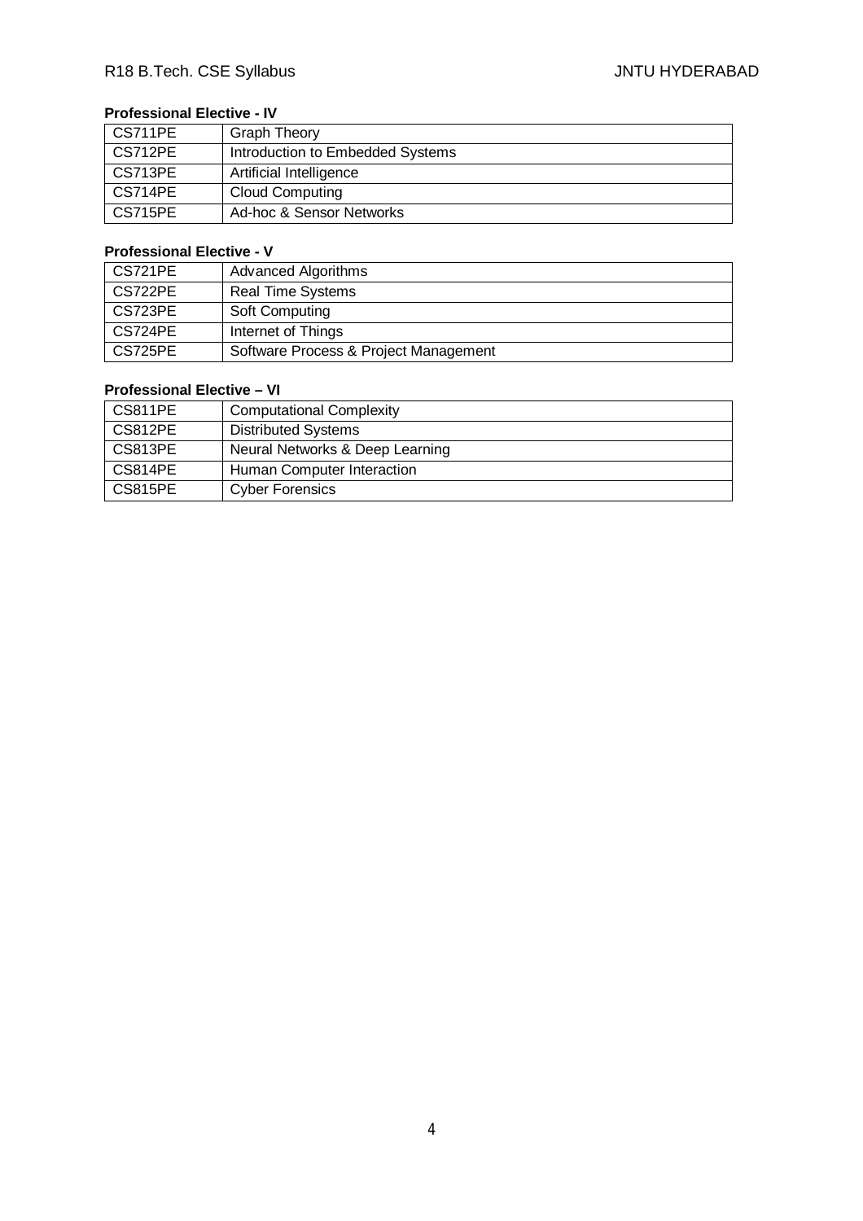**Professional Elective - IV**

| | |
|---|---|
| CS711PE | Graph Theory |
| CS712PE | Introduction to Embedded Systems |
| CS713PE | Artificial Intelligence |
| CS714PE | Cloud Computing |
| CS715PE | Ad-hoc & Sensor Networks |

**Professional Elective - V**

| | |
|---|---|
| CS721PE | Advanced Algorithms |
| CS722PE | Real Time Systems |
| CS723PE | Soft Computing |
| CS724PE | Internet of Things |
| CS725PE | Software Process & Project Management |

**Professional Elective – VI**

| | |
|---|---|
| CS811PE | Computational Complexity |
| CS812PE | Distributed Systems |
| CS813PE | Neural Networks & Deep Learning |
| CS814PE | Human Computer Interaction |
| CS815PE | Cyber Forensics |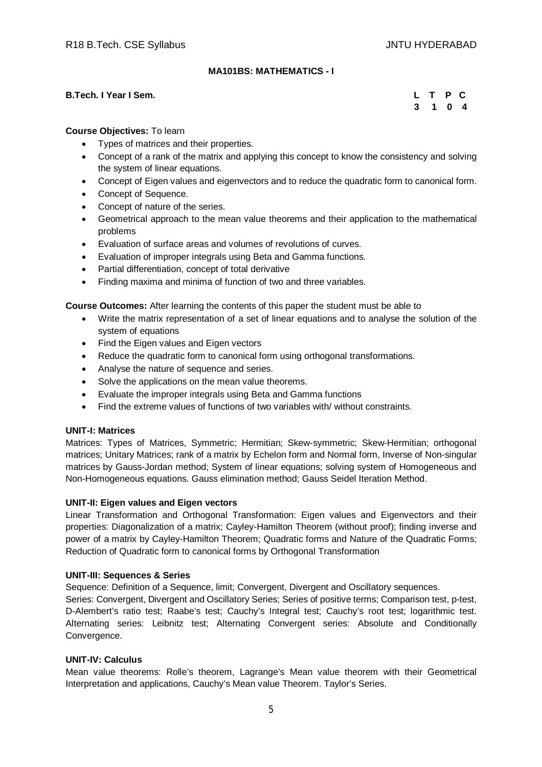## MA101BS: MATHEMATICS - I

**B.Tech. I Year I Sem.**

| L | T | P | C |
|---|---|---|---|
| 3 | 1 | 0 | 4 |

**Course Objectives:** To learn

- Types of matrices and their properties.
- Concept of a rank of the matrix and applying this concept to know the consistency and solving the system of linear equations.
- Concept of Eigen values and eigenvectors and to reduce the quadratic form to canonical form.
- Concept of Sequence.
- Concept of nature of the series.
- Geometrical approach to the mean value theorems and their application to the mathematical problems
- Evaluation of surface areas and volumes of revolutions of curves.
- Evaluation of improper integrals using Beta and Gamma functions.
- Partial differentiation, concept of total derivative
- Finding maxima and minima of function of two and three variables.

**Course Outcomes:** After learning the contents of this paper the student must be able to

- Write the matrix representation of a set of linear equations and to analyse the solution of the system of equations
- Find the Eigen values and Eigen vectors
- Reduce the quadratic form to canonical form using orthogonal transformations.
- Analyse the nature of sequence and series.
- Solve the applications on the mean value theorems.
- Evaluate the improper integrals using Beta and Gamma functions
- Find the extreme values of functions of two variables with/ without constraints.

**UNIT-I: Matrices**

Matrices: Types of Matrices, Symmetric; Hermitian; Skew-symmetric; Skew-Hermitian; orthogonal matrices; Unitary Matrices; rank of a matrix by Echelon form and Normal form, Inverse of Non-singular matrices by Gauss-Jordan method; System of linear equations; solving system of Homogeneous and Non-Homogeneous equations. Gauss elimination method; Gauss Seidel Iteration Method.

**UNIT-II: Eigen values and Eigen vectors**

Linear Transformation and Orthogonal Transformation: Eigen values and Eigenvectors and their properties: Diagonalization of a matrix; Cayley-Hamilton Theorem (without proof); finding inverse and power of a matrix by Cayley-Hamilton Theorem; Quadratic forms and Nature of the Quadratic Forms; Reduction of Quadratic form to canonical forms by Orthogonal Transformation

**UNIT-III: Sequences & Series**

Sequence: Definition of a Sequence, limit; Convergent, Divergent and Oscillatory sequences.

Series: Convergent, Divergent and Oscillatory Series; Series of positive terms; Comparison test, p-test, D-Alembert's ratio test; Raabe's test; Cauchy's Integral test; Cauchy's root test; logarithmic test. Alternating series: Leibnitz test; Alternating Convergent series: Absolute and Conditionally Convergence.

**UNIT-IV: Calculus**

Mean value theorems: Rolle's theorem, Lagrange's Mean value theorem with their Geometrical Interpretation and applications, Cauchy's Mean value Theorem. Taylor's Series.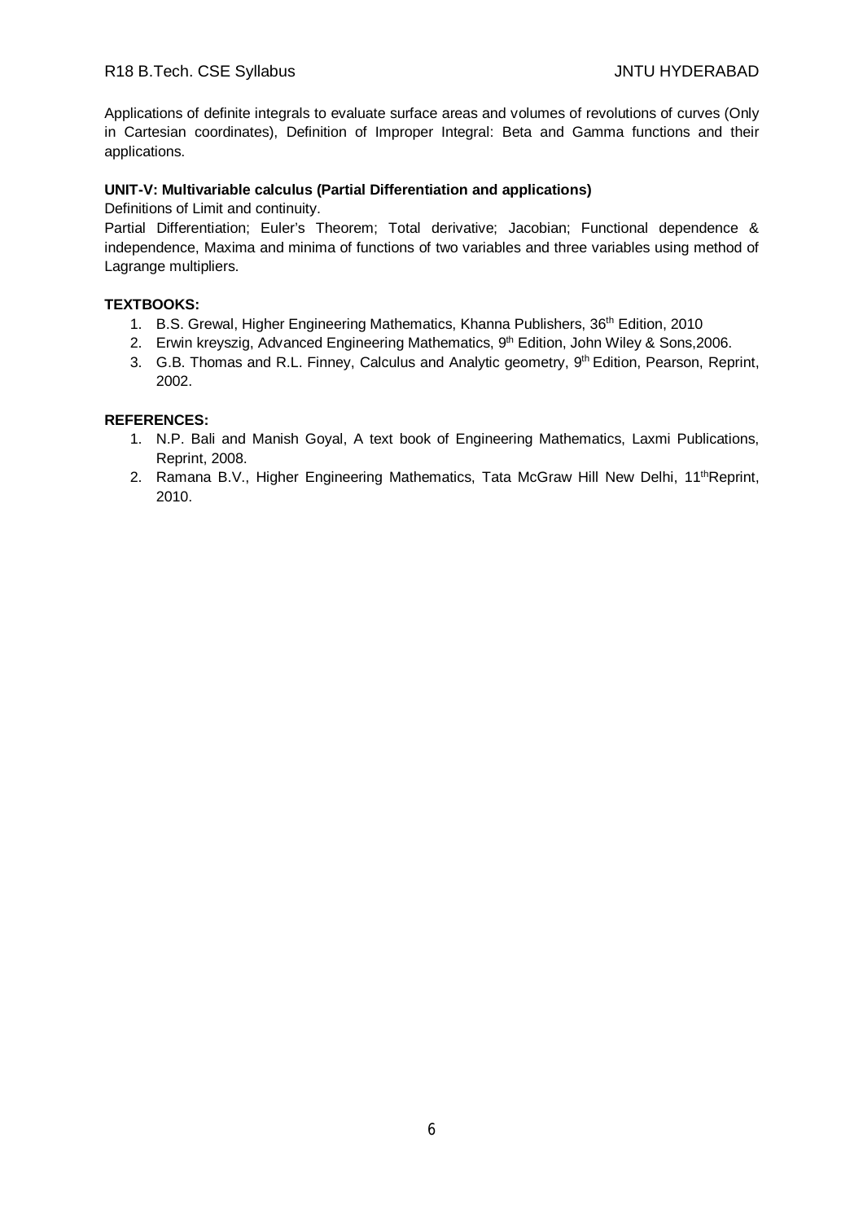Applications of definite integrals to evaluate surface areas and volumes of revolutions of curves (Only in Cartesian coordinates), Definition of Improper Integral: Beta and Gamma functions and their applications.

**UNIT-V: Multivariable calculus (Partial Differentiation and applications)**

Definitions of Limit and continuity.

Partial Differentiation; Euler's Theorem; Total derivative; Jacobian; Functional dependence & independence, Maxima and minima of functions of two variables and three variables using method of Lagrange multipliers.

**TEXTBOOKS:**

1. B.S. Grewal, Higher Engineering Mathematics, Khanna Publishers, 36th Edition, 2010
2. Erwin kreyszig, Advanced Engineering Mathematics, 9th Edition, John Wiley & Sons,2006.
3. G.B. Thomas and R.L. Finney, Calculus and Analytic geometry, 9th Edition, Pearson, Reprint, 2002.

**REFERENCES:**

1. N.P. Bali and Manish Goyal, A text book of Engineering Mathematics, Laxmi Publications, Reprint, 2008.
2. Ramana B.V., Higher Engineering Mathematics, Tata McGraw Hill New Delhi, 11th Reprint, 2010.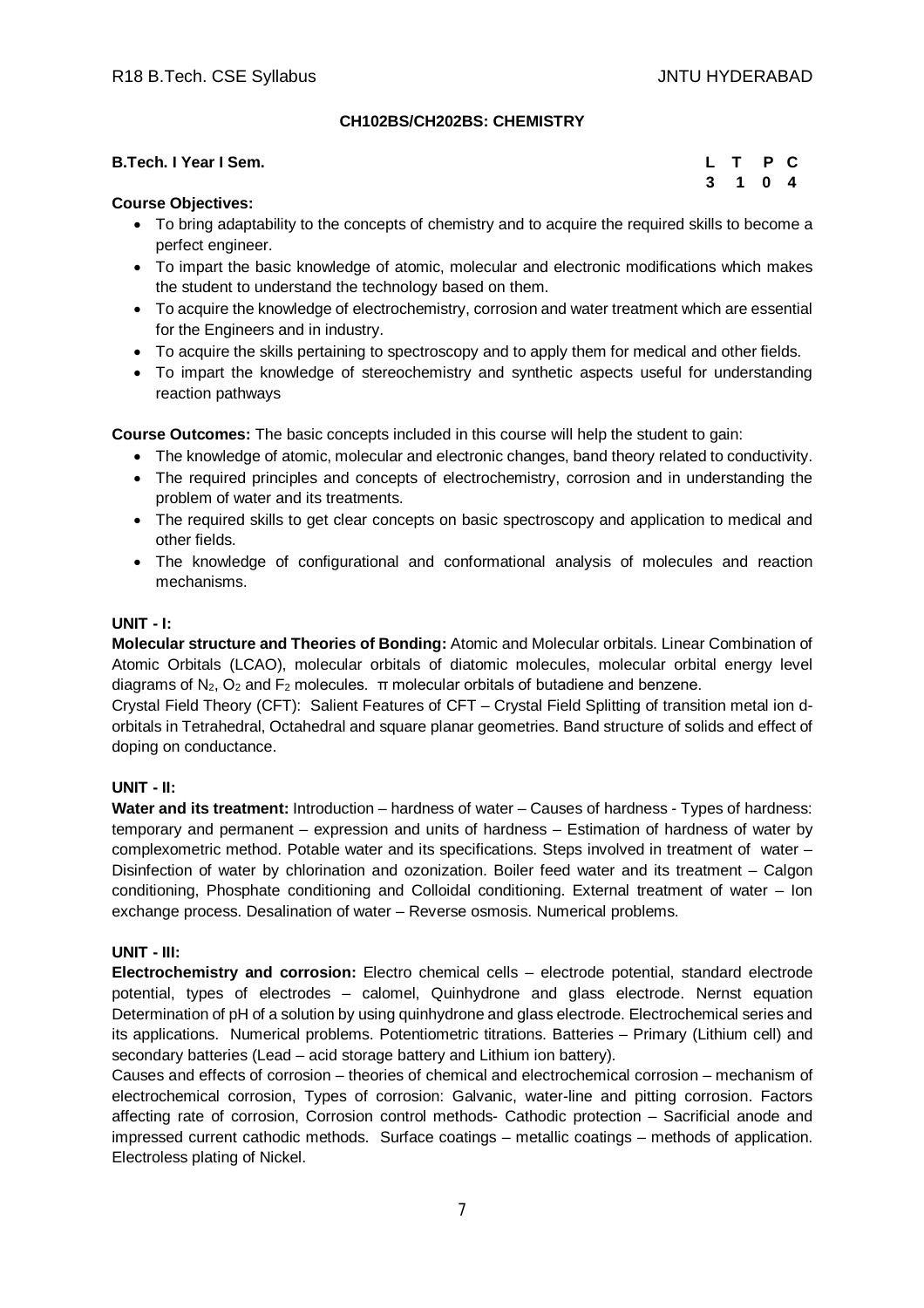### CH102BS/CH202BS: CHEMISTRY

**B.Tech. I Year I Sem.** **L T P C**
**3 1 0 4**

**Course Objectives:**

- To bring adaptability to the concepts of chemistry and to acquire the required skills to become a perfect engineer.
- To impart the basic knowledge of atomic, molecular and electronic modifications which makes the student to understand the technology based on them.
- To acquire the knowledge of electrochemistry, corrosion and water treatment which are essential for the Engineers and in industry.
- To acquire the skills pertaining to spectroscopy and to apply them for medical and other fields.
- To impart the knowledge of stereochemistry and synthetic aspects useful for understanding reaction pathways

**Course Outcomes:** The basic concepts included in this course will help the student to gain:

- The knowledge of atomic, molecular and electronic changes, band theory related to conductivity.
- The required principles and concepts of electrochemistry, corrosion and in understanding the problem of water and its treatments.
- The required skills to get clear concepts on basic spectroscopy and application to medical and other fields.
- The knowledge of configurational and conformational analysis of molecules and reaction mechanisms.

**UNIT - I:**

**Molecular structure and Theories of Bonding:** Atomic and Molecular orbitals. Linear Combination of Atomic Orbitals (LCAO), molecular orbitals of diatomic molecules, molecular orbital energy level diagrams of $N_2$, $O_2$ and $F_2$ molecules. $\pi$ molecular orbitals of butadiene and benzene.

Crystal Field Theory (CFT): Salient Features of CFT – Crystal Field Splitting of transition metal ion d-orbitals in Tetrahedral, Octahedral and square planar geometries. Band structure of solids and effect of doping on conductance.

**UNIT - II:**

**Water and its treatment:** Introduction – hardness of water – Causes of hardness - Types of hardness: temporary and permanent – expression and units of hardness – Estimation of hardness of water by complexometric method. Potable water and its specifications. Steps involved in treatment of water – Disinfection of water by chlorination and ozonization. Boiler feed water and its treatment – Calgon conditioning, Phosphate conditioning and Colloidal conditioning. External treatment of water – Ion exchange process. Desalination of water – Reverse osmosis. Numerical problems.

**UNIT - III:**

**Electrochemistry and corrosion:** Electro chemical cells – electrode potential, standard electrode potential, types of electrodes – calomel, Quinhydrone and glass electrode. Nernst equation Determination of pH of a solution by using quinhydrone and glass electrode. Electrochemical series and its applications. Numerical problems. Potentiometric titrations. Batteries – Primary (Lithium cell) and secondary batteries (Lead – acid storage battery and Lithium ion battery).

Causes and effects of corrosion – theories of chemical and electrochemical corrosion – mechanism of electrochemical corrosion, Types of corrosion: Galvanic, water-line and pitting corrosion. Factors affecting rate of corrosion, Corrosion control methods- Cathodic protection – Sacrificial anode and impressed current cathodic methods. Surface coatings – metallic coatings – methods of application. Electroless plating of Nickel.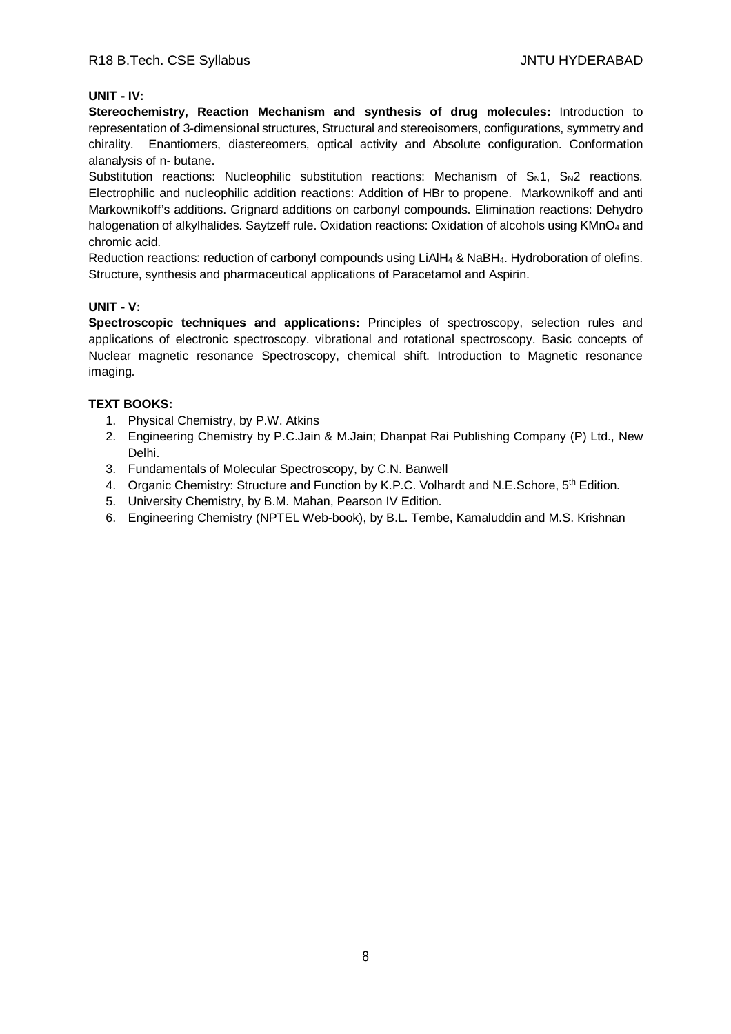**UNIT - IV:**

**Stereochemistry, Reaction Mechanism and synthesis of drug molecules:** Introduction to representation of 3-dimensional structures, Structural and stereoisomers, configurations, symmetry and chirality. Enantiomers, diastereomers, optical activity and Absolute configuration. Conformation alanalysis of n- butane.

Substitution reactions: Nucleophilic substitution reactions: Mechanism of $S_N1$, $S_N2$ reactions. Electrophilic and nucleophilic addition reactions: Addition of HBr to propene. Markownikoff and anti Markownikoff's additions. Grignard additions on carbonyl compounds. Elimination reactions: Dehydro halogenation of alkylhalides. Saytzeff rule. Oxidation reactions: Oxidation of alcohols using $KMnO_4$ and chromic acid.

Reduction reactions: reduction of carbonyl compounds using $LiAlH_4$ & $NaBH_4$. Hydroboration of olefins. Structure, synthesis and pharmaceutical applications of Paracetamol and Aspirin.

**UNIT - V:**

**Spectroscopic techniques and applications:** Principles of spectroscopy, selection rules and applications of electronic spectroscopy. vibrational and rotational spectroscopy. Basic concepts of Nuclear magnetic resonance Spectroscopy, chemical shift. Introduction to Magnetic resonance imaging.

**TEXT BOOKS:**

1. Physical Chemistry, by P.W. Atkins
2. Engineering Chemistry by P.C.Jain & M.Jain; Dhanpat Rai Publishing Company (P) Ltd., New Delhi.
3. Fundamentals of Molecular Spectroscopy, by C.N. Banwell
4. Organic Chemistry: Structure and Function by K.P.C. Volhardt and N.E.Schore, 5th Edition.
5. University Chemistry, by B.M. Mahan, Pearson IV Edition.
6. Engineering Chemistry (NPTEL Web-book), by B.L. Tembe, Kamaluddin and M.S. Krishnan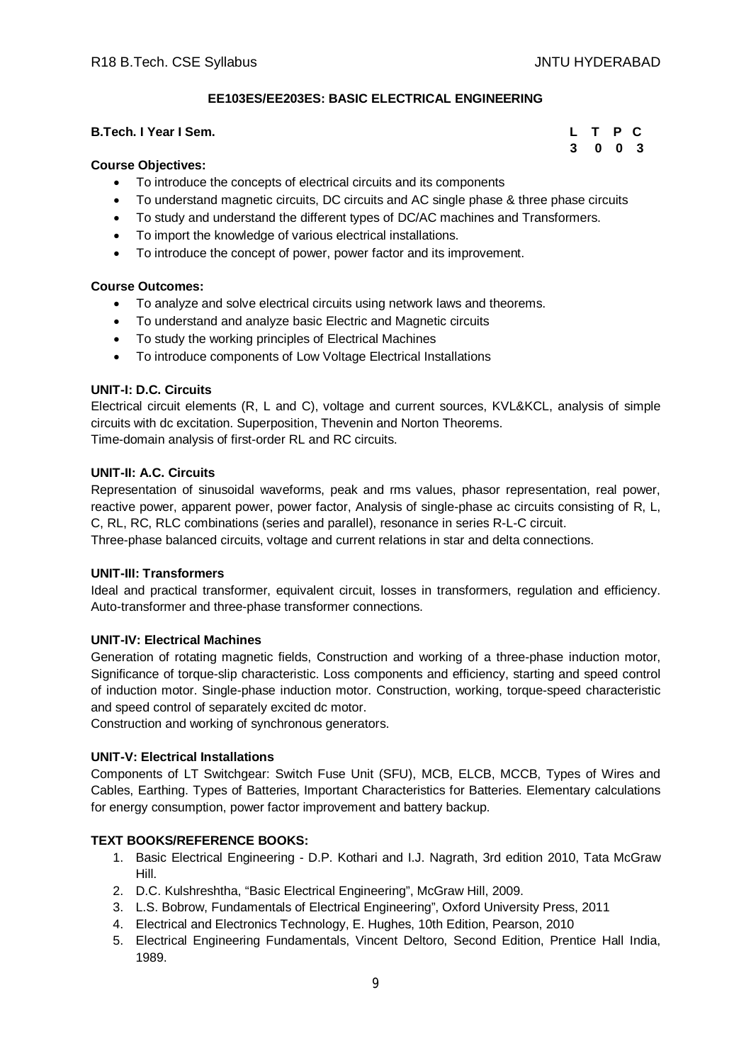## EE103ES/EE203ES: BASIC ELECTRICAL ENGINEERING

**B.Tech. I Year I Sem.**

| L | T | P | C |
|---|---|---|---|
| 3 | 0 | 0 | 3 |

**Course Objectives:**

- To introduce the concepts of electrical circuits and its components
- To understand magnetic circuits, DC circuits and AC single phase & three phase circuits
- To study and understand the different types of DC/AC machines and Transformers.
- To import the knowledge of various electrical installations.
- To introduce the concept of power, power factor and its improvement.

**Course Outcomes:**

- To analyze and solve electrical circuits using network laws and theorems.
- To understand and analyze basic Electric and Magnetic circuits
- To study the working principles of Electrical Machines
- To introduce components of Low Voltage Electrical Installations

**UNIT-I: D.C. Circuits**

Electrical circuit elements (R, L and C), voltage and current sources, KVL&KCL, analysis of simple circuits with dc excitation. Superposition, Thevenin and Norton Theorems.
Time-domain analysis of first-order RL and RC circuits.

**UNIT-II: A.C. Circuits**

Representation of sinusoidal waveforms, peak and rms values, phasor representation, real power, reactive power, apparent power, power factor, Analysis of single-phase ac circuits consisting of R, L, C, RL, RC, RLC combinations (series and parallel), resonance in series R-L-C circuit.
Three-phase balanced circuits, voltage and current relations in star and delta connections.

**UNIT-III: Transformers**

Ideal and practical transformer, equivalent circuit, losses in transformers, regulation and efficiency. Auto-transformer and three-phase transformer connections.

**UNIT-IV: Electrical Machines**

Generation of rotating magnetic fields, Construction and working of a three-phase induction motor, Significance of torque-slip characteristic. Loss components and efficiency, starting and speed control of induction motor. Single-phase induction motor. Construction, working, torque-speed characteristic and speed control of separately excited dc motor.
Construction and working of synchronous generators.

**UNIT-V: Electrical Installations**

Components of LT Switchgear: Switch Fuse Unit (SFU), MCB, ELCB, MCCB, Types of Wires and Cables, Earthing. Types of Batteries, Important Characteristics for Batteries. Elementary calculations for energy consumption, power factor improvement and battery backup.

**TEXT BOOKS/REFERENCE BOOKS:**

1. Basic Electrical Engineering - D.P. Kothari and I.J. Nagrath, 3rd edition 2010, Tata McGraw Hill.
2. D.C. Kulshreshtha, "Basic Electrical Engineering", McGraw Hill, 2009.
3. L.S. Bobrow, Fundamentals of Electrical Engineering", Oxford University Press, 2011
4. Electrical and Electronics Technology, E. Hughes, 10th Edition, Pearson, 2010
5. Electrical Engineering Fundamentals, Vincent Deltoro, Second Edition, Prentice Hall India, 1989.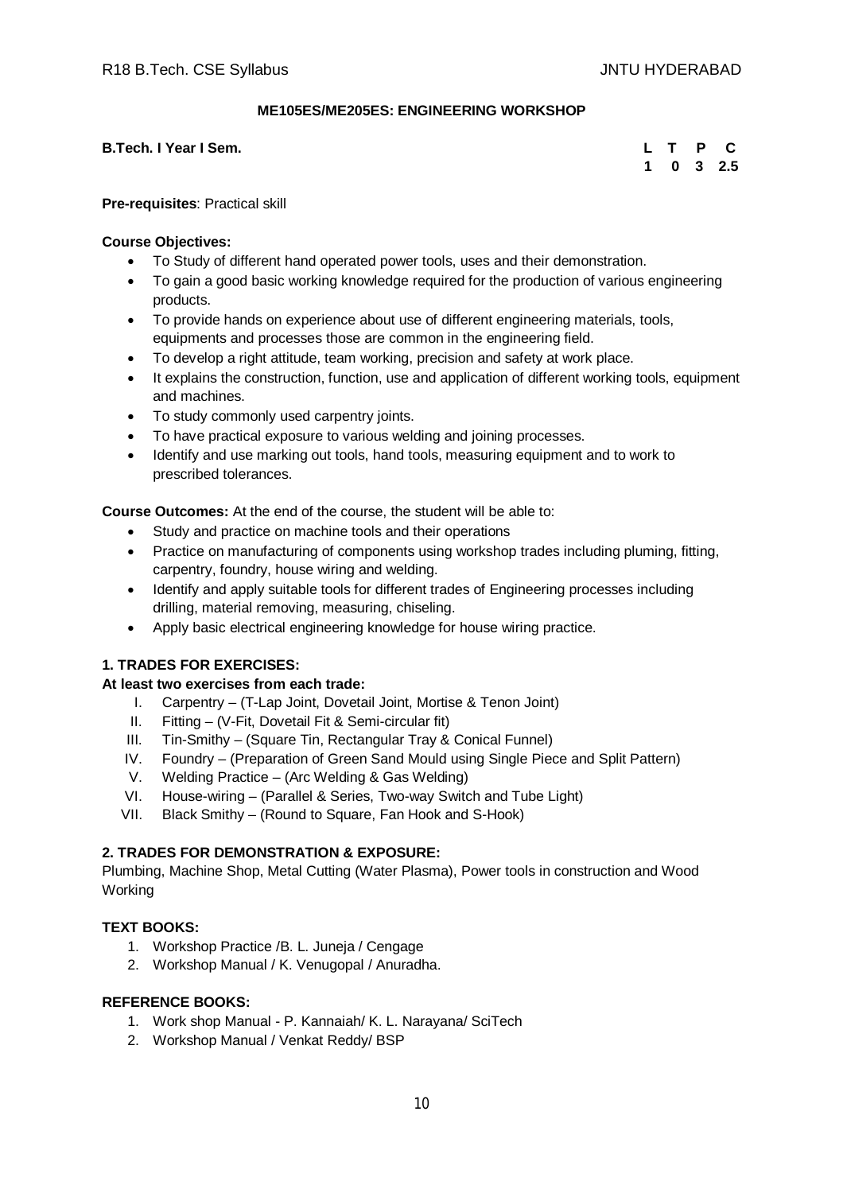**ME105ES/ME205ES: ENGINEERING WORKSHOP**

**B.Tech. I Year I Sem.**

| L | T | P | C |
|---|---|---|---|
| 1 | 0 | 3 | 2.5 |

**Pre-requisites**: Practical skill

**Course Objectives:**

- To Study of different hand operated power tools, uses and their demonstration.
- To gain a good basic working knowledge required for the production of various engineering products.
- To provide hands on experience about use of different engineering materials, tools, equipments and processes those are common in the engineering field.
- To develop a right attitude, team working, precision and safety at work place.
- It explains the construction, function, use and application of different working tools, equipment and machines.
- To study commonly used carpentry joints.
- To have practical exposure to various welding and joining processes.
- Identify and use marking out tools, hand tools, measuring equipment and to work to prescribed tolerances.

**Course Outcomes:** At the end of the course, the student will be able to:

- Study and practice on machine tools and their operations
- Practice on manufacturing of components using workshop trades including pluming, fitting, carpentry, foundry, house wiring and welding.
- Identify and apply suitable tools for different trades of Engineering processes including drilling, material removing, measuring, chiseling.
- Apply basic electrical engineering knowledge for house wiring practice.

**1. TRADES FOR EXERCISES:**

**At least two exercises from each trade:**

I. Carpentry – (T-Lap Joint, Dovetail Joint, Mortise & Tenon Joint)
II. Fitting – (V-Fit, Dovetail Fit & Semi-circular fit)
III. Tin-Smithy – (Square Tin, Rectangular Tray & Conical Funnel)
IV. Foundry – (Preparation of Green Sand Mould using Single Piece and Split Pattern)
V. Welding Practice – (Arc Welding & Gas Welding)
VI. House-wiring – (Parallel & Series, Two-way Switch and Tube Light)
VII. Black Smithy – (Round to Square, Fan Hook and S-Hook)

**2. TRADES FOR DEMONSTRATION & EXPOSURE:**

Plumbing, Machine Shop, Metal Cutting (Water Plasma), Power tools in construction and Wood Working

**TEXT BOOKS:**

1. Workshop Practice /B. L. Juneja / Cengage
2. Workshop Manual / K. Venugopal / Anuradha.

**REFERENCE BOOKS:**

1. Work shop Manual - P. Kannaiah/ K. L. Narayana/ SciTech
2. Workshop Manual / Venkat Reddy/ BSP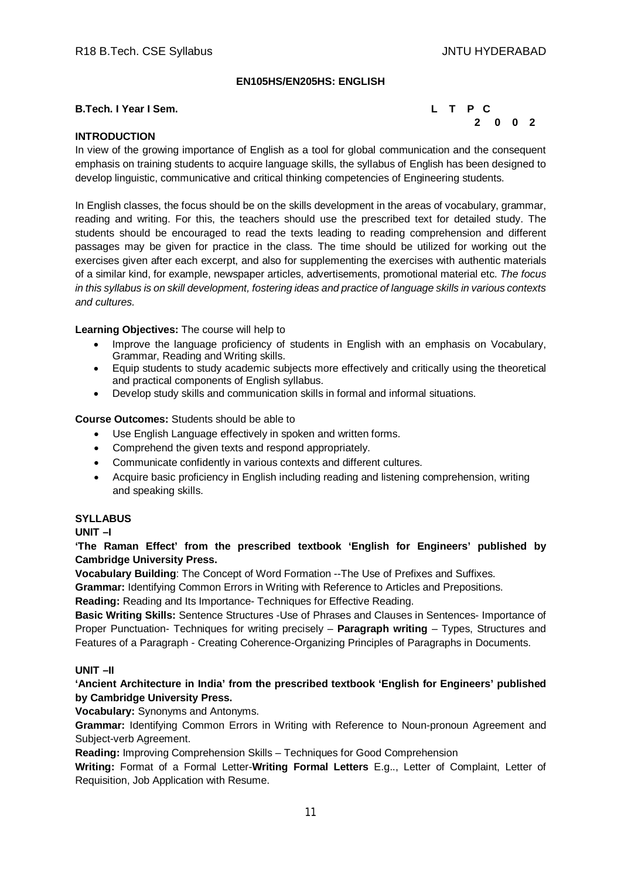## EN105HS/EN205HS: ENGLISH

**B.Tech. I Year I Sem.** **L T P C**
**2 0 0 2**

**INTRODUCTION**

In view of the growing importance of English as a tool for global communication and the consequent emphasis on training students to acquire language skills, the syllabus of English has been designed to develop linguistic, communicative and critical thinking competencies of Engineering students.

In English classes, the focus should be on the skills development in the areas of vocabulary, grammar, reading and writing. For this, the teachers should use the prescribed text for detailed study. The students should be encouraged to read the texts leading to reading comprehension and different passages may be given for practice in the class. The time should be utilized for working out the exercises given after each excerpt, and also for supplementing the exercises with authentic materials of a similar kind, for example, newspaper articles, advertisements, promotional material etc. *The focus in this syllabus is on skill development, fostering ideas and practice of language skills in various contexts and cultures.*

**Learning Objectives:** The course will help to

- Improve the language proficiency of students in English with an emphasis on Vocabulary, Grammar, Reading and Writing skills.
- Equip students to study academic subjects more effectively and critically using the theoretical and practical components of English syllabus.
- Develop study skills and communication skills in formal and informal situations.

**Course Outcomes:** Students should be able to

- Use English Language effectively in spoken and written forms.
- Comprehend the given texts and respond appropriately.
- Communicate confidently in various contexts and different cultures.
- Acquire basic proficiency in English including reading and listening comprehension, writing and speaking skills.

**SYLLABUS**

**UNIT –I**

**'The Raman Effect' from the prescribed textbook 'English for Engineers' published by Cambridge University Press.**

**Vocabulary Building**: The Concept of Word Formation --The Use of Prefixes and Suffixes.

**Grammar:** Identifying Common Errors in Writing with Reference to Articles and Prepositions.

**Reading:** Reading and Its Importance- Techniques for Effective Reading.

**Basic Writing Skills:** Sentence Structures -Use of Phrases and Clauses in Sentences- Importance of Proper Punctuation- Techniques for writing precisely – **Paragraph writing** – Types, Structures and Features of a Paragraph - Creating Coherence-Organizing Principles of Paragraphs in Documents.

**UNIT –II**

**'Ancient Architecture in India' from the prescribed textbook 'English for Engineers' published by Cambridge University Press.**

**Vocabulary:** Synonyms and Antonyms.

**Grammar:** Identifying Common Errors in Writing with Reference to Noun-pronoun Agreement and Subject-verb Agreement.

**Reading:** Improving Comprehension Skills – Techniques for Good Comprehension

**Writing:** Format of a Formal Letter-**Writing Formal Letters** E.g.., Letter of Complaint, Letter of Requisition, Job Application with Resume.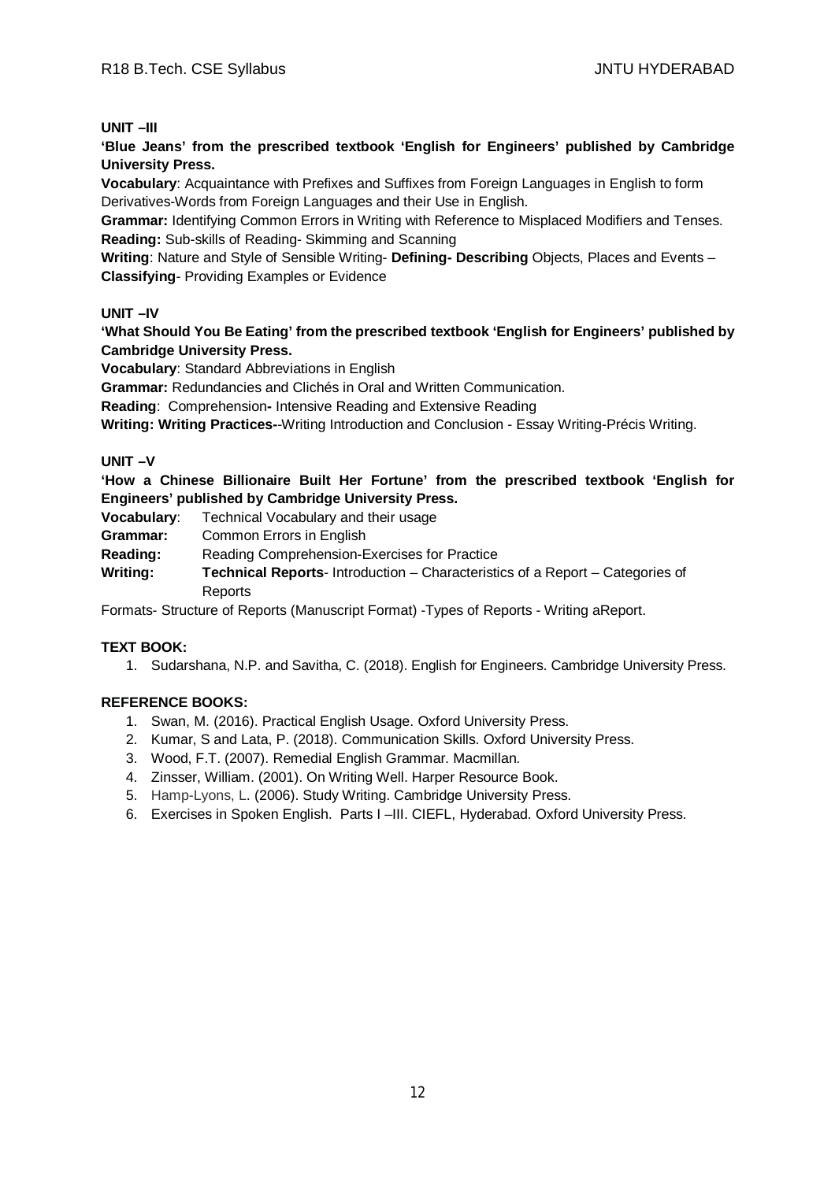**UNIT –III**

**'Blue Jeans' from the prescribed textbook 'English for Engineers' published by Cambridge University Press.**

**Vocabulary**: Acquaintance with Prefixes and Suffixes from Foreign Languages in English to form Derivatives-Words from Foreign Languages and their Use in English.

**Grammar:** Identifying Common Errors in Writing with Reference to Misplaced Modifiers and Tenses.

**Reading:** Sub-skills of Reading- Skimming and Scanning

**Writing**: Nature and Style of Sensible Writing- **Defining- Describing** Objects, Places and Events – **Classifying**- Providing Examples or Evidence

**UNIT –IV**

**'What Should You Be Eating' from the prescribed textbook 'English for Engineers' published by Cambridge University Press.**

**Vocabulary**: Standard Abbreviations in English

**Grammar:** Redundancies and Clichés in Oral and Written Communication.

**Reading**: Comprehension**-** Intensive Reading and Extensive Reading

**Writing: Writing Practices-**-Writing Introduction and Conclusion - Essay Writing-Précis Writing.

**UNIT –V**

**'How a Chinese Billionaire Built Her Fortune' from the prescribed textbook 'English for Engineers' published by Cambridge University Press.**

**Vocabulary**: Technical Vocabulary and their usage

**Grammar:** Common Errors in English

**Reading:** Reading Comprehension-Exercises for Practice

**Writing:** **Technical Reports**- Introduction – Characteristics of a Report – Categories of Reports

Formats- Structure of Reports (Manuscript Format) -Types of Reports - Writing aReport.

**TEXT BOOK:**

1. Sudarshana, N.P. and Savitha, C. (2018). English for Engineers. Cambridge University Press.

**REFERENCE BOOKS:**

1. Swan, M. (2016). Practical English Usage. Oxford University Press.
2. Kumar, S and Lata, P. (2018). Communication Skills. Oxford University Press.
3. Wood, F.T. (2007). Remedial English Grammar. Macmillan.
4. Zinsser, William. (2001). On Writing Well. Harper Resource Book.
5. Hamp-Lyons, L. (2006). Study Writing. Cambridge University Press.
6. Exercises in Spoken English. Parts I –III. CIEFL, Hyderabad. Oxford University Press.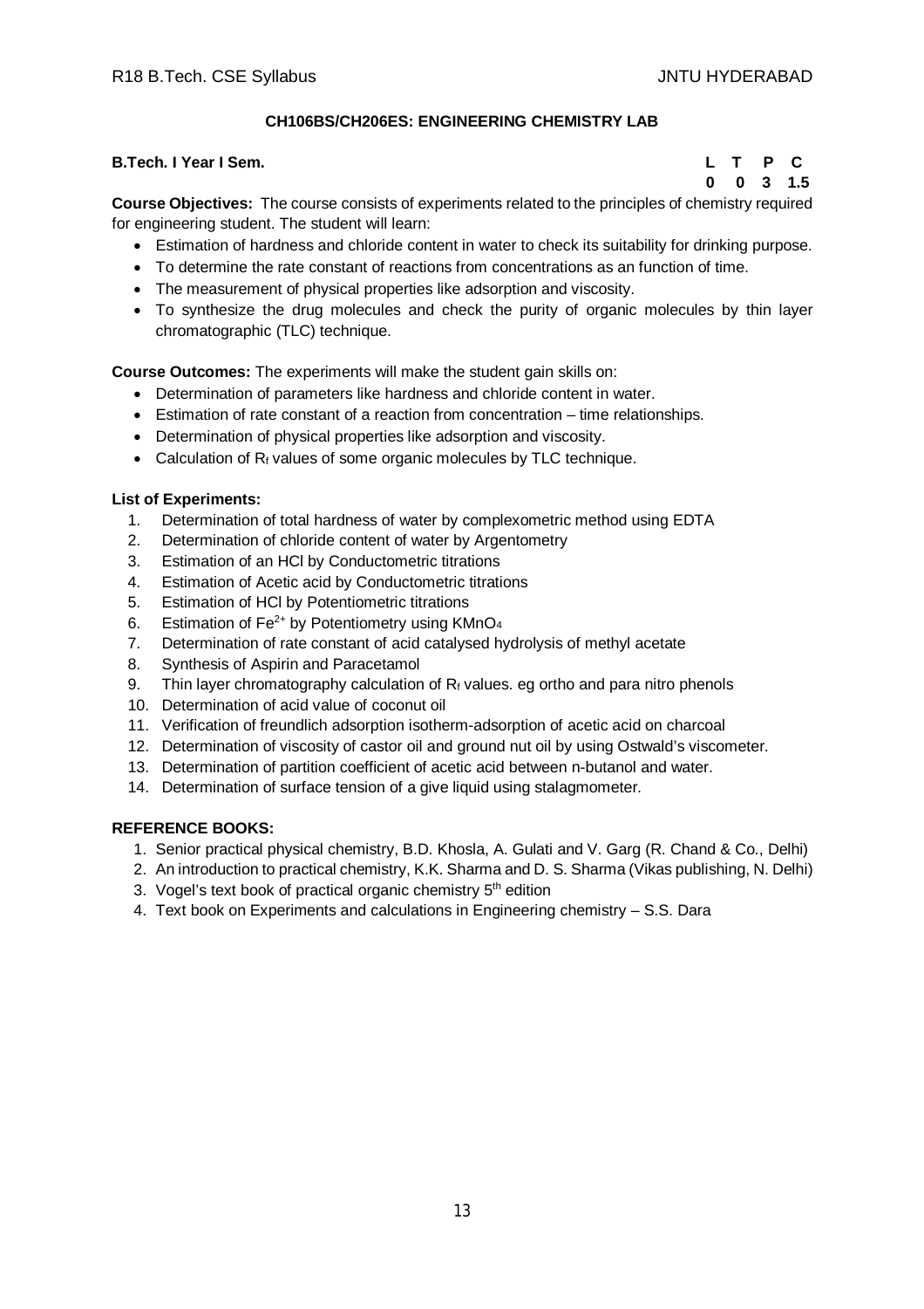### CH106BS/CH206ES: ENGINEERING CHEMISTRY LAB

**B.Tech. I Year I Sem.**

| L | T | P | C |
|---|---|---|---|
| 0 | 0 | 3 | 1.5 |

**Course Objectives:** The course consists of experiments related to the principles of chemistry required for engineering student. The student will learn:

- Estimation of hardness and chloride content in water to check its suitability for drinking purpose.
- To determine the rate constant of reactions from concentrations as an function of time.
- The measurement of physical properties like adsorption and viscosity.
- To synthesize the drug molecules and check the purity of organic molecules by thin layer chromatographic (TLC) technique.

**Course Outcomes:** The experiments will make the student gain skills on:

- Determination of parameters like hardness and chloride content in water.
- Estimation of rate constant of a reaction from concentration – time relationships.
- Determination of physical properties like adsorption and viscosity.
- Calculation of $R_f$ values of some organic molecules by TLC technique.

**List of Experiments:**

1. Determination of total hardness of water by complexometric method using EDTA
2. Determination of chloride content of water by Argentometry
3. Estimation of an HCl by Conductometric titrations
4. Estimation of Acetic acid by Conductometric titrations
5. Estimation of HCl by Potentiometric titrations
6. Estimation of $Fe^{2+}$ by Potentiometry using $KMnO_4$
7. Determination of rate constant of acid catalysed hydrolysis of methyl acetate
8. Synthesis of Aspirin and Paracetamol
9. Thin layer chromatography calculation of $R_f$ values. eg ortho and para nitro phenols
10. Determination of acid value of coconut oil
11. Verification of freundlich adsorption isotherm-adsorption of acetic acid on charcoal
12. Determination of viscosity of castor oil and ground nut oil by using Ostwald's viscometer.
13. Determination of partition coefficient of acetic acid between n-butanol and water.
14. Determination of surface tension of a give liquid using stalagmometer.

**REFERENCE BOOKS:**

1. Senior practical physical chemistry, B.D. Khosla, A. Gulati and V. Garg (R. Chand & Co., Delhi)
2. An introduction to practical chemistry, K.K. Sharma and D. S. Sharma (Vikas publishing, N. Delhi)
3. Vogel's text book of practical organic chemistry 5th edition
4. Text book on Experiments and calculations in Engineering chemistry – S.S. Dara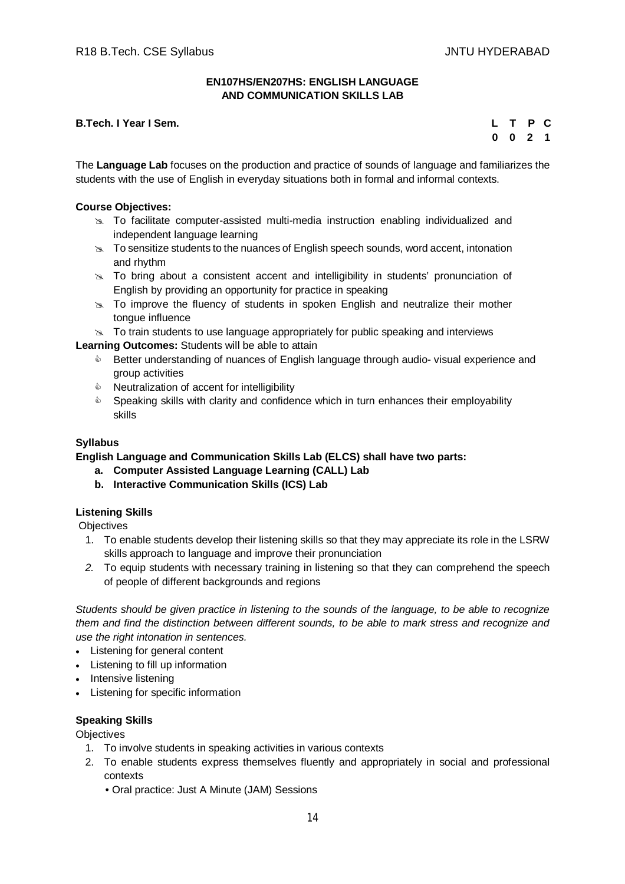### EN107HS/EN207HS: ENGLISH LANGUAGE AND COMMUNICATION SKILLS LAB

**B.Tech. I Year I Sem.**

| L | T | P | C |
|---|---|---|---|
| 0 | 0 | 2 | 1 |

The **Language Lab** focuses on the production and practice of sounds of language and familiarizes the students with the use of English in everyday situations both in formal and informal contexts.

**Course Objectives:**

- To facilitate computer-assisted multi-media instruction enabling individualized and independent language learning
- To sensitize students to the nuances of English speech sounds, word accent, intonation and rhythm
- To bring about a consistent accent and intelligibility in students' pronunciation of English by providing an opportunity for practice in speaking
- To improve the fluency of students in spoken English and neutralize their mother tongue influence
- To train students to use language appropriately for public speaking and interviews

**Learning Outcomes:** Students will be able to attain

- Better understanding of nuances of English language through audio- visual experience and group activities
- Neutralization of accent for intelligibility
- Speaking skills with clarity and confidence which in turn enhances their employability skills

**Syllabus**

**English Language and Communication Skills Lab (ELCS) shall have two parts:**

- **a. Computer Assisted Language Learning (CALL) Lab**
- **b. Interactive Communication Skills (ICS) Lab**

**Listening Skills**

Objectives

1. To enable students develop their listening skills so that they may appreciate its role in the LSRW skills approach to language and improve their pronunciation
2. To equip students with necessary training in listening so that they can comprehend the speech of people of different backgrounds and regions

*Students should be given practice in listening to the sounds of the language, to be able to recognize them and find the distinction between different sounds, to be able to mark stress and recognize and use the right intonation in sentences.*

- Listening for general content
- Listening to fill up information
- Intensive listening
- Listening for specific information

**Speaking Skills**

Objectives

1. To involve students in speaking activities in various contexts
2. To enable students express themselves fluently and appropriately in social and professional contexts
   - Oral practice: Just A Minute (JAM) Sessions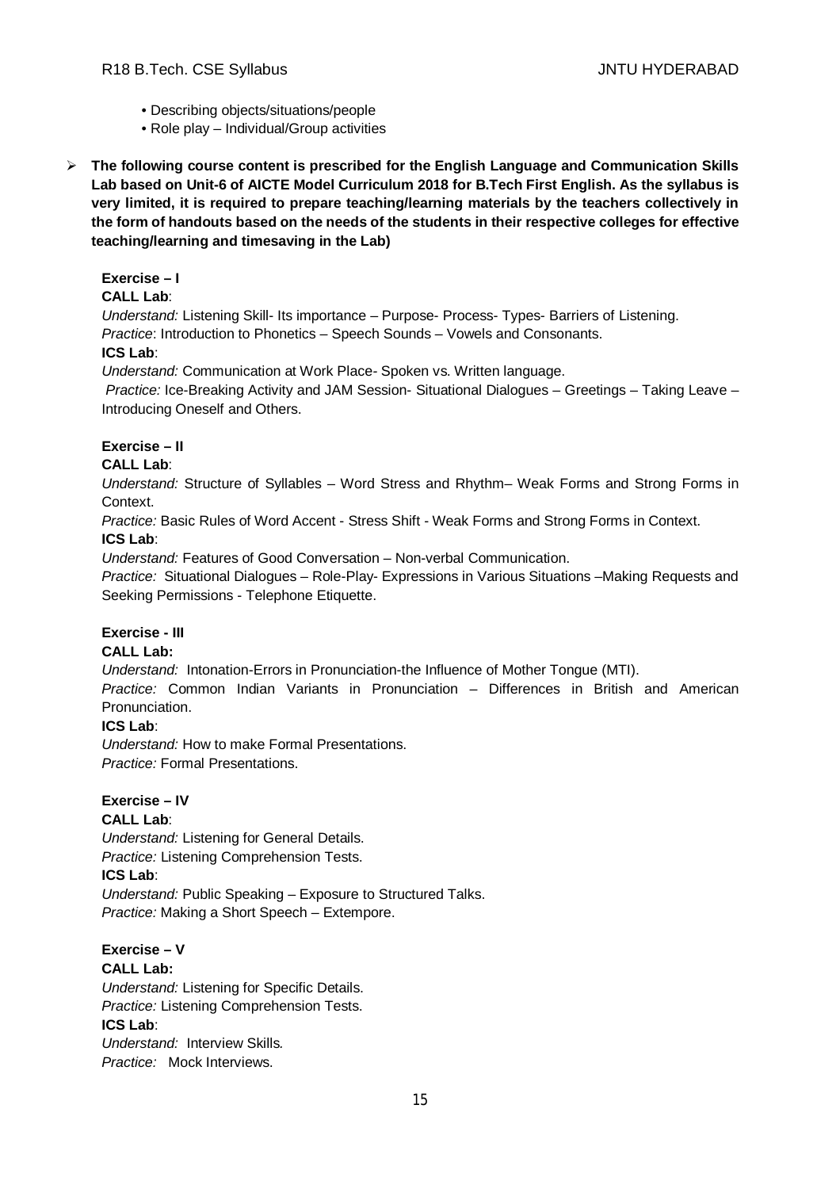- Describing objects/situations/people
- Role play – Individual/Group activities

- **The following course content is prescribed for the English Language and Communication Skills Lab based on Unit-6 of AICTE Model Curriculum 2018 for B.Tech First English. As the syllabus is very limited, it is required to prepare teaching/learning materials by the teachers collectively in the form of handouts based on the needs of the students in their respective colleges for effective teaching/learning and timesaving in the Lab)**

**Exercise – I**

**CALL Lab**:

*Understand:* Listening Skill- Its importance – Purpose- Process- Types- Barriers of Listening.

*Practice*: Introduction to Phonetics – Speech Sounds – Vowels and Consonants.

**ICS Lab**:

*Understand:* Communication at Work Place- Spoken vs. Written language.

*Practice:* Ice-Breaking Activity and JAM Session- Situational Dialogues – Greetings – Taking Leave – Introducing Oneself and Others.

**Exercise – II**

**CALL Lab**:

*Understand:* Structure of Syllables – Word Stress and Rhythm– Weak Forms and Strong Forms in Context.

*Practice:* Basic Rules of Word Accent - Stress Shift - Weak Forms and Strong Forms in Context.

**ICS Lab**:

*Understand:* Features of Good Conversation – Non-verbal Communication.

*Practice:* Situational Dialogues – Role-Play- Expressions in Various Situations –Making Requests and Seeking Permissions - Telephone Etiquette.

**Exercise - III**

**CALL Lab:**

*Understand:* Intonation-Errors in Pronunciation-the Influence of Mother Tongue (MTI).

*Practice:* Common Indian Variants in Pronunciation – Differences in British and American Pronunciation.

**ICS Lab**:

*Understand:* How to make Formal Presentations.

*Practice:* Formal Presentations.

**Exercise – IV**

**CALL Lab**:

*Understand:* Listening for General Details.

*Practice:* Listening Comprehension Tests.

**ICS Lab**:

*Understand:* Public Speaking – Exposure to Structured Talks.

*Practice:* Making a Short Speech – Extempore.

**Exercise – V**

**CALL Lab:**

*Understand:* Listening for Specific Details.

*Practice:* Listening Comprehension Tests.

**ICS Lab**:

*Understand:* Interview Skills.

*Practice:* Mock Interviews.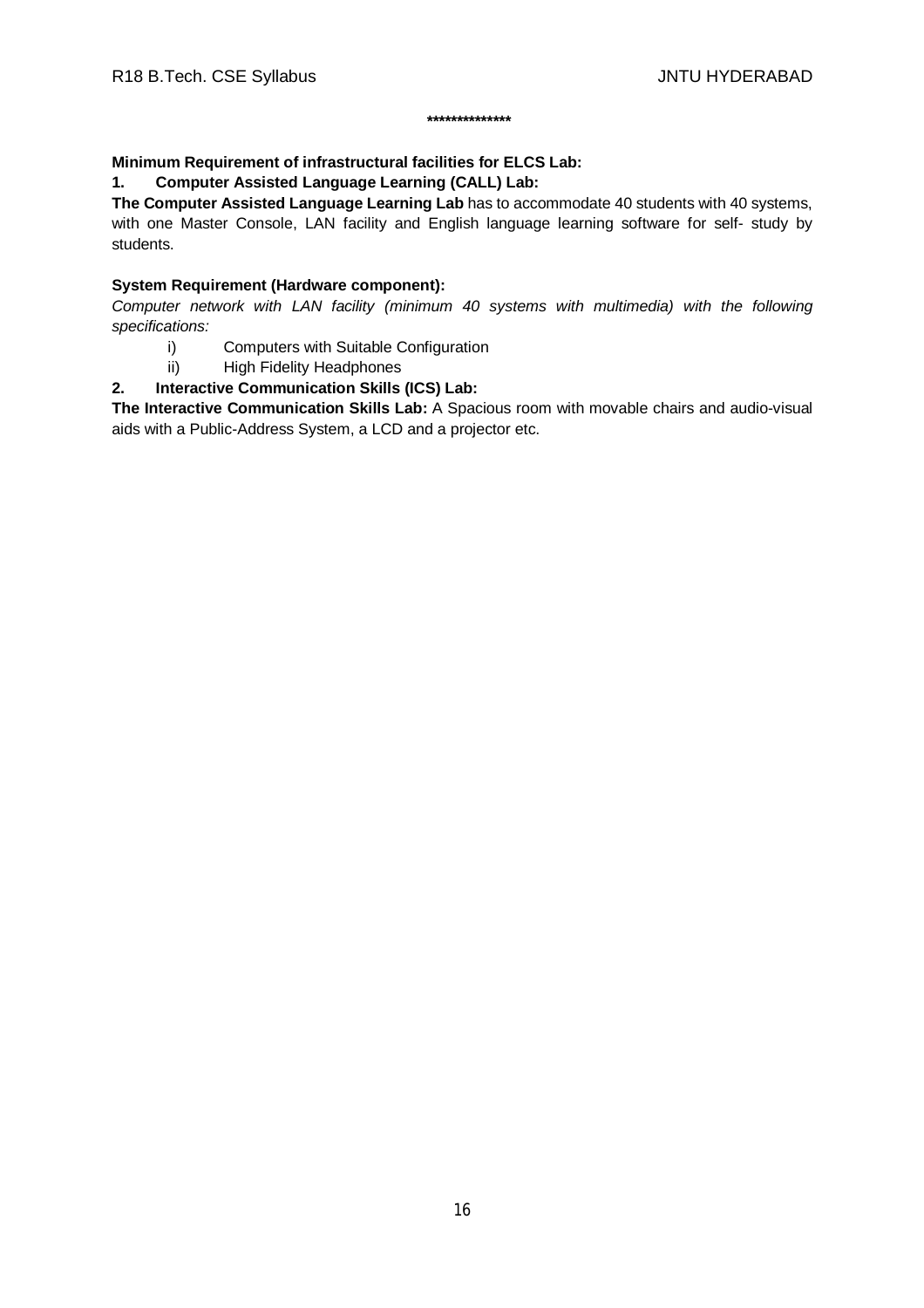**************

**Minimum Requirement of infrastructural facilities for ELCS Lab:**

**1. Computer Assisted Language Learning (CALL) Lab:**

**The Computer Assisted Language Learning Lab** has to accommodate 40 students with 40 systems, with one Master Console, LAN facility and English language learning software for self- study by students.

**System Requirement (Hardware component):**

*Computer network with LAN facility (minimum 40 systems with multimedia) with the following specifications:*

i) Computers with Suitable Configuration
ii) High Fidelity Headphones

**2. Interactive Communication Skills (ICS) Lab:**

**The Interactive Communication Skills Lab:** A Spacious room with movable chairs and audio-visual aids with a Public-Address System, a LCD and a projector etc.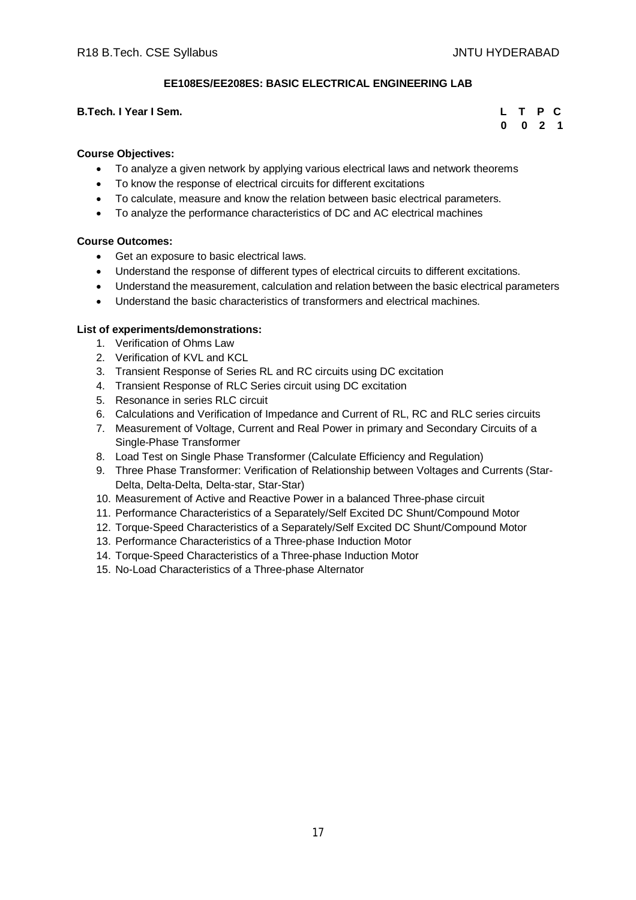## EE108ES/EE208ES: BASIC ELECTRICAL ENGINEERING LAB

**B.Tech. I Year I Sem.**

| L | T | P | C |
|---|---|---|---|
| 0 | 0 | 2 | 1 |

**Course Objectives:**

- To analyze a given network by applying various electrical laws and network theorems
- To know the response of electrical circuits for different excitations
- To calculate, measure and know the relation between basic electrical parameters.
- To analyze the performance characteristics of DC and AC electrical machines

**Course Outcomes:**

- Get an exposure to basic electrical laws.
- Understand the response of different types of electrical circuits to different excitations.
- Understand the measurement, calculation and relation between the basic electrical parameters
- Understand the basic characteristics of transformers and electrical machines.

**List of experiments/demonstrations:**

1. Verification of Ohms Law
2. Verification of KVL and KCL
3. Transient Response of Series RL and RC circuits using DC excitation
4. Transient Response of RLC Series circuit using DC excitation
5. Resonance in series RLC circuit
6. Calculations and Verification of Impedance and Current of RL, RC and RLC series circuits
7. Measurement of Voltage, Current and Real Power in primary and Secondary Circuits of a Single-Phase Transformer
8. Load Test on Single Phase Transformer (Calculate Efficiency and Regulation)
9. Three Phase Transformer: Verification of Relationship between Voltages and Currents (Star-Delta, Delta-Delta, Delta-star, Star-Star)
10. Measurement of Active and Reactive Power in a balanced Three-phase circuit
11. Performance Characteristics of a Separately/Self Excited DC Shunt/Compound Motor
12. Torque-Speed Characteristics of a Separately/Self Excited DC Shunt/Compound Motor
13. Performance Characteristics of a Three-phase Induction Motor
14. Torque-Speed Characteristics of a Three-phase Induction Motor
15. No-Load Characteristics of a Three-phase Alternator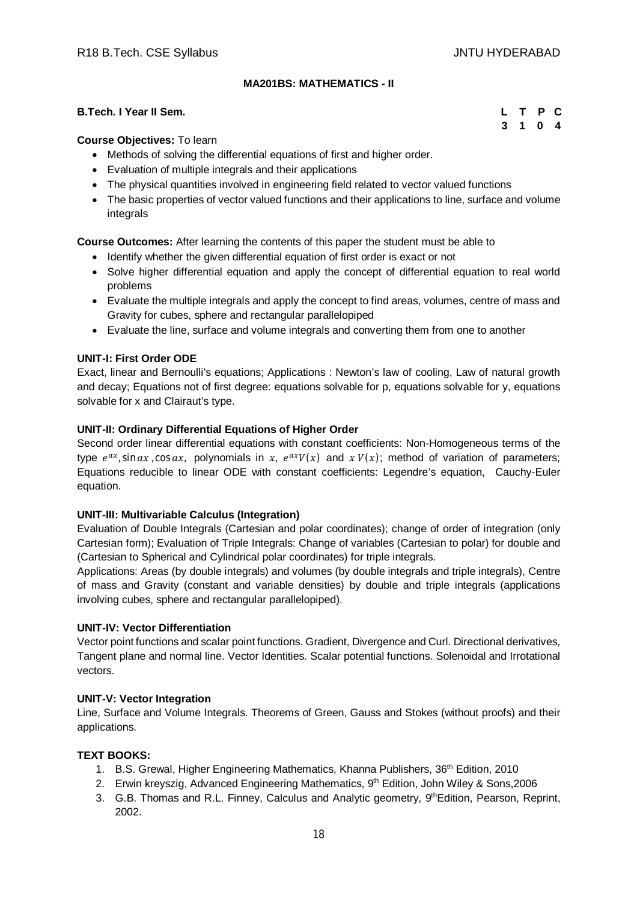## MA201BS: MATHEMATICS - II

**B.Tech. I Year II Sem.**

| L | T | P | C |
|---|---|---|---|
| 3 | 1 | 0 | 4 |

**Course Objectives:** To learn

- Methods of solving the differential equations of first and higher order.
- Evaluation of multiple integrals and their applications
- The physical quantities involved in engineering field related to vector valued functions
- The basic properties of vector valued functions and their applications to line, surface and volume integrals

**Course Outcomes:** After learning the contents of this paper the student must be able to

- Identify whether the given differential equation of first order is exact or not
- Solve higher differential equation and apply the concept of differential equation to real world problems
- Evaluate the multiple integrals and apply the concept to find areas, volumes, centre of mass and Gravity for cubes, sphere and rectangular parallelopiped
- Evaluate the line, surface and volume integrals and converting them from one to another

**UNIT-I: First Order ODE**

Exact, linear and Bernoulli's equations; Applications : Newton's law of cooling, Law of natural growth and decay; Equations not of first degree: equations solvable for p, equations solvable for y, equations solvable for x and Clairaut's type.

**UNIT-II: Ordinary Differential Equations of Higher Order**

Second order linear differential equations with constant coefficients: Non-Homogeneous terms of the type $e^{ax}, \sin ax, \cos ax$, polynomials in $x$, $e^{ax}V(x)$ and $x\,V(x)$; method of variation of parameters; Equations reducible to linear ODE with constant coefficients: Legendre's equation, Cauchy-Euler equation.

**UNIT-III: Multivariable Calculus (Integration)**

Evaluation of Double Integrals (Cartesian and polar coordinates); change of order of integration (only Cartesian form); Evaluation of Triple Integrals: Change of variables (Cartesian to polar) for double and (Cartesian to Spherical and Cylindrical polar coordinates) for triple integrals.

Applications: Areas (by double integrals) and volumes (by double integrals and triple integrals), Centre of mass and Gravity (constant and variable densities) by double and triple integrals (applications involving cubes, sphere and rectangular parallelopiped).

**UNIT-IV: Vector Differentiation**

Vector point functions and scalar point functions. Gradient, Divergence and Curl. Directional derivatives, Tangent plane and normal line. Vector Identities. Scalar potential functions. Solenoidal and Irrotational vectors.

**UNIT-V: Vector Integration**

Line, Surface and Volume Integrals. Theorems of Green, Gauss and Stokes (without proofs) and their applications.

**TEXT BOOKS:**

1. B.S. Grewal, Higher Engineering Mathematics, Khanna Publishers, 36th Edition, 2010
2. Erwin kreyszig, Advanced Engineering Mathematics, 9th Edition, John Wiley & Sons,2006
3. G.B. Thomas and R.L. Finney, Calculus and Analytic geometry, 9thEdition, Pearson, Reprint, 2002.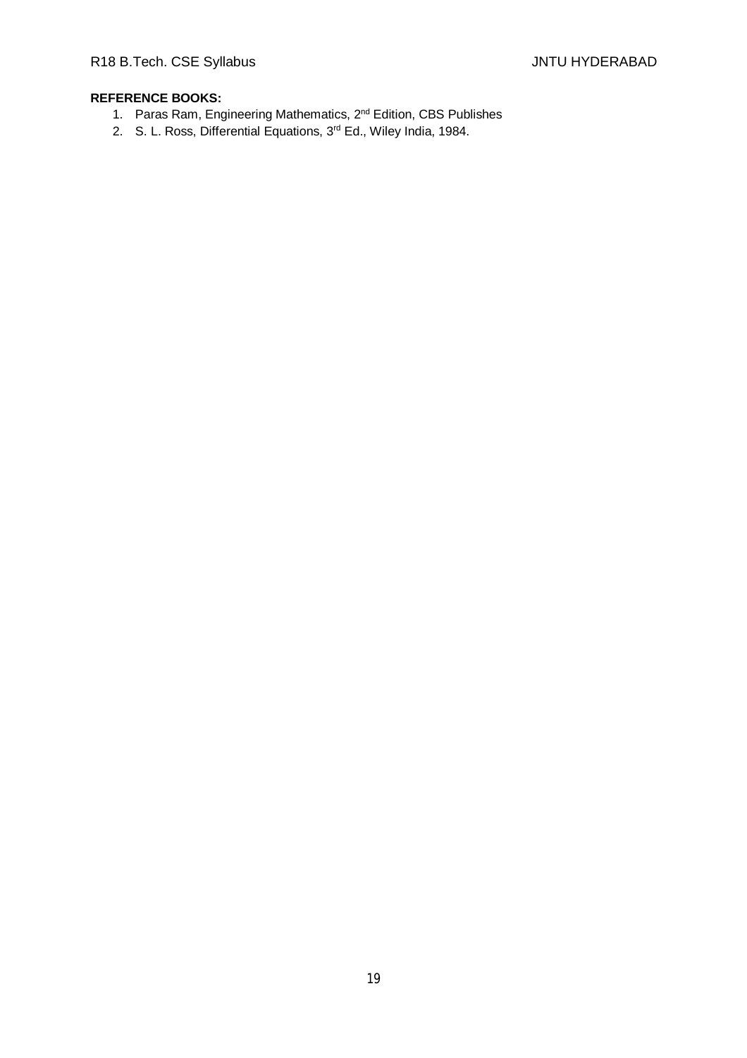**REFERENCE BOOKS:**

1. Paras Ram, Engineering Mathematics, 2nd Edition, CBS Publishes
2. S. L. Ross, Differential Equations, 3rd Ed., Wiley India, 1984.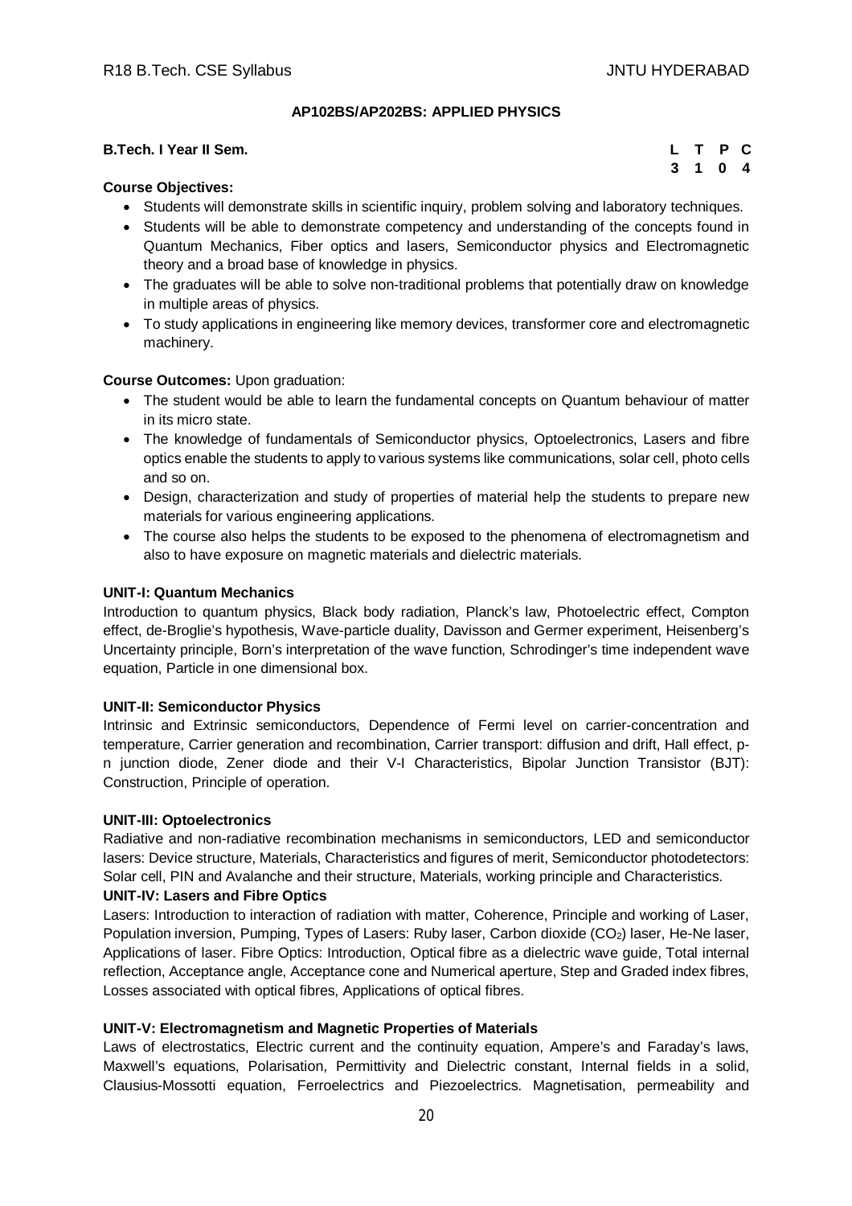**AP102BS/AP202BS: APPLIED PHYSICS**

**B.Tech. I Year II Sem.**

| L | T | P | C |
|---|---|---|---|
| 3 | 1 | 0 | 4 |

**Course Objectives:**

- Students will demonstrate skills in scientific inquiry, problem solving and laboratory techniques.
- Students will be able to demonstrate competency and understanding of the concepts found in Quantum Mechanics, Fiber optics and lasers, Semiconductor physics and Electromagnetic theory and a broad base of knowledge in physics.
- The graduates will be able to solve non-traditional problems that potentially draw on knowledge in multiple areas of physics.
- To study applications in engineering like memory devices, transformer core and electromagnetic machinery.

**Course Outcomes:** Upon graduation:

- The student would be able to learn the fundamental concepts on Quantum behaviour of matter in its micro state.
- The knowledge of fundamentals of Semiconductor physics, Optoelectronics, Lasers and fibre optics enable the students to apply to various systems like communications, solar cell, photo cells and so on.
- Design, characterization and study of properties of material help the students to prepare new materials for various engineering applications.
- The course also helps the students to be exposed to the phenomena of electromagnetism and also to have exposure on magnetic materials and dielectric materials.

**UNIT-I: Quantum Mechanics**

Introduction to quantum physics, Black body radiation, Planck's law, Photoelectric effect, Compton effect, de-Broglie's hypothesis, Wave-particle duality, Davisson and Germer experiment, Heisenberg's Uncertainty principle, Born's interpretation of the wave function, Schrodinger's time independent wave equation, Particle in one dimensional box.

**UNIT-II: Semiconductor Physics**

Intrinsic and Extrinsic semiconductors, Dependence of Fermi level on carrier-concentration and temperature, Carrier generation and recombination, Carrier transport: diffusion and drift, Hall effect, p-n junction diode, Zener diode and their V-I Characteristics, Bipolar Junction Transistor (BJT): Construction, Principle of operation.

**UNIT-III: Optoelectronics**

Radiative and non-radiative recombination mechanisms in semiconductors, LED and semiconductor lasers: Device structure, Materials, Characteristics and figures of merit, Semiconductor photodetectors: Solar cell, PIN and Avalanche and their structure, Materials, working principle and Characteristics.

**UNIT-IV: Lasers and Fibre Optics**

Lasers: Introduction to interaction of radiation with matter, Coherence, Principle and working of Laser, Population inversion, Pumping, Types of Lasers: Ruby laser, Carbon dioxide ($CO_2$) laser, He-Ne laser, Applications of laser. Fibre Optics: Introduction, Optical fibre as a dielectric wave guide, Total internal reflection, Acceptance angle, Acceptance cone and Numerical aperture, Step and Graded index fibres, Losses associated with optical fibres, Applications of optical fibres.

**UNIT-V: Electromagnetism and Magnetic Properties of Materials**

Laws of electrostatics, Electric current and the continuity equation, Ampere's and Faraday's laws, Maxwell's equations, Polarisation, Permittivity and Dielectric constant, Internal fields in a solid, Clausius-Mossotti equation, Ferroelectrics and Piezoelectrics. Magnetisation, permeability and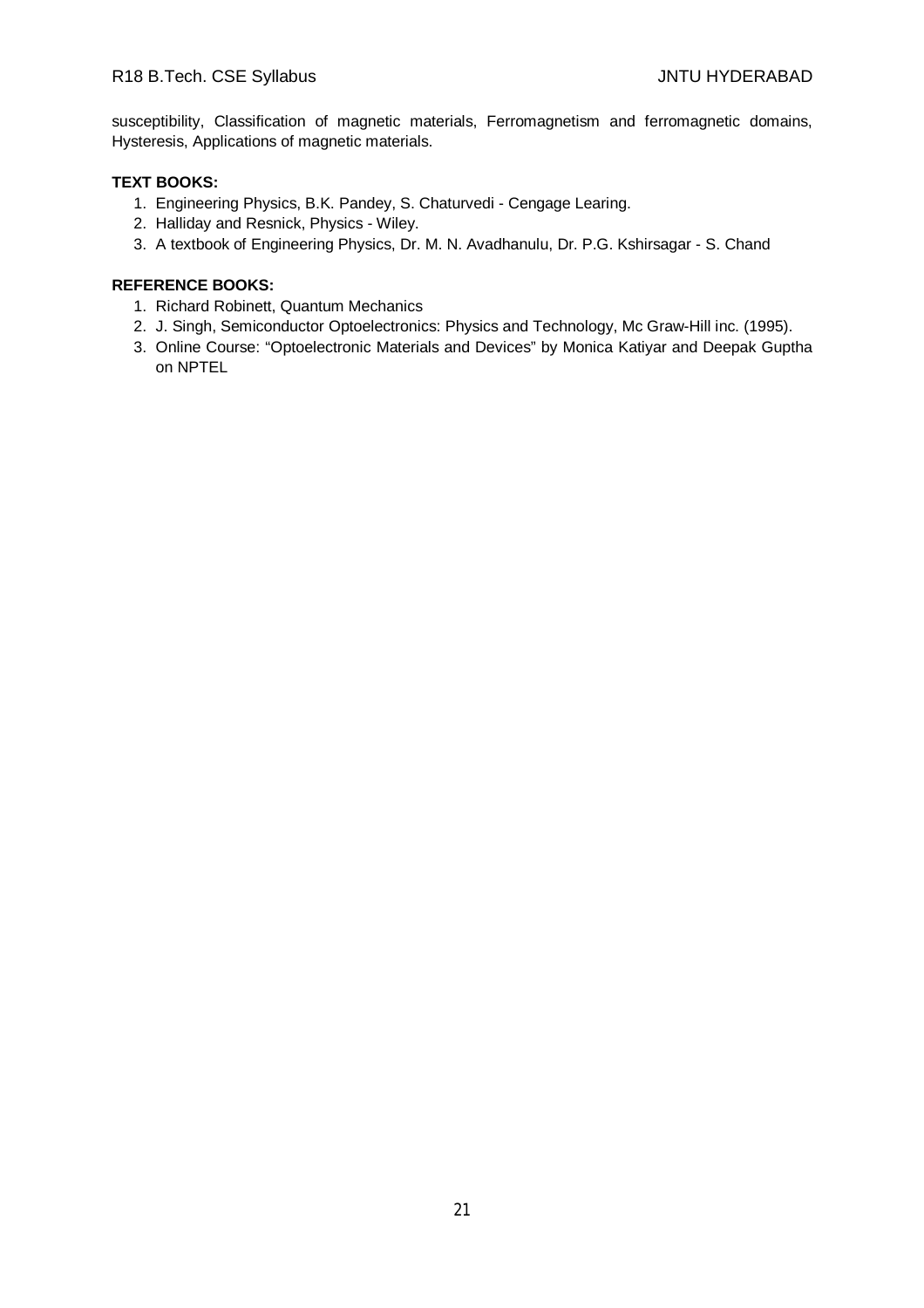susceptibility, Classification of magnetic materials, Ferromagnetism and ferromagnetic domains, Hysteresis, Applications of magnetic materials.

**TEXT BOOKS:**

1. Engineering Physics, B.K. Pandey, S. Chaturvedi - Cengage Learing.
2. Halliday and Resnick, Physics - Wiley.
3. A textbook of Engineering Physics, Dr. M. N. Avadhanulu, Dr. P.G. Kshirsagar - S. Chand

**REFERENCE BOOKS:**

1. Richard Robinett, Quantum Mechanics
2. J. Singh, Semiconductor Optoelectronics: Physics and Technology, Mc Graw-Hill inc. (1995).
3. Online Course: "Optoelectronic Materials and Devices" by Monica Katiyar and Deepak Guptha on NPTEL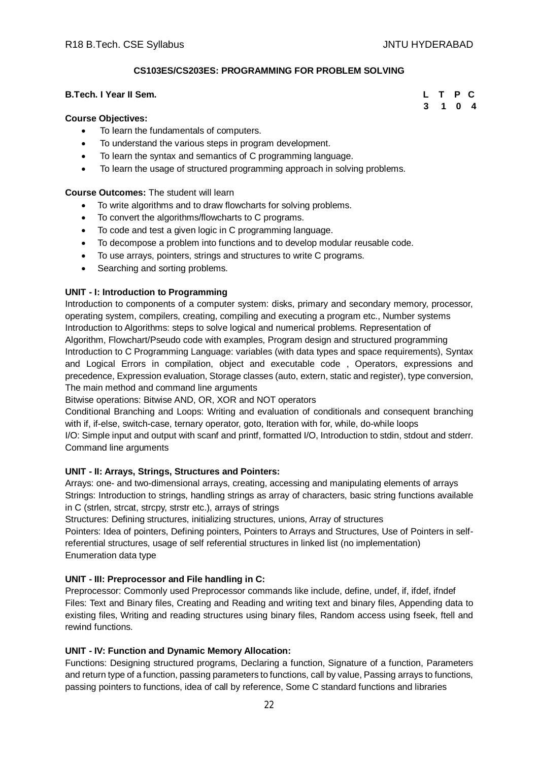## CS103ES/CS203ES: PROGRAMMING FOR PROBLEM SOLVING

**B.Tech. I Year II Sem.**

| L | T | P | C |
|---|---|---|---|
| 3 | 1 | 0 | 4 |

**Course Objectives:**

- To learn the fundamentals of computers.
- To understand the various steps in program development.
- To learn the syntax and semantics of C programming language.
- To learn the usage of structured programming approach in solving problems.

**Course Outcomes:** The student will learn

- To write algorithms and to draw flowcharts for solving problems.
- To convert the algorithms/flowcharts to C programs.
- To code and test a given logic in C programming language.
- To decompose a problem into functions and to develop modular reusable code.
- To use arrays, pointers, strings and structures to write C programs.
- Searching and sorting problems.

**UNIT - I: Introduction to Programming**

Introduction to components of a computer system: disks, primary and secondary memory, processor, operating system, compilers, creating, compiling and executing a program etc., Number systems

Introduction to Algorithms: steps to solve logical and numerical problems. Representation of Algorithm, Flowchart/Pseudo code with examples, Program design and structured programming

Introduction to C Programming Language: variables (with data types and space requirements), Syntax and Logical Errors in compilation, object and executable code , Operators, expressions and precedence, Expression evaluation, Storage classes (auto, extern, static and register), type conversion, The main method and command line arguments

Bitwise operations: Bitwise AND, OR, XOR and NOT operators

Conditional Branching and Loops: Writing and evaluation of conditionals and consequent branching with if, if-else, switch-case, ternary operator, goto, Iteration with for, while, do-while loops

I/O: Simple input and output with scanf and printf, formatted I/O, Introduction to stdin, stdout and stderr. Command line arguments

**UNIT - II: Arrays, Strings, Structures and Pointers:**

Arrays: one- and two-dimensional arrays, creating, accessing and manipulating elements of arrays

Strings: Introduction to strings, handling strings as array of characters, basic string functions available in C (strlen, strcat, strcpy, strstr etc.), arrays of strings

Structures: Defining structures, initializing structures, unions, Array of structures

Pointers: Idea of pointers, Defining pointers, Pointers to Arrays and Structures, Use of Pointers in self-referential structures, usage of self referential structures in linked list (no implementation)

Enumeration data type

**UNIT - III: Preprocessor and File handling in C:**

Preprocessor: Commonly used Preprocessor commands like include, define, undef, if, ifdef, ifndef

Files: Text and Binary files, Creating and Reading and writing text and binary files, Appending data to existing files, Writing and reading structures using binary files, Random access using fseek, ftell and rewind functions.

**UNIT - IV: Function and Dynamic Memory Allocation:**

Functions: Designing structured programs, Declaring a function, Signature of a function, Parameters and return type of a function, passing parameters to functions, call by value, Passing arrays to functions, passing pointers to functions, idea of call by reference, Some C standard functions and libraries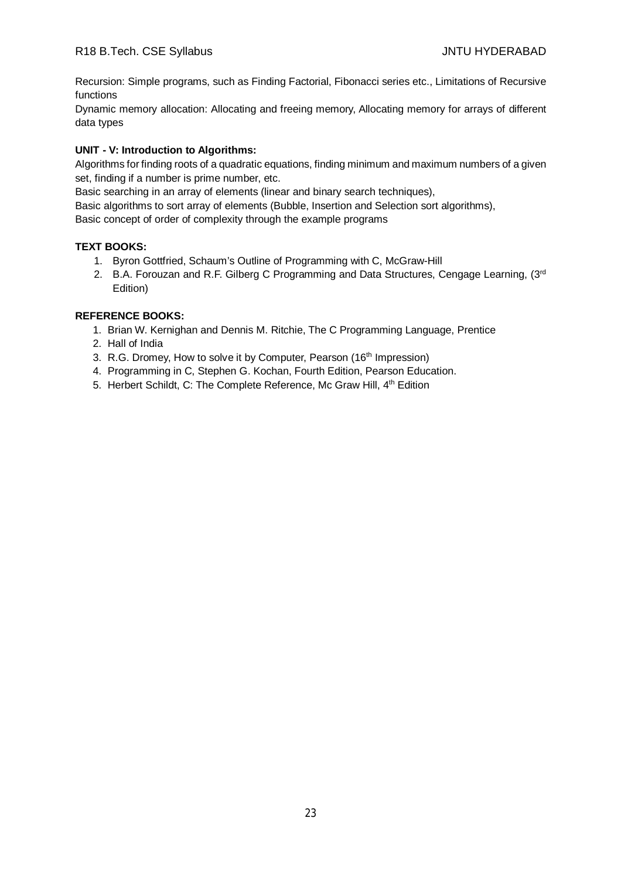Recursion: Simple programs, such as Finding Factorial, Fibonacci series etc., Limitations of Recursive functions

Dynamic memory allocation: Allocating and freeing memory, Allocating memory for arrays of different data types

**UNIT - V: Introduction to Algorithms:**

Algorithms for finding roots of a quadratic equations, finding minimum and maximum numbers of a given set, finding if a number is prime number, etc.

Basic searching in an array of elements (linear and binary search techniques),

Basic algorithms to sort array of elements (Bubble, Insertion and Selection sort algorithms),

Basic concept of order of complexity through the example programs

**TEXT BOOKS:**

1. Byron Gottfried, Schaum's Outline of Programming with C, McGraw-Hill
2. B.A. Forouzan and R.F. Gilberg C Programming and Data Structures, Cengage Learning, (3rd Edition)

**REFERENCE BOOKS:**

1. Brian W. Kernighan and Dennis M. Ritchie, The C Programming Language, Prentice
2. Hall of India
3. R.G. Dromey, How to solve it by Computer, Pearson (16th Impression)
4. Programming in C, Stephen G. Kochan, Fourth Edition, Pearson Education.
5. Herbert Schildt, C: The Complete Reference, Mc Graw Hill, 4th Edition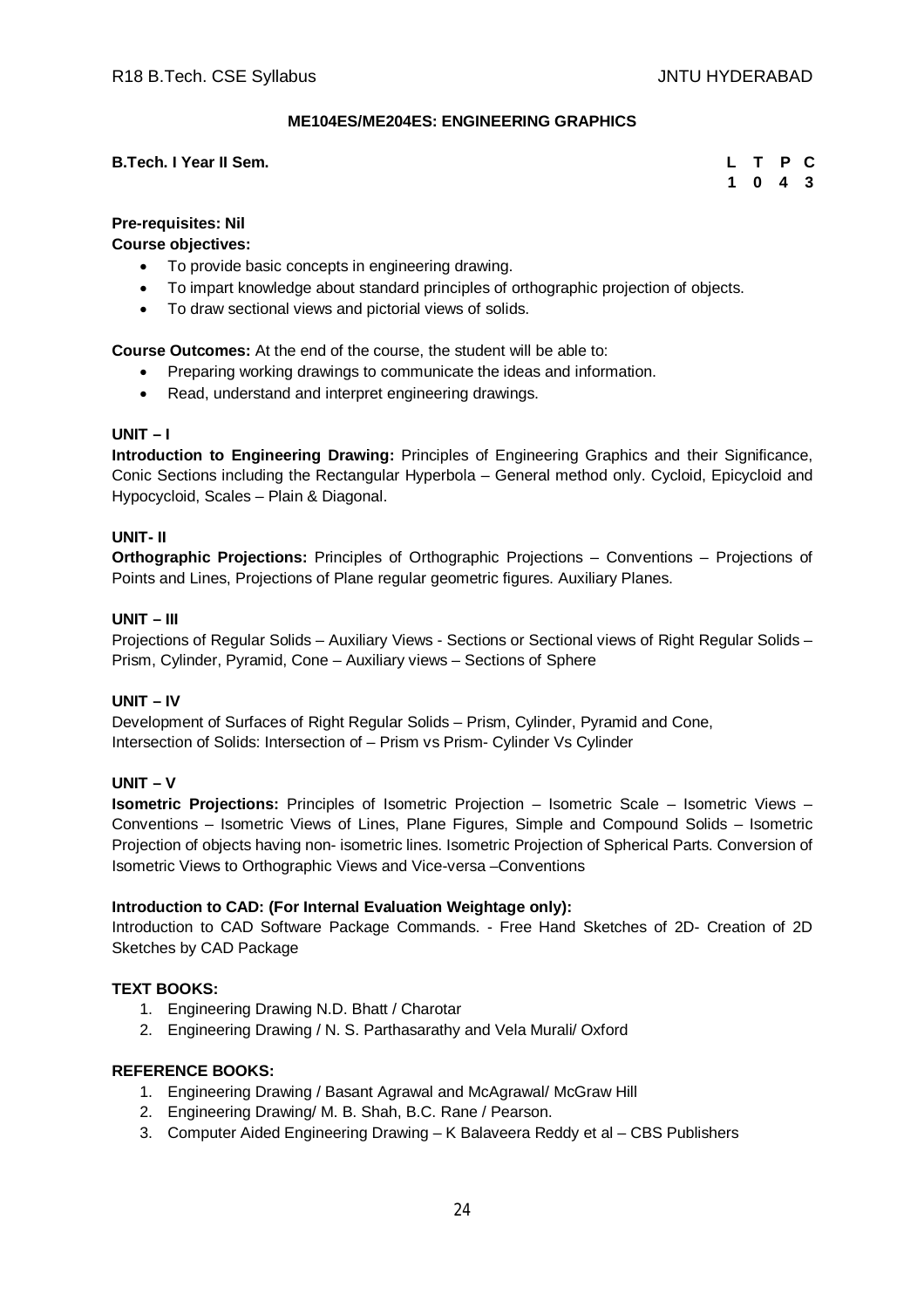## ME104ES/ME204ES: ENGINEERING GRAPHICS

**B.Tech. I Year II Sem.**

| L | T | P | C |
|---|---|---|---|
| 1 | 0 | 4 | 3 |

**Pre-requisites: Nil**

**Course objectives:**

- To provide basic concepts in engineering drawing.
- To impart knowledge about standard principles of orthographic projection of objects.
- To draw sectional views and pictorial views of solids.

**Course Outcomes:** At the end of the course, the student will be able to:

- Preparing working drawings to communicate the ideas and information.
- Read, understand and interpret engineering drawings.

### UNIT – I

**Introduction to Engineering Drawing:** Principles of Engineering Graphics and their Significance, Conic Sections including the Rectangular Hyperbola – General method only. Cycloid, Epicycloid and Hypocycloid, Scales – Plain & Diagonal.

### UNIT- II

**Orthographic Projections:** Principles of Orthographic Projections – Conventions – Projections of Points and Lines, Projections of Plane regular geometric figures. Auxiliary Planes.

### UNIT – III

Projections of Regular Solids – Auxiliary Views - Sections or Sectional views of Right Regular Solids – Prism, Cylinder, Pyramid, Cone – Auxiliary views – Sections of Sphere

### UNIT – IV

Development of Surfaces of Right Regular Solids – Prism, Cylinder, Pyramid and Cone,
Intersection of Solids: Intersection of – Prism vs Prism- Cylinder Vs Cylinder

### UNIT – V

**Isometric Projections:** Principles of Isometric Projection – Isometric Scale – Isometric Views – Conventions – Isometric Views of Lines, Plane Figures, Simple and Compound Solids – Isometric Projection of objects having non- isometric lines. Isometric Projection of Spherical Parts. Conversion of Isometric Views to Orthographic Views and Vice-versa –Conventions

**Introduction to CAD: (For Internal Evaluation Weightage only):**

Introduction to CAD Software Package Commands. - Free Hand Sketches of 2D- Creation of 2D Sketches by CAD Package

**TEXT BOOKS:**

1. Engineering Drawing N.D. Bhatt / Charotar
2. Engineering Drawing / N. S. Parthasarathy and Vela Murali/ Oxford

**REFERENCE BOOKS:**

1. Engineering Drawing / Basant Agrawal and McAgrawal/ McGraw Hill
2. Engineering Drawing/ M. B. Shah, B.C. Rane / Pearson.
3. Computer Aided Engineering Drawing – K Balaveera Reddy et al – CBS Publishers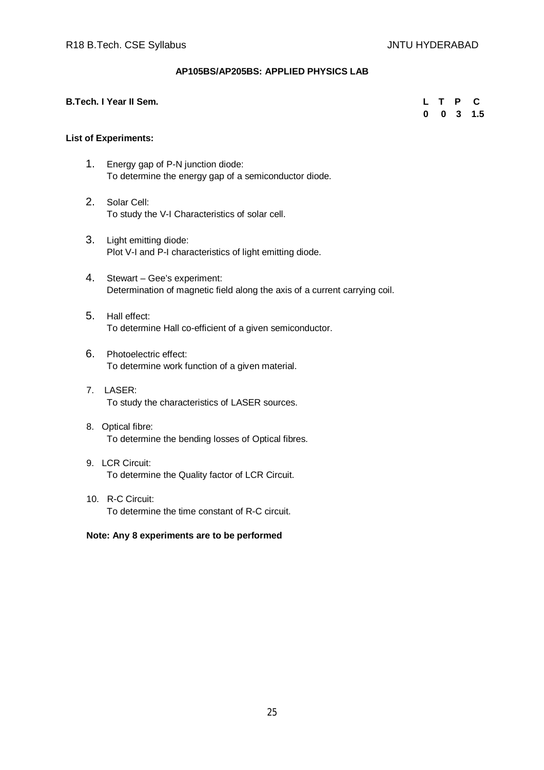### AP105BS/AP205BS: APPLIED PHYSICS LAB

**B.Tech. I Year II Sem.**

| L | T | P | C |
|---|---|---|---|
| 0 | 0 | 3 | 1.5 |

**List of Experiments:**

1. Energy gap of P-N junction diode:
   To determine the energy gap of a semiconductor diode.

2. Solar Cell:
   To study the V-I Characteristics of solar cell.

3. Light emitting diode:
   Plot V-I and P-I characteristics of light emitting diode.

4. Stewart – Gee's experiment:
   Determination of magnetic field along the axis of a current carrying coil.

5. Hall effect:
   To determine Hall co-efficient of a given semiconductor.

6. Photoelectric effect:
   To determine work function of a given material.

7. LASER:
   To study the characteristics of LASER sources.

8. Optical fibre:
   To determine the bending losses of Optical fibres.

9. LCR Circuit:
   To determine the Quality factor of LCR Circuit.

10. R-C Circuit:
    To determine the time constant of R-C circuit.

**Note: Any 8 experiments are to be performed**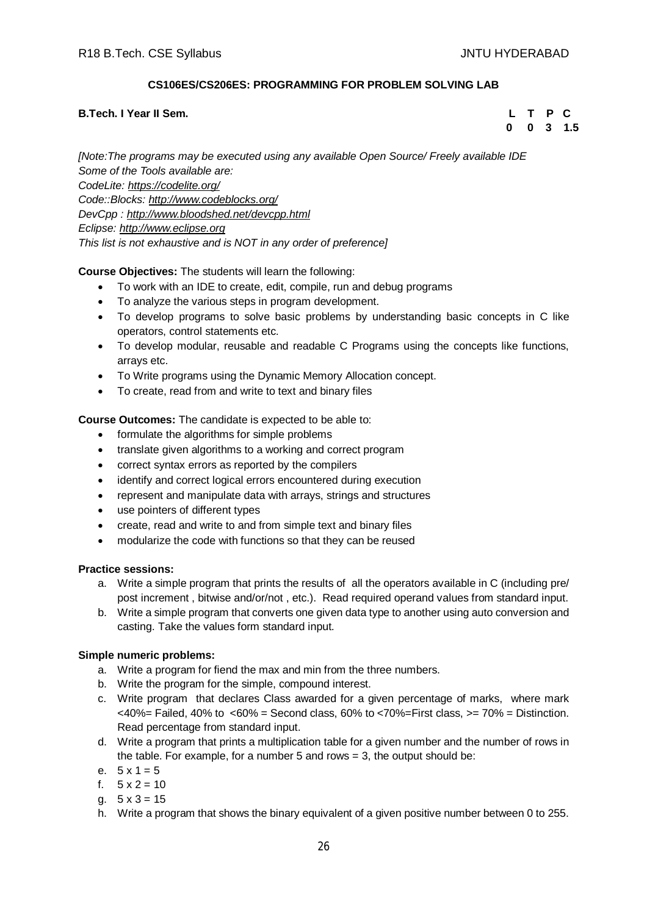**CS106ES/CS206ES: PROGRAMMING FOR PROBLEM SOLVING LAB**

**B.Tech. I Year II Sem.**

| L | T | P | C |
|---|---|---|---|
| 0 | 0 | 3 | 1.5 |

*[Note:The programs may be executed using any available Open Source/ Freely available IDE*
*Some of the Tools available are:*
*CodeLite: https://codelite.org/*
*Code::Blocks: http://www.codeblocks.org/*
*DevCpp : http://www.bloodshed.net/devcpp.html*
*Eclipse: http://www.eclipse.org*
*This list is not exhaustive and is NOT in any order of preference]*

**Course Objectives:** The students will learn the following:

- To work with an IDE to create, edit, compile, run and debug programs
- To analyze the various steps in program development.
- To develop programs to solve basic problems by understanding basic concepts in C like operators, control statements etc.
- To develop modular, reusable and readable C Programs using the concepts like functions, arrays etc.
- To Write programs using the Dynamic Memory Allocation concept.
- To create, read from and write to text and binary files

**Course Outcomes:** The candidate is expected to be able to:

- formulate the algorithms for simple problems
- translate given algorithms to a working and correct program
- correct syntax errors as reported by the compilers
- identify and correct logical errors encountered during execution
- represent and manipulate data with arrays, strings and structures
- use pointers of different types
- create, read and write to and from simple text and binary files
- modularize the code with functions so that they can be reused

**Practice sessions:**

a. Write a simple program that prints the results of all the operators available in C (including pre/ post increment , bitwise and/or/not , etc.). Read required operand values from standard input.
b. Write a simple program that converts one given data type to another using auto conversion and casting. Take the values form standard input.

**Simple numeric problems:**

a. Write a program for fiend the max and min from the three numbers.
b. Write the program for the simple, compound interest.
c. Write program that declares Class awarded for a given percentage of marks, where mark <40%= Failed, 40% to <60% = Second class, 60% to <70%=First class, >= 70% = Distinction. Read percentage from standard input.
d. Write a program that prints a multiplication table for a given number and the number of rows in the table. For example, for a number 5 and rows = 3, the output should be:
e. 5 x 1 = 5
f. 5 x 2 = 10
g. 5 x 3 = 15
h. Write a program that shows the binary equivalent of a given positive number between 0 to 255.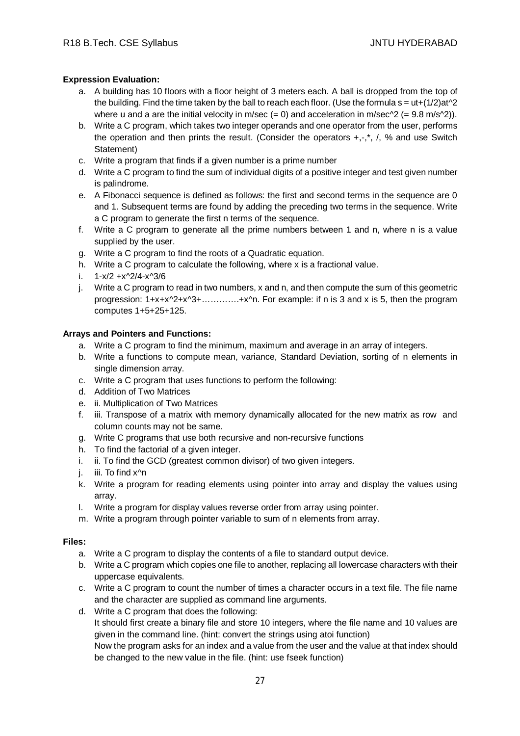**Expression Evaluation:**

a. A building has 10 floors with a floor height of 3 meters each. A ball is dropped from the top of the building. Find the time taken by the ball to reach each floor. (Use the formula $s = ut+(1/2)at^2$ where u and a are the initial velocity in m/sec (= 0) and acceleration in m/sec^2 (= 9.8 m/s^2)).
b. Write a C program, which takes two integer operands and one operator from the user, performs the operation and then prints the result. (Consider the operators +,-,*, /, % and use Switch Statement)
c. Write a program that finds if a given number is a prime number
d. Write a C program to find the sum of individual digits of a positive integer and test given number is palindrome.
e. A Fibonacci sequence is defined as follows: the first and second terms in the sequence are 0 and 1. Subsequent terms are found by adding the preceding two terms in the sequence. Write a C program to generate the first n terms of the sequence.
f. Write a C program to generate all the prime numbers between 1 and n, where n is a value supplied by the user.
g. Write a C program to find the roots of a Quadratic equation.
h. Write a C program to calculate the following, where x is a fractional value.
i. $1-x/2 +x^2/4-x^3/6$
j. Write a C program to read in two numbers, x and n, and then compute the sum of this geometric progression: $1+x+x^2+x^3+\ldots\ldots\ldots\ldots+x^n$. For example: if n is 3 and x is 5, then the program computes 1+5+25+125.

**Arrays and Pointers and Functions:**

a. Write a C program to find the minimum, maximum and average in an array of integers.
b. Write a functions to compute mean, variance, Standard Deviation, sorting of n elements in single dimension array.
c. Write a C program that uses functions to perform the following:
d. Addition of Two Matrices
e. ii. Multiplication of Two Matrices
f. iii. Transpose of a matrix with memory dynamically allocated for the new matrix as row and column counts may not be same.
g. Write C programs that use both recursive and non-recursive functions
h. To find the factorial of a given integer.
i. ii. To find the GCD (greatest common divisor) of two given integers.
j. iii. To find $x^n$
k. Write a program for reading elements using pointer into array and display the values using array.
l. Write a program for display values reverse order from array using pointer.
m. Write a program through pointer variable to sum of n elements from array.

**Files:**

a. Write a C program to display the contents of a file to standard output device.
b. Write a C program which copies one file to another, replacing all lowercase characters with their uppercase equivalents.
c. Write a C program to count the number of times a character occurs in a text file. The file name and the character are supplied as command line arguments.
d. Write a C program that does the following:
   It should first create a binary file and store 10 integers, where the file name and 10 values are given in the command line. (hint: convert the strings using atoi function)
   Now the program asks for an index and a value from the user and the value at that index should be changed to the new value in the file. (hint: use fseek function)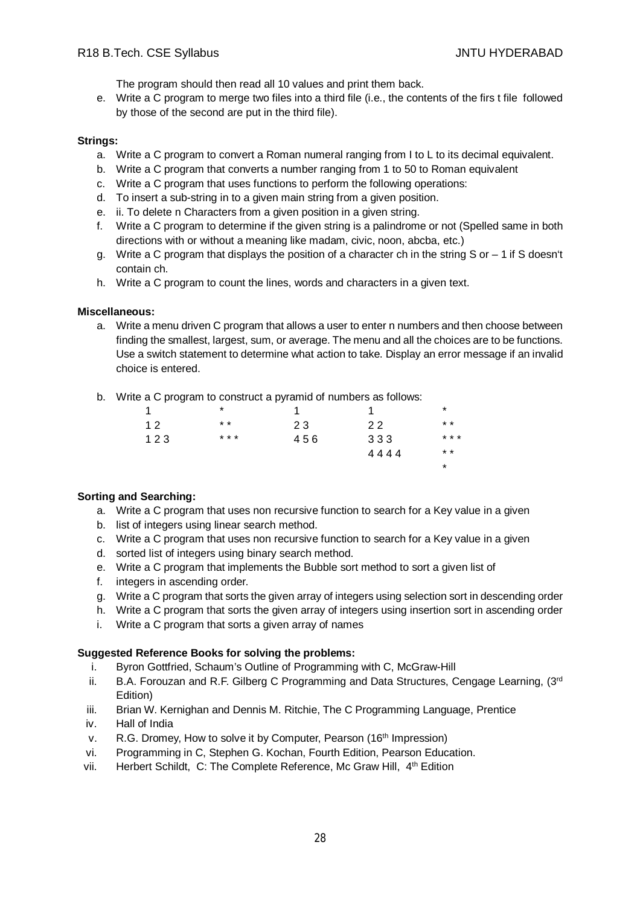The program should then read all 10 values and print them back.

e. Write a C program to merge two files into a third file (i.e., the contents of the firs t file followed by those of the second are put in the third file).

**Strings:**

a. Write a C program to convert a Roman numeral ranging from I to L to its decimal equivalent.
b. Write a C program that converts a number ranging from 1 to 50 to Roman equivalent
c. Write a C program that uses functions to perform the following operations:
d. To insert a sub-string in to a given main string from a given position.
e. ii. To delete n Characters from a given position in a given string.
f. Write a C program to determine if the given string is a palindrome or not (Spelled same in both directions with or without a meaning like madam, civic, noon, abcba, etc.)
g. Write a C program that displays the position of a character ch in the string S or – 1 if S doesn't contain ch.
h. Write a C program to count the lines, words and characters in a given text.

**Miscellaneous:**

a. Write a menu driven C program that allows a user to enter n numbers and then choose between finding the smallest, largest, sum, or average. The menu and all the choices are to be functions. Use a switch statement to determine what action to take. Display an error message if an invalid choice is entered.

b. Write a C program to construct a pyramid of numbers as follows:

```
1        *        1        1        *
1 2      * *      2 3      2 2      * *
1 2 3    * * *    4 5 6    3 3 3    * * *
                           4 4 4 4  * *
                                    *
```

**Sorting and Searching:**

a. Write a C program that uses non recursive function to search for a Key value in a given
b. list of integers using linear search method.
c. Write a C program that uses non recursive function to search for a Key value in a given
d. sorted list of integers using binary search method.
e. Write a C program that implements the Bubble sort method to sort a given list of
f. integers in ascending order.
g. Write a C program that sorts the given array of integers using selection sort in descending order
h. Write a C program that sorts the given array of integers using insertion sort in ascending order
i. Write a C program that sorts a given array of names

**Suggested Reference Books for solving the problems:**

i. Byron Gottfried, Schaum's Outline of Programming with C, McGraw-Hill
ii. B.A. Forouzan and R.F. Gilberg C Programming and Data Structures, Cengage Learning, (3rd Edition)
iii. Brian W. Kernighan and Dennis M. Ritchie, The C Programming Language, Prentice
iv. Hall of India
v. R.G. Dromey, How to solve it by Computer, Pearson (16th Impression)
vi. Programming in C, Stephen G. Kochan, Fourth Edition, Pearson Education.
vii. Herbert Schildt, C: The Complete Reference, Mc Graw Hill, 4th Edition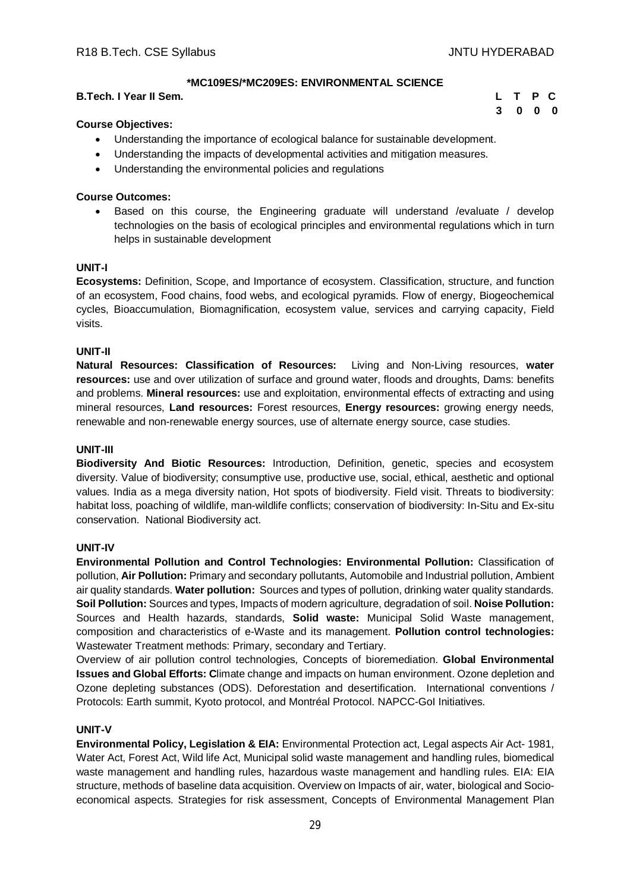### *MC109ES/*MC209ES: ENVIRONMENTAL SCIENCE

**B.Tech. I Year II Sem.**

| L | T | P | C |
|---|---|---|---|
| 3 | 0 | 0 | 0 |

**Course Objectives:**

- Understanding the importance of ecological balance for sustainable development.
- Understanding the impacts of developmental activities and mitigation measures.
- Understanding the environmental policies and regulations

**Course Outcomes:**

- Based on this course, the Engineering graduate will understand /evaluate / develop technologies on the basis of ecological principles and environmental regulations which in turn helps in sustainable development

**UNIT-I**

**Ecosystems:** Definition, Scope, and Importance of ecosystem. Classification, structure, and function of an ecosystem, Food chains, food webs, and ecological pyramids. Flow of energy, Biogeochemical cycles, Bioaccumulation, Biomagnification, ecosystem value, services and carrying capacity, Field visits.

**UNIT-II**

**Natural Resources: Classification of Resources:** Living and Non-Living resources, **water resources:** use and over utilization of surface and ground water, floods and droughts, Dams: benefits and problems. **Mineral resources:** use and exploitation, environmental effects of extracting and using mineral resources, **Land resources:** Forest resources, **Energy resources:** growing energy needs, renewable and non-renewable energy sources, use of alternate energy source, case studies.

**UNIT-III**

**Biodiversity And Biotic Resources:** Introduction, Definition, genetic, species and ecosystem diversity. Value of biodiversity; consumptive use, productive use, social, ethical, aesthetic and optional values. India as a mega diversity nation, Hot spots of biodiversity. Field visit. Threats to biodiversity: habitat loss, poaching of wildlife, man-wildlife conflicts; conservation of biodiversity: In-Situ and Ex-situ conservation. National Biodiversity act.

**UNIT-IV**

**Environmental Pollution and Control Technologies: Environmental Pollution:** Classification of pollution, **Air Pollution:** Primary and secondary pollutants, Automobile and Industrial pollution, Ambient air quality standards. **Water pollution:** Sources and types of pollution, drinking water quality standards. **Soil Pollution:** Sources and types, Impacts of modern agriculture, degradation of soil. **Noise Pollution:** Sources and Health hazards, standards, **Solid waste:** Municipal Solid Waste management, composition and characteristics of e-Waste and its management. **Pollution control technologies:** Wastewater Treatment methods: Primary, secondary and Tertiary.

Overview of air pollution control technologies, Concepts of bioremediation. **Global Environmental Issues and Global Efforts: C**limate change and impacts on human environment. Ozone depletion and Ozone depleting substances (ODS). Deforestation and desertification. International conventions / Protocols: Earth summit, Kyoto protocol, and Montréal Protocol. NAPCC-GoI Initiatives.

**UNIT-V**

**Environmental Policy, Legislation & EIA:** Environmental Protection act, Legal aspects Air Act- 1981, Water Act, Forest Act, Wild life Act, Municipal solid waste management and handling rules, biomedical waste management and handling rules, hazardous waste management and handling rules. EIA: EIA structure, methods of baseline data acquisition. Overview on Impacts of air, water, biological and Socio-economical aspects. Strategies for risk assessment, Concepts of Environmental Management Plan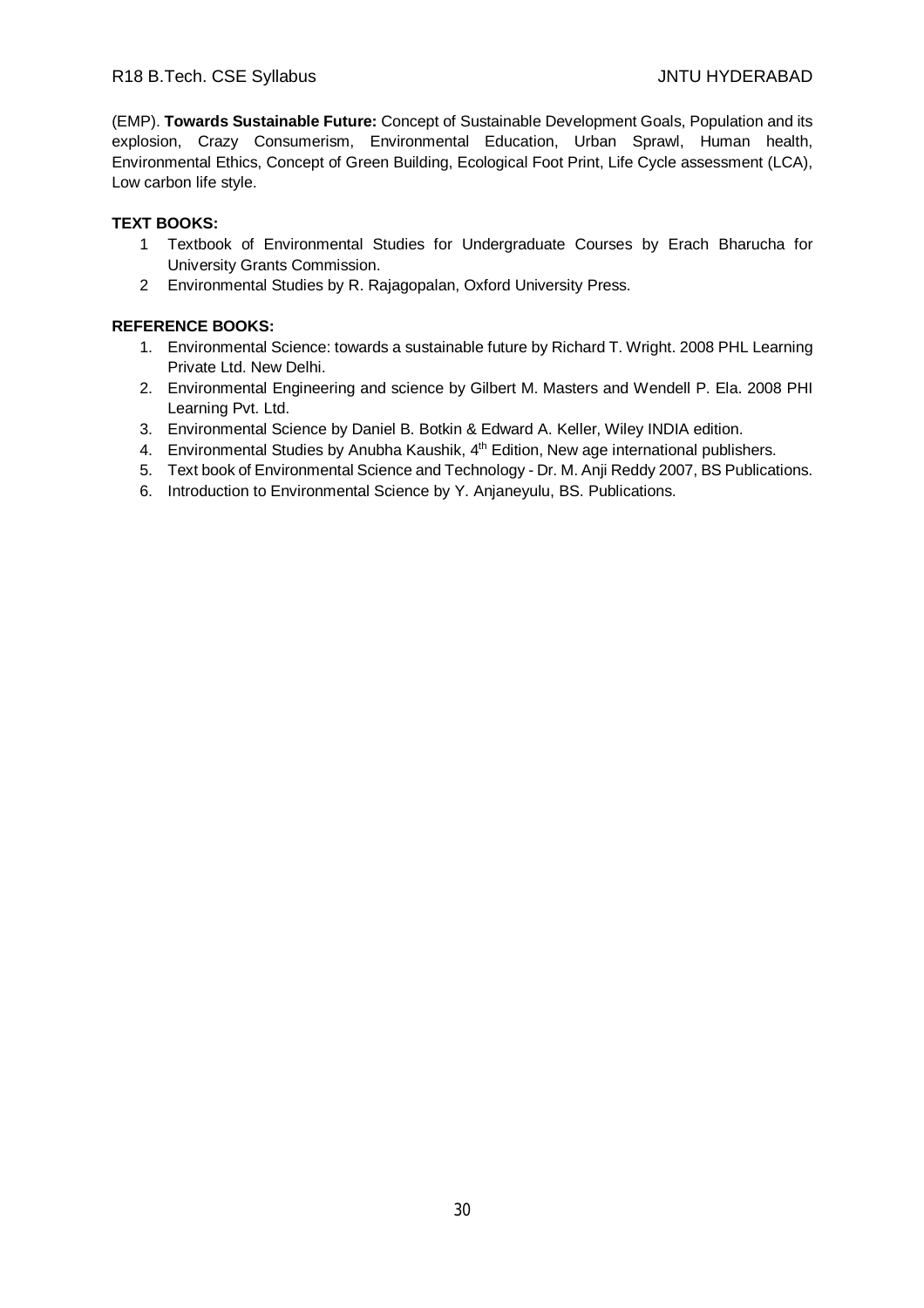(EMP). **Towards Sustainable Future:** Concept of Sustainable Development Goals, Population and its explosion, Crazy Consumerism, Environmental Education, Urban Sprawl, Human health, Environmental Ethics, Concept of Green Building, Ecological Foot Print, Life Cycle assessment (LCA), Low carbon life style.

**TEXT BOOKS:**

1. Textbook of Environmental Studies for Undergraduate Courses by Erach Bharucha for University Grants Commission.
2. Environmental Studies by R. Rajagopalan, Oxford University Press.

**REFERENCE BOOKS:**

1. Environmental Science: towards a sustainable future by Richard T. Wright. 2008 PHL Learning Private Ltd. New Delhi.
2. Environmental Engineering and science by Gilbert M. Masters and Wendell P. Ela. 2008 PHI Learning Pvt. Ltd.
3. Environmental Science by Daniel B. Botkin & Edward A. Keller, Wiley INDIA edition.
4. Environmental Studies by Anubha Kaushik, 4th Edition, New age international publishers.
5. Text book of Environmental Science and Technology - Dr. M. Anji Reddy 2007, BS Publications.
6. Introduction to Environmental Science by Y. Anjaneyulu, BS. Publications.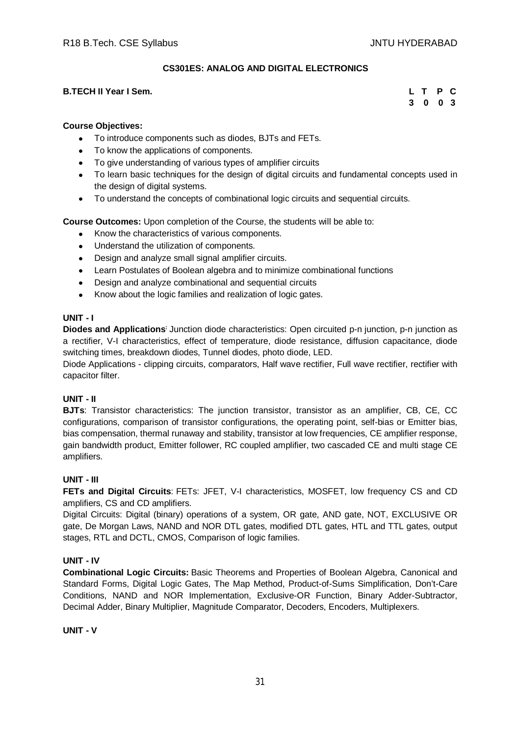## CS301ES: ANALOG AND DIGITAL ELECTRONICS

**B.TECH II Year I Sem.**

| L | T | P | C |
|---|---|---|---|
| 3 | 0 | 0 | 3 |

**Course Objectives:**

- To introduce components such as diodes, BJTs and FETs.
- To know the applications of components.
- To give understanding of various types of amplifier circuits
- To learn basic techniques for the design of digital circuits and fundamental concepts used in the design of digital systems.
- To understand the concepts of combinational logic circuits and sequential circuits.

**Course Outcomes:** Upon completion of the Course, the students will be able to:

- Know the characteristics of various components.
- Understand the utilization of components.
- Design and analyze small signal amplifier circuits.
- Learn Postulates of Boolean algebra and to minimize combinational functions
- Design and analyze combinational and sequential circuits
- Know about the logic families and realization of logic gates.

**UNIT - I**

**Diodes and Applications**: Junction diode characteristics: Open circuited p-n junction, p-n junction as a rectifier, V-I characteristics, effect of temperature, diode resistance, diffusion capacitance, diode switching times, breakdown diodes, Tunnel diodes, photo diode, LED.

Diode Applications - clipping circuits, comparators, Half wave rectifier, Full wave rectifier, rectifier with capacitor filter.

**UNIT - II**

**BJTs**: Transistor characteristics: The junction transistor, transistor as an amplifier, CB, CE, CC configurations, comparison of transistor configurations, the operating point, self-bias or Emitter bias, bias compensation, thermal runaway and stability, transistor at low frequencies, CE amplifier response, gain bandwidth product, Emitter follower, RC coupled amplifier, two cascaded CE and multi stage CE amplifiers.

**UNIT - III**

**FETs and Digital Circuits**: FETs: JFET, V-I characteristics, MOSFET, low frequency CS and CD amplifiers, CS and CD amplifiers.

Digital Circuits: Digital (binary) operations of a system, OR gate, AND gate, NOT, EXCLUSIVE OR gate, De Morgan Laws, NAND and NOR DTL gates, modified DTL gates, HTL and TTL gates, output stages, RTL and DCTL, CMOS, Comparison of logic families.

**UNIT - IV**

**Combinational Logic Circuits:** Basic Theorems and Properties of Boolean Algebra, Canonical and Standard Forms, Digital Logic Gates, The Map Method, Product-of-Sums Simplification, Don't-Care Conditions, NAND and NOR Implementation, Exclusive-OR Function, Binary Adder-Subtractor, Decimal Adder, Binary Multiplier, Magnitude Comparator, Decoders, Encoders, Multiplexers.

**UNIT - V**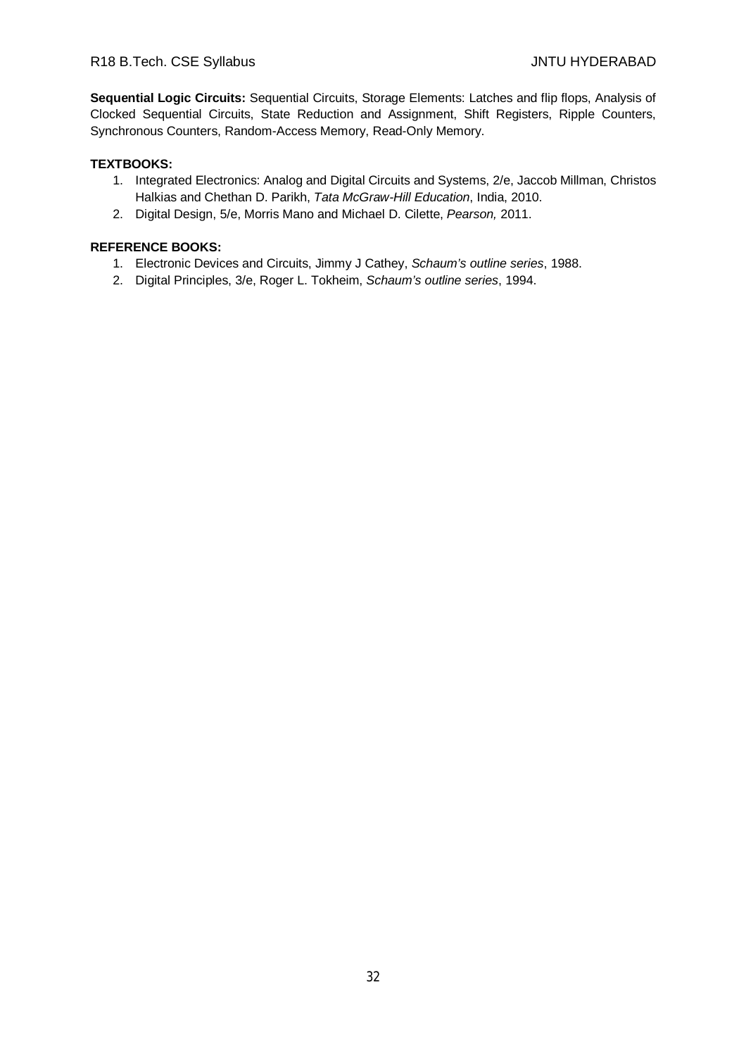**Sequential Logic Circuits:** Sequential Circuits, Storage Elements: Latches and flip flops, Analysis of Clocked Sequential Circuits, State Reduction and Assignment, Shift Registers, Ripple Counters, Synchronous Counters, Random-Access Memory, Read-Only Memory.

**TEXTBOOKS:**

1. Integrated Electronics: Analog and Digital Circuits and Systems, 2/e, Jaccob Millman, Christos Halkias and Chethan D. Parikh, *Tata McGraw-Hill Education*, India, 2010.
2. Digital Design, 5/e, Morris Mano and Michael D. Cilette, *Pearson,* 2011.

**REFERENCE BOOKS:**

1. Electronic Devices and Circuits, Jimmy J Cathey, *Schaum's outline series*, 1988.
2. Digital Principles, 3/e, Roger L. Tokheim, *Schaum's outline series*, 1994.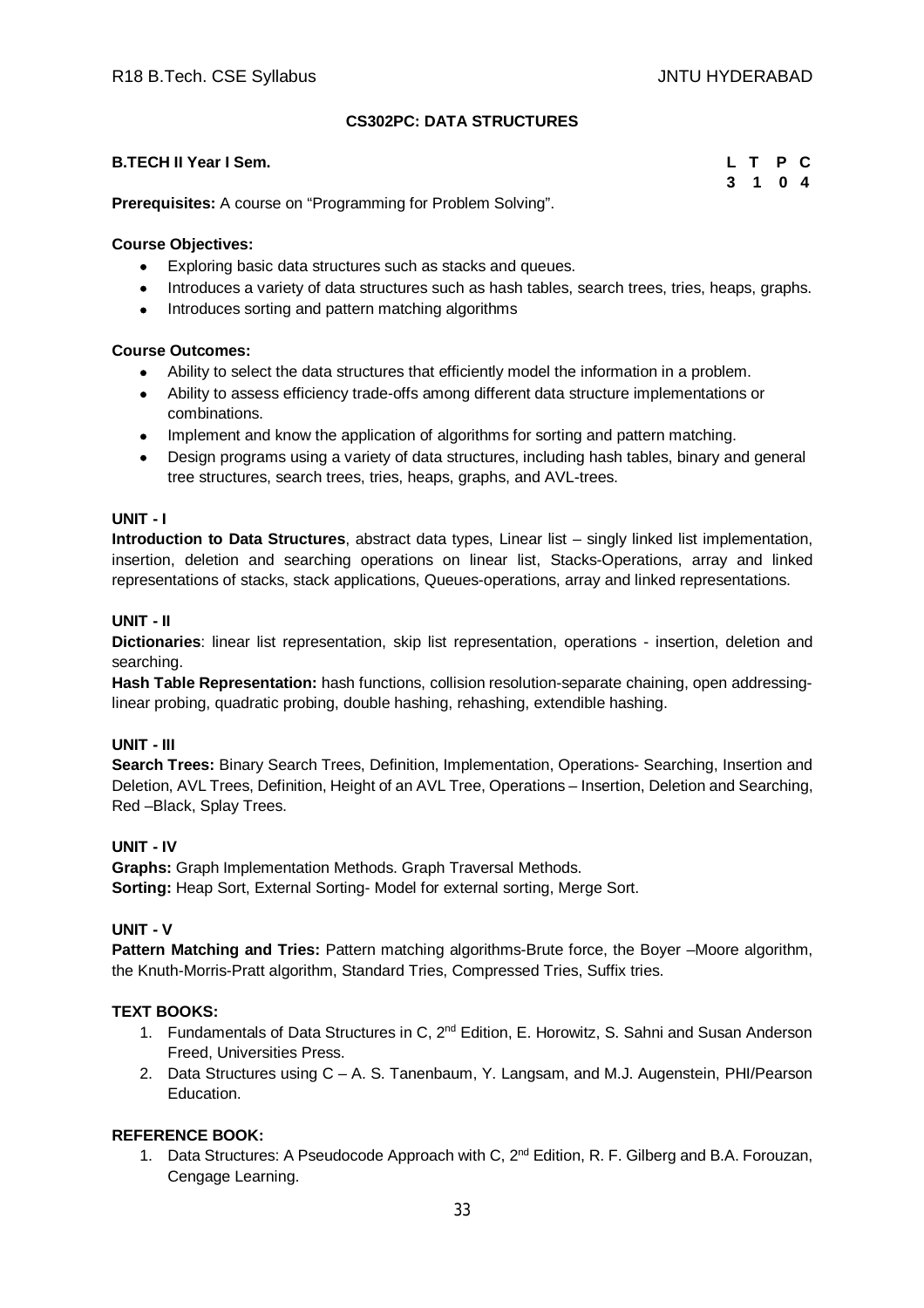# CS302PC: DATA STRUCTURES

**B.TECH II Year I Sem.**

| L | T | P | C |
|---|---|---|---|
| 3 | 1 | 0 | 4 |

**Prerequisites:** A course on "Programming for Problem Solving".

**Course Objectives:**

- Exploring basic data structures such as stacks and queues.
- Introduces a variety of data structures such as hash tables, search trees, tries, heaps, graphs.
- Introduces sorting and pattern matching algorithms

**Course Outcomes:**

- Ability to select the data structures that efficiently model the information in a problem.
- Ability to assess efficiency trade-offs among different data structure implementations or combinations.
- Implement and know the application of algorithms for sorting and pattern matching.
- Design programs using a variety of data structures, including hash tables, binary and general tree structures, search trees, tries, heaps, graphs, and AVL-trees.

**UNIT - I**

**Introduction to Data Structures**, abstract data types, Linear list – singly linked list implementation, insertion, deletion and searching operations on linear list, Stacks-Operations, array and linked representations of stacks, stack applications, Queues-operations, array and linked representations.

**UNIT - II**

**Dictionaries**: linear list representation, skip list representation, operations - insertion, deletion and searching.

**Hash Table Representation:** hash functions, collision resolution-separate chaining, open addressing-linear probing, quadratic probing, double hashing, rehashing, extendible hashing.

**UNIT - III**

**Search Trees:** Binary Search Trees, Definition, Implementation, Operations- Searching, Insertion and Deletion, AVL Trees, Definition, Height of an AVL Tree, Operations – Insertion, Deletion and Searching, Red –Black, Splay Trees.

**UNIT - IV**

**Graphs:** Graph Implementation Methods. Graph Traversal Methods.

**Sorting:** Heap Sort, External Sorting- Model for external sorting, Merge Sort.

**UNIT - V**

**Pattern Matching and Tries:** Pattern matching algorithms-Brute force, the Boyer –Moore algorithm, the Knuth-Morris-Pratt algorithm, Standard Tries, Compressed Tries, Suffix tries.

**TEXT BOOKS:**

1. Fundamentals of Data Structures in C, 2nd Edition, E. Horowitz, S. Sahni and Susan Anderson Freed, Universities Press.
2. Data Structures using C – A. S. Tanenbaum, Y. Langsam, and M.J. Augenstein, PHI/Pearson Education.

**REFERENCE BOOK:**

1. Data Structures: A Pseudocode Approach with C, 2nd Edition, R. F. Gilberg and B.A. Forouzan, Cengage Learning.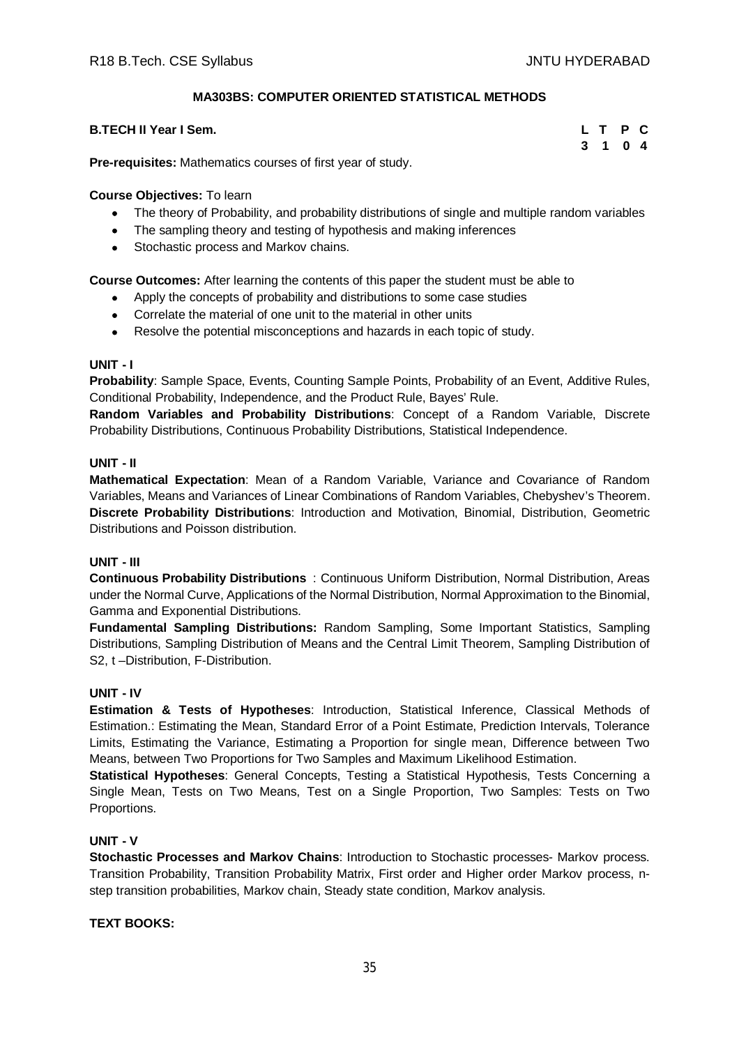## MA303BS: COMPUTER ORIENTED STATISTICAL METHODS

**B.TECH II Year I Sem.**

| L | T | P | C |
|---|---|---|---|
| 3 | 1 | 0 | 4 |

**Pre-requisites:** Mathematics courses of first year of study.

**Course Objectives:** To learn

- The theory of Probability, and probability distributions of single and multiple random variables
- The sampling theory and testing of hypothesis and making inferences
- Stochastic process and Markov chains.

**Course Outcomes:** After learning the contents of this paper the student must be able to

- Apply the concepts of probability and distributions to some case studies
- Correlate the material of one unit to the material in other units
- Resolve the potential misconceptions and hazards in each topic of study.

### UNIT - I

**Probability**: Sample Space, Events, Counting Sample Points, Probability of an Event, Additive Rules, Conditional Probability, Independence, and the Product Rule, Bayes' Rule.

**Random Variables and Probability Distributions**: Concept of a Random Variable, Discrete Probability Distributions, Continuous Probability Distributions, Statistical Independence.

### UNIT - II

**Mathematical Expectation**: Mean of a Random Variable, Variance and Covariance of Random Variables, Means and Variances of Linear Combinations of Random Variables, Chebyshev's Theorem.

**Discrete Probability Distributions**: Introduction and Motivation, Binomial, Distribution, Geometric Distributions and Poisson distribution.

### UNIT - III

**Continuous Probability Distributions** : Continuous Uniform Distribution, Normal Distribution, Areas under the Normal Curve, Applications of the Normal Distribution, Normal Approximation to the Binomial, Gamma and Exponential Distributions.

**Fundamental Sampling Distributions:** Random Sampling, Some Important Statistics, Sampling Distributions, Sampling Distribution of Means and the Central Limit Theorem, Sampling Distribution of S2, t –Distribution, F-Distribution.

### UNIT - IV

**Estimation & Tests of Hypotheses**: Introduction, Statistical Inference, Classical Methods of Estimation.: Estimating the Mean, Standard Error of a Point Estimate, Prediction Intervals, Tolerance Limits, Estimating the Variance, Estimating a Proportion for single mean, Difference between Two Means, between Two Proportions for Two Samples and Maximum Likelihood Estimation.

**Statistical Hypotheses**: General Concepts, Testing a Statistical Hypothesis, Tests Concerning a Single Mean, Tests on Two Means, Test on a Single Proportion, Two Samples: Tests on Two Proportions.

### UNIT - V

**Stochastic Processes and Markov Chains**: Introduction to Stochastic processes- Markov process. Transition Probability, Transition Probability Matrix, First order and Higher order Markov process, n-step transition probabilities, Markov chain, Steady state condition, Markov analysis.

**TEXT BOOKS:**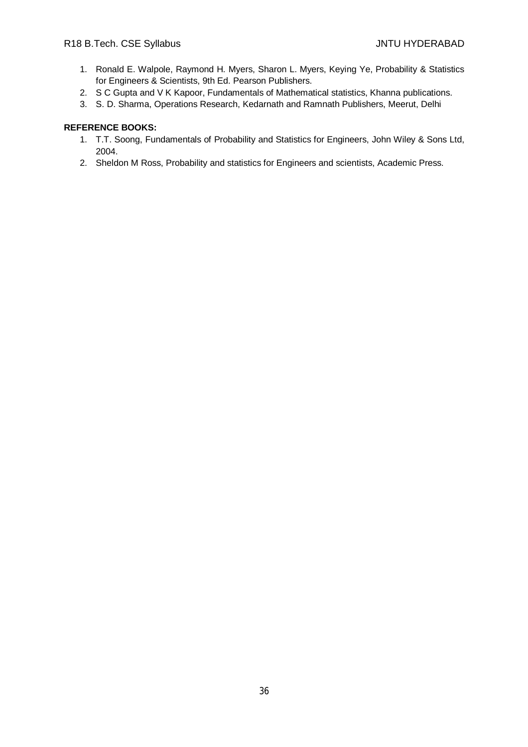1. Ronald E. Walpole, Raymond H. Myers, Sharon L. Myers, Keying Ye, Probability & Statistics for Engineers & Scientists, 9th Ed. Pearson Publishers.
2. S C Gupta and V K Kapoor, Fundamentals of Mathematical statistics, Khanna publications.
3. S. D. Sharma, Operations Research, Kedarnath and Ramnath Publishers, Meerut, Delhi

**REFERENCE BOOKS:**

1. T.T. Soong, Fundamentals of Probability and Statistics for Engineers, John Wiley & Sons Ltd, 2004.
2. Sheldon M Ross, Probability and statistics for Engineers and scientists, Academic Press.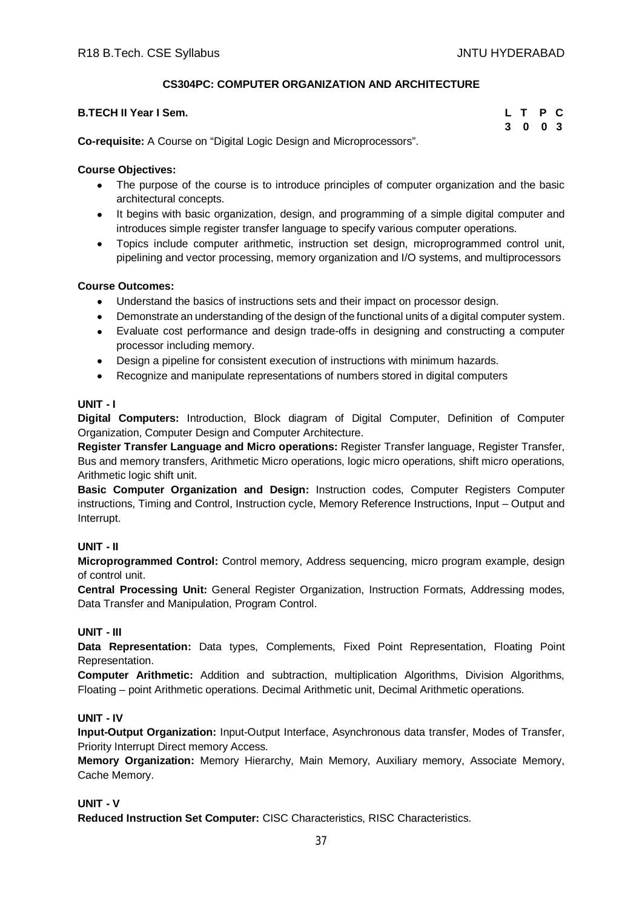## CS304PC: COMPUTER ORGANIZATION AND ARCHITECTURE

**B.TECH II Year I Sem.**

| L | T | P | C |
|---|---|---|---|
| 3 | 0 | 0 | 3 |

**Co-requisite:** A Course on "Digital Logic Design and Microprocessors".

**Course Objectives:**

- The purpose of the course is to introduce principles of computer organization and the basic architectural concepts.
- It begins with basic organization, design, and programming of a simple digital computer and introduces simple register transfer language to specify various computer operations.
- Topics include computer arithmetic, instruction set design, microprogrammed control unit, pipelining and vector processing, memory organization and I/O systems, and multiprocessors

**Course Outcomes:**

- Understand the basics of instructions sets and their impact on processor design.
- Demonstrate an understanding of the design of the functional units of a digital computer system.
- Evaluate cost performance and design trade-offs in designing and constructing a computer processor including memory.
- Design a pipeline for consistent execution of instructions with minimum hazards.
- Recognize and manipulate representations of numbers stored in digital computers

### UNIT - I

**Digital Computers:** Introduction, Block diagram of Digital Computer, Definition of Computer Organization, Computer Design and Computer Architecture.

**Register Transfer Language and Micro operations:** Register Transfer language, Register Transfer, Bus and memory transfers, Arithmetic Micro operations, logic micro operations, shift micro operations, Arithmetic logic shift unit.

**Basic Computer Organization and Design:** Instruction codes, Computer Registers Computer instructions, Timing and Control, Instruction cycle, Memory Reference Instructions, Input – Output and Interrupt.

### UNIT - II

**Microprogrammed Control:** Control memory, Address sequencing, micro program example, design of control unit.

**Central Processing Unit:** General Register Organization, Instruction Formats, Addressing modes, Data Transfer and Manipulation, Program Control.

### UNIT - III

**Data Representation:** Data types, Complements, Fixed Point Representation, Floating Point Representation.

**Computer Arithmetic:** Addition and subtraction, multiplication Algorithms, Division Algorithms, Floating – point Arithmetic operations. Decimal Arithmetic unit, Decimal Arithmetic operations.

### UNIT - IV

**Input-Output Organization:** Input-Output Interface, Asynchronous data transfer, Modes of Transfer, Priority Interrupt Direct memory Access.

**Memory Organization:** Memory Hierarchy, Main Memory, Auxiliary memory, Associate Memory, Cache Memory.

### UNIT - V

**Reduced Instruction Set Computer:** CISC Characteristics, RISC Characteristics.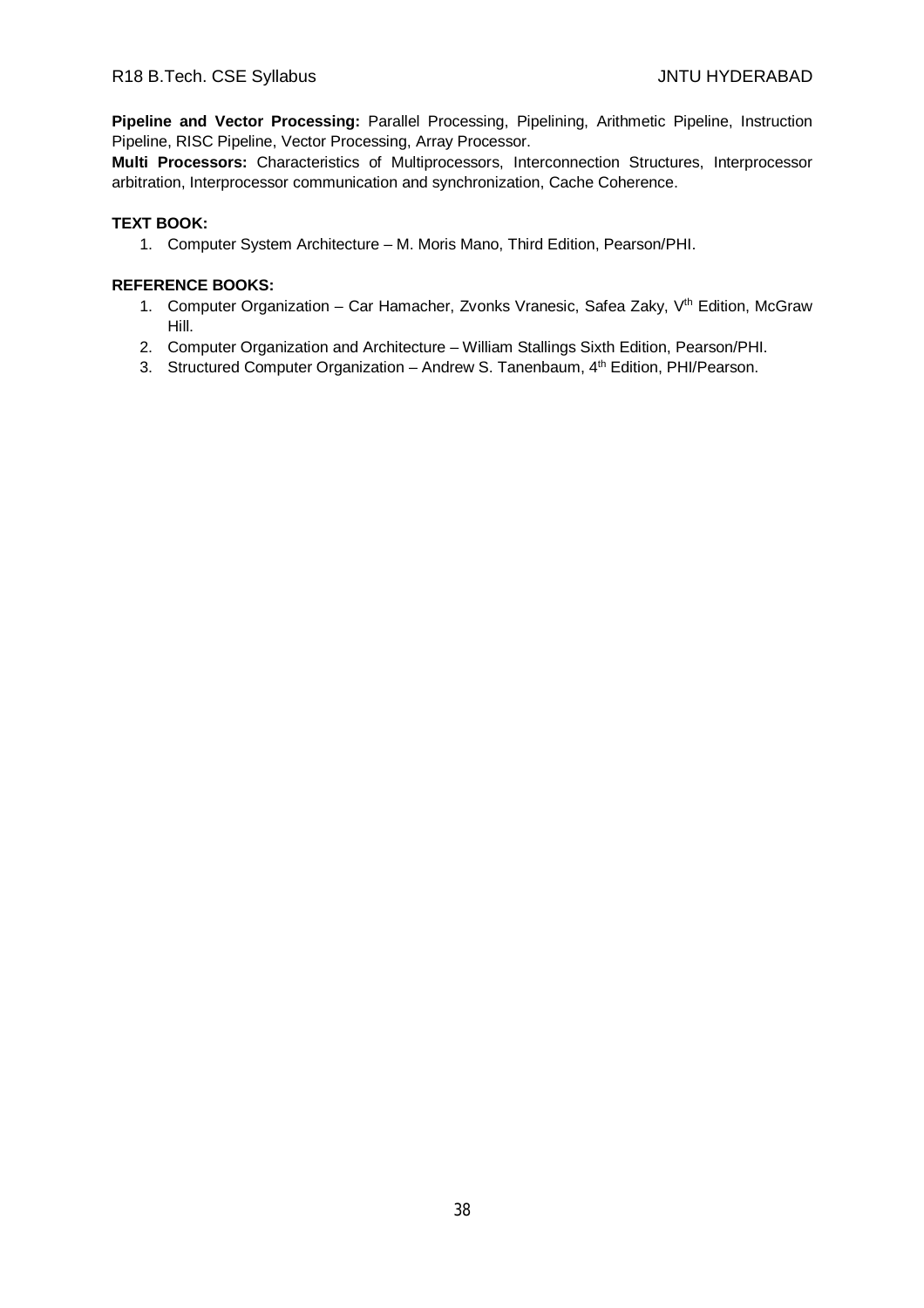**Pipeline and Vector Processing:** Parallel Processing, Pipelining, Arithmetic Pipeline, Instruction Pipeline, RISC Pipeline, Vector Processing, Array Processor.

**Multi Processors:** Characteristics of Multiprocessors, Interconnection Structures, Interprocessor arbitration, Interprocessor communication and synchronization, Cache Coherence.

**TEXT BOOK:**

1. Computer System Architecture – M. Moris Mano, Third Edition, Pearson/PHI.

**REFERENCE BOOKS:**

1. Computer Organization – Car Hamacher, Zvonks Vranesic, Safea Zaky, Vth Edition, McGraw Hill.
2. Computer Organization and Architecture – William Stallings Sixth Edition, Pearson/PHI.
3. Structured Computer Organization – Andrew S. Tanenbaum, 4th Edition, PHI/Pearson.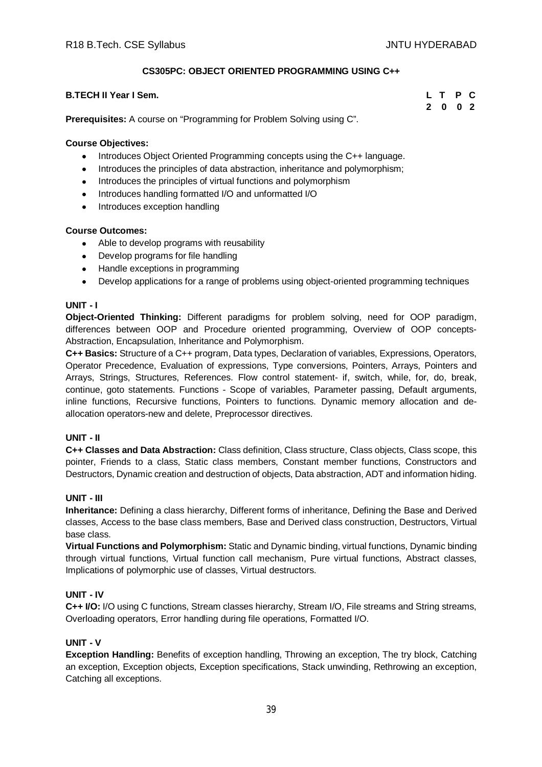## CS305PC: OBJECT ORIENTED PROGRAMMING USING C++

**B.TECH II Year I Sem.**

| L | T | P | C |
|---|---|---|---|
| 2 | 0 | 0 | 2 |

**Prerequisites:** A course on "Programming for Problem Solving using C".

**Course Objectives:**

- Introduces Object Oriented Programming concepts using the C++ language.
- Introduces the principles of data abstraction, inheritance and polymorphism;
- Introduces the principles of virtual functions and polymorphism
- Introduces handling formatted I/O and unformatted I/O
- Introduces exception handling

**Course Outcomes:**

- Able to develop programs with reusability
- Develop programs for file handling
- Handle exceptions in programming
- Develop applications for a range of problems using object-oriented programming techniques

### UNIT - I

**Object-Oriented Thinking:** Different paradigms for problem solving, need for OOP paradigm, differences between OOP and Procedure oriented programming, Overview of OOP concepts- Abstraction, Encapsulation, Inheritance and Polymorphism.

**C++ Basics:** Structure of a C++ program, Data types, Declaration of variables, Expressions, Operators, Operator Precedence, Evaluation of expressions, Type conversions, Pointers, Arrays, Pointers and Arrays, Strings, Structures, References. Flow control statement- if, switch, while, for, do, break, continue, goto statements. Functions - Scope of variables, Parameter passing, Default arguments, inline functions, Recursive functions, Pointers to functions. Dynamic memory allocation and de-allocation operators-new and delete, Preprocessor directives.

### UNIT - II

**C++ Classes and Data Abstraction:** Class definition, Class structure, Class objects, Class scope, this pointer, Friends to a class, Static class members, Constant member functions, Constructors and Destructors, Dynamic creation and destruction of objects, Data abstraction, ADT and information hiding.

### UNIT - III

**Inheritance:** Defining a class hierarchy, Different forms of inheritance, Defining the Base and Derived classes, Access to the base class members, Base and Derived class construction, Destructors, Virtual base class.

**Virtual Functions and Polymorphism:** Static and Dynamic binding, virtual functions, Dynamic binding through virtual functions, Virtual function call mechanism, Pure virtual functions, Abstract classes, Implications of polymorphic use of classes, Virtual destructors.

### UNIT - IV

**C++ I/O:** I/O using C functions, Stream classes hierarchy, Stream I/O, File streams and String streams, Overloading operators, Error handling during file operations, Formatted I/O.

### UNIT - V

**Exception Handling:** Benefits of exception handling, Throwing an exception, The try block, Catching an exception, Exception objects, Exception specifications, Stack unwinding, Rethrowing an exception, Catching all exceptions.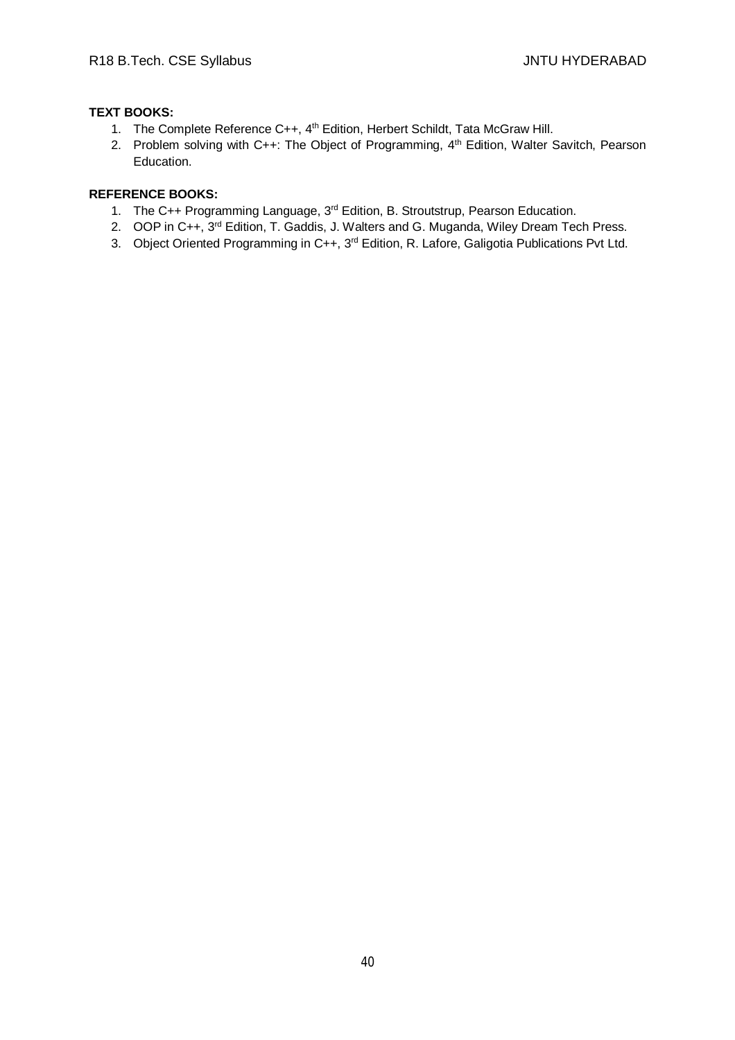**TEXT BOOKS:**

1. The Complete Reference C++, $4^{th}$ Edition, Herbert Schildt, Tata McGraw Hill.
2. Problem solving with C++: The Object of Programming, $4^{th}$ Edition, Walter Savitch, Pearson Education.

**REFERENCE BOOKS:**

1. The C++ Programming Language, $3^{rd}$ Edition, B. Stroutstrup, Pearson Education.
2. OOP in C++, $3^{rd}$ Edition, T. Gaddis, J. Walters and G. Muganda, Wiley Dream Tech Press.
3. Object Oriented Programming in C++, $3^{rd}$ Edition, R. Lafore, Galigotia Publications Pvt Ltd.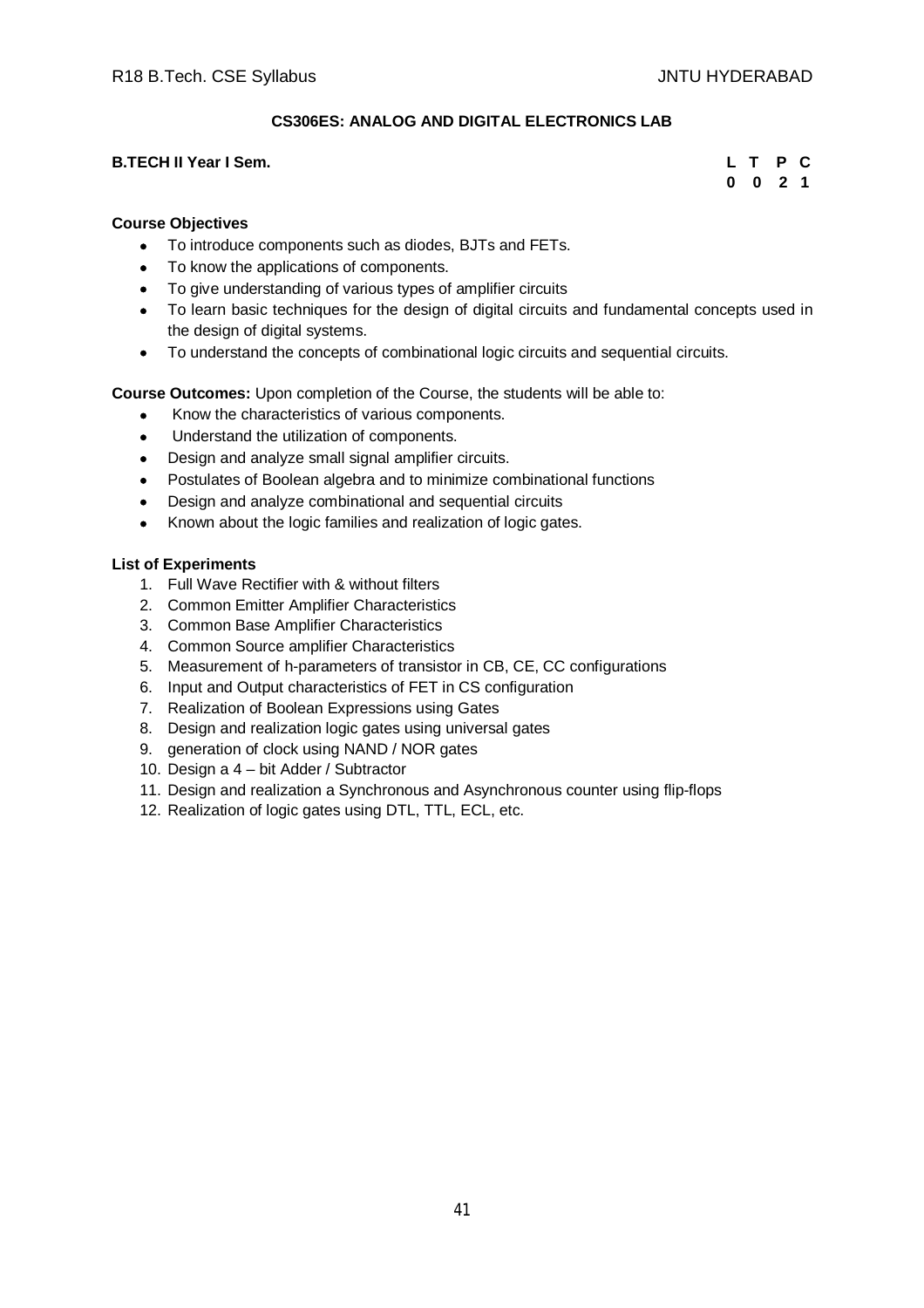## CS306ES: ANALOG AND DIGITAL ELECTRONICS LAB

**B.TECH II Year I Sem.**

| L | T | P | C |
|---|---|---|---|
| 0 | 0 | 2 | 1 |

**Course Objectives**

- To introduce components such as diodes, BJTs and FETs.
- To know the applications of components.
- To give understanding of various types of amplifier circuits
- To learn basic techniques for the design of digital circuits and fundamental concepts used in the design of digital systems.
- To understand the concepts of combinational logic circuits and sequential circuits.

**Course Outcomes:** Upon completion of the Course, the students will be able to:

- Know the characteristics of various components.
- Understand the utilization of components.
- Design and analyze small signal amplifier circuits.
- Postulates of Boolean algebra and to minimize combinational functions
- Design and analyze combinational and sequential circuits
- Known about the logic families and realization of logic gates.

**List of Experiments**

1. Full Wave Rectifier with & without filters
2. Common Emitter Amplifier Characteristics
3. Common Base Amplifier Characteristics
4. Common Source amplifier Characteristics
5. Measurement of h-parameters of transistor in CB, CE, CC configurations
6. Input and Output characteristics of FET in CS configuration
7. Realization of Boolean Expressions using Gates
8. Design and realization logic gates using universal gates
9. generation of clock using NAND / NOR gates
10. Design a 4 – bit Adder / Subtractor
11. Design and realization a Synchronous and Asynchronous counter using flip-flops
12. Realization of logic gates using DTL, TTL, ECL, etc.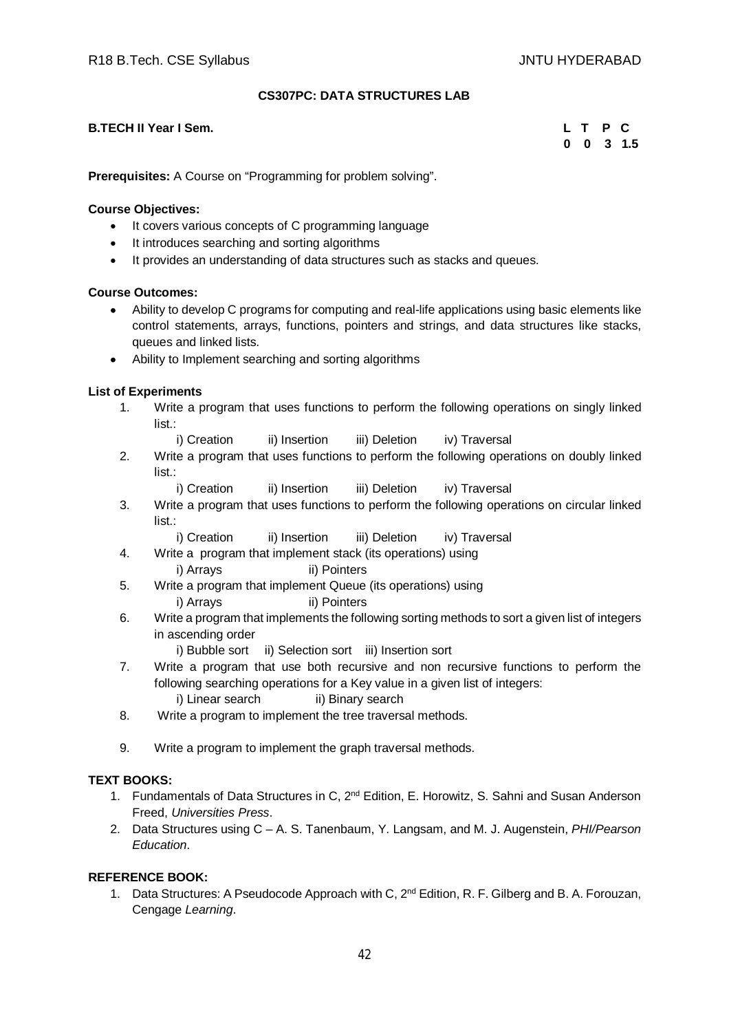## CS307PC: DATA STRUCTURES LAB

**B.TECH II Year I Sem.**

| L | T | P | C |
|---|---|---|---|
| 0 | 0 | 3 | 1.5 |

**Prerequisites:** A Course on "Programming for problem solving".

**Course Objectives:**

- It covers various concepts of C programming language
- It introduces searching and sorting algorithms
- It provides an understanding of data structures such as stacks and queues.

**Course Outcomes:**

- Ability to develop C programs for computing and real-life applications using basic elements like control statements, arrays, functions, pointers and strings, and data structures like stacks, queues and linked lists.
- Ability to Implement searching and sorting algorithms

**List of Experiments**

1. Write a program that uses functions to perform the following operations on singly linked list.:
   i) Creation ii) Insertion iii) Deletion iv) Traversal
2. Write a program that uses functions to perform the following operations on doubly linked list.:
   i) Creation ii) Insertion iii) Deletion iv) Traversal
3. Write a program that uses functions to perform the following operations on circular linked list.:
   i) Creation ii) Insertion iii) Deletion iv) Traversal
4. Write a program that implement stack (its operations) using
   i) Arrays ii) Pointers
5. Write a program that implement Queue (its operations) using
   i) Arrays ii) Pointers
6. Write a program that implements the following sorting methods to sort a given list of integers in ascending order
   i) Bubble sort ii) Selection sort iii) Insertion sort
7. Write a program that use both recursive and non recursive functions to perform the following searching operations for a Key value in a given list of integers:
   i) Linear search ii) Binary search
8. Write a program to implement the tree traversal methods.
9. Write a program to implement the graph traversal methods.

**TEXT BOOKS:**

1. Fundamentals of Data Structures in C, 2nd Edition, E. Horowitz, S. Sahni and Susan Anderson Freed, *Universities Press*.
2. Data Structures using C – A. S. Tanenbaum, Y. Langsam, and M. J. Augenstein, *PHI/Pearson Education*.

**REFERENCE BOOK:**

1. Data Structures: A Pseudocode Approach with C, 2nd Edition, R. F. Gilberg and B. A. Forouzan, Cengage *Learning*.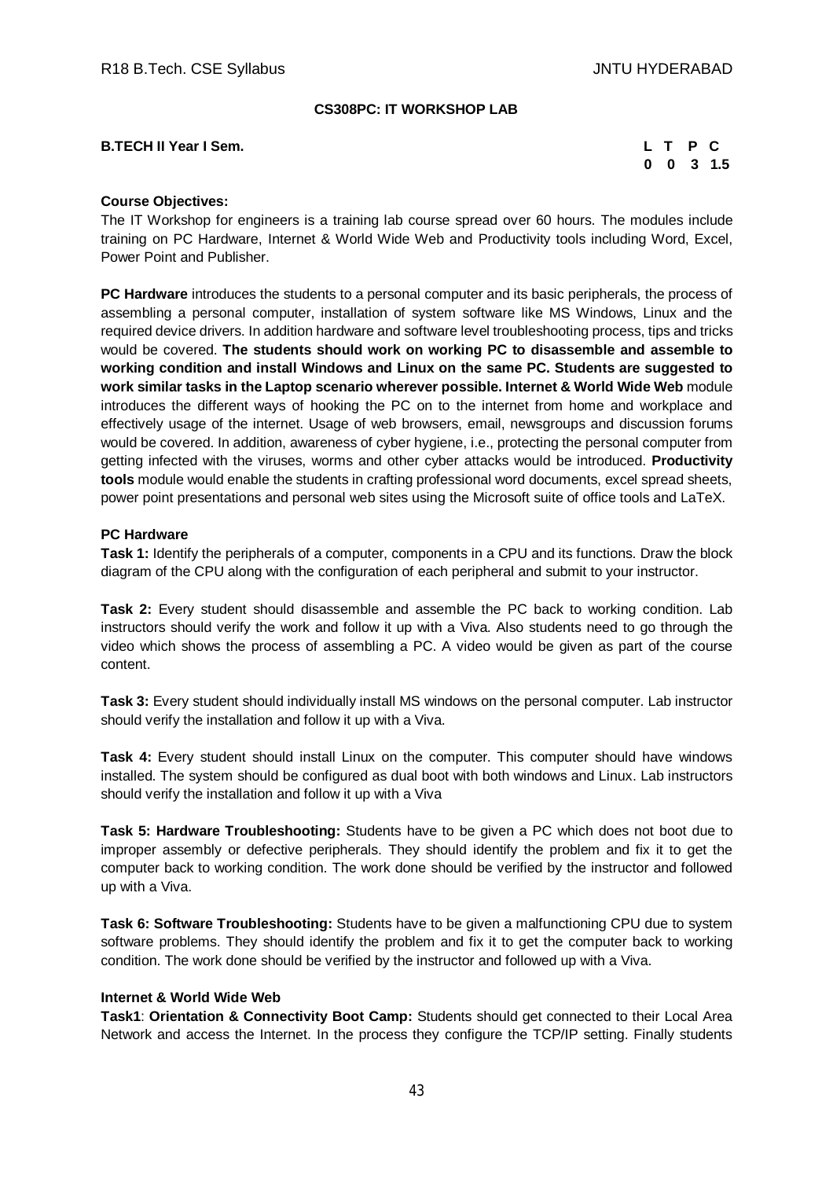## CS308PC: IT WORKSHOP LAB

**B.TECH II Year I Sem.**

| L | T | P | C |
|---|---|---|---|
| 0 | 0 | 3 | 1.5 |

**Course Objectives:**
The IT Workshop for engineers is a training lab course spread over 60 hours. The modules include training on PC Hardware, Internet & World Wide Web and Productivity tools including Word, Excel, Power Point and Publisher.

**PC Hardware** introduces the students to a personal computer and its basic peripherals, the process of assembling a personal computer, installation of system software like MS Windows, Linux and the required device drivers. In addition hardware and software level troubleshooting process, tips and tricks would be covered. **The students should work on working PC to disassemble and assemble to working condition and install Windows and Linux on the same PC. Students are suggested to work similar tasks in the Laptop scenario wherever possible. Internet & World Wide Web** module introduces the different ways of hooking the PC on to the internet from home and workplace and effectively usage of the internet. Usage of web browsers, email, newsgroups and discussion forums would be covered. In addition, awareness of cyber hygiene, i.e., protecting the personal computer from getting infected with the viruses, worms and other cyber attacks would be introduced. **Productivity tools** module would enable the students in crafting professional word documents, excel spread sheets, power point presentations and personal web sites using the Microsoft suite of office tools and LaTeX.

**PC Hardware**

**Task 1:** Identify the peripherals of a computer, components in a CPU and its functions. Draw the block diagram of the CPU along with the configuration of each peripheral and submit to your instructor.

**Task 2:** Every student should disassemble and assemble the PC back to working condition. Lab instructors should verify the work and follow it up with a Viva. Also students need to go through the video which shows the process of assembling a PC. A video would be given as part of the course content.

**Task 3:** Every student should individually install MS windows on the personal computer. Lab instructor should verify the installation and follow it up with a Viva.

**Task 4:** Every student should install Linux on the computer. This computer should have windows installed. The system should be configured as dual boot with both windows and Linux. Lab instructors should verify the installation and follow it up with a Viva

**Task 5: Hardware Troubleshooting:** Students have to be given a PC which does not boot due to improper assembly or defective peripherals. They should identify the problem and fix it to get the computer back to working condition. The work done should be verified by the instructor and followed up with a Viva.

**Task 6: Software Troubleshooting:** Students have to be given a malfunctioning CPU due to system software problems. They should identify the problem and fix it to get the computer back to working condition. The work done should be verified by the instructor and followed up with a Viva.

**Internet & World Wide Web**

**Task1**: **Orientation & Connectivity Boot Camp:** Students should get connected to their Local Area Network and access the Internet. In the process they configure the TCP/IP setting. Finally students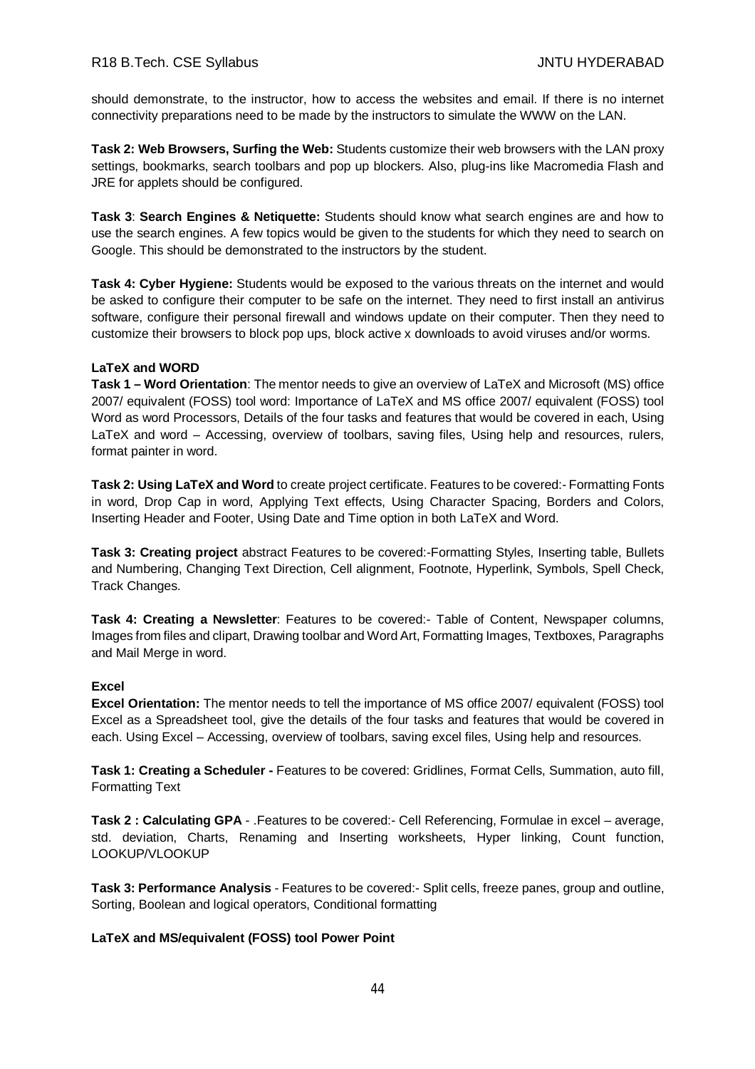should demonstrate, to the instructor, how to access the websites and email. If there is no internet connectivity preparations need to be made by the instructors to simulate the WWW on the LAN.

**Task 2: Web Browsers, Surfing the Web:** Students customize their web browsers with the LAN proxy settings, bookmarks, search toolbars and pop up blockers. Also, plug-ins like Macromedia Flash and JRE for applets should be configured.

**Task 3**: **Search Engines & Netiquette:** Students should know what search engines are and how to use the search engines. A few topics would be given to the students for which they need to search on Google. This should be demonstrated to the instructors by the student.

**Task 4: Cyber Hygiene:** Students would be exposed to the various threats on the internet and would be asked to configure their computer to be safe on the internet. They need to first install an antivirus software, configure their personal firewall and windows update on their computer. Then they need to customize their browsers to block pop ups, block active x downloads to avoid viruses and/or worms.

**LaTeX and WORD**

**Task 1 – Word Orientation**: The mentor needs to give an overview of LaTeX and Microsoft (MS) office 2007/ equivalent (FOSS) tool word: Importance of LaTeX and MS office 2007/ equivalent (FOSS) tool Word as word Processors, Details of the four tasks and features that would be covered in each, Using LaTeX and word – Accessing, overview of toolbars, saving files, Using help and resources, rulers, format painter in word.

**Task 2: Using LaTeX and Word** to create project certificate. Features to be covered:- Formatting Fonts in word, Drop Cap in word, Applying Text effects, Using Character Spacing, Borders and Colors, Inserting Header and Footer, Using Date and Time option in both LaTeX and Word.

**Task 3: Creating project** abstract Features to be covered:-Formatting Styles, Inserting table, Bullets and Numbering, Changing Text Direction, Cell alignment, Footnote, Hyperlink, Symbols, Spell Check, Track Changes.

**Task 4: Creating a Newsletter**: Features to be covered:- Table of Content, Newspaper columns, Images from files and clipart, Drawing toolbar and Word Art, Formatting Images, Textboxes, Paragraphs and Mail Merge in word.

**Excel**

**Excel Orientation:** The mentor needs to tell the importance of MS office 2007/ equivalent (FOSS) tool Excel as a Spreadsheet tool, give the details of the four tasks and features that would be covered in each. Using Excel – Accessing, overview of toolbars, saving excel files, Using help and resources.

**Task 1: Creating a Scheduler -** Features to be covered: Gridlines, Format Cells, Summation, auto fill, Formatting Text

**Task 2 : Calculating GPA** - .Features to be covered:- Cell Referencing, Formulae in excel – average, std. deviation, Charts, Renaming and Inserting worksheets, Hyper linking, Count function, LOOKUP/VLOOKUP

**Task 3: Performance Analysis** - Features to be covered:- Split cells, freeze panes, group and outline, Sorting, Boolean and logical operators, Conditional formatting

**LaTeX and MS/equivalent (FOSS) tool Power Point**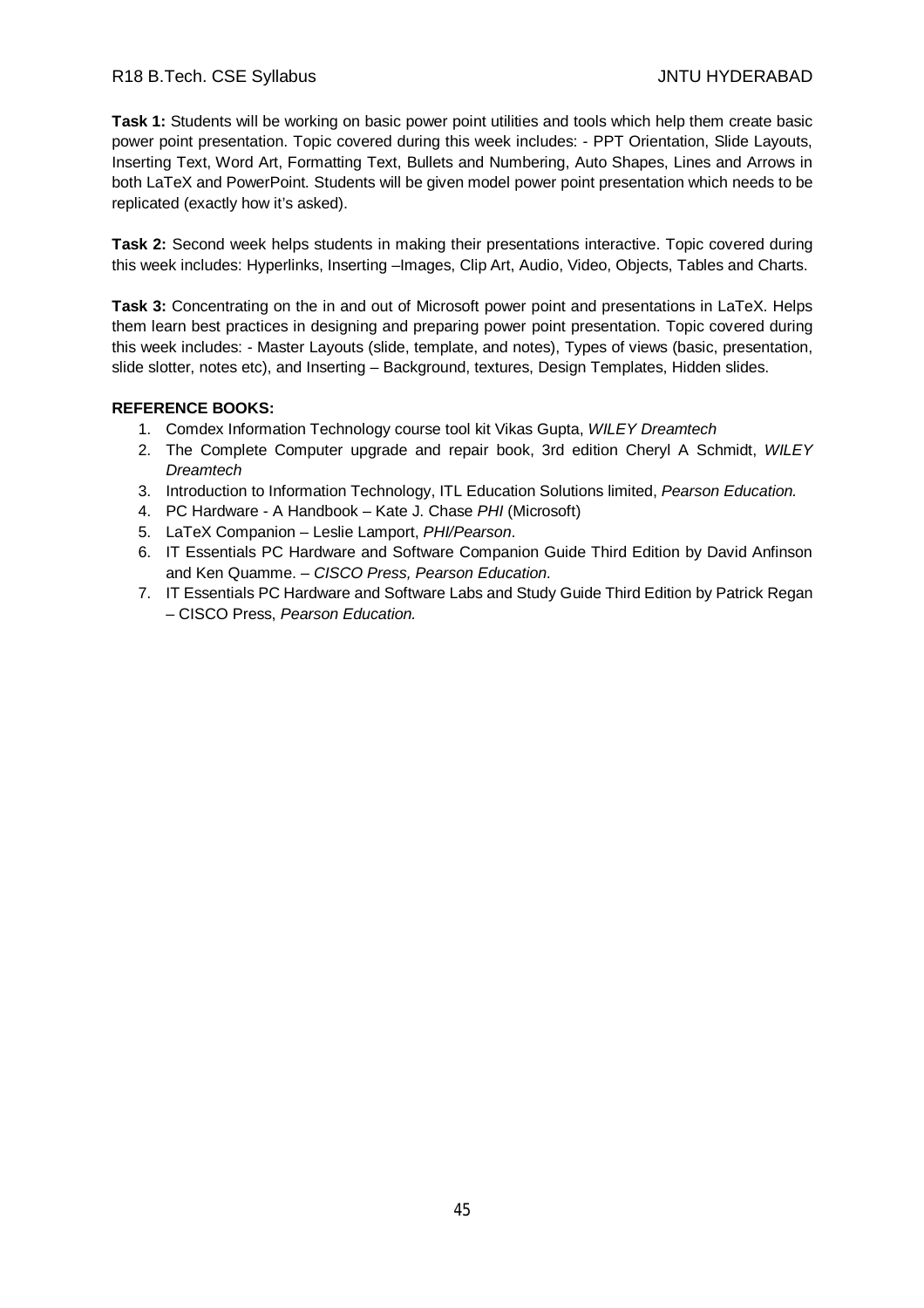**Task 1:** Students will be working on basic power point utilities and tools which help them create basic power point presentation. Topic covered during this week includes: - PPT Orientation, Slide Layouts, Inserting Text, Word Art, Formatting Text, Bullets and Numbering, Auto Shapes, Lines and Arrows in both LaTeX and PowerPoint. Students will be given model power point presentation which needs to be replicated (exactly how it's asked).

**Task 2:** Second week helps students in making their presentations interactive. Topic covered during this week includes: Hyperlinks, Inserting –Images, Clip Art, Audio, Video, Objects, Tables and Charts.

**Task 3:** Concentrating on the in and out of Microsoft power point and presentations in LaTeX. Helps them learn best practices in designing and preparing power point presentation. Topic covered during this week includes: - Master Layouts (slide, template, and notes), Types of views (basic, presentation, slide slotter, notes etc), and Inserting – Background, textures, Design Templates, Hidden slides.

**REFERENCE BOOKS:**

1. Comdex Information Technology course tool kit Vikas Gupta, *WILEY Dreamtech*
2. The Complete Computer upgrade and repair book, 3rd edition Cheryl A Schmidt, *WILEY Dreamtech*
3. Introduction to Information Technology, ITL Education Solutions limited, *Pearson Education.*
4. PC Hardware - A Handbook – Kate J. Chase *PHI* (Microsoft)
5. LaTeX Companion – Leslie Lamport, *PHI/Pearson*.
6. IT Essentials PC Hardware and Software Companion Guide Third Edition by David Anfinson and Ken Quamme. – *CISCO Press, Pearson Education.*
7. IT Essentials PC Hardware and Software Labs and Study Guide Third Edition by Patrick Regan – CISCO Press, *Pearson Education.*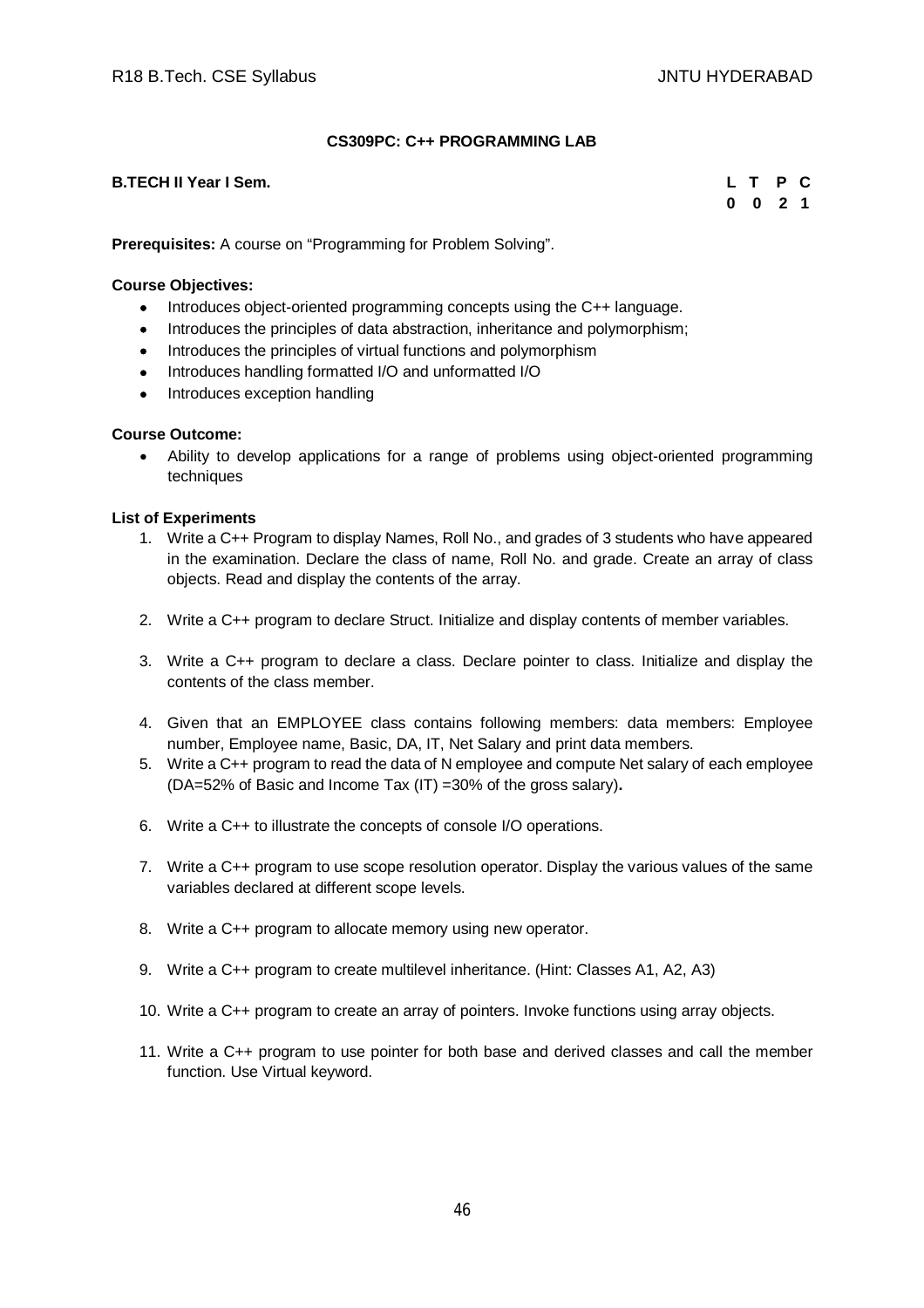## CS309PC: C++ PROGRAMMING LAB

**B.TECH II Year I Sem.**

| L | T | P | C |
|---|---|---|---|
| 0 | 0 | 2 | 1 |

**Prerequisites:** A course on "Programming for Problem Solving".

**Course Objectives:**

- Introduces object-oriented programming concepts using the C++ language.
- Introduces the principles of data abstraction, inheritance and polymorphism;
- Introduces the principles of virtual functions and polymorphism
- Introduces handling formatted I/O and unformatted I/O
- Introduces exception handling

**Course Outcome:**

- Ability to develop applications for a range of problems using object-oriented programming techniques

**List of Experiments**

1. Write a C++ Program to display Names, Roll No., and grades of 3 students who have appeared in the examination. Declare the class of name, Roll No. and grade. Create an array of class objects. Read and display the contents of the array.
2. Write a C++ program to declare Struct. Initialize and display contents of member variables.
3. Write a C++ program to declare a class. Declare pointer to class. Initialize and display the contents of the class member.
4. Given that an EMPLOYEE class contains following members: data members: Employee number, Employee name, Basic, DA, IT, Net Salary and print data members.
5. Write a C++ program to read the data of N employee and compute Net salary of each employee (DA=52% of Basic and Income Tax (IT) =30% of the gross salary).
6. Write a C++ to illustrate the concepts of console I/O operations.
7. Write a C++ program to use scope resolution operator. Display the various values of the same variables declared at different scope levels.
8. Write a C++ program to allocate memory using new operator.
9. Write a C++ program to create multilevel inheritance. (Hint: Classes A1, A2, A3)
10. Write a C++ program to create an array of pointers. Invoke functions using array objects.
11. Write a C++ program to use pointer for both base and derived classes and call the member function. Use Virtual keyword.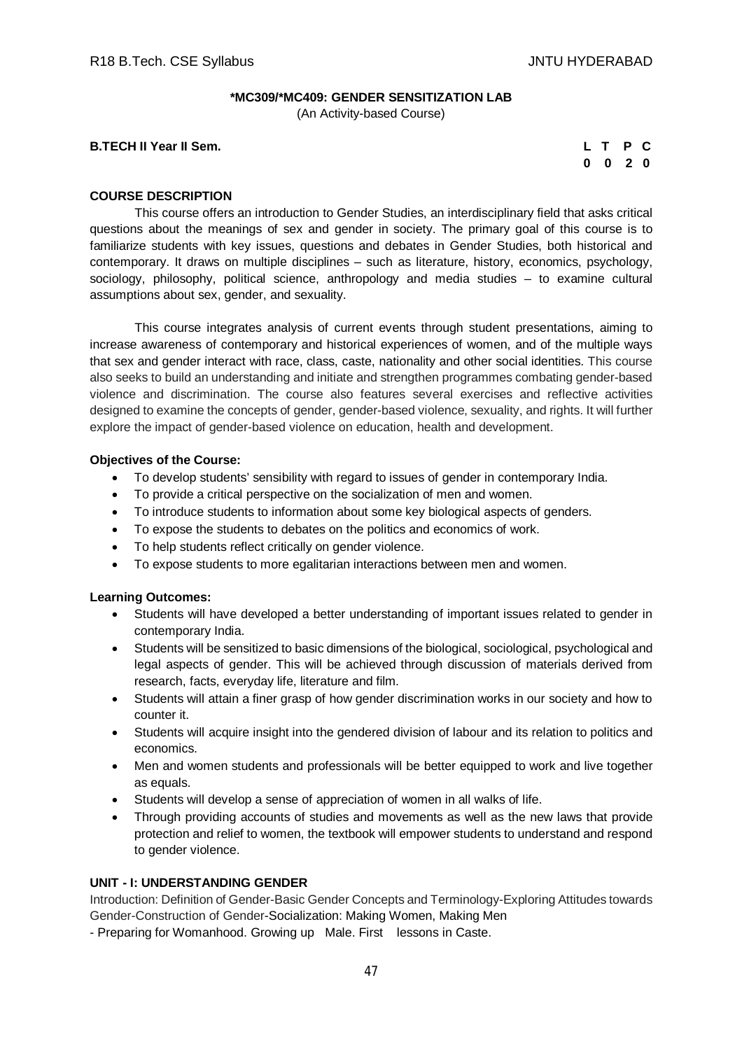## *MC309/*MC409: GENDER SENSITIZATION LAB

(An Activity-based Course)

**B.TECH II Year II Sem.**

| L | T | P | C |
|---|---|---|---|
| 0 | 0 | 2 | 0 |

### COURSE DESCRIPTION

This course offers an introduction to Gender Studies, an interdisciplinary field that asks critical questions about the meanings of sex and gender in society. The primary goal of this course is to familiarize students with key issues, questions and debates in Gender Studies, both historical and contemporary. It draws on multiple disciplines – such as literature, history, economics, psychology, sociology, philosophy, political science, anthropology and media studies – to examine cultural assumptions about sex, gender, and sexuality.

This course integrates analysis of current events through student presentations, aiming to increase awareness of contemporary and historical experiences of women, and of the multiple ways that sex and gender interact with race, class, caste, nationality and other social identities. This course also seeks to build an understanding and initiate and strengthen programmes combating gender-based violence and discrimination. The course also features several exercises and reflective activities designed to examine the concepts of gender, gender-based violence, sexuality, and rights. It will further explore the impact of gender-based violence on education, health and development.

### Objectives of the Course:

- To develop students' sensibility with regard to issues of gender in contemporary India.
- To provide a critical perspective on the socialization of men and women.
- To introduce students to information about some key biological aspects of genders.
- To expose the students to debates on the politics and economics of work.
- To help students reflect critically on gender violence.
- To expose students to more egalitarian interactions between men and women.

### Learning Outcomes:

- Students will have developed a better understanding of important issues related to gender in contemporary India.
- Students will be sensitized to basic dimensions of the biological, sociological, psychological and legal aspects of gender. This will be achieved through discussion of materials derived from research, facts, everyday life, literature and film.
- Students will attain a finer grasp of how gender discrimination works in our society and how to counter it.
- Students will acquire insight into the gendered division of labour and its relation to politics and economics.
- Men and women students and professionals will be better equipped to work and live together as equals.
- Students will develop a sense of appreciation of women in all walks of life.
- Through providing accounts of studies and movements as well as the new laws that provide protection and relief to women, the textbook will empower students to understand and respond to gender violence.

### UNIT - I: UNDERSTANDING GENDER

Introduction: Definition of Gender-Basic Gender Concepts and Terminology-Exploring Attitudes towards Gender-Construction of Gender-Socialization: Making Women, Making Men
- Preparing for Womanhood. Growing up Male. First lessons in Caste.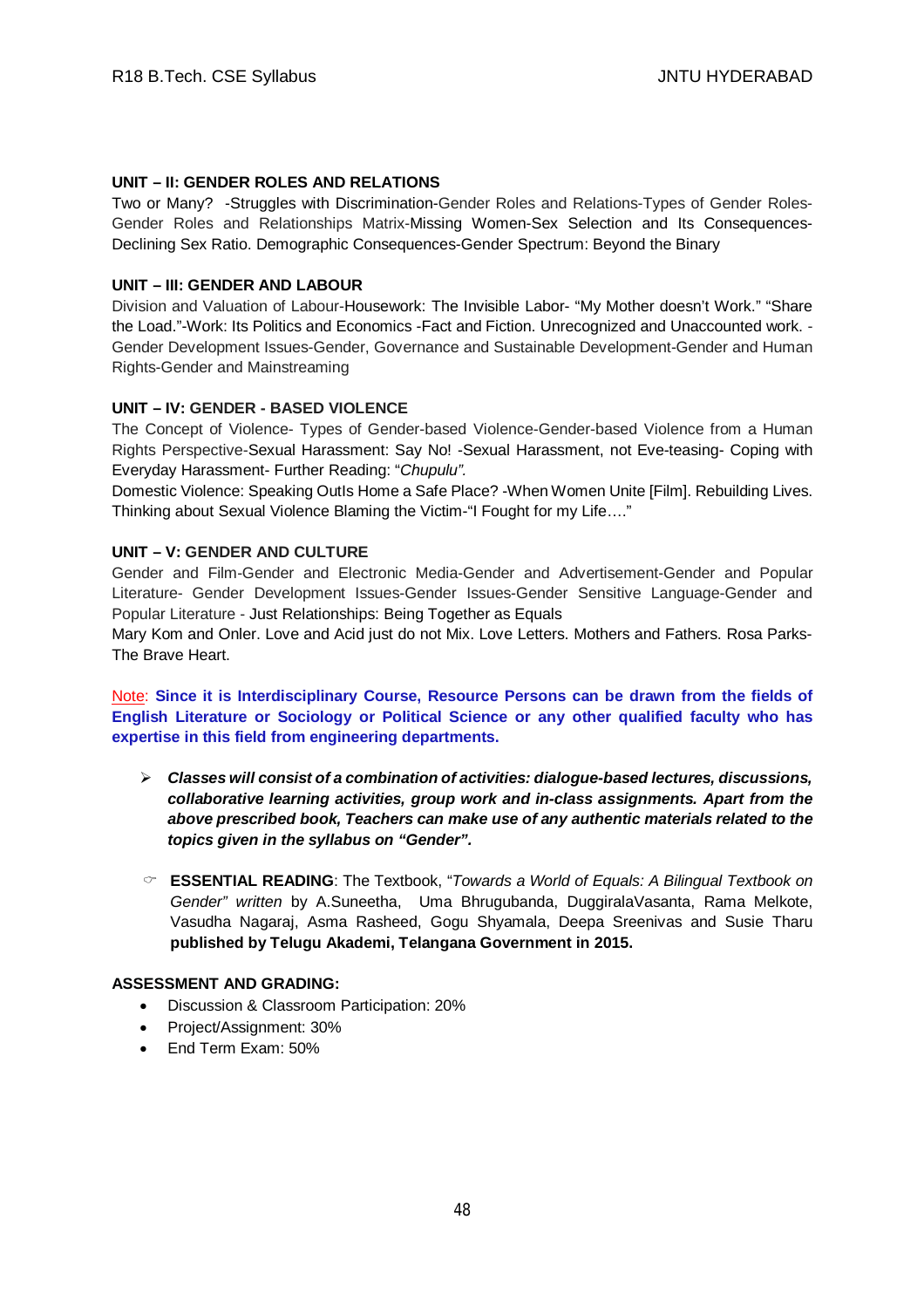**UNIT – II: GENDER ROLES AND RELATIONS**

Two or Many? -Struggles with Discrimination-Gender Roles and Relations-Types of Gender Roles-Gender Roles and Relationships Matrix-Missing Women-Sex Selection and Its Consequences-Declining Sex Ratio. Demographic Consequences-Gender Spectrum: Beyond the Binary

**UNIT – III: GENDER AND LABOUR**

Division and Valuation of Labour-Housework: The Invisible Labor- "My Mother doesn't Work." "Share the Load."-Work: Its Politics and Economics -Fact and Fiction. Unrecognized and Unaccounted work. -Gender Development Issues-Gender, Governance and Sustainable Development-Gender and Human Rights-Gender and Mainstreaming

**UNIT – IV: GENDER - BASED VIOLENCE**

The Concept of Violence- Types of Gender-based Violence-Gender-based Violence from a Human Rights Perspective-Sexual Harassment: Say No! -Sexual Harassment, not Eve-teasing- Coping with Everyday Harassment- Further Reading: "*Chupulu".*

Domestic Violence: Speaking OutIs Home a Safe Place? -When Women Unite [Film]. Rebuilding Lives. Thinking about Sexual Violence Blaming the Victim-"I Fought for my Life…."

**UNIT – V: GENDER AND CULTURE**

Gender and Film-Gender and Electronic Media-Gender and Advertisement-Gender and Popular Literature- Gender Development Issues-Gender Issues-Gender Sensitive Language-Gender and Popular Literature - Just Relationships: Being Together as Equals

Mary Kom and Onler. Love and Acid just do not Mix. Love Letters. Mothers and Fathers. Rosa Parks-The Brave Heart.

Note: **Since it is Interdisciplinary Course, Resource Persons can be drawn from the fields of English Literature or Sociology or Political Science or any other qualified faculty who has expertise in this field from engineering departments.**

- ***Classes will consist of a combination of activities: dialogue-based lectures, discussions, collaborative learning activities, group work and in-class assignments. Apart from the above prescribed book, Teachers can make use of any authentic materials related to the topics given in the syllabus on "Gender".***

- **ESSENTIAL READING**: The Textbook, "*Towards a World of Equals: A Bilingual Textbook on Gender" written* by A.Suneetha, Uma Bhrugubanda, DuggiralaVasanta, Rama Melkote, Vasudha Nagaraj, Asma Rasheed, Gogu Shyamala, Deepa Sreenivas and Susie Tharu **published by Telugu Akademi, Telangana Government in 2015.**

**ASSESSMENT AND GRADING:**

- Discussion & Classroom Participation: 20%
- Project/Assignment: 30%
- End Term Exam: 50%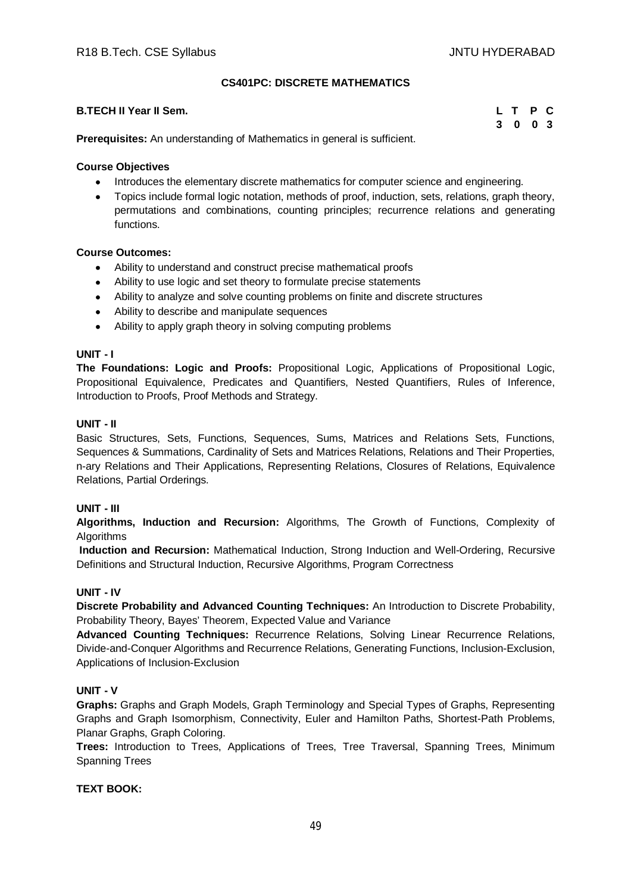## CS401PC: DISCRETE MATHEMATICS

**B.TECH II Year II Sem.**

| L | T | P | C |
|---|---|---|---|
| 3 | 0 | 0 | 3 |

**Prerequisites:** An understanding of Mathematics in general is sufficient.

**Course Objectives**

- Introduces the elementary discrete mathematics for computer science and engineering.
- Topics include formal logic notation, methods of proof, induction, sets, relations, graph theory, permutations and combinations, counting principles; recurrence relations and generating functions.

**Course Outcomes:**

- Ability to understand and construct precise mathematical proofs
- Ability to use logic and set theory to formulate precise statements
- Ability to analyze and solve counting problems on finite and discrete structures
- Ability to describe and manipulate sequences
- Ability to apply graph theory in solving computing problems

**UNIT - I**

**The Foundations: Logic and Proofs:** Propositional Logic, Applications of Propositional Logic, Propositional Equivalence, Predicates and Quantifiers, Nested Quantifiers, Rules of Inference, Introduction to Proofs, Proof Methods and Strategy.

**UNIT - II**

Basic Structures, Sets, Functions, Sequences, Sums, Matrices and Relations Sets, Functions, Sequences & Summations, Cardinality of Sets and Matrices Relations, Relations and Their Properties, n-ary Relations and Their Applications, Representing Relations, Closures of Relations, Equivalence Relations, Partial Orderings.

**UNIT - III**

**Algorithms, Induction and Recursion:** Algorithms, The Growth of Functions, Complexity of Algorithms

**Induction and Recursion:** Mathematical Induction, Strong Induction and Well-Ordering, Recursive Definitions and Structural Induction, Recursive Algorithms, Program Correctness

**UNIT - IV**

**Discrete Probability and Advanced Counting Techniques:** An Introduction to Discrete Probability, Probability Theory, Bayes' Theorem, Expected Value and Variance

**Advanced Counting Techniques:** Recurrence Relations, Solving Linear Recurrence Relations, Divide-and-Conquer Algorithms and Recurrence Relations, Generating Functions, Inclusion-Exclusion, Applications of Inclusion-Exclusion

**UNIT - V**

**Graphs:** Graphs and Graph Models, Graph Terminology and Special Types of Graphs, Representing Graphs and Graph Isomorphism, Connectivity, Euler and Hamilton Paths, Shortest-Path Problems, Planar Graphs, Graph Coloring.

**Trees:** Introduction to Trees, Applications of Trees, Tree Traversal, Spanning Trees, Minimum Spanning Trees

**TEXT BOOK:**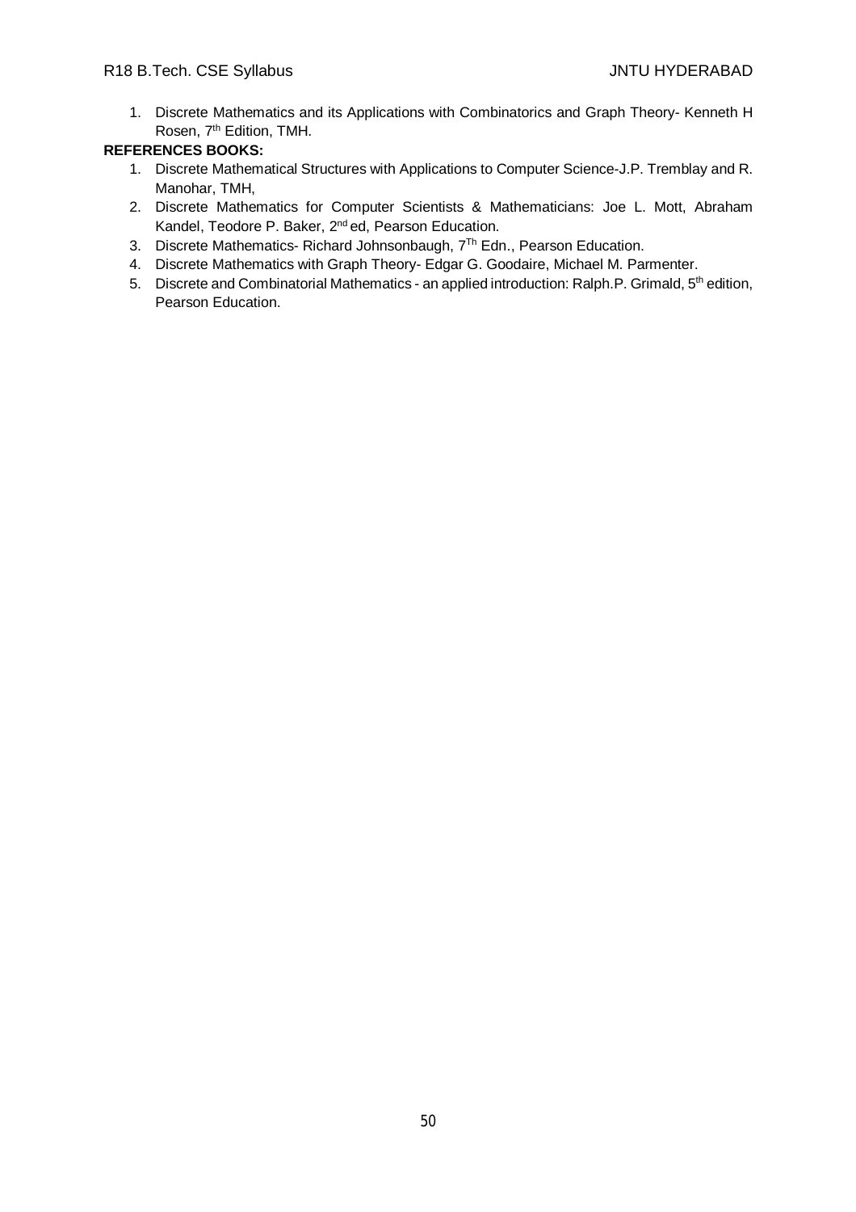1. Discrete Mathematics and its Applications with Combinatorics and Graph Theory- Kenneth H Rosen, 7th Edition, TMH.

**REFERENCES BOOKS:**

1. Discrete Mathematical Structures with Applications to Computer Science-J.P. Tremblay and R. Manohar, TMH,
2. Discrete Mathematics for Computer Scientists & Mathematicians: Joe L. Mott, Abraham Kandel, Teodore P. Baker, 2nd ed, Pearson Education.
3. Discrete Mathematics- Richard Johnsonbaugh, 7Th Edn., Pearson Education.
4. Discrete Mathematics with Graph Theory- Edgar G. Goodaire, Michael M. Parmenter.
5. Discrete and Combinatorial Mathematics - an applied introduction: Ralph.P. Grimald, 5th edition, Pearson Education.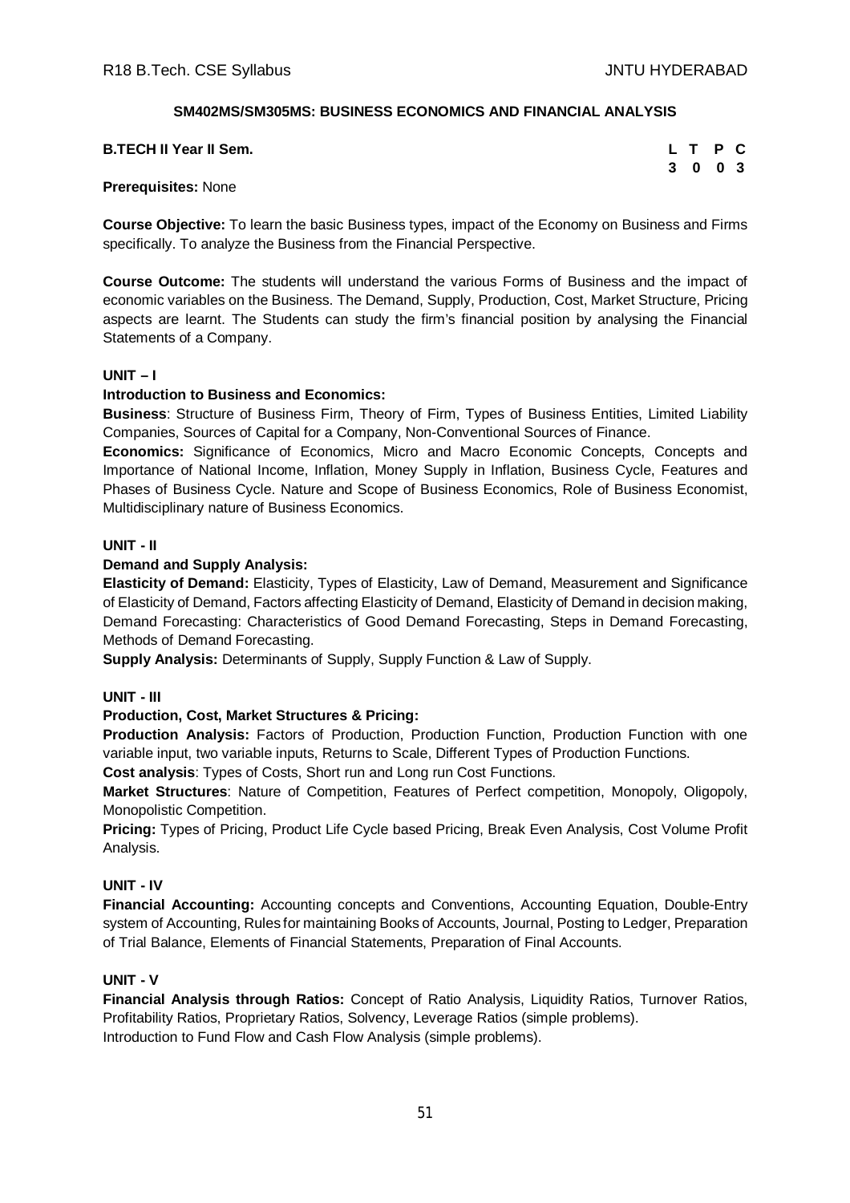## SM402MS/SM305MS: BUSINESS ECONOMICS AND FINANCIAL ANALYSIS

**B.TECH II Year II Sem.**

| L | T | P | C |
|---|---|---|---|
| 3 | 0 | 0 | 3 |

**Prerequisites:** None

**Course Objective:** To learn the basic Business types, impact of the Economy on Business and Firms specifically. To analyze the Business from the Financial Perspective.

**Course Outcome:** The students will understand the various Forms of Business and the impact of economic variables on the Business. The Demand, Supply, Production, Cost, Market Structure, Pricing aspects are learnt. The Students can study the firm's financial position by analysing the Financial Statements of a Company.

### UNIT – I

**Introduction to Business and Economics:**

**Business**: Structure of Business Firm, Theory of Firm, Types of Business Entities, Limited Liability Companies, Sources of Capital for a Company, Non-Conventional Sources of Finance.

**Economics:** Significance of Economics, Micro and Macro Economic Concepts, Concepts and Importance of National Income, Inflation, Money Supply in Inflation, Business Cycle, Features and Phases of Business Cycle. Nature and Scope of Business Economics, Role of Business Economist, Multidisciplinary nature of Business Economics.

### UNIT - II

**Demand and Supply Analysis:**

**Elasticity of Demand:** Elasticity, Types of Elasticity, Law of Demand, Measurement and Significance of Elasticity of Demand, Factors affecting Elasticity of Demand, Elasticity of Demand in decision making, Demand Forecasting: Characteristics of Good Demand Forecasting, Steps in Demand Forecasting, Methods of Demand Forecasting.

**Supply Analysis:** Determinants of Supply, Supply Function & Law of Supply.

### UNIT - III

**Production, Cost, Market Structures & Pricing:**

**Production Analysis:** Factors of Production, Production Function, Production Function with one variable input, two variable inputs, Returns to Scale, Different Types of Production Functions.

**Cost analysis**: Types of Costs, Short run and Long run Cost Functions.

**Market Structures**: Nature of Competition, Features of Perfect competition, Monopoly, Oligopoly, Monopolistic Competition.

**Pricing:** Types of Pricing, Product Life Cycle based Pricing, Break Even Analysis, Cost Volume Profit Analysis.

### UNIT - IV

**Financial Accounting:** Accounting concepts and Conventions, Accounting Equation, Double-Entry system of Accounting, Rules for maintaining Books of Accounts, Journal, Posting to Ledger, Preparation of Trial Balance, Elements of Financial Statements, Preparation of Final Accounts.

### UNIT - V

**Financial Analysis through Ratios:** Concept of Ratio Analysis, Liquidity Ratios, Turnover Ratios, Profitability Ratios, Proprietary Ratios, Solvency, Leverage Ratios (simple problems).
Introduction to Fund Flow and Cash Flow Analysis (simple problems).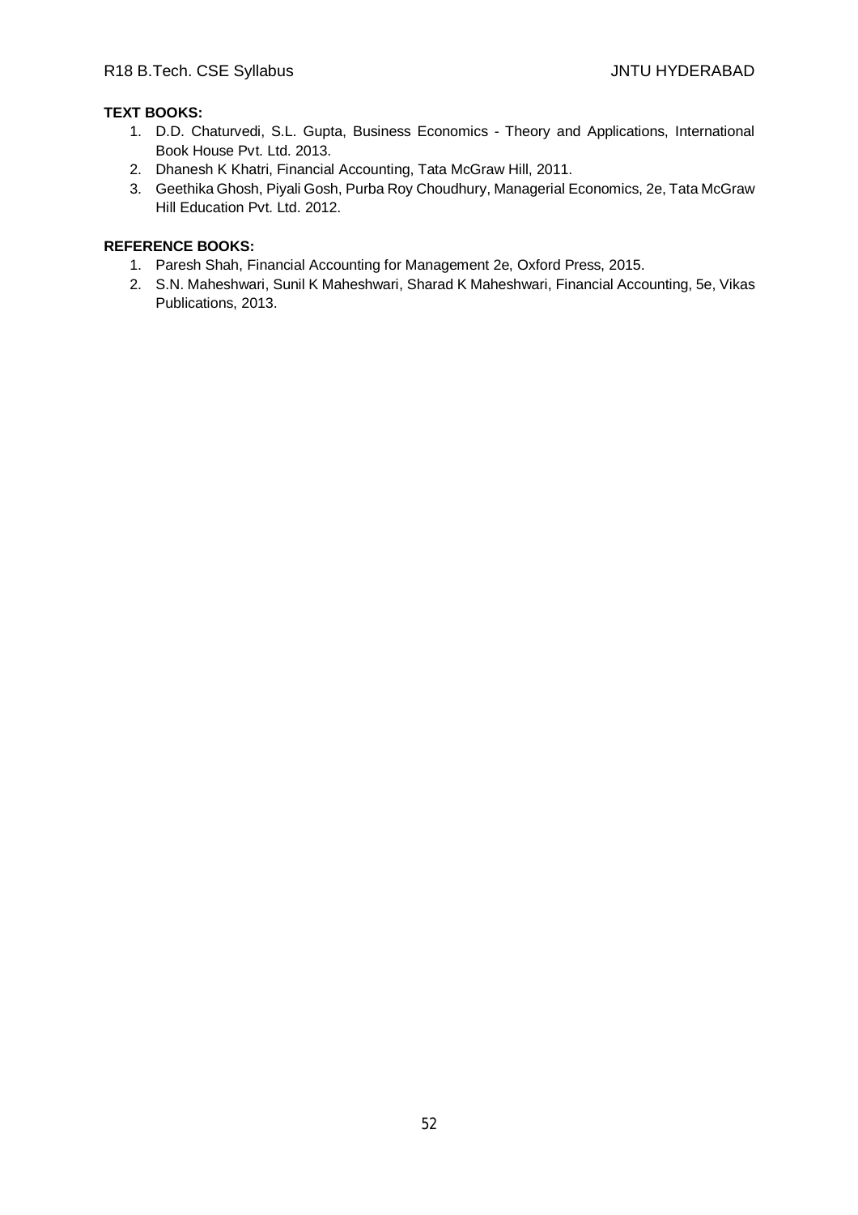**TEXT BOOKS:**

1. D.D. Chaturvedi, S.L. Gupta, Business Economics - Theory and Applications, International Book House Pvt. Ltd. 2013.
2. Dhanesh K Khatri, Financial Accounting, Tata McGraw Hill, 2011.
3. Geethika Ghosh, Piyali Gosh, Purba Roy Choudhury, Managerial Economics, 2e, Tata McGraw Hill Education Pvt. Ltd. 2012.

**REFERENCE BOOKS:**

1. Paresh Shah, Financial Accounting for Management 2e, Oxford Press, 2015.
2. S.N. Maheshwari, Sunil K Maheshwari, Sharad K Maheshwari, Financial Accounting, 5e, Vikas Publications, 2013.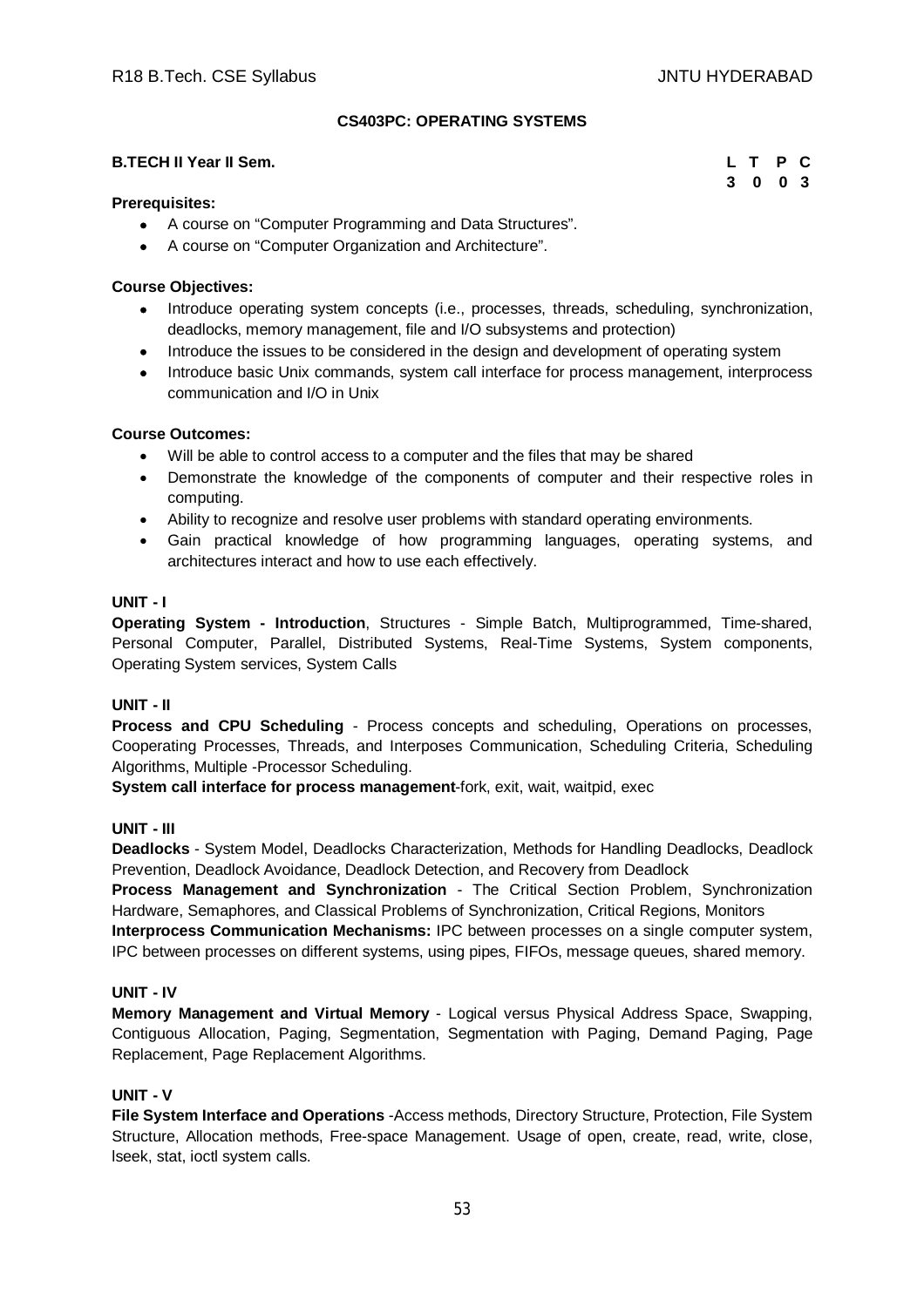## CS403PC: OPERATING SYSTEMS

**B.TECH II Year II Sem.**

| L | T | P | C |
|---|---|---|---|
| 3 | 0 | 0 | 3 |

**Prerequisites:**

- A course on "Computer Programming and Data Structures".
- A course on "Computer Organization and Architecture".

**Course Objectives:**

- Introduce operating system concepts (i.e., processes, threads, scheduling, synchronization, deadlocks, memory management, file and I/O subsystems and protection)
- Introduce the issues to be considered in the design and development of operating system
- Introduce basic Unix commands, system call interface for process management, interprocess communication and I/O in Unix

**Course Outcomes:**

- Will be able to control access to a computer and the files that may be shared
- Demonstrate the knowledge of the components of computer and their respective roles in computing.
- Ability to recognize and resolve user problems with standard operating environments.
- Gain practical knowledge of how programming languages, operating systems, and architectures interact and how to use each effectively.

**UNIT - I**

**Operating System - Introduction**, Structures - Simple Batch, Multiprogrammed, Time-shared, Personal Computer, Parallel, Distributed Systems, Real-Time Systems, System components, Operating System services, System Calls

**UNIT - II**

**Process and CPU Scheduling** - Process concepts and scheduling, Operations on processes, Cooperating Processes, Threads, and Interposes Communication, Scheduling Criteria, Scheduling Algorithms, Multiple -Processor Scheduling.

**System call interface for process management**-fork, exit, wait, waitpid, exec

**UNIT - III**

**Deadlocks** - System Model, Deadlocks Characterization, Methods for Handling Deadlocks, Deadlock Prevention, Deadlock Avoidance, Deadlock Detection, and Recovery from Deadlock

**Process Management and Synchronization** - The Critical Section Problem, Synchronization Hardware, Semaphores, and Classical Problems of Synchronization, Critical Regions, Monitors

**Interprocess Communication Mechanisms:** IPC between processes on a single computer system, IPC between processes on different systems, using pipes, FIFOs, message queues, shared memory.

**UNIT - IV**

**Memory Management and Virtual Memory** - Logical versus Physical Address Space, Swapping, Contiguous Allocation, Paging, Segmentation, Segmentation with Paging, Demand Paging, Page Replacement, Page Replacement Algorithms.

**UNIT - V**

**File System Interface and Operations** -Access methods, Directory Structure, Protection, File System Structure, Allocation methods, Free-space Management. Usage of open, create, read, write, close, lseek, stat, ioctl system calls.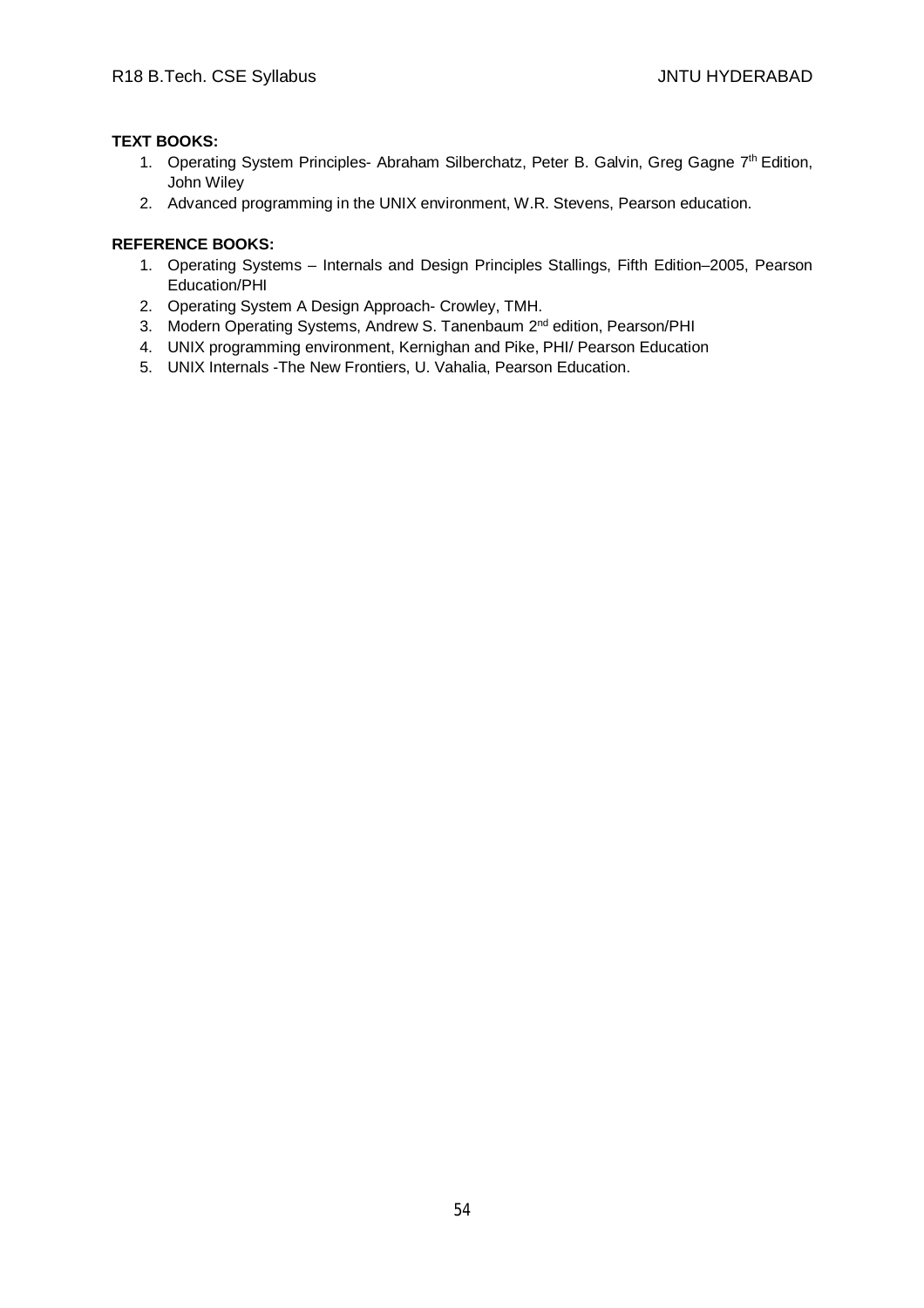**TEXT BOOKS:**

1. Operating System Principles- Abraham Silberchatz, Peter B. Galvin, Greg Gagne 7th Edition, John Wiley
2. Advanced programming in the UNIX environment, W.R. Stevens, Pearson education.

**REFERENCE BOOKS:**

1. Operating Systems – Internals and Design Principles Stallings, Fifth Edition–2005, Pearson Education/PHI
2. Operating System A Design Approach- Crowley, TMH.
3. Modern Operating Systems, Andrew S. Tanenbaum 2nd edition, Pearson/PHI
4. UNIX programming environment, Kernighan and Pike, PHI/ Pearson Education
5. UNIX Internals -The New Frontiers, U. Vahalia, Pearson Education.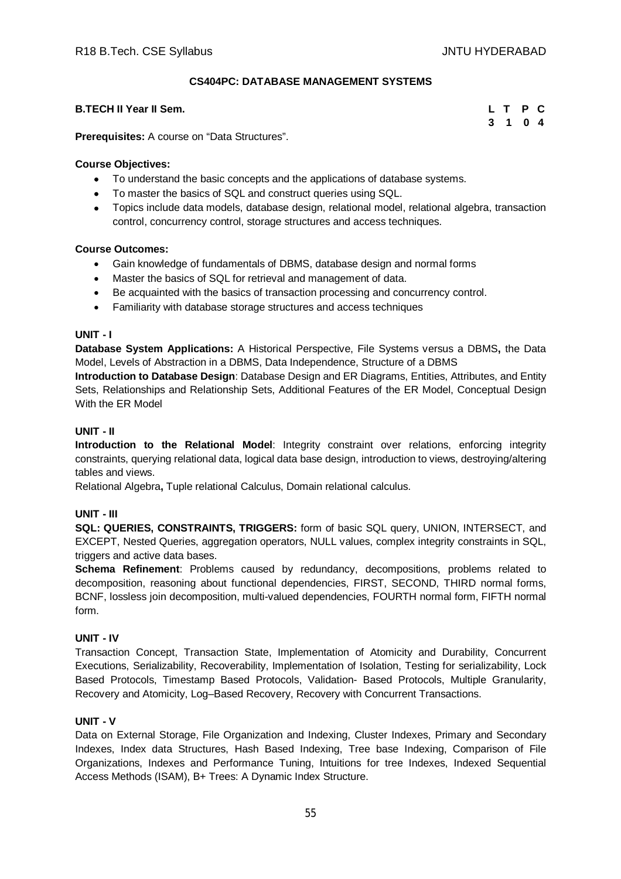## CS404PC: DATABASE MANAGEMENT SYSTEMS

**B.TECH II Year II Sem.**

| L | T | P | C |
|---|---|---|---|
| 3 | 1 | 0 | 4 |

**Prerequisites:** A course on “Data Structures”.

**Course Objectives:**

- To understand the basic concepts and the applications of database systems.
- To master the basics of SQL and construct queries using SQL.
- Topics include data models, database design, relational model, relational algebra, transaction control, concurrency control, storage structures and access techniques.

**Course Outcomes:**

- Gain knowledge of fundamentals of DBMS, database design and normal forms
- Master the basics of SQL for retrieval and management of data.
- Be acquainted with the basics of transaction processing and concurrency control.
- Familiarity with database storage structures and access techniques

### UNIT - I

**Database System Applications:** A Historical Perspective, File Systems versus a DBMS**,** the Data Model, Levels of Abstraction in a DBMS, Data Independence, Structure of a DBMS

**Introduction to Database Design**: Database Design and ER Diagrams, Entities, Attributes, and Entity Sets, Relationships and Relationship Sets, Additional Features of the ER Model, Conceptual Design With the ER Model

### UNIT - II

**Introduction to the Relational Model**: Integrity constraint over relations, enforcing integrity constraints, querying relational data, logical data base design, introduction to views, destroying/altering tables and views.

Relational Algebra**,** Tuple relational Calculus, Domain relational calculus.

### UNIT - III

**SQL: QUERIES, CONSTRAINTS, TRIGGERS:** form of basic SQL query, UNION, INTERSECT, and EXCEPT, Nested Queries, aggregation operators, NULL values, complex integrity constraints in SQL, triggers and active data bases.

**Schema Refinement**: Problems caused by redundancy, decompositions, problems related to decomposition, reasoning about functional dependencies, FIRST, SECOND, THIRD normal forms, BCNF, lossless join decomposition, multi-valued dependencies, FOURTH normal form, FIFTH normal form.

### UNIT - IV

Transaction Concept, Transaction State, Implementation of Atomicity and Durability, Concurrent Executions, Serializability, Recoverability, Implementation of Isolation, Testing for serializability, Lock Based Protocols, Timestamp Based Protocols, Validation- Based Protocols, Multiple Granularity, Recovery and Atomicity, Log–Based Recovery, Recovery with Concurrent Transactions.

### UNIT - V

Data on External Storage, File Organization and Indexing, Cluster Indexes, Primary and Secondary Indexes, Index data Structures, Hash Based Indexing, Tree base Indexing, Comparison of File Organizations, Indexes and Performance Tuning, Intuitions for tree Indexes, Indexed Sequential Access Methods (ISAM), B+ Trees: A Dynamic Index Structure.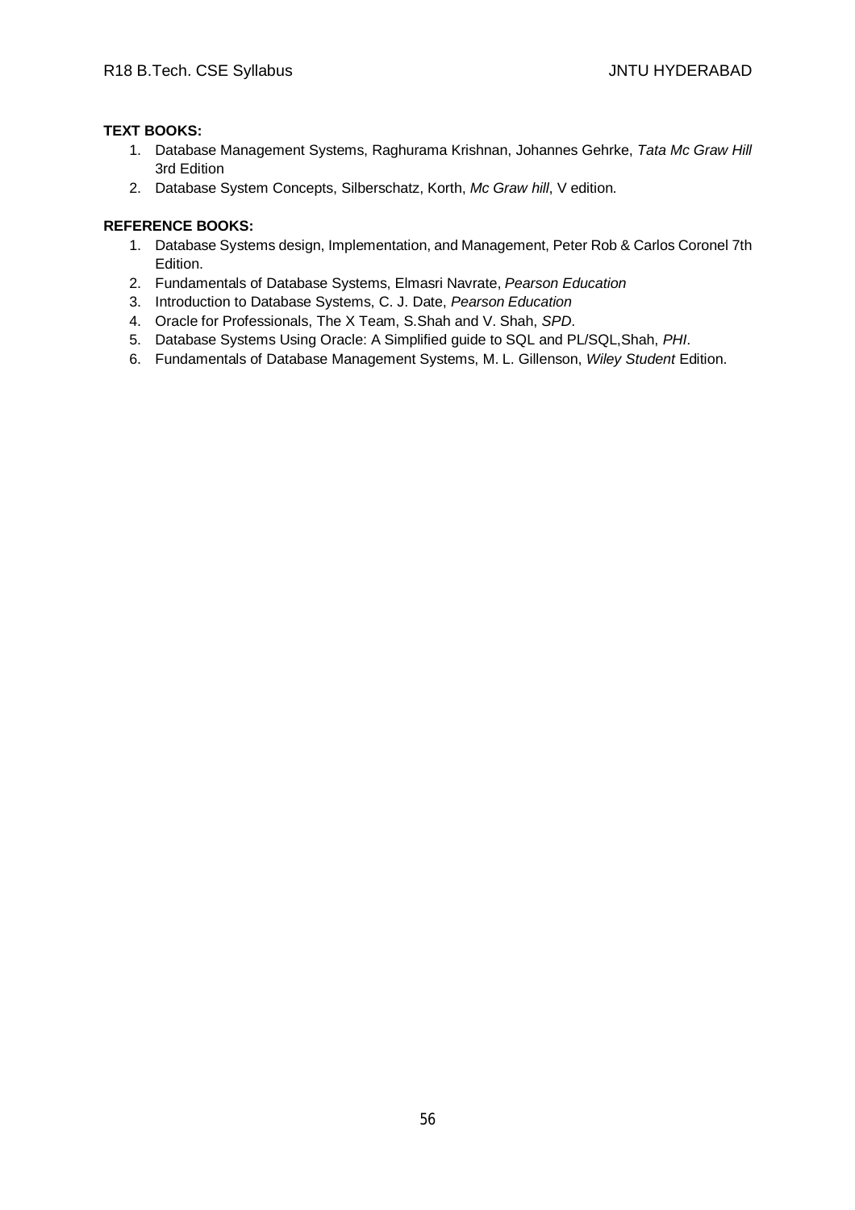**TEXT BOOKS:**

1. Database Management Systems, Raghurama Krishnan, Johannes Gehrke, *Tata Mc Graw Hill* 3rd Edition
2. Database System Concepts, Silberschatz, Korth, *Mc Graw hill*, V edition.

**REFERENCE BOOKS:**

1. Database Systems design, Implementation, and Management, Peter Rob & Carlos Coronel 7th Edition.
2. Fundamentals of Database Systems, Elmasri Navrate, *Pearson Education*
3. Introduction to Database Systems, C. J. Date, *Pearson Education*
4. Oracle for Professionals, The X Team, S.Shah and V. Shah, *SPD*.
5. Database Systems Using Oracle: A Simplified guide to SQL and PL/SQL,Shah, *PHI*.
6. Fundamentals of Database Management Systems, M. L. Gillenson, *Wiley Student* Edition.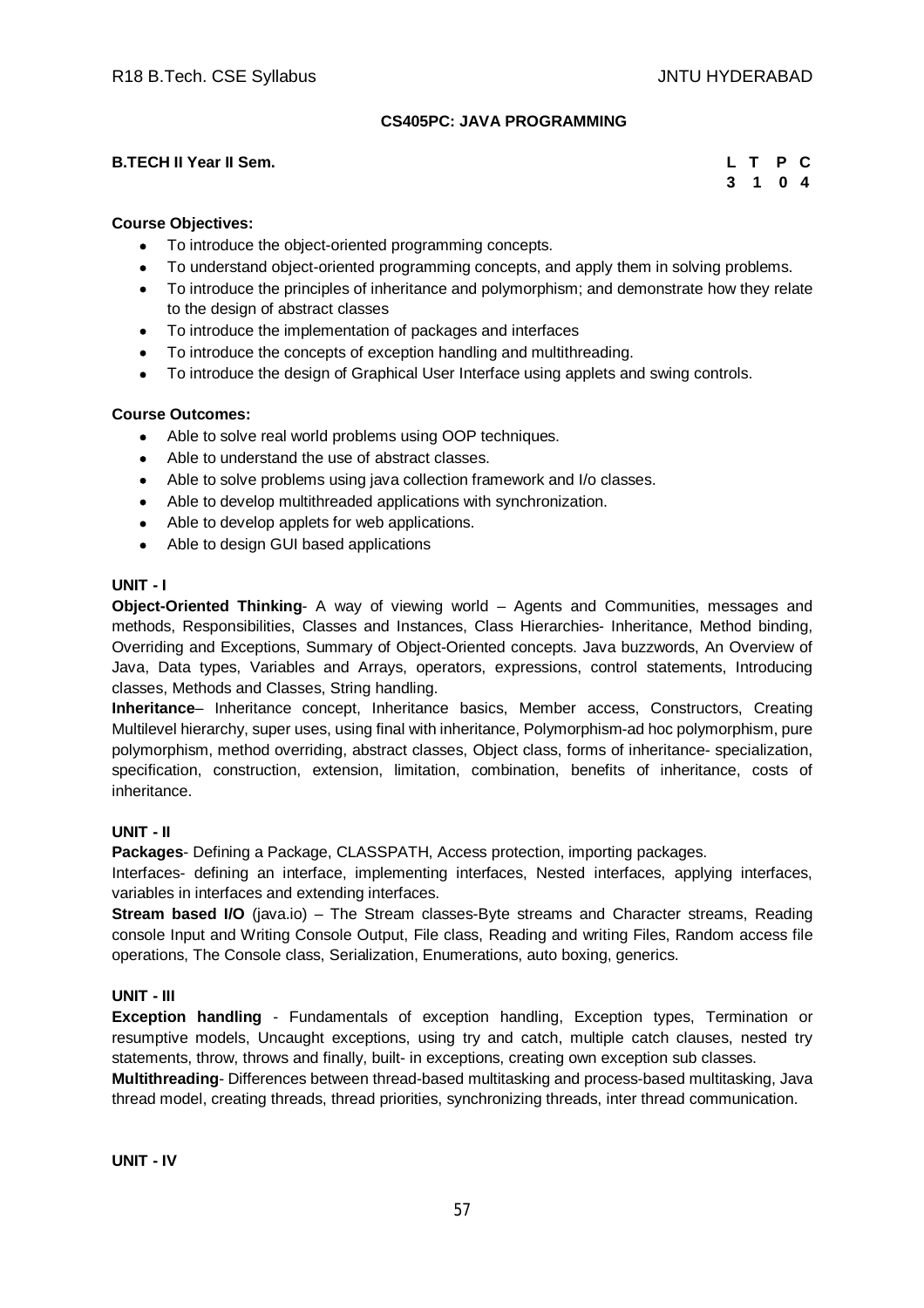**CS405PC: JAVA PROGRAMMING**

**B.TECH II Year II Sem.**

| L | T | P | C |
|---|---|---|---|
| 3 | 1 | 0 | 4 |

**Course Objectives:**

- To introduce the object-oriented programming concepts.
- To understand object-oriented programming concepts, and apply them in solving problems.
- To introduce the principles of inheritance and polymorphism; and demonstrate how they relate to the design of abstract classes
- To introduce the implementation of packages and interfaces
- To introduce the concepts of exception handling and multithreading.
- To introduce the design of Graphical User Interface using applets and swing controls.

**Course Outcomes:**

- Able to solve real world problems using OOP techniques.
- Able to understand the use of abstract classes.
- Able to solve problems using java collection framework and I/o classes.
- Able to develop multithreaded applications with synchronization.
- Able to develop applets for web applications.
- Able to design GUI based applications

**UNIT - I**

**Object-Oriented Thinking**- A way of viewing world – Agents and Communities, messages and methods, Responsibilities, Classes and Instances, Class Hierarchies- Inheritance, Method binding, Overriding and Exceptions, Summary of Object-Oriented concepts. Java buzzwords, An Overview of Java, Data types, Variables and Arrays, operators, expressions, control statements, Introducing classes, Methods and Classes, String handling.

**Inheritance**– Inheritance concept, Inheritance basics, Member access, Constructors, Creating Multilevel hierarchy, super uses, using final with inheritance, Polymorphism-ad hoc polymorphism, pure polymorphism, method overriding, abstract classes, Object class, forms of inheritance- specialization, specification, construction, extension, limitation, combination, benefits of inheritance, costs of inheritance.

**UNIT - II**

**Packages**- Defining a Package, CLASSPATH, Access protection, importing packages.

Interfaces- defining an interface, implementing interfaces, Nested interfaces, applying interfaces, variables in interfaces and extending interfaces.

**Stream based I/O** (java.io) – The Stream classes-Byte streams and Character streams, Reading console Input and Writing Console Output, File class, Reading and writing Files, Random access file operations, The Console class, Serialization, Enumerations, auto boxing, generics.

**UNIT - III**

**Exception handling** - Fundamentals of exception handling, Exception types, Termination or resumptive models, Uncaught exceptions, using try and catch, multiple catch clauses, nested try statements, throw, throws and finally, built- in exceptions, creating own exception sub classes.

**Multithreading**- Differences between thread-based multitasking and process-based multitasking, Java thread model, creating threads, thread priorities, synchronizing threads, inter thread communication.

**UNIT - IV**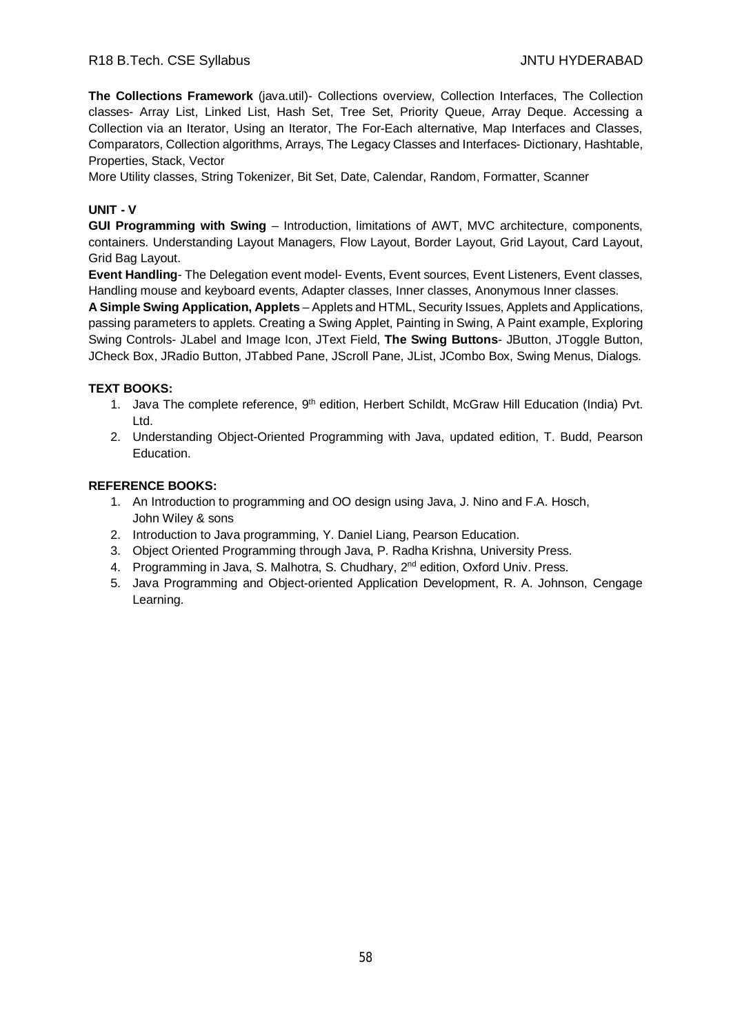**The Collections Framework** (java.util)- Collections overview, Collection Interfaces, The Collection classes- Array List, Linked List, Hash Set, Tree Set, Priority Queue, Array Deque. Accessing a Collection via an Iterator, Using an Iterator, The For-Each alternative, Map Interfaces and Classes, Comparators, Collection algorithms, Arrays, The Legacy Classes and Interfaces- Dictionary, Hashtable, Properties, Stack, Vector

More Utility classes, String Tokenizer, Bit Set, Date, Calendar, Random, Formatter, Scanner

**UNIT - V**

**GUI Programming with Swing** – Introduction, limitations of AWT, MVC architecture, components, containers. Understanding Layout Managers, Flow Layout, Border Layout, Grid Layout, Card Layout, Grid Bag Layout.

**Event Handling**- The Delegation event model- Events, Event sources, Event Listeners, Event classes, Handling mouse and keyboard events, Adapter classes, Inner classes, Anonymous Inner classes.

**A Simple Swing Application, Applets** – Applets and HTML, Security Issues, Applets and Applications, passing parameters to applets. Creating a Swing Applet, Painting in Swing, A Paint example, Exploring Swing Controls- JLabel and Image Icon, JText Field, **The Swing Buttons**- JButton, JToggle Button, JCheck Box, JRadio Button, JTabbed Pane, JScroll Pane, JList, JCombo Box, Swing Menus, Dialogs.

**TEXT BOOKS:**

1. Java The complete reference, 9th edition, Herbert Schildt, McGraw Hill Education (India) Pvt. Ltd.
2. Understanding Object-Oriented Programming with Java, updated edition, T. Budd, Pearson Education.

**REFERENCE BOOKS:**

1. An Introduction to programming and OO design using Java, J. Nino and F.A. Hosch, John Wiley & sons
2. Introduction to Java programming, Y. Daniel Liang, Pearson Education.
3. Object Oriented Programming through Java, P. Radha Krishna, University Press.
4. Programming in Java, S. Malhotra, S. Chudhary, 2nd edition, Oxford Univ. Press.
5. Java Programming and Object-oriented Application Development, R. A. Johnson, Cengage Learning.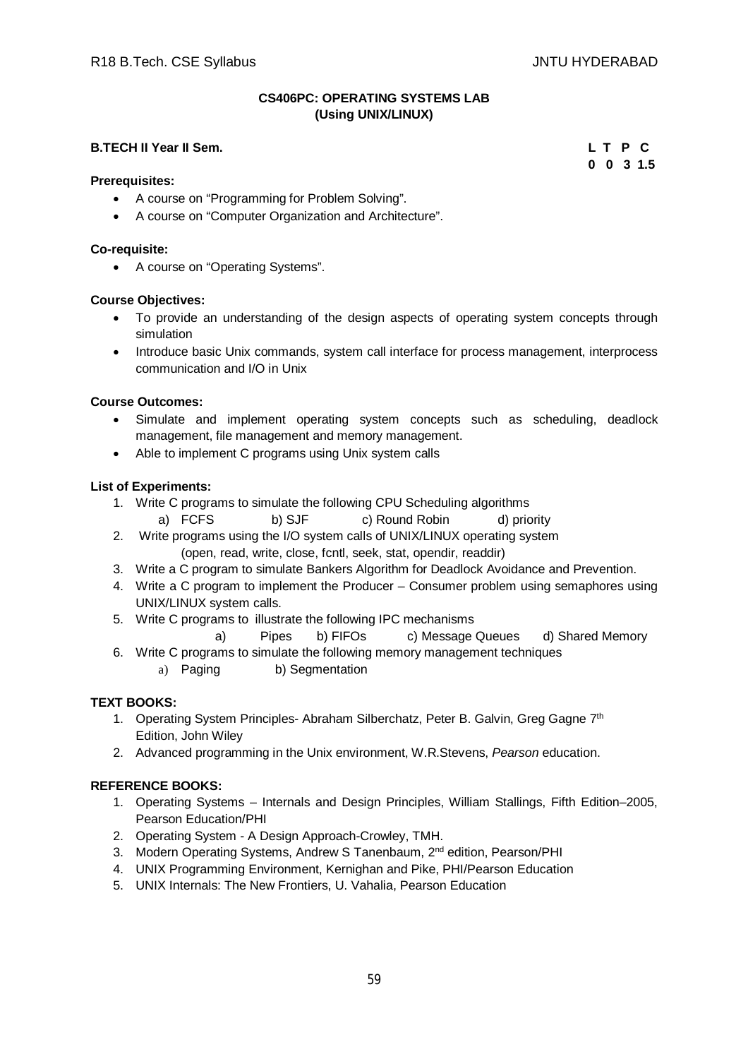## CS406PC: OPERATING SYSTEMS LAB
### (Using UNIX/LINUX)

**B.TECH II Year II Sem.**

| L | T | P | C |
|---|---|---|---|
| 0 | 0 | 3 | 1.5 |

**Prerequisites:**

- A course on "Programming for Problem Solving".
- A course on "Computer Organization and Architecture".

**Co-requisite:**

- A course on "Operating Systems".

**Course Objectives:**

- To provide an understanding of the design aspects of operating system concepts through simulation
- Introduce basic Unix commands, system call interface for process management, interprocess communication and I/O in Unix

**Course Outcomes:**

- Simulate and implement operating system concepts such as scheduling, deadlock management, file management and memory management.
- Able to implement C programs using Unix system calls

**List of Experiments:**

1. Write C programs to simulate the following CPU Scheduling algorithms
   a) FCFS   b) SJF   c) Round Robin   d) priority
2. Write programs using the I/O system calls of UNIX/LINUX operating system
   (open, read, write, close, fcntl, seek, stat, opendir, readdir)
3. Write a C program to simulate Bankers Algorithm for Deadlock Avoidance and Prevention.
4. Write a C program to implement the Producer – Consumer problem using semaphores using UNIX/LINUX system calls.
5. Write C programs to illustrate the following IPC mechanisms
   a) Pipes   b) FIFOs   c) Message Queues   d) Shared Memory
6. Write C programs to simulate the following memory management techniques
   a) Paging   b) Segmentation

**TEXT BOOKS:**

1. Operating System Principles- Abraham Silberchatz, Peter B. Galvin, Greg Gagne 7th Edition, John Wiley
2. Advanced programming in the Unix environment, W.R.Stevens, *Pearson* education.

**REFERENCE BOOKS:**

1. Operating Systems – Internals and Design Principles, William Stallings, Fifth Edition–2005, Pearson Education/PHI
2. Operating System - A Design Approach-Crowley, TMH.
3. Modern Operating Systems, Andrew S Tanenbaum, 2nd edition, Pearson/PHI
4. UNIX Programming Environment, Kernighan and Pike, PHI/Pearson Education
5. UNIX Internals: The New Frontiers, U. Vahalia, Pearson Education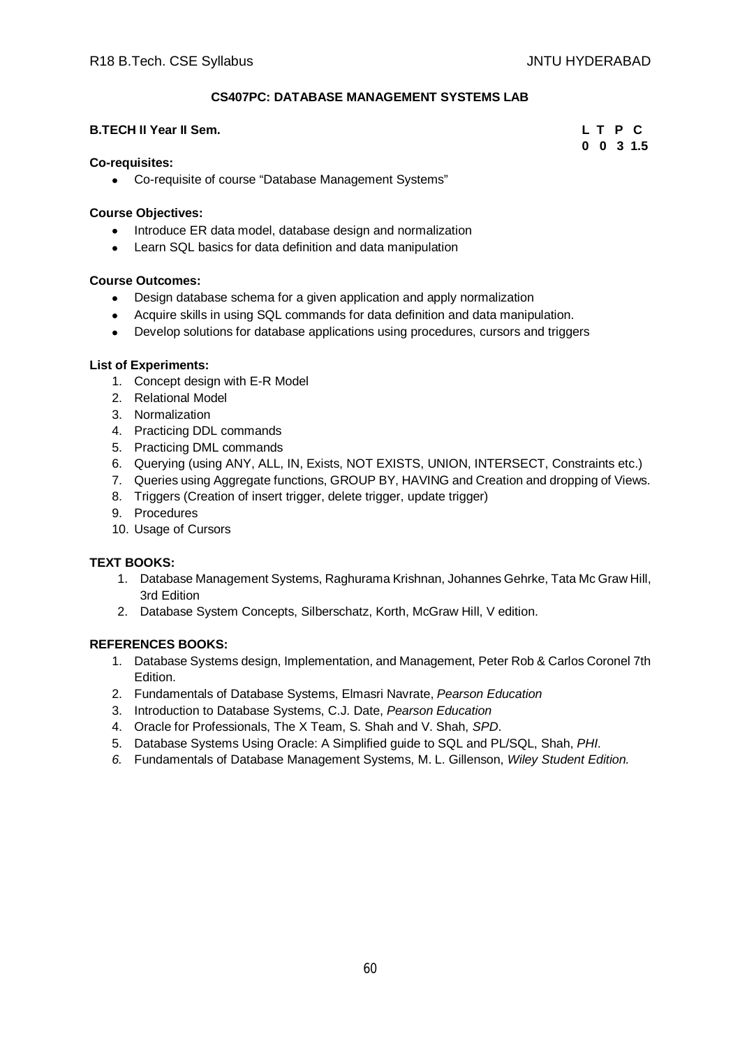## CS407PC: DATABASE MANAGEMENT SYSTEMS LAB

**B.TECH II Year II Sem.**

| L | T | P | C |
|---|---|---|---|
| 0 | 0 | 3 | 1.5 |

**Co-requisites:**

- Co-requisite of course "Database Management Systems"

**Course Objectives:**

- Introduce ER data model, database design and normalization
- Learn SQL basics for data definition and data manipulation

**Course Outcomes:**

- Design database schema for a given application and apply normalization
- Acquire skills in using SQL commands for data definition and data manipulation.
- Develop solutions for database applications using procedures, cursors and triggers

**List of Experiments:**

1. Concept design with E-R Model
2. Relational Model
3. Normalization
4. Practicing DDL commands
5. Practicing DML commands
6. Querying (using ANY, ALL, IN, Exists, NOT EXISTS, UNION, INTERSECT, Constraints etc.)
7. Queries using Aggregate functions, GROUP BY, HAVING and Creation and dropping of Views.
8. Triggers (Creation of insert trigger, delete trigger, update trigger)
9. Procedures
10. Usage of Cursors

**TEXT BOOKS:**

1. Database Management Systems, Raghurama Krishnan, Johannes Gehrke, Tata Mc Graw Hill, 3rd Edition
2. Database System Concepts, Silberschatz, Korth, McGraw Hill, V edition.

**REFERENCES BOOKS:**

1. Database Systems design, Implementation, and Management, Peter Rob & Carlos Coronel 7th Edition.
2. Fundamentals of Database Systems, Elmasri Navrate, *Pearson Education*
3. Introduction to Database Systems, C.J. Date, *Pearson Education*
4. Oracle for Professionals, The X Team, S. Shah and V. Shah, *SPD*.
5. Database Systems Using Oracle: A Simplified guide to SQL and PL/SQL, Shah, *PHI*.
6. Fundamentals of Database Management Systems, M. L. Gillenson, *Wiley Student Edition.*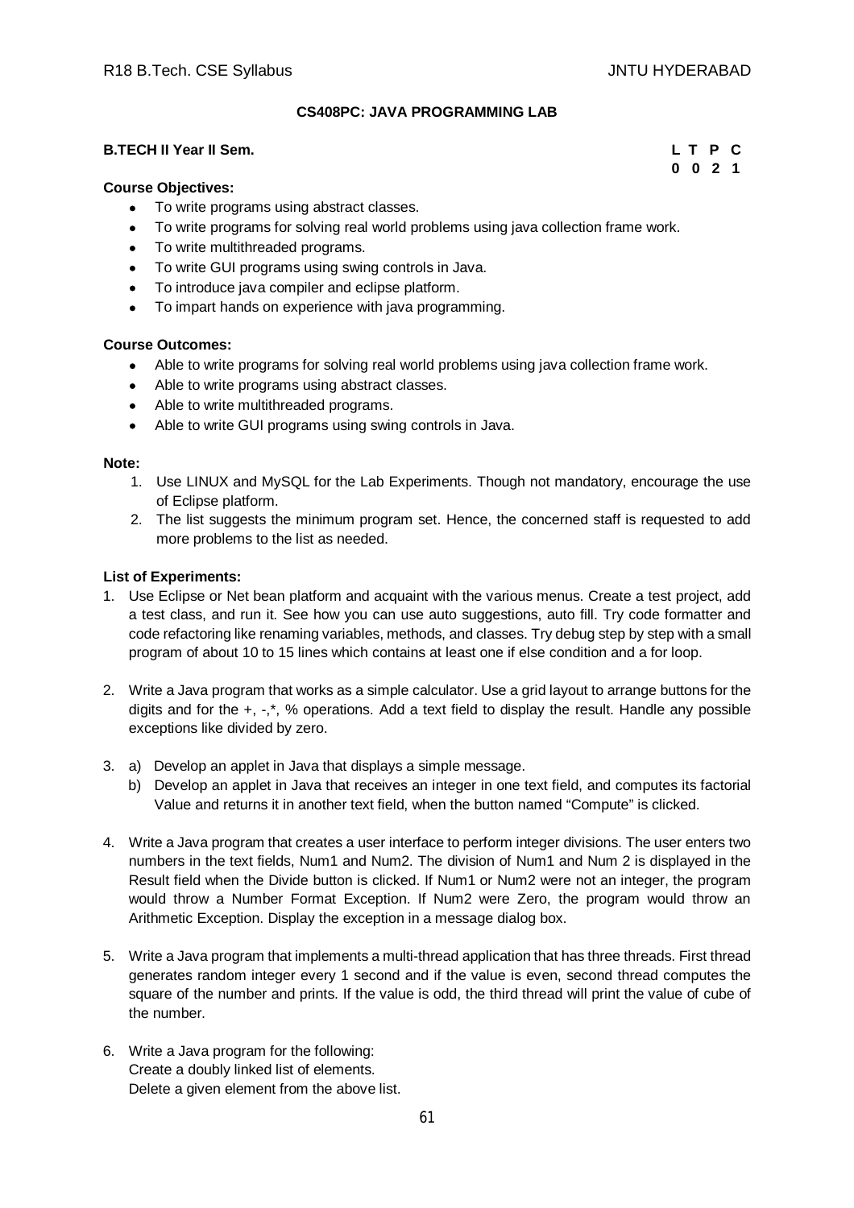### CS408PC: JAVA PROGRAMMING LAB

**B.TECH II Year II Sem.**

| L | T | P | C |
|---|---|---|---|
| 0 | 0 | 2 | 1 |

**Course Objectives:**

- To write programs using abstract classes.
- To write programs for solving real world problems using java collection frame work.
- To write multithreaded programs.
- To write GUI programs using swing controls in Java.
- To introduce java compiler and eclipse platform.
- To impart hands on experience with java programming.

**Course Outcomes:**

- Able to write programs for solving real world problems using java collection frame work.
- Able to write programs using abstract classes.
- Able to write multithreaded programs.
- Able to write GUI programs using swing controls in Java.

**Note:**

1. Use LINUX and MySQL for the Lab Experiments. Though not mandatory, encourage the use of Eclipse platform.
2. The list suggests the minimum program set. Hence, the concerned staff is requested to add more problems to the list as needed.

**List of Experiments:**

1. Use Eclipse or Net bean platform and acquaint with the various menus. Create a test project, add a test class, and run it. See how you can use auto suggestions, auto fill. Try code formatter and code refactoring like renaming variables, methods, and classes. Try debug step by step with a small program of about 10 to 15 lines which contains at least one if else condition and a for loop.

2. Write a Java program that works as a simple calculator. Use a grid layout to arrange buttons for the digits and for the +, -,*, % operations. Add a text field to display the result. Handle any possible exceptions like divided by zero.

3. a) Develop an applet in Java that displays a simple message.
   b) Develop an applet in Java that receives an integer in one text field, and computes its factorial Value and returns it in another text field, when the button named "Compute" is clicked.

4. Write a Java program that creates a user interface to perform integer divisions. The user enters two numbers in the text fields, Num1 and Num2. The division of Num1 and Num 2 is displayed in the Result field when the Divide button is clicked. If Num1 or Num2 were not an integer, the program would throw a Number Format Exception. If Num2 were Zero, the program would throw an Arithmetic Exception. Display the exception in a message dialog box.

5. Write a Java program that implements a multi-thread application that has three threads. First thread generates random integer every 1 second and if the value is even, second thread computes the square of the number and prints. If the value is odd, the third thread will print the value of cube of the number.

6. Write a Java program for the following:
   Create a doubly linked list of elements.
   Delete a given element from the above list.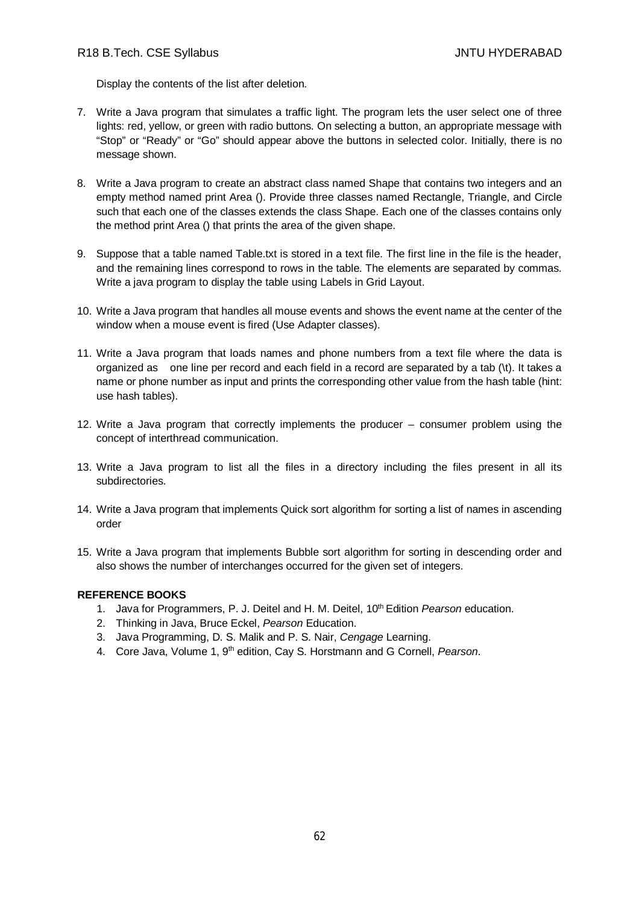Display the contents of the list after deletion.

7. Write a Java program that simulates a traffic light. The program lets the user select one of three lights: red, yellow, or green with radio buttons. On selecting a button, an appropriate message with "Stop" or "Ready" or "Go" should appear above the buttons in selected color. Initially, there is no message shown.
8. Write a Java program to create an abstract class named Shape that contains two integers and an empty method named print Area (). Provide three classes named Rectangle, Triangle, and Circle such that each one of the classes extends the class Shape. Each one of the classes contains only the method print Area () that prints the area of the given shape.
9. Suppose that a table named Table.txt is stored in a text file. The first line in the file is the header, and the remaining lines correspond to rows in the table. The elements are separated by commas. Write a java program to display the table using Labels in Grid Layout.
10. Write a Java program that handles all mouse events and shows the event name at the center of the window when a mouse event is fired (Use Adapter classes).
11. Write a Java program that loads names and phone numbers from a text file where the data is organized as one line per record and each field in a record are separated by a tab (\t). It takes a name or phone number as input and prints the corresponding other value from the hash table (hint: use hash tables).
12. Write a Java program that correctly implements the producer – consumer problem using the concept of interthread communication.
13. Write a Java program to list all the files in a directory including the files present in all its subdirectories.
14. Write a Java program that implements Quick sort algorithm for sorting a list of names in ascending order
15. Write a Java program that implements Bubble sort algorithm for sorting in descending order and also shows the number of interchanges occurred for the given set of integers.

**REFERENCE BOOKS**

1. Java for Programmers, P. J. Deitel and H. M. Deitel, 10th Edition *Pearson* education.
2. Thinking in Java, Bruce Eckel, *Pearson* Education.
3. Java Programming, D. S. Malik and P. S. Nair, *Cengage* Learning.
4. Core Java, Volume 1, 9th edition, Cay S. Horstmann and G Cornell, *Pearson*.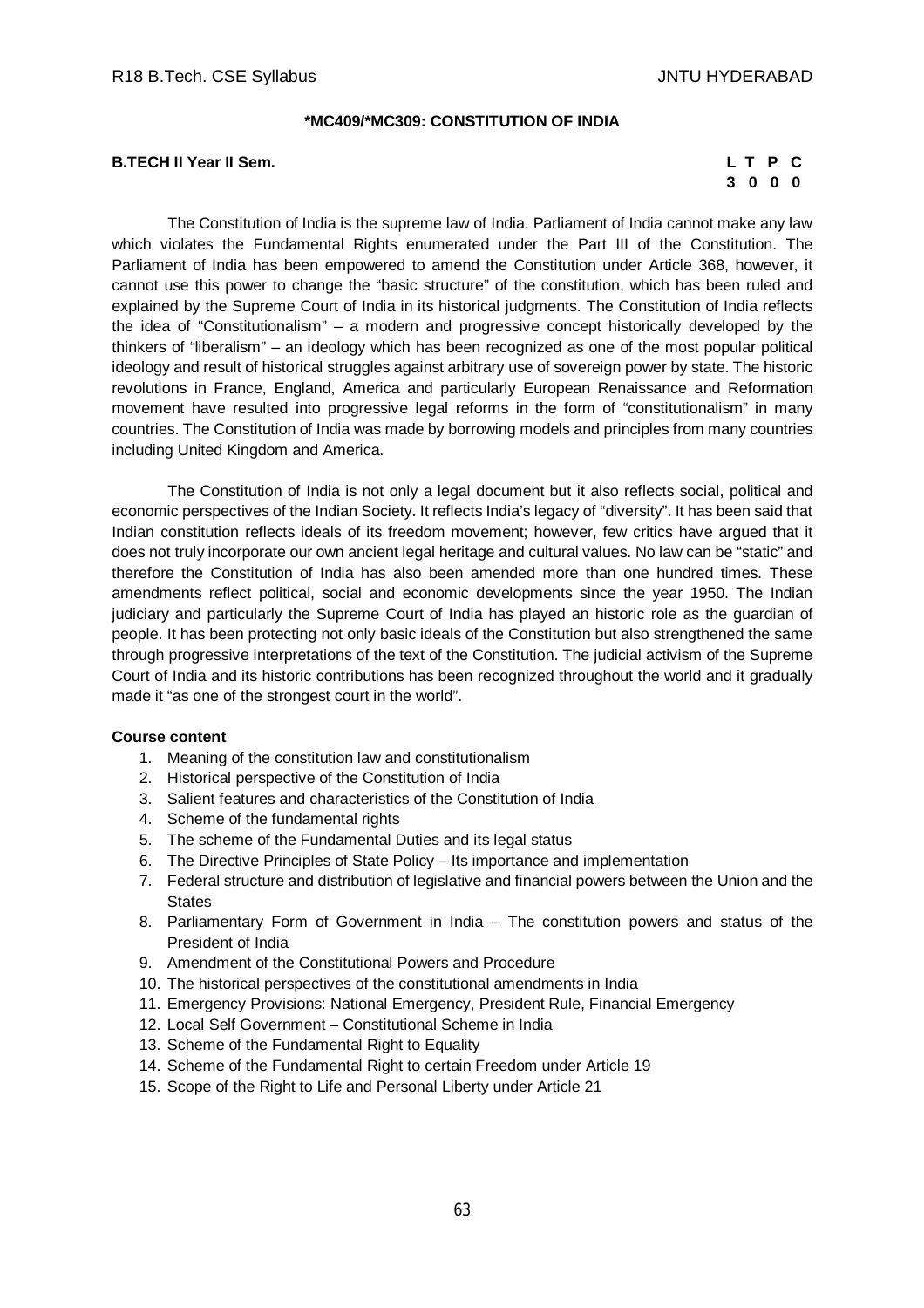## *MC409/*MC309: CONSTITUTION OF INDIA

**B.TECH II Year II Sem.**

| L | T | P | C |
|---|---|---|---|
| 3 | 0 | 0 | 0 |

The Constitution of India is the supreme law of India. Parliament of India cannot make any law which violates the Fundamental Rights enumerated under the Part III of the Constitution. The Parliament of India has been empowered to amend the Constitution under Article 368, however, it cannot use this power to change the "basic structure" of the constitution, which has been ruled and explained by the Supreme Court of India in its historical judgments. The Constitution of India reflects the idea of "Constitutionalism" – a modern and progressive concept historically developed by the thinkers of "liberalism" – an ideology which has been recognized as one of the most popular political ideology and result of historical struggles against arbitrary use of sovereign power by state. The historic revolutions in France, England, America and particularly European Renaissance and Reformation movement have resulted into progressive legal reforms in the form of "constitutionalism" in many countries. The Constitution of India was made by borrowing models and principles from many countries including United Kingdom and America.

The Constitution of India is not only a legal document but it also reflects social, political and economic perspectives of the Indian Society. It reflects India's legacy of "diversity". It has been said that Indian constitution reflects ideals of its freedom movement; however, few critics have argued that it does not truly incorporate our own ancient legal heritage and cultural values. No law can be "static" and therefore the Constitution of India has also been amended more than one hundred times. These amendments reflect political, social and economic developments since the year 1950. The Indian judiciary and particularly the Supreme Court of India has played an historic role as the guardian of people. It has been protecting not only basic ideals of the Constitution but also strengthened the same through progressive interpretations of the text of the Constitution. The judicial activism of the Supreme Court of India and its historic contributions has been recognized throughout the world and it gradually made it "as one of the strongest court in the world".

**Course content**

1. Meaning of the constitution law and constitutionalism
2. Historical perspective of the Constitution of India
3. Salient features and characteristics of the Constitution of India
4. Scheme of the fundamental rights
5. The scheme of the Fundamental Duties and its legal status
6. The Directive Principles of State Policy – Its importance and implementation
7. Federal structure and distribution of legislative and financial powers between the Union and the States
8. Parliamentary Form of Government in India – The constitution powers and status of the President of India
9. Amendment of the Constitutional Powers and Procedure
10. The historical perspectives of the constitutional amendments in India
11. Emergency Provisions: National Emergency, President Rule, Financial Emergency
12. Local Self Government – Constitutional Scheme in India
13. Scheme of the Fundamental Right to Equality
14. Scheme of the Fundamental Right to certain Freedom under Article 19
15. Scope of the Right to Life and Personal Liberty under Article 21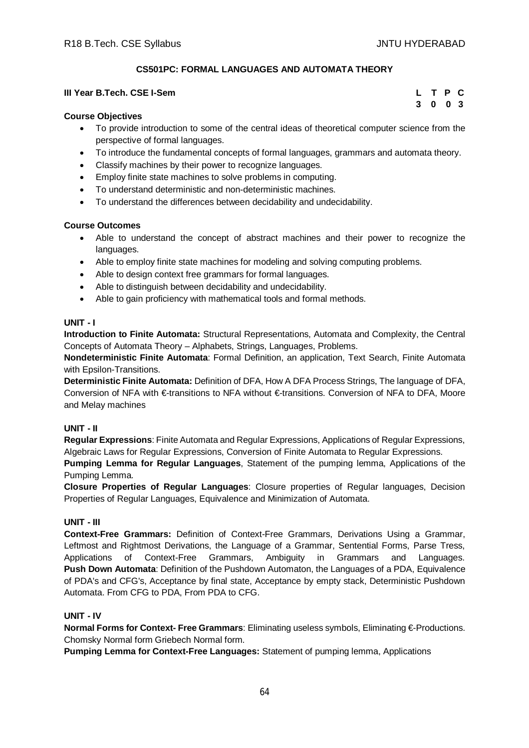## CS501PC: FORMAL LANGUAGES AND AUTOMATA THEORY

**III Year B.Tech. CSE I-Sem**

| L | T | P | C |
|---|---|---|---|
| 3 | 0 | 0 | 3 |

**Course Objectives**

- To provide introduction to some of the central ideas of theoretical computer science from the perspective of formal languages.
- To introduce the fundamental concepts of formal languages, grammars and automata theory.
- Classify machines by their power to recognize languages.
- Employ finite state machines to solve problems in computing.
- To understand deterministic and non-deterministic machines.
- To understand the differences between decidability and undecidability.

**Course Outcomes**

- Able to understand the concept of abstract machines and their power to recognize the languages.
- Able to employ finite state machines for modeling and solving computing problems.
- Able to design context free grammars for formal languages.
- Able to distinguish between decidability and undecidability.
- Able to gain proficiency with mathematical tools and formal methods.

**UNIT - I**

**Introduction to Finite Automata:** Structural Representations, Automata and Complexity, the Central Concepts of Automata Theory – Alphabets, Strings, Languages, Problems.

**Nondeterministic Finite Automata**: Formal Definition, an application, Text Search, Finite Automata with Epsilon-Transitions.

**Deterministic Finite Automata:** Definition of DFA, How A DFA Process Strings, The language of DFA, Conversion of NFA with €-transitions to NFA without €-transitions. Conversion of NFA to DFA, Moore and Melay machines

**UNIT - II**

**Regular Expressions**: Finite Automata and Regular Expressions, Applications of Regular Expressions, Algebraic Laws for Regular Expressions, Conversion of Finite Automata to Regular Expressions.

**Pumping Lemma for Regular Languages**, Statement of the pumping lemma, Applications of the Pumping Lemma.

**Closure Properties of Regular Languages**: Closure properties of Regular languages, Decision Properties of Regular Languages, Equivalence and Minimization of Automata.

**UNIT - III**

**Context-Free Grammars:** Definition of Context-Free Grammars, Derivations Using a Grammar, Leftmost and Rightmost Derivations, the Language of a Grammar, Sentential Forms, Parse Tress, Applications of Context-Free Grammars, Ambiguity in Grammars and Languages. **Push Down Automata**: Definition of the Pushdown Automaton, the Languages of a PDA, Equivalence of PDA's and CFG's, Acceptance by final state, Acceptance by empty stack, Deterministic Pushdown Automata. From CFG to PDA, From PDA to CFG.

**UNIT - IV**

**Normal Forms for Context- Free Grammars**: Eliminating useless symbols, Eliminating €-Productions. Chomsky Normal form Griebech Normal form.

**Pumping Lemma for Context-Free Languages:** Statement of pumping lemma, Applications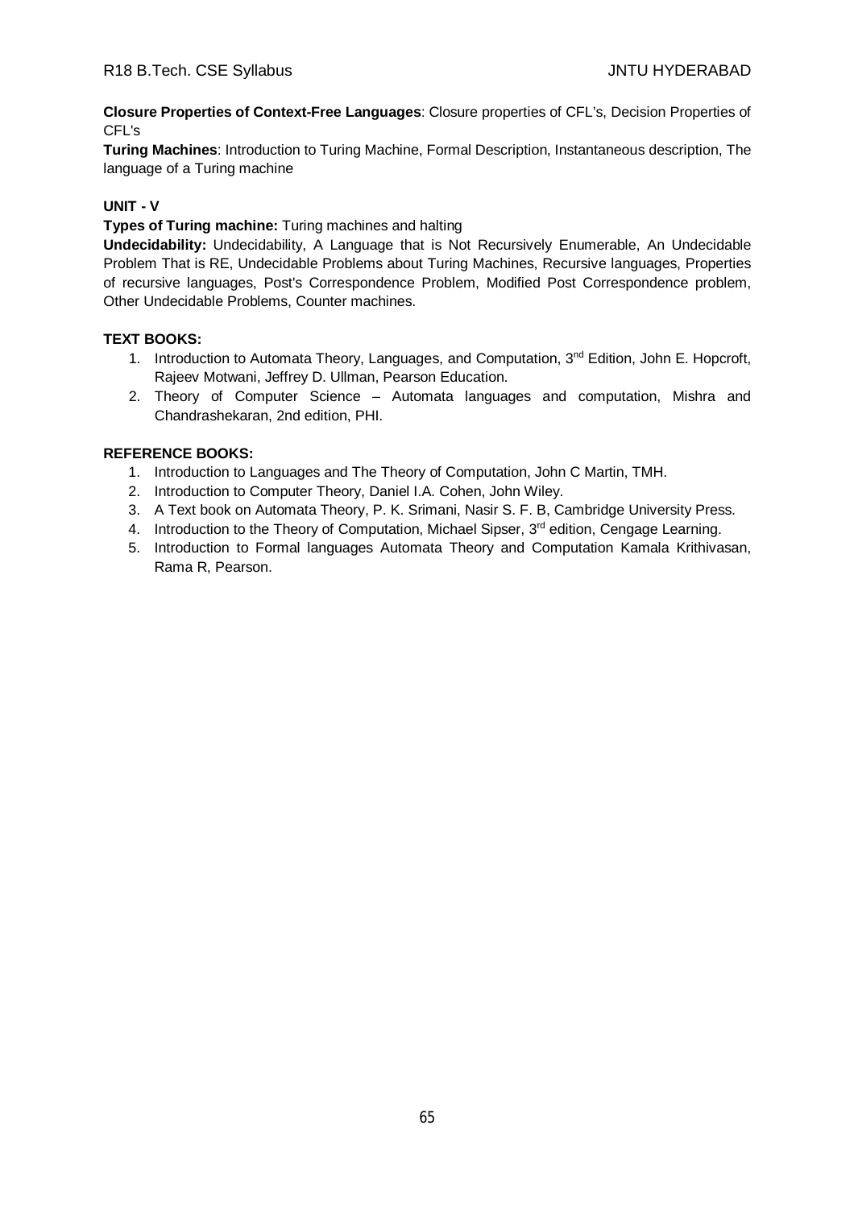**Closure Properties of Context-Free Languages**: Closure properties of CFL's, Decision Properties of CFL's

**Turing Machines**: Introduction to Turing Machine, Formal Description, Instantaneous description, The language of a Turing machine

**UNIT - V**

**Types of Turing machine:** Turing machines and halting

**Undecidability:** Undecidability, A Language that is Not Recursively Enumerable, An Undecidable Problem That is RE, Undecidable Problems about Turing Machines, Recursive languages, Properties of recursive languages, Post's Correspondence Problem, Modified Post Correspondence problem, Other Undecidable Problems, Counter machines.

**TEXT BOOKS:**

1. Introduction to Automata Theory, Languages, and Computation, 3rd Edition, John E. Hopcroft, Rajeev Motwani, Jeffrey D. Ullman, Pearson Education.
2. Theory of Computer Science – Automata languages and computation, Mishra and Chandrashekaran, 2nd edition, PHI.

**REFERENCE BOOKS:**

1. Introduction to Languages and The Theory of Computation, John C Martin, TMH.
2. Introduction to Computer Theory, Daniel I.A. Cohen, John Wiley.
3. A Text book on Automata Theory, P. K. Srimani, Nasir S. F. B, Cambridge University Press.
4. Introduction to the Theory of Computation, Michael Sipser, 3rd edition, Cengage Learning.
5. Introduction to Formal languages Automata Theory and Computation Kamala Krithivasan, Rama R, Pearson.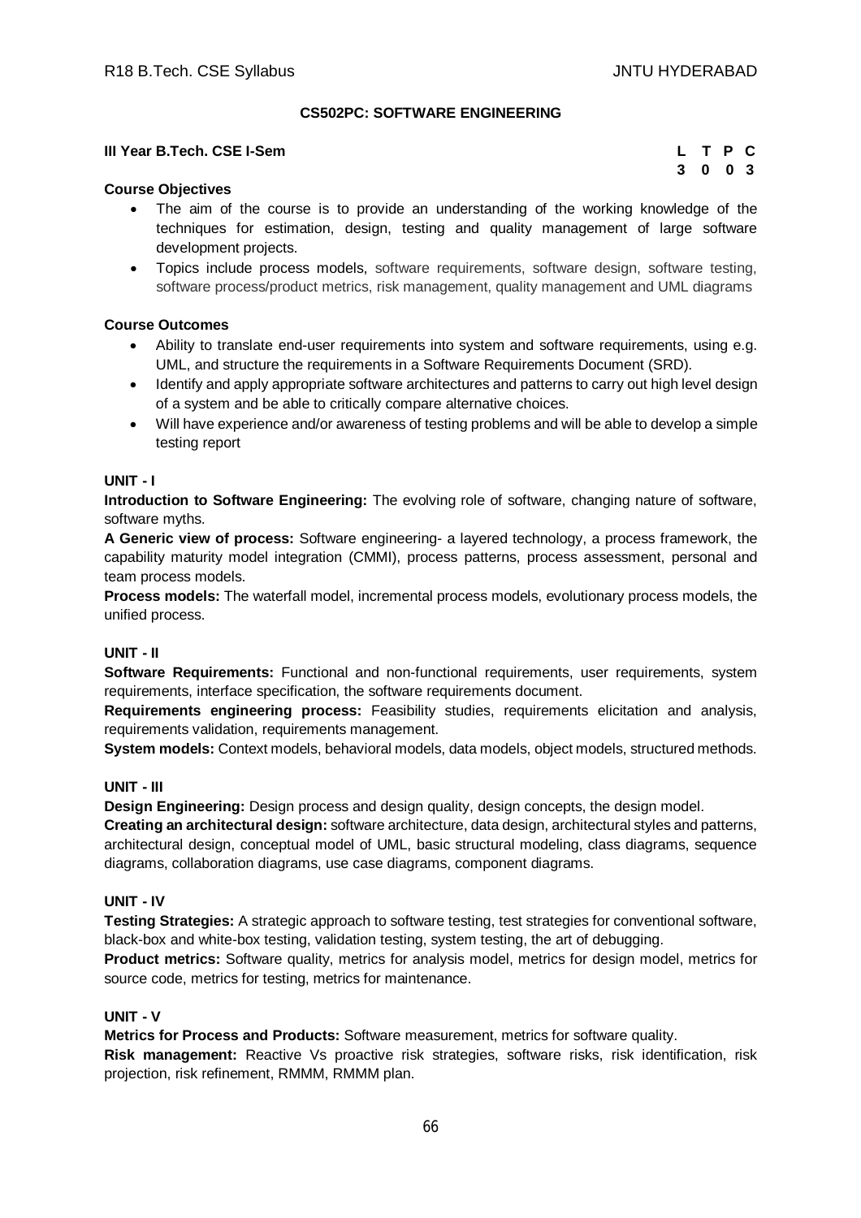## CS502PC: SOFTWARE ENGINEERING

**III Year B.Tech. CSE I-Sem**

| L | T | P | C |
|---|---|---|---|
| 3 | 0 | 0 | 3 |

**Course Objectives**

- The aim of the course is to provide an understanding of the working knowledge of the techniques for estimation, design, testing and quality management of large software development projects.
- Topics include process models, software requirements, software design, software testing, software process/product metrics, risk management, quality management and UML diagrams

**Course Outcomes**

- Ability to translate end-user requirements into system and software requirements, using e.g. UML, and structure the requirements in a Software Requirements Document (SRD).
- Identify and apply appropriate software architectures and patterns to carry out high level design of a system and be able to critically compare alternative choices.
- Will have experience and/or awareness of testing problems and will be able to develop a simple testing report

**UNIT - I**

**Introduction to Software Engineering:** The evolving role of software, changing nature of software, software myths.

**A Generic view of process:** Software engineering- a layered technology, a process framework, the capability maturity model integration (CMMI), process patterns, process assessment, personal and team process models.

**Process models:** The waterfall model, incremental process models, evolutionary process models, the unified process.

**UNIT - II**

**Software Requirements:** Functional and non-functional requirements, user requirements, system requirements, interface specification, the software requirements document.

**Requirements engineering process:** Feasibility studies, requirements elicitation and analysis, requirements validation, requirements management.

**System models:** Context models, behavioral models, data models, object models, structured methods.

**UNIT - III**

**Design Engineering:** Design process and design quality, design concepts, the design model.

**Creating an architectural design:** software architecture, data design, architectural styles and patterns, architectural design, conceptual model of UML, basic structural modeling, class diagrams, sequence diagrams, collaboration diagrams, use case diagrams, component diagrams.

**UNIT - IV**

**Testing Strategies:** A strategic approach to software testing, test strategies for conventional software, black-box and white-box testing, validation testing, system testing, the art of debugging.

**Product metrics:** Software quality, metrics for analysis model, metrics for design model, metrics for source code, metrics for testing, metrics for maintenance.

**UNIT - V**

**Metrics for Process and Products:** Software measurement, metrics for software quality.

**Risk management:** Reactive Vs proactive risk strategies, software risks, risk identification, risk projection, risk refinement, RMMM, RMMM plan.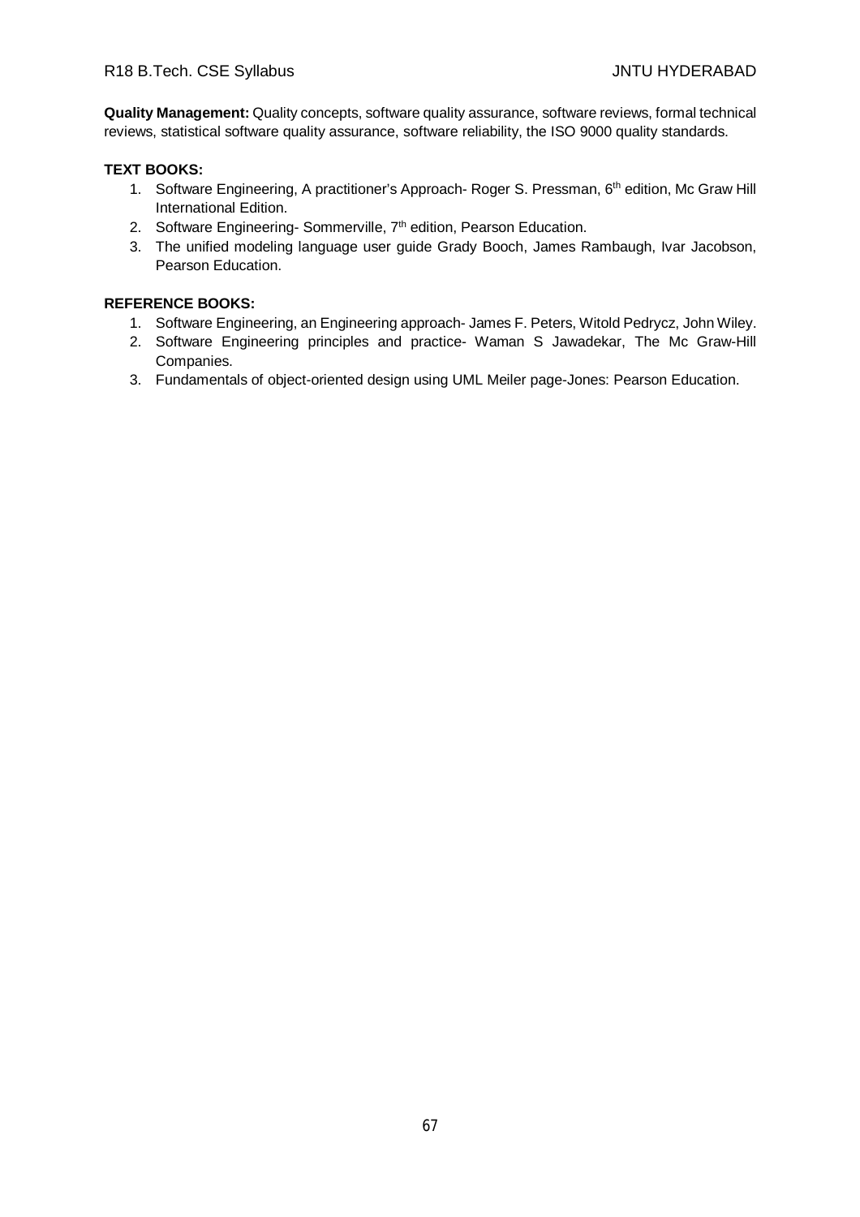**Quality Management:** Quality concepts, software quality assurance, software reviews, formal technical reviews, statistical software quality assurance, software reliability, the ISO 9000 quality standards.

**TEXT BOOKS:**

1. Software Engineering, A practitioner's Approach- Roger S. Pressman, 6th edition, Mc Graw Hill International Edition.
2. Software Engineering- Sommerville, 7th edition, Pearson Education.
3. The unified modeling language user guide Grady Booch, James Rambaugh, Ivar Jacobson, Pearson Education.

**REFERENCE BOOKS:**

1. Software Engineering, an Engineering approach- James F. Peters, Witold Pedrycz, John Wiley.
2. Software Engineering principles and practice- Waman S Jawadekar, The Mc Graw-Hill Companies.
3. Fundamentals of object-oriented design using UML Meiler page-Jones: Pearson Education.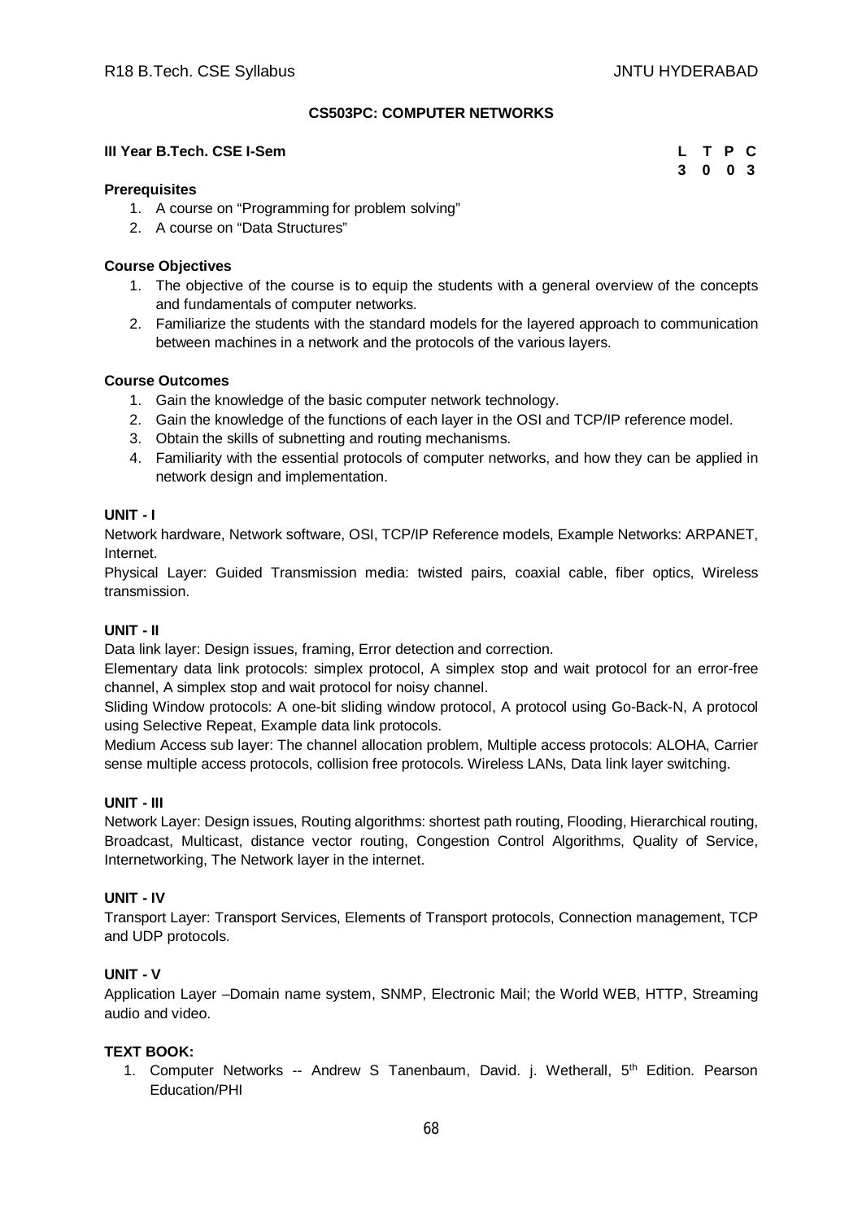## CS503PC: COMPUTER NETWORKS

**III Year B.Tech. CSE I-Sem**

| L | T | P | C |
|---|---|---|---|
| 3 | 0 | 0 | 3 |

**Prerequisites**

1. A course on "Programming for problem solving"
2. A course on "Data Structures"

**Course Objectives**

1. The objective of the course is to equip the students with a general overview of the concepts and fundamentals of computer networks.
2. Familiarize the students with the standard models for the layered approach to communication between machines in a network and the protocols of the various layers.

**Course Outcomes**

1. Gain the knowledge of the basic computer network technology.
2. Gain the knowledge of the functions of each layer in the OSI and TCP/IP reference model.
3. Obtain the skills of subnetting and routing mechanisms.
4. Familiarity with the essential protocols of computer networks, and how they can be applied in network design and implementation.

**UNIT - I**

Network hardware, Network software, OSI, TCP/IP Reference models, Example Networks: ARPANET, Internet.

Physical Layer: Guided Transmission media: twisted pairs, coaxial cable, fiber optics, Wireless transmission.

**UNIT - II**

Data link layer: Design issues, framing, Error detection and correction.

Elementary data link protocols: simplex protocol, A simplex stop and wait protocol for an error-free channel, A simplex stop and wait protocol for noisy channel.

Sliding Window protocols: A one-bit sliding window protocol, A protocol using Go-Back-N, A protocol using Selective Repeat, Example data link protocols.

Medium Access sub layer: The channel allocation problem, Multiple access protocols: ALOHA, Carrier sense multiple access protocols, collision free protocols. Wireless LANs, Data link layer switching.

**UNIT - III**

Network Layer: Design issues, Routing algorithms: shortest path routing, Flooding, Hierarchical routing, Broadcast, Multicast, distance vector routing, Congestion Control Algorithms, Quality of Service, Internetworking, The Network layer in the internet.

**UNIT - IV**

Transport Layer: Transport Services, Elements of Transport protocols, Connection management, TCP and UDP protocols.

**UNIT - V**

Application Layer –Domain name system, SNMP, Electronic Mail; the World WEB, HTTP, Streaming audio and video.

**TEXT BOOK:**

1. Computer Networks -- Andrew S Tanenbaum, David. j. Wetherall, 5th Edition. Pearson Education/PHI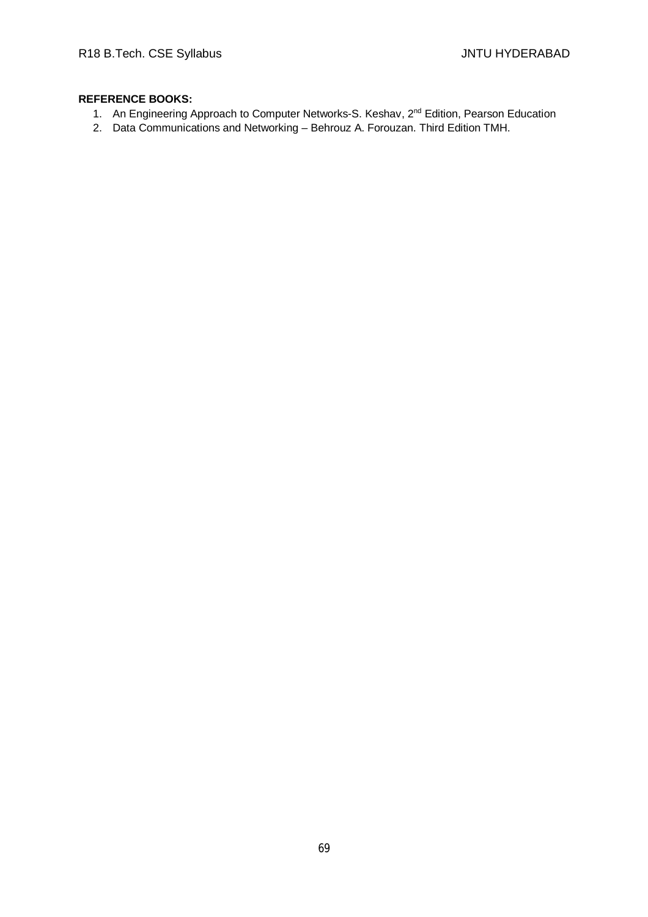**REFERENCE BOOKS:**

1. An Engineering Approach to Computer Networks-S. Keshav, 2nd Edition, Pearson Education
2. Data Communications and Networking – Behrouz A. Forouzan. Third Edition TMH.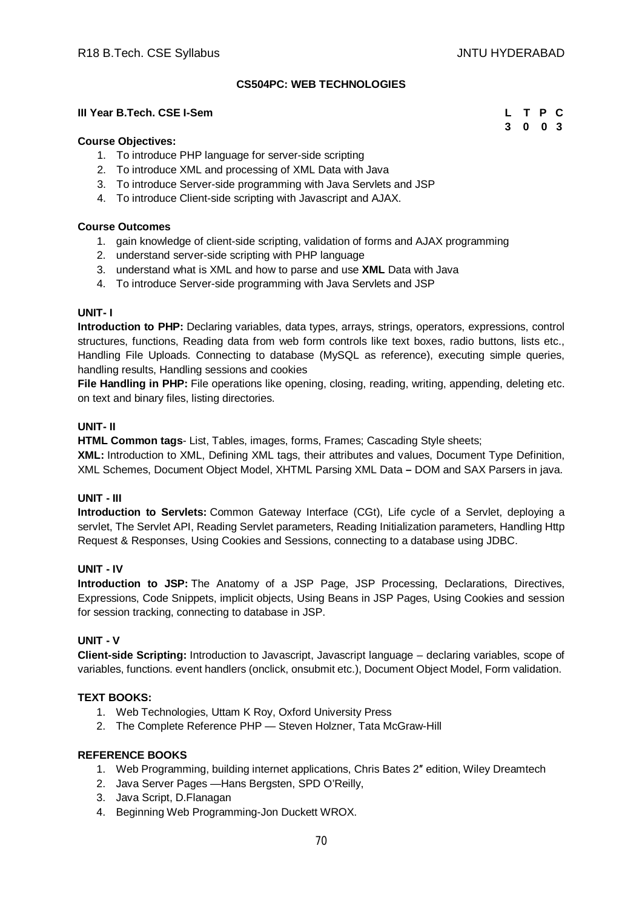## CS504PC: WEB TECHNOLOGIES

**III Year B.Tech. CSE I-Sem**

| L | T | P | C |
|---|---|---|---|
| 3 | 0 | 0 | 3 |

**Course Objectives:**

1. To introduce PHP language for server-side scripting
2. To introduce XML and processing of XML Data with Java
3. To introduce Server-side programming with Java Servlets and JSP
4. To introduce Client-side scripting with Javascript and AJAX.

**Course Outcomes**

1. gain knowledge of client-side scripting, validation of forms and AJAX programming
2. understand server-side scripting with PHP language
3. understand what is XML and how to parse and use **XML** Data with Java
4. To introduce Server-side programming with Java Servlets and JSP

**UNIT- I**

**Introduction to PHP:** Declaring variables, data types, arrays, strings, operators, expressions, control structures, functions, Reading data from web form controls like text boxes, radio buttons, lists etc., Handling File Uploads. Connecting to database (MySQL as reference), executing simple queries, handling results, Handling sessions and cookies

**File Handling in PHP:** File operations like opening, closing, reading, writing, appending, deleting etc. on text and binary files, listing directories.

**UNIT- II**

**HTML Common tags**- List, Tables, images, forms, Frames; Cascading Style sheets;

**XML:** Introduction to XML, Defining XML tags, their attributes and values, Document Type Definition, XML Schemes, Document Object Model, XHTML Parsing XML Data **–** DOM and SAX Parsers in java.

**UNIT - III**

**Introduction to Servlets:** Common Gateway Interface (CGt), Life cycle of a Servlet, deploying a servlet, The Servlet API, Reading Servlet parameters, Reading Initialization parameters, Handling Http Request & Responses, Using Cookies and Sessions, connecting to a database using JDBC.

**UNIT - IV**

**Introduction to JSP:** The Anatomy of a JSP Page, JSP Processing, Declarations, Directives, Expressions, Code Snippets, implicit objects, Using Beans in JSP Pages, Using Cookies and session for session tracking, connecting to database in JSP.

**UNIT - V**

**Client-side Scripting:** Introduction to Javascript, Javascript language – declaring variables, scope of variables, functions. event handlers (onclick, onsubmit etc.), Document Object Model, Form validation.

**TEXT BOOKS:**

1. Web Technologies, Uttam K Roy, Oxford University Press
2. The Complete Reference PHP — Steven Holzner, Tata McGraw-Hill

**REFERENCE BOOKS**

1. Web Programming, building internet applications, Chris Bates 2″ edition, Wiley Dreamtech
2. Java Server Pages —Hans Bergsten, SPD O'Reilly,
3. Java Script, D.Flanagan
4. Beginning Web Programming-Jon Duckett WROX.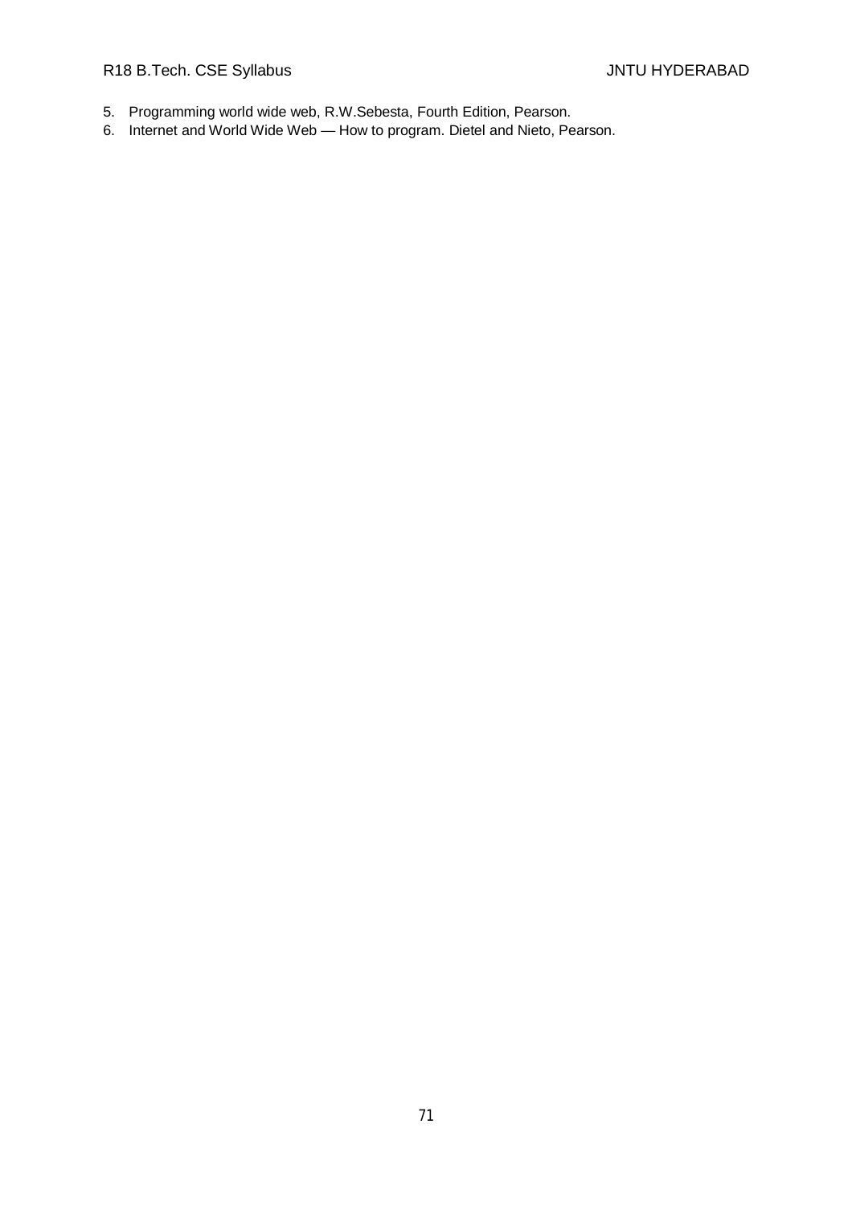5. Programming world wide web, R.W.Sebesta, Fourth Edition, Pearson.
6. Internet and World Wide Web — How to program. Dietel and Nieto, Pearson.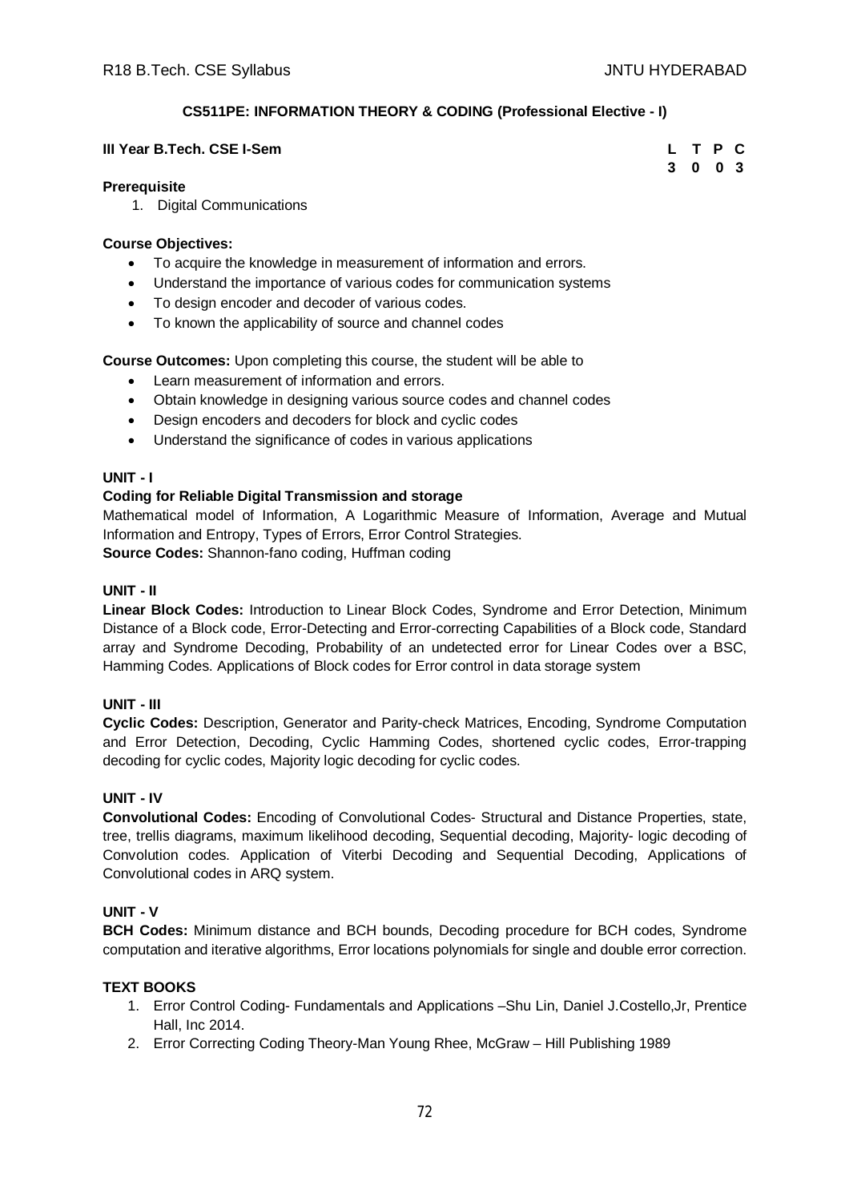## CS511PE: INFORMATION THEORY & CODING (Professional Elective - I)

**III Year B.Tech. CSE I-Sem**

| L | T | P | C |
|---|---|---|---|
| 3 | 0 | 0 | 3 |

**Prerequisite**

1. Digital Communications

**Course Objectives:**

- To acquire the knowledge in measurement of information and errors.
- Understand the importance of various codes for communication systems
- To design encoder and decoder of various codes.
- To known the applicability of source and channel codes

**Course Outcomes:** Upon completing this course, the student will be able to

- Learn measurement of information and errors.
- Obtain knowledge in designing various source codes and channel codes
- Design encoders and decoders for block and cyclic codes
- Understand the significance of codes in various applications

**UNIT - I**

**Coding for Reliable Digital Transmission and storage**

Mathematical model of Information, A Logarithmic Measure of Information, Average and Mutual Information and Entropy, Types of Errors, Error Control Strategies.

**Source Codes:** Shannon-fano coding, Huffman coding

**UNIT - II**

**Linear Block Codes:** Introduction to Linear Block Codes, Syndrome and Error Detection, Minimum Distance of a Block code, Error-Detecting and Error-correcting Capabilities of a Block code, Standard array and Syndrome Decoding, Probability of an undetected error for Linear Codes over a BSC, Hamming Codes. Applications of Block codes for Error control in data storage system

**UNIT - III**

**Cyclic Codes:** Description, Generator and Parity-check Matrices, Encoding, Syndrome Computation and Error Detection, Decoding, Cyclic Hamming Codes, shortened cyclic codes, Error-trapping decoding for cyclic codes, Majority logic decoding for cyclic codes.

**UNIT - IV**

**Convolutional Codes:** Encoding of Convolutional Codes- Structural and Distance Properties, state, tree, trellis diagrams, maximum likelihood decoding, Sequential decoding, Majority- logic decoding of Convolution codes. Application of Viterbi Decoding and Sequential Decoding, Applications of Convolutional codes in ARQ system.

**UNIT - V**

**BCH Codes:** Minimum distance and BCH bounds, Decoding procedure for BCH codes, Syndrome computation and iterative algorithms, Error locations polynomials for single and double error correction.

**TEXT BOOKS**

1. Error Control Coding- Fundamentals and Applications –Shu Lin, Daniel J.Costello,Jr, Prentice Hall, Inc 2014.
2. Error Correcting Coding Theory-Man Young Rhee, McGraw – Hill Publishing 1989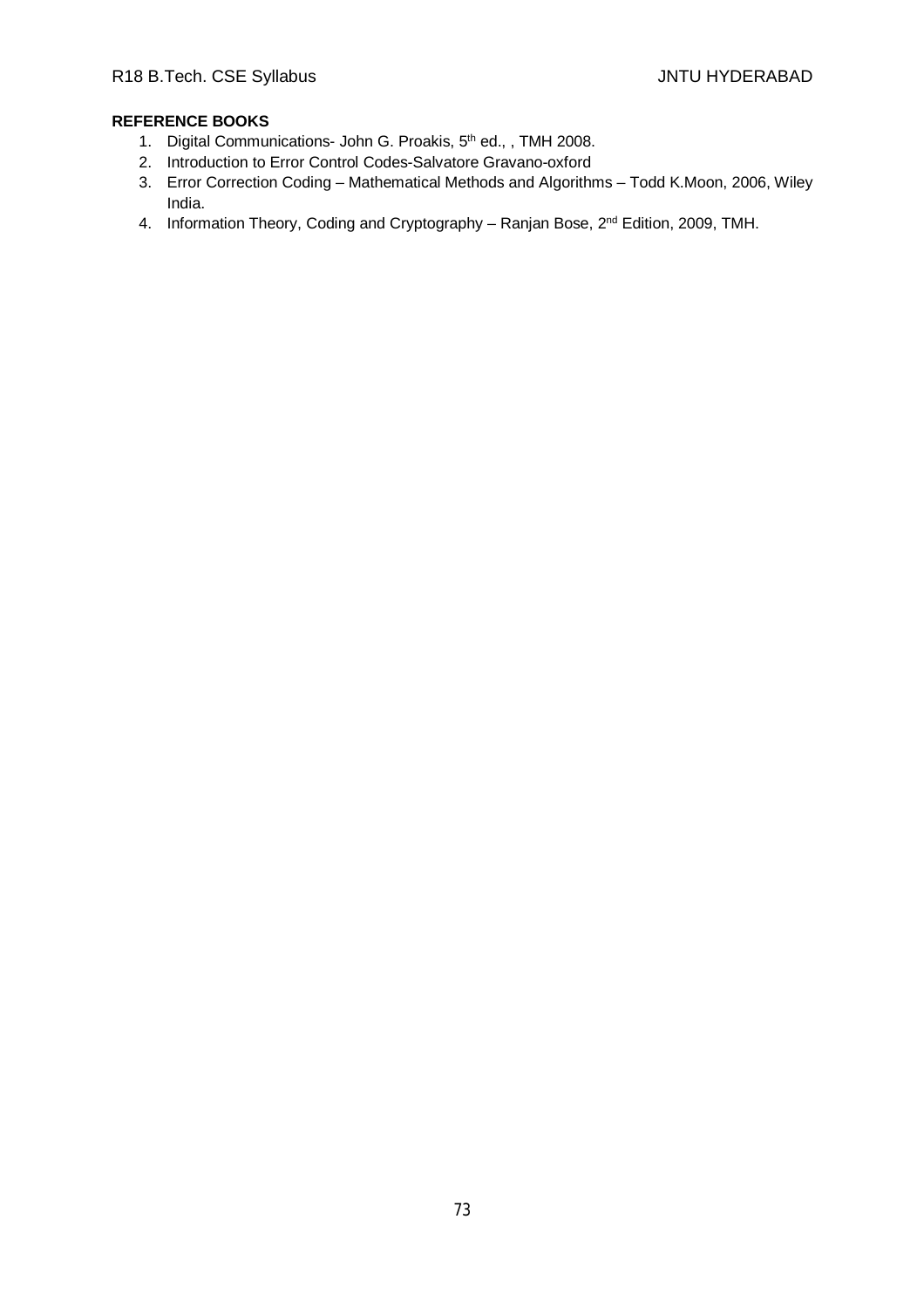**REFERENCE BOOKS**

1. Digital Communications- John G. Proakis, 5th ed., , TMH 2008.
2. Introduction to Error Control Codes-Salvatore Gravano-oxford
3. Error Correction Coding – Mathematical Methods and Algorithms – Todd K.Moon, 2006, Wiley India.
4. Information Theory, Coding and Cryptography – Ranjan Bose, 2nd Edition, 2009, TMH.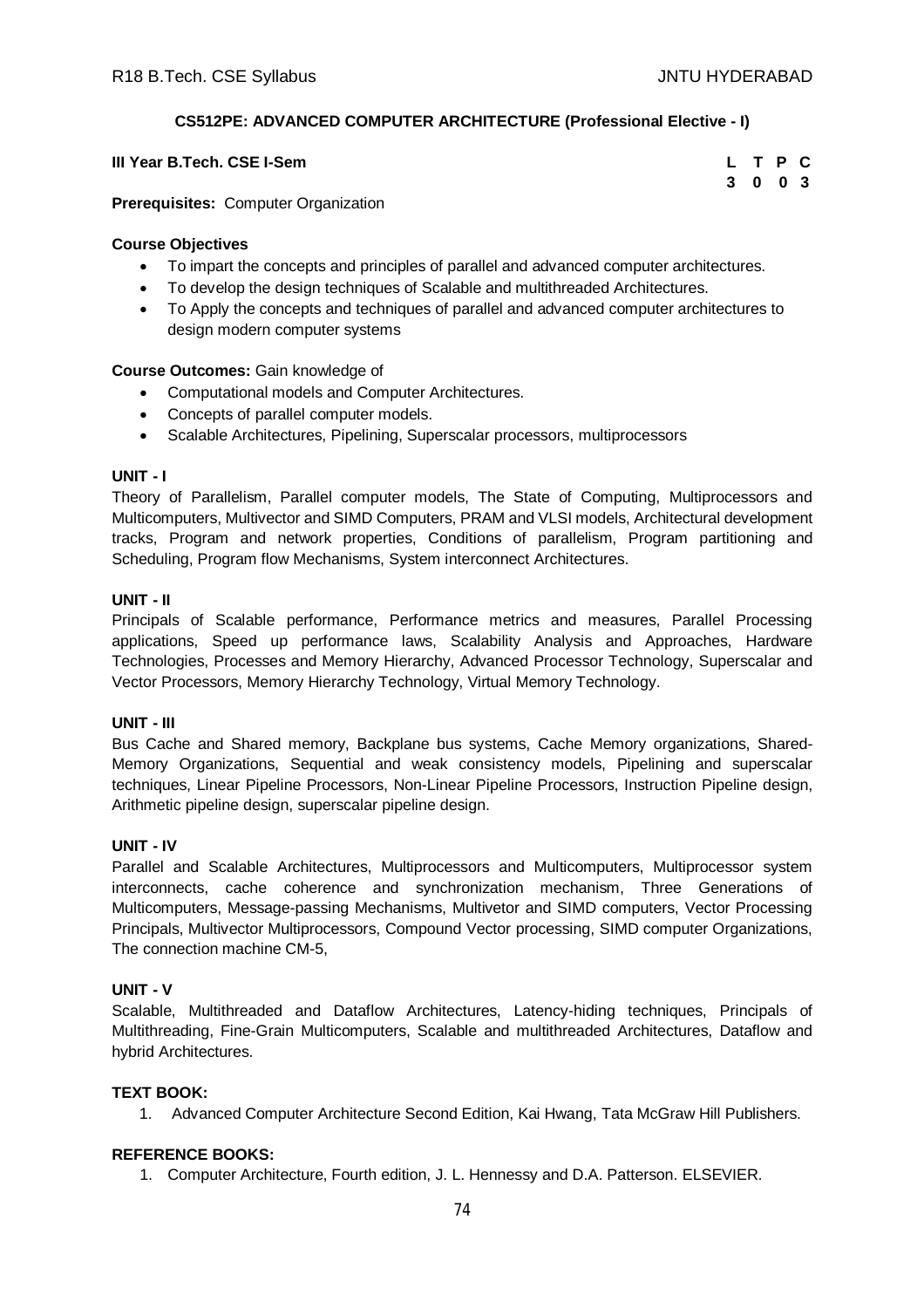## CS512PE: ADVANCED COMPUTER ARCHITECTURE (Professional Elective - I)

**III Year B.Tech. CSE I-Sem**

| L | T | P | C |
|---|---|---|---|
| 3 | 0 | 0 | 3 |

**Prerequisites:** Computer Organization

**Course Objectives**

- To impart the concepts and principles of parallel and advanced computer architectures.
- To develop the design techniques of Scalable and multithreaded Architectures.
- To Apply the concepts and techniques of parallel and advanced computer architectures to design modern computer systems

**Course Outcomes:** Gain knowledge of

- Computational models and Computer Architectures.
- Concepts of parallel computer models.
- Scalable Architectures, Pipelining, Superscalar processors, multiprocessors

**UNIT - I**

Theory of Parallelism, Parallel computer models, The State of Computing, Multiprocessors and Multicomputers, Multivector and SIMD Computers, PRAM and VLSI models, Architectural development tracks, Program and network properties, Conditions of parallelism, Program partitioning and Scheduling, Program flow Mechanisms, System interconnect Architectures.

**UNIT - II**

Principals of Scalable performance, Performance metrics and measures, Parallel Processing applications, Speed up performance laws, Scalability Analysis and Approaches, Hardware Technologies, Processes and Memory Hierarchy, Advanced Processor Technology, Superscalar and Vector Processors, Memory Hierarchy Technology, Virtual Memory Technology.

**UNIT - III**

Bus Cache and Shared memory, Backplane bus systems, Cache Memory organizations, Shared-Memory Organizations, Sequential and weak consistency models, Pipelining and superscalar techniques, Linear Pipeline Processors, Non-Linear Pipeline Processors, Instruction Pipeline design, Arithmetic pipeline design, superscalar pipeline design.

**UNIT - IV**

Parallel and Scalable Architectures, Multiprocessors and Multicomputers, Multiprocessor system interconnects, cache coherence and synchronization mechanism, Three Generations of Multicomputers, Message-passing Mechanisms, Multivetor and SIMD computers, Vector Processing Principals, Multivector Multiprocessors, Compound Vector processing, SIMD computer Organizations, The connection machine CM-5,

**UNIT - V**

Scalable, Multithreaded and Dataflow Architectures, Latency-hiding techniques, Principals of Multithreading, Fine-Grain Multicomputers, Scalable and multithreaded Architectures, Dataflow and hybrid Architectures.

**TEXT BOOK:**

1. Advanced Computer Architecture Second Edition, Kai Hwang, Tata McGraw Hill Publishers.

**REFERENCE BOOKS:**

1. Computer Architecture, Fourth edition, J. L. Hennessy and D.A. Patterson. ELSEVIER.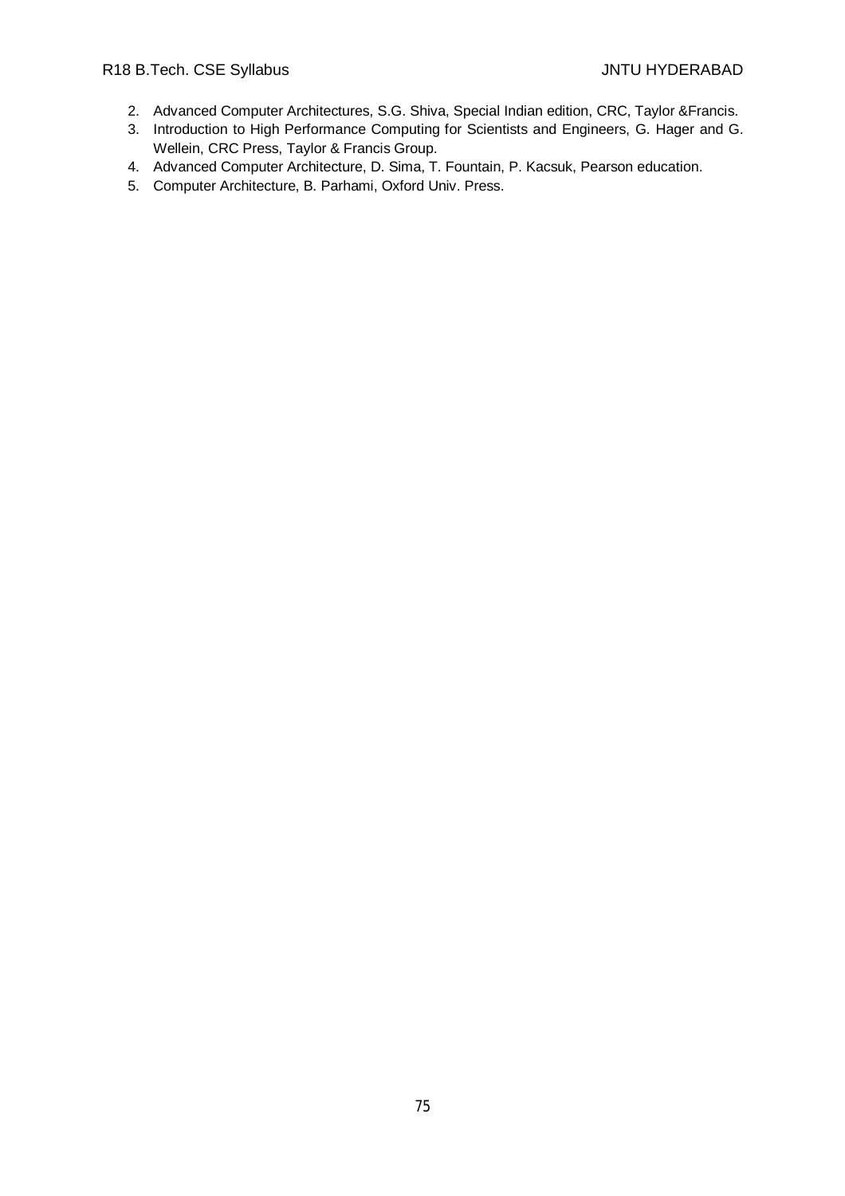2. Advanced Computer Architectures, S.G. Shiva, Special Indian edition, CRC, Taylor &Francis.
3. Introduction to High Performance Computing for Scientists and Engineers, G. Hager and G. Wellein, CRC Press, Taylor & Francis Group.
4. Advanced Computer Architecture, D. Sima, T. Fountain, P. Kacsuk, Pearson education.
5. Computer Architecture, B. Parhami, Oxford Univ. Press.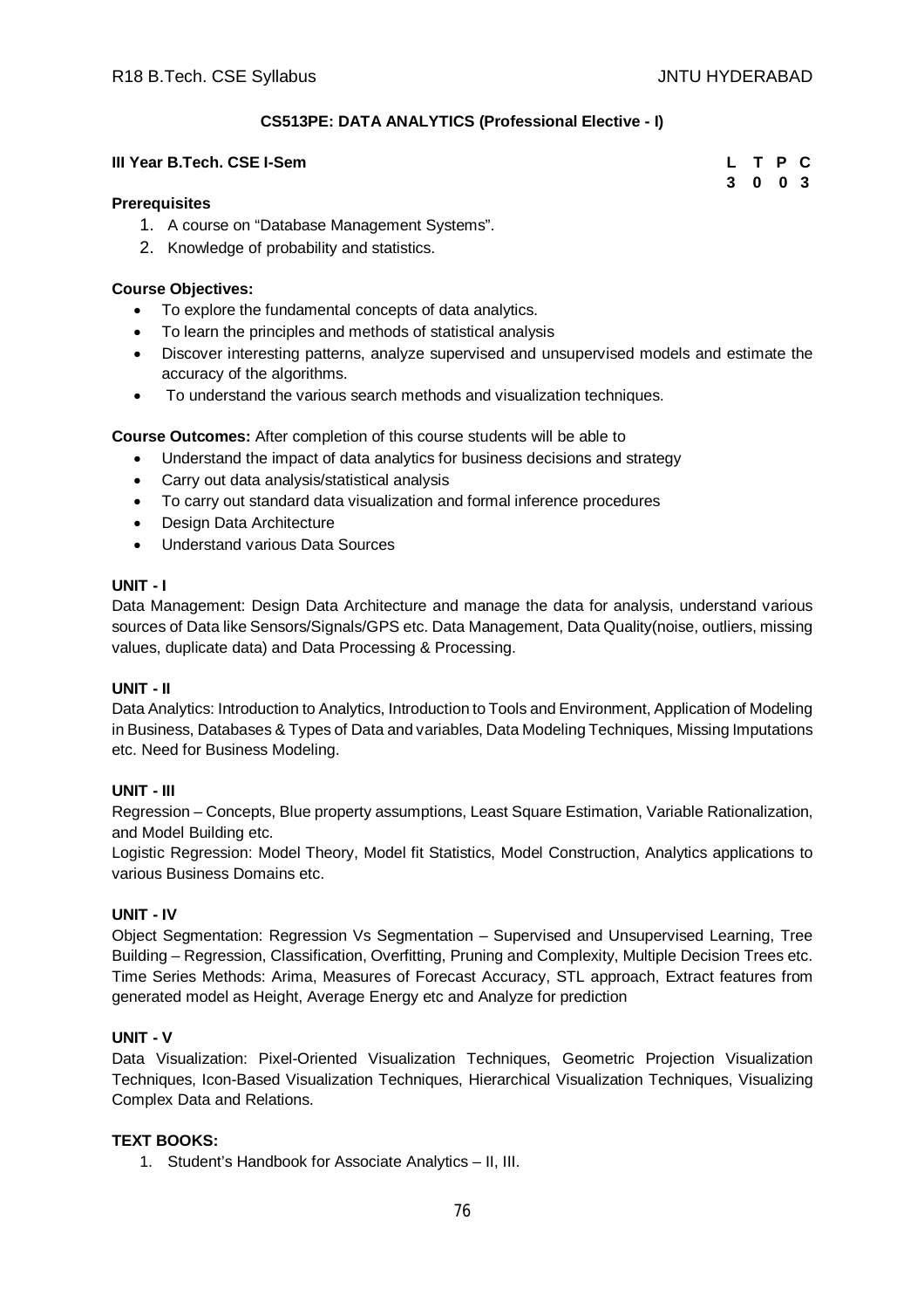## CS513PE: DATA ANALYTICS (Professional Elective - I)

**III Year B.Tech. CSE I-Sem**

| L | T | P | C |
|---|---|---|---|
| 3 | 0 | 0 | 3 |

**Prerequisites**

1. A course on "Database Management Systems".
2. Knowledge of probability and statistics.

**Course Objectives:**

- To explore the fundamental concepts of data analytics.
- To learn the principles and methods of statistical analysis
- Discover interesting patterns, analyze supervised and unsupervised models and estimate the accuracy of the algorithms.
- To understand the various search methods and visualization techniques.

**Course Outcomes:** After completion of this course students will be able to

- Understand the impact of data analytics for business decisions and strategy
- Carry out data analysis/statistical analysis
- To carry out standard data visualization and formal inference procedures
- Design Data Architecture
- Understand various Data Sources

**UNIT - I**

Data Management: Design Data Architecture and manage the data for analysis, understand various sources of Data like Sensors/Signals/GPS etc. Data Management, Data Quality(noise, outliers, missing values, duplicate data) and Data Processing & Processing.

**UNIT - II**

Data Analytics: Introduction to Analytics, Introduction to Tools and Environment, Application of Modeling in Business, Databases & Types of Data and variables, Data Modeling Techniques, Missing Imputations etc. Need for Business Modeling.

**UNIT - III**

Regression – Concepts, Blue property assumptions, Least Square Estimation, Variable Rationalization, and Model Building etc.

Logistic Regression: Model Theory, Model fit Statistics, Model Construction, Analytics applications to various Business Domains etc.

**UNIT - IV**

Object Segmentation: Regression Vs Segmentation – Supervised and Unsupervised Learning, Tree Building – Regression, Classification, Overfitting, Pruning and Complexity, Multiple Decision Trees etc. Time Series Methods: Arima, Measures of Forecast Accuracy, STL approach, Extract features from generated model as Height, Average Energy etc and Analyze for prediction

**UNIT - V**

Data Visualization: Pixel-Oriented Visualization Techniques, Geometric Projection Visualization Techniques, Icon-Based Visualization Techniques, Hierarchical Visualization Techniques, Visualizing Complex Data and Relations.

**TEXT BOOKS:**

1. Student's Handbook for Associate Analytics – II, III.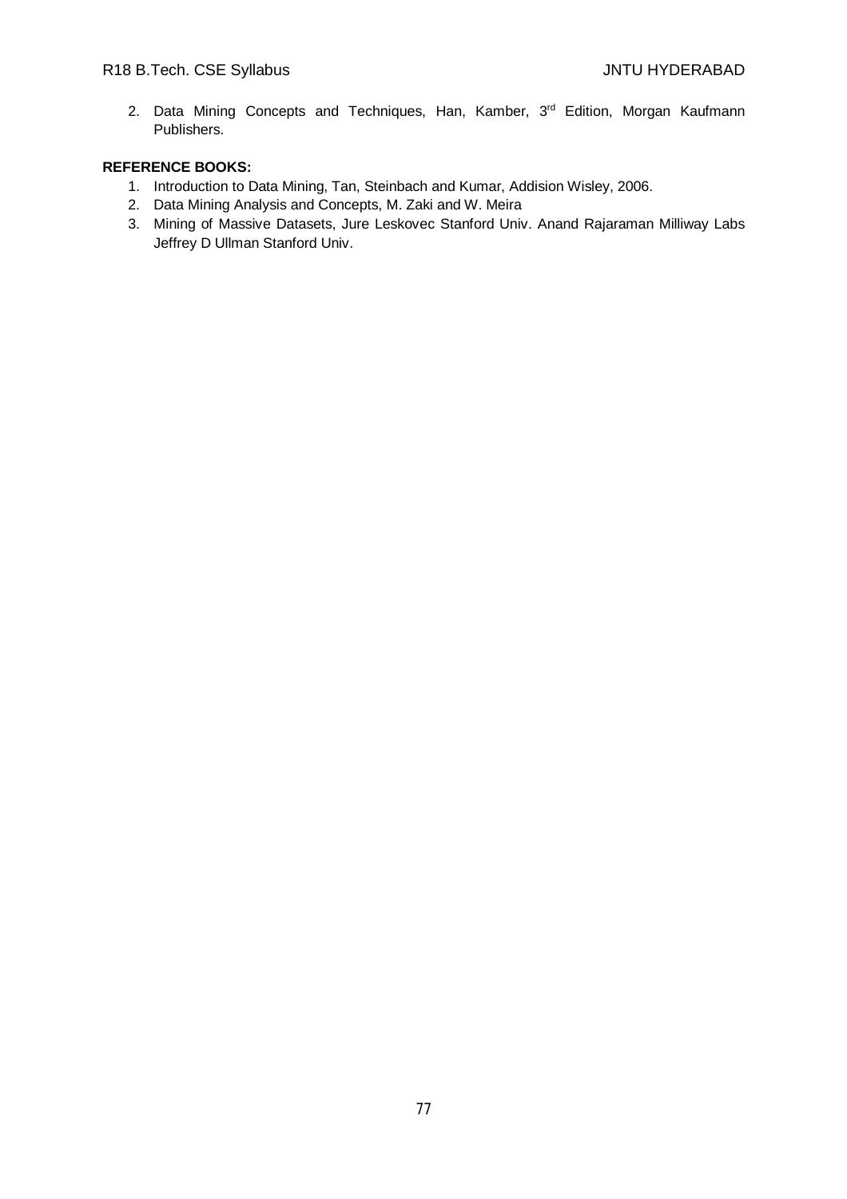2. Data Mining Concepts and Techniques, Han, Kamber, 3rd Edition, Morgan Kaufmann Publishers.

**REFERENCE BOOKS:**

1. Introduction to Data Mining, Tan, Steinbach and Kumar, Addision Wisley, 2006.
2. Data Mining Analysis and Concepts, M. Zaki and W. Meira
3. Mining of Massive Datasets, Jure Leskovec Stanford Univ. Anand Rajaraman Milliway Labs Jeffrey D Ullman Stanford Univ.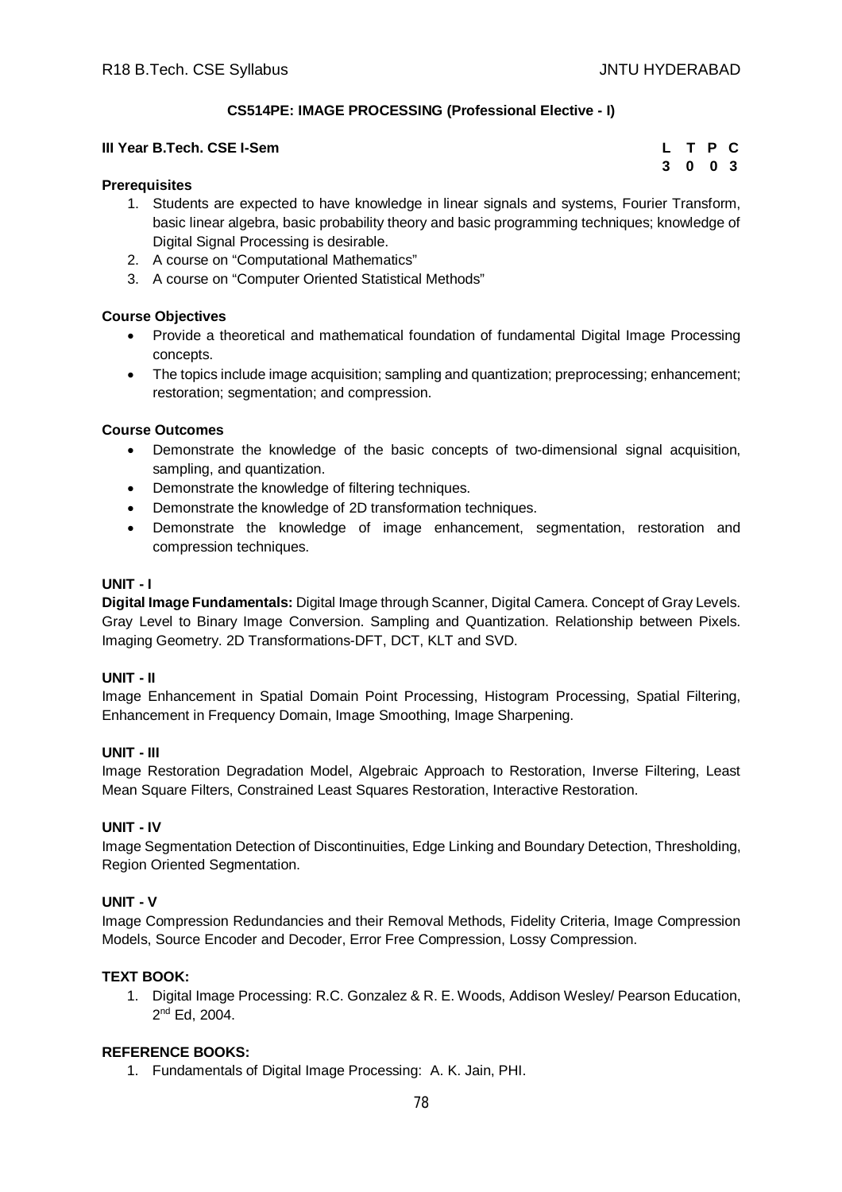## CS514PE: IMAGE PROCESSING (Professional Elective - I)

**III Year B.Tech. CSE I-Sem**

| L | T | P | C |
|---|---|---|---|
| 3 | 0 | 0 | 3 |

**Prerequisites**

1. Students are expected to have knowledge in linear signals and systems, Fourier Transform, basic linear algebra, basic probability theory and basic programming techniques; knowledge of Digital Signal Processing is desirable.
2. A course on "Computational Mathematics"
3. A course on "Computer Oriented Statistical Methods"

**Course Objectives**

- Provide a theoretical and mathematical foundation of fundamental Digital Image Processing concepts.
- The topics include image acquisition; sampling and quantization; preprocessing; enhancement; restoration; segmentation; and compression.

**Course Outcomes**

- Demonstrate the knowledge of the basic concepts of two-dimensional signal acquisition, sampling, and quantization.
- Demonstrate the knowledge of filtering techniques.
- Demonstrate the knowledge of 2D transformation techniques.
- Demonstrate the knowledge of image enhancement, segmentation, restoration and compression techniques.

**UNIT - I**

**Digital Image Fundamentals:** Digital Image through Scanner, Digital Camera. Concept of Gray Levels. Gray Level to Binary Image Conversion. Sampling and Quantization. Relationship between Pixels. Imaging Geometry. 2D Transformations-DFT, DCT, KLT and SVD.

**UNIT - II**

Image Enhancement in Spatial Domain Point Processing, Histogram Processing, Spatial Filtering, Enhancement in Frequency Domain, Image Smoothing, Image Sharpening.

**UNIT - III**

Image Restoration Degradation Model, Algebraic Approach to Restoration, Inverse Filtering, Least Mean Square Filters, Constrained Least Squares Restoration, Interactive Restoration.

**UNIT - IV**

Image Segmentation Detection of Discontinuities, Edge Linking and Boundary Detection, Thresholding, Region Oriented Segmentation.

**UNIT - V**

Image Compression Redundancies and their Removal Methods, Fidelity Criteria, Image Compression Models, Source Encoder and Decoder, Error Free Compression, Lossy Compression.

**TEXT BOOK:**

1. Digital Image Processing: R.C. Gonzalez & R. E. Woods, Addison Wesley/ Pearson Education, 2nd Ed, 2004.

**REFERENCE BOOKS:**

1. Fundamentals of Digital Image Processing: A. K. Jain, PHI.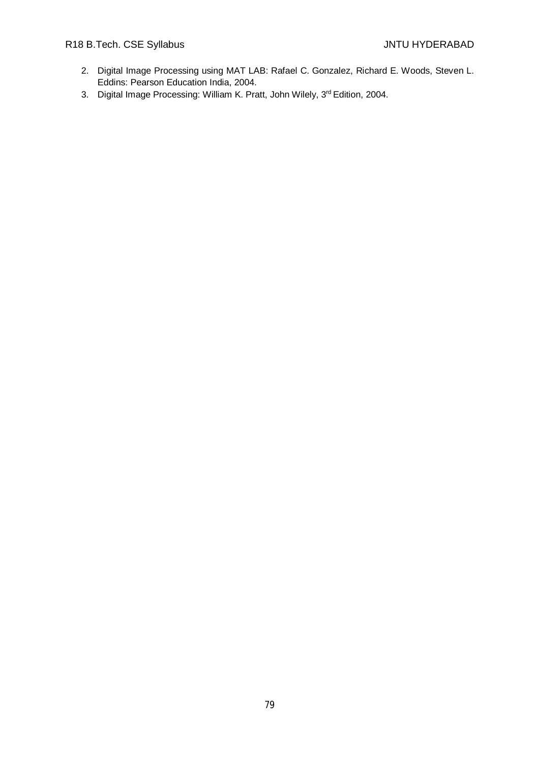2. Digital Image Processing using MAT LAB: Rafael C. Gonzalez, Richard E. Woods, Steven L. Eddins: Pearson Education India, 2004.
3. Digital Image Processing: William K. Pratt, John Wilely, 3rd Edition, 2004.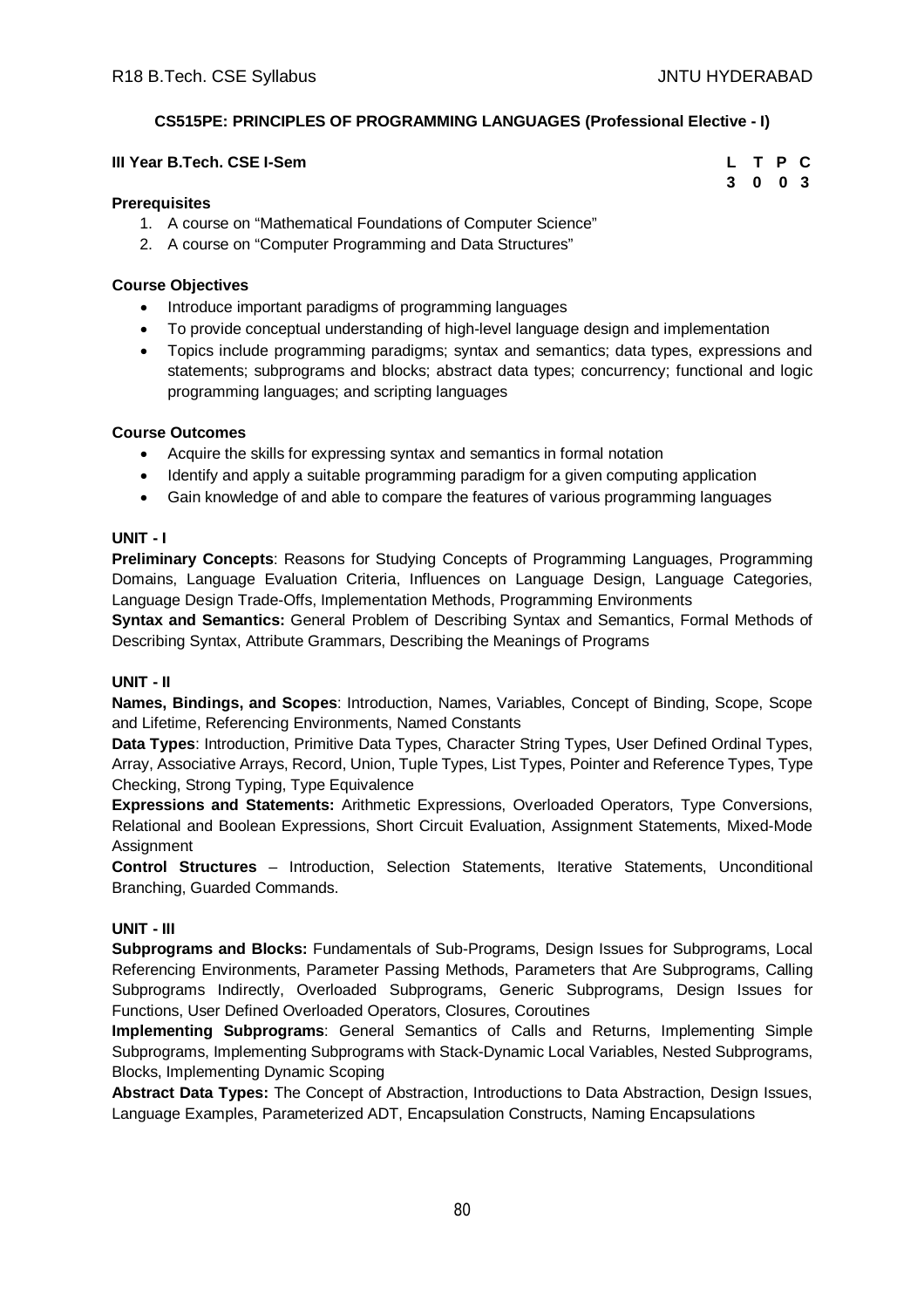## CS515PE: PRINCIPLES OF PROGRAMMING LANGUAGES (Professional Elective - I)

**III Year B.Tech. CSE I-Sem**

| L | T | P | C |
|---|---|---|---|
| 3 | 0 | 0 | 3 |

### Prerequisites

1. A course on "Mathematical Foundations of Computer Science"
2. A course on "Computer Programming and Data Structures"

### Course Objectives

- Introduce important paradigms of programming languages
- To provide conceptual understanding of high-level language design and implementation
- Topics include programming paradigms; syntax and semantics; data types, expressions and statements; subprograms and blocks; abstract data types; concurrency; functional and logic programming languages; and scripting languages

### Course Outcomes

- Acquire the skills for expressing syntax and semantics in formal notation
- Identify and apply a suitable programming paradigm for a given computing application
- Gain knowledge of and able to compare the features of various programming languages

### UNIT - I

**Preliminary Concepts**: Reasons for Studying Concepts of Programming Languages, Programming Domains, Language Evaluation Criteria, Influences on Language Design, Language Categories, Language Design Trade-Offs, Implementation Methods, Programming Environments

**Syntax and Semantics:** General Problem of Describing Syntax and Semantics, Formal Methods of Describing Syntax, Attribute Grammars, Describing the Meanings of Programs

### UNIT - II

**Names, Bindings, and Scopes**: Introduction, Names, Variables, Concept of Binding, Scope, Scope and Lifetime, Referencing Environments, Named Constants

**Data Types**: Introduction, Primitive Data Types, Character String Types, User Defined Ordinal Types, Array, Associative Arrays, Record, Union, Tuple Types, List Types, Pointer and Reference Types, Type Checking, Strong Typing, Type Equivalence

**Expressions and Statements:** Arithmetic Expressions, Overloaded Operators, Type Conversions, Relational and Boolean Expressions, Short Circuit Evaluation, Assignment Statements, Mixed-Mode Assignment

**Control Structures** – Introduction, Selection Statements, Iterative Statements, Unconditional Branching, Guarded Commands.

### UNIT - III

**Subprograms and Blocks:** Fundamentals of Sub-Programs, Design Issues for Subprograms, Local Referencing Environments, Parameter Passing Methods, Parameters that Are Subprograms, Calling Subprograms Indirectly, Overloaded Subprograms, Generic Subprograms, Design Issues for Functions, User Defined Overloaded Operators, Closures, Coroutines

**Implementing Subprograms**: General Semantics of Calls and Returns, Implementing Simple Subprograms, Implementing Subprograms with Stack-Dynamic Local Variables, Nested Subprograms, Blocks, Implementing Dynamic Scoping

**Abstract Data Types:** The Concept of Abstraction, Introductions to Data Abstraction, Design Issues, Language Examples, Parameterized ADT, Encapsulation Constructs, Naming Encapsulations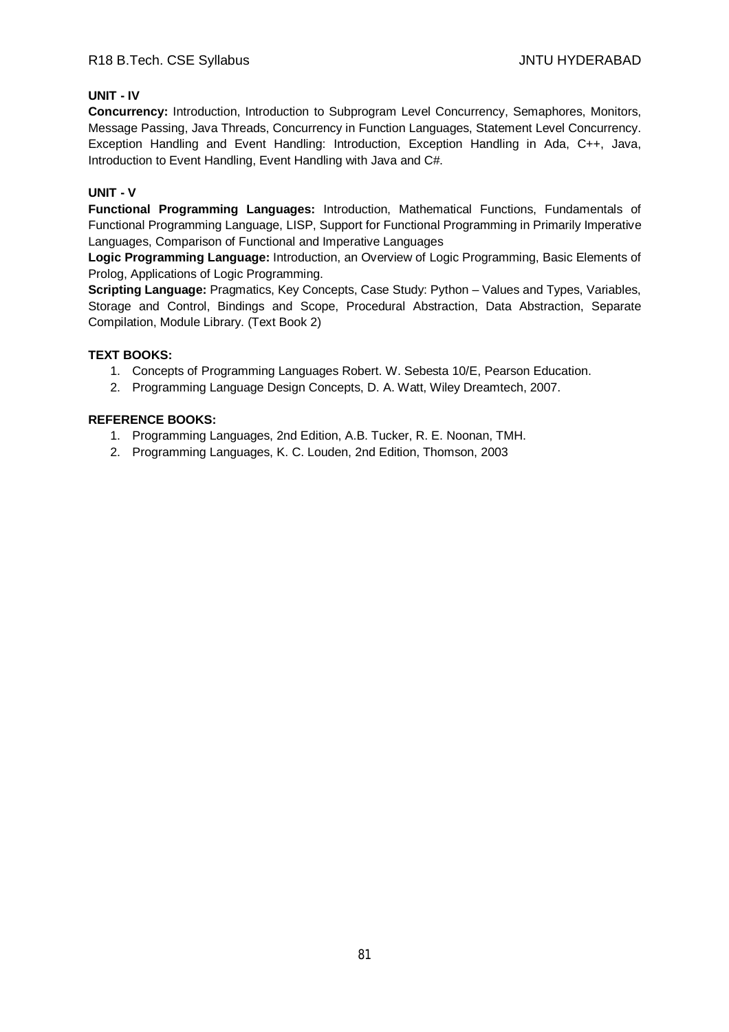**UNIT - IV**

**Concurrency:** Introduction, Introduction to Subprogram Level Concurrency, Semaphores, Monitors, Message Passing, Java Threads, Concurrency in Function Languages, Statement Level Concurrency. Exception Handling and Event Handling: Introduction, Exception Handling in Ada, C++, Java, Introduction to Event Handling, Event Handling with Java and C#.

**UNIT - V**

**Functional Programming Languages:** Introduction, Mathematical Functions, Fundamentals of Functional Programming Language, LISP, Support for Functional Programming in Primarily Imperative Languages, Comparison of Functional and Imperative Languages

**Logic Programming Language:** Introduction, an Overview of Logic Programming, Basic Elements of Prolog, Applications of Logic Programming.

**Scripting Language:** Pragmatics, Key Concepts, Case Study: Python – Values and Types, Variables, Storage and Control, Bindings and Scope, Procedural Abstraction, Data Abstraction, Separate Compilation, Module Library. (Text Book 2)

**TEXT BOOKS:**

1. Concepts of Programming Languages Robert. W. Sebesta 10/E, Pearson Education.
2. Programming Language Design Concepts, D. A. Watt, Wiley Dreamtech, 2007.

**REFERENCE BOOKS:**

1. Programming Languages, 2nd Edition, A.B. Tucker, R. E. Noonan, TMH.
2. Programming Languages, K. C. Louden, 2nd Edition, Thomson, 2003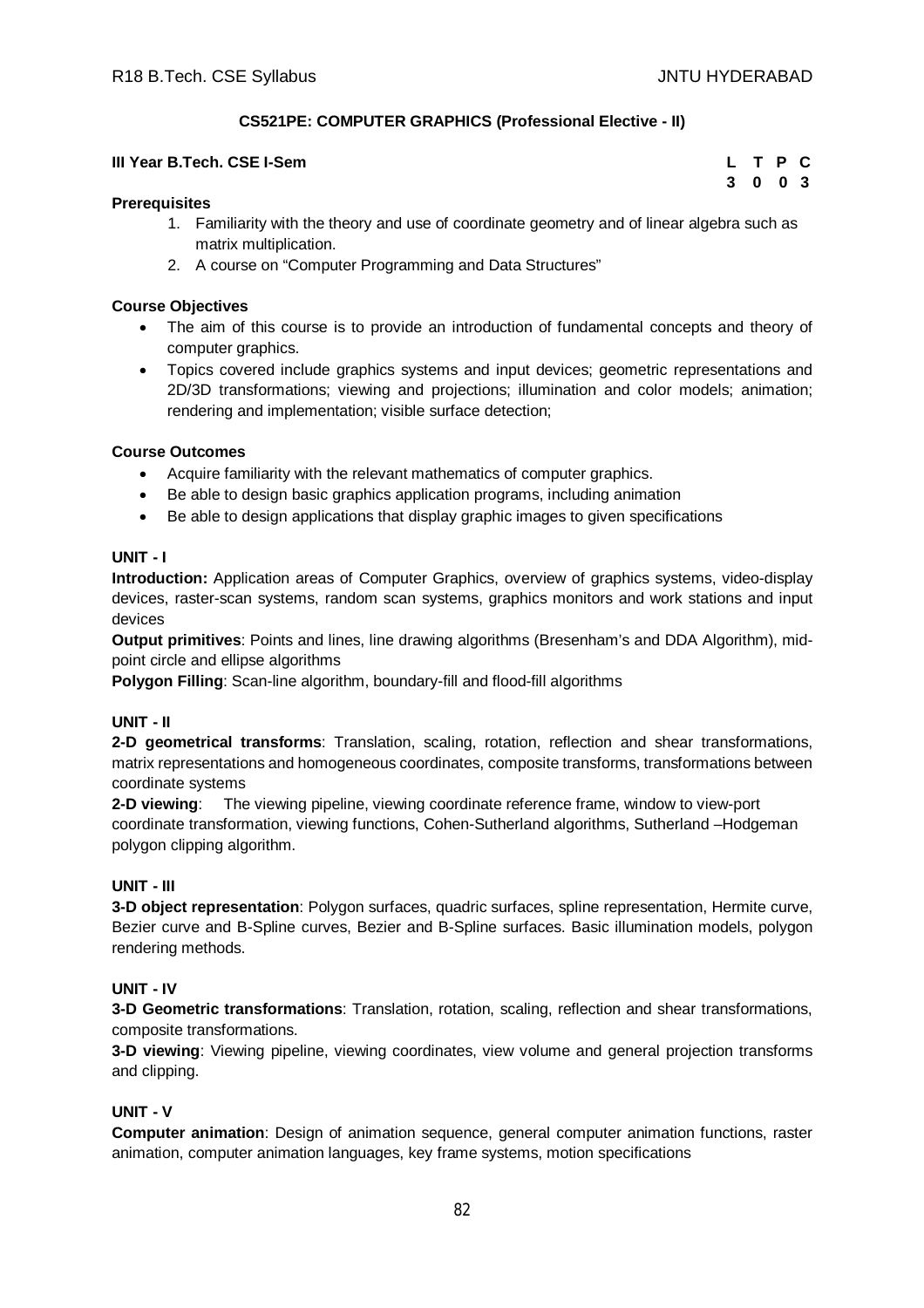## CS521PE: COMPUTER GRAPHICS (Professional Elective - II)

**III Year B.Tech. CSE I-Sem**

| L | T | P | C |
|---|---|---|---|
| 3 | 0 | 0 | 3 |

**Prerequisites**

1. Familiarity with the theory and use of coordinate geometry and of linear algebra such as matrix multiplication.
2. A course on "Computer Programming and Data Structures"

**Course Objectives**

- The aim of this course is to provide an introduction of fundamental concepts and theory of computer graphics.
- Topics covered include graphics systems and input devices; geometric representations and 2D/3D transformations; viewing and projections; illumination and color models; animation; rendering and implementation; visible surface detection;

**Course Outcomes**

- Acquire familiarity with the relevant mathematics of computer graphics.
- Be able to design basic graphics application programs, including animation
- Be able to design applications that display graphic images to given specifications

### UNIT - I

**Introduction:** Application areas of Computer Graphics, overview of graphics systems, video-display devices, raster-scan systems, random scan systems, graphics monitors and work stations and input devices

**Output primitives**: Points and lines, line drawing algorithms (Bresenham's and DDA Algorithm), mid-point circle and ellipse algorithms

**Polygon Filling**: Scan-line algorithm, boundary-fill and flood-fill algorithms

### UNIT - II

**2-D geometrical transforms**: Translation, scaling, rotation, reflection and shear transformations, matrix representations and homogeneous coordinates, composite transforms, transformations between coordinate systems

**2-D viewing**: The viewing pipeline, viewing coordinate reference frame, window to view-port coordinate transformation, viewing functions, Cohen-Sutherland algorithms, Sutherland –Hodgeman polygon clipping algorithm.

### UNIT - III

**3-D object representation**: Polygon surfaces, quadric surfaces, spline representation, Hermite curve, Bezier curve and B-Spline curves, Bezier and B-Spline surfaces. Basic illumination models, polygon rendering methods.

### UNIT - IV

**3-D Geometric transformations**: Translation, rotation, scaling, reflection and shear transformations, composite transformations.

**3-D viewing**: Viewing pipeline, viewing coordinates, view volume and general projection transforms and clipping.

### UNIT - V

**Computer animation**: Design of animation sequence, general computer animation functions, raster animation, computer animation languages, key frame systems, motion specifications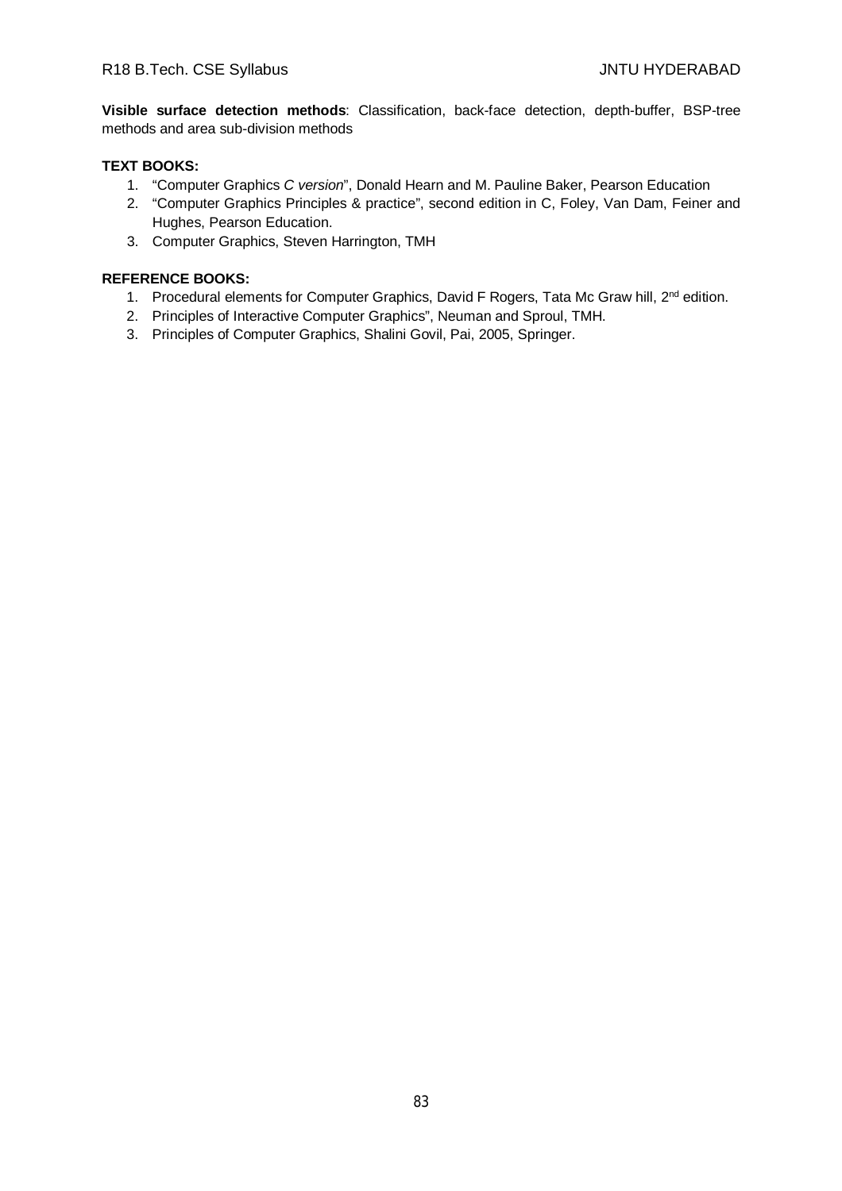**Visible surface detection methods**: Classification, back-face detection, depth-buffer, BSP-tree methods and area sub-division methods

**TEXT BOOKS:**

1. "Computer Graphics *C version*", Donald Hearn and M. Pauline Baker, Pearson Education
2. "Computer Graphics Principles & practice", second edition in C, Foley, Van Dam, Feiner and Hughes, Pearson Education.
3. Computer Graphics, Steven Harrington, TMH

**REFERENCE BOOKS:**

1. Procedural elements for Computer Graphics, David F Rogers, Tata Mc Graw hill, 2nd edition.
2. Principles of Interactive Computer Graphics", Neuman and Sproul, TMH.
3. Principles of Computer Graphics, Shalini Govil, Pai, 2005, Springer.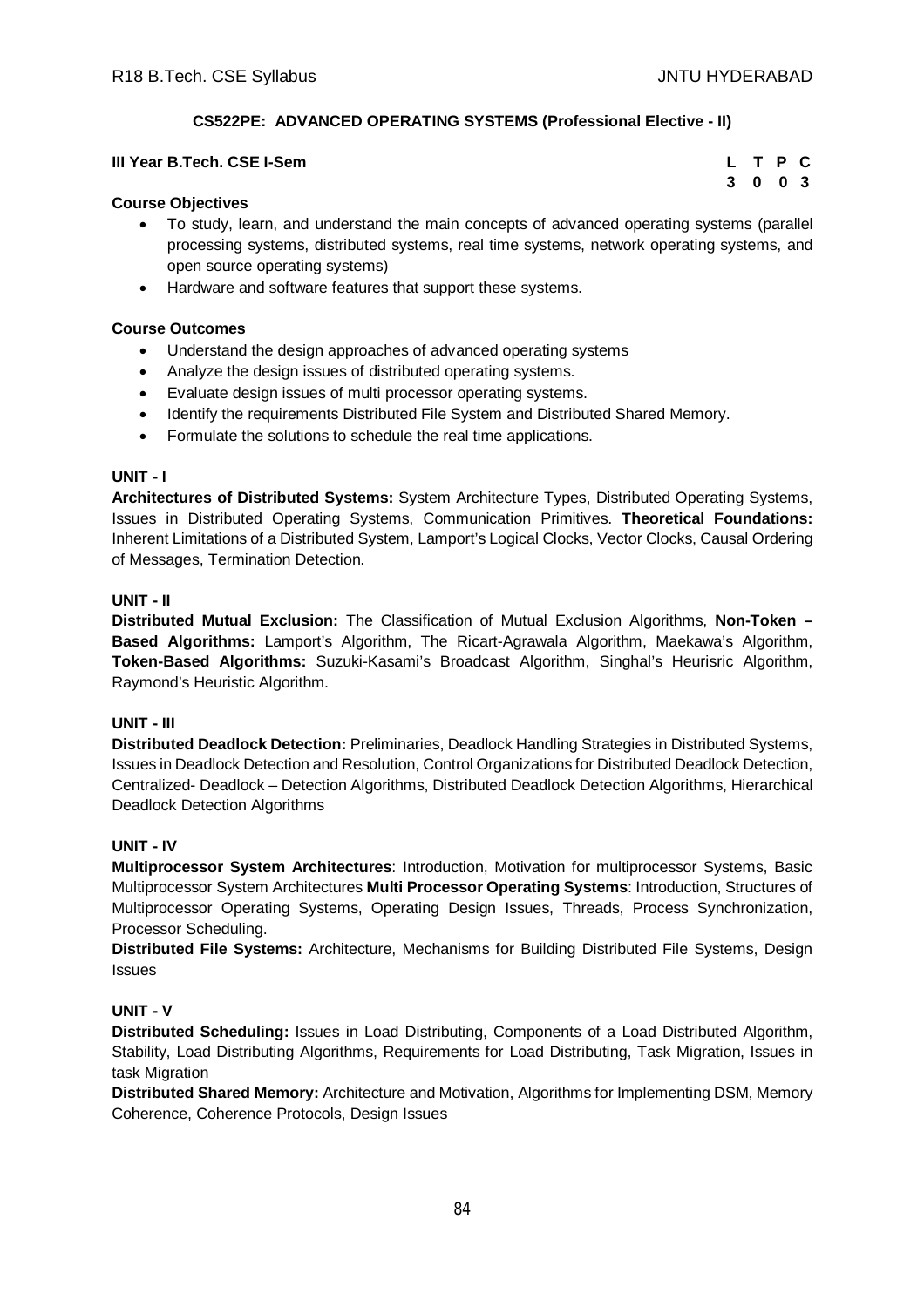**CS522PE: ADVANCED OPERATING SYSTEMS (Professional Elective - II)**

**III Year B.Tech. CSE I-Sem**

| L | T | P | C |
|---|---|---|---|
| 3 | 0 | 0 | 3 |

**Course Objectives**

- To study, learn, and understand the main concepts of advanced operating systems (parallel processing systems, distributed systems, real time systems, network operating systems, and open source operating systems)
- Hardware and software features that support these systems.

**Course Outcomes**

- Understand the design approaches of advanced operating systems
- Analyze the design issues of distributed operating systems.
- Evaluate design issues of multi processor operating systems.
- Identify the requirements Distributed File System and Distributed Shared Memory.
- Formulate the solutions to schedule the real time applications.

**UNIT - I**

**Architectures of Distributed Systems:** System Architecture Types, Distributed Operating Systems, Issues in Distributed Operating Systems, Communication Primitives. **Theoretical Foundations:** Inherent Limitations of a Distributed System, Lamport's Logical Clocks, Vector Clocks, Causal Ordering of Messages, Termination Detection.

**UNIT - II**

**Distributed Mutual Exclusion:** The Classification of Mutual Exclusion Algorithms, **Non-Token – Based Algorithms:** Lamport's Algorithm, The Ricart-Agrawala Algorithm, Maekawa's Algorithm, **Token-Based Algorithms:** Suzuki-Kasami's Broadcast Algorithm, Singhal's Heurisric Algorithm, Raymond's Heuristic Algorithm.

**UNIT - III**

**Distributed Deadlock Detection:** Preliminaries, Deadlock Handling Strategies in Distributed Systems, Issues in Deadlock Detection and Resolution, Control Organizations for Distributed Deadlock Detection, Centralized- Deadlock – Detection Algorithms, Distributed Deadlock Detection Algorithms, Hierarchical Deadlock Detection Algorithms

**UNIT - IV**

**Multiprocessor System Architectures**: Introduction, Motivation for multiprocessor Systems, Basic Multiprocessor System Architectures **Multi Processor Operating Systems**: Introduction, Structures of Multiprocessor Operating Systems, Operating Design Issues, Threads, Process Synchronization, Processor Scheduling.

**Distributed File Systems:** Architecture, Mechanisms for Building Distributed File Systems, Design Issues

**UNIT - V**

**Distributed Scheduling:** Issues in Load Distributing, Components of a Load Distributed Algorithm, Stability, Load Distributing Algorithms, Requirements for Load Distributing, Task Migration, Issues in task Migration

**Distributed Shared Memory:** Architecture and Motivation, Algorithms for Implementing DSM, Memory Coherence, Coherence Protocols, Design Issues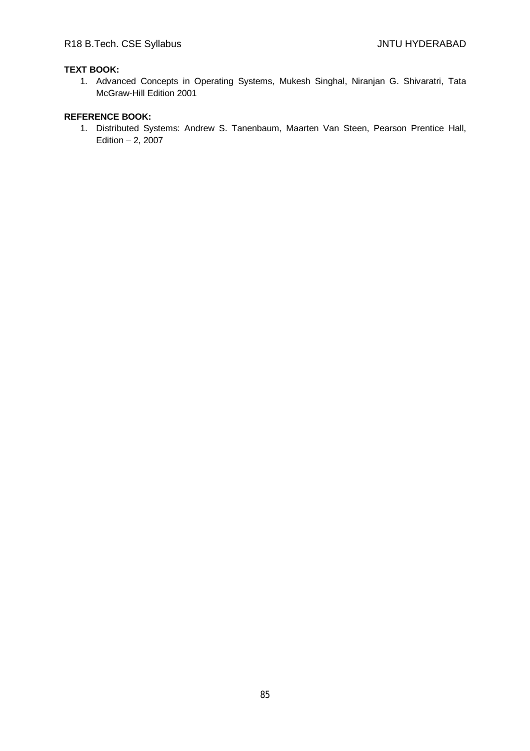**TEXT BOOK:**

1. Advanced Concepts in Operating Systems, Mukesh Singhal, Niranjan G. Shivaratri, Tata McGraw-Hill Edition 2001

**REFERENCE BOOK:**

1. Distributed Systems: Andrew S. Tanenbaum, Maarten Van Steen, Pearson Prentice Hall, Edition – 2, 2007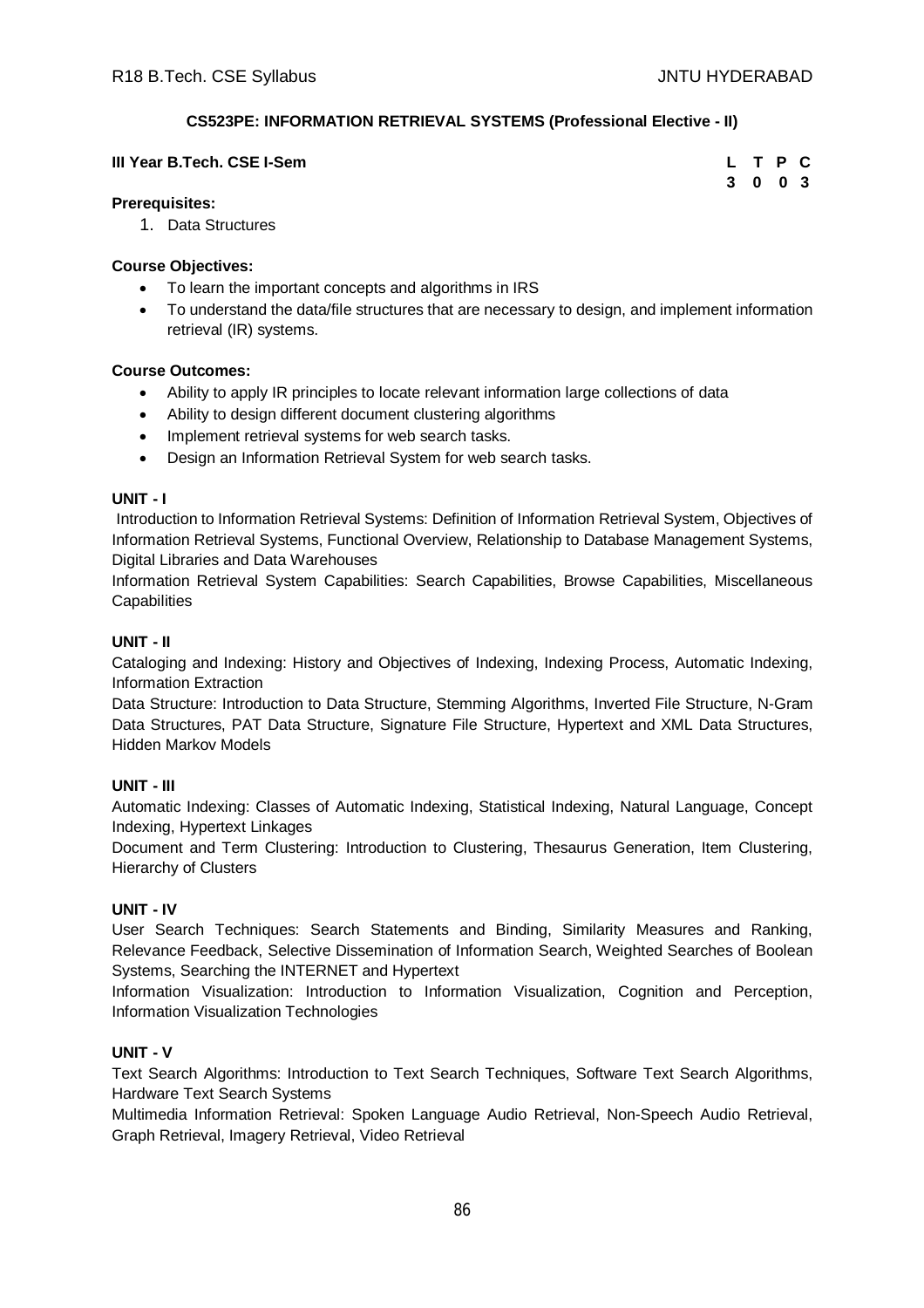## CS523PE: INFORMATION RETRIEVAL SYSTEMS (Professional Elective - II)

**III Year B.Tech. CSE I-Sem**

| L | T | P | C |
|---|---|---|---|
| 3 | 0 | 0 | 3 |

**Prerequisites:**

1. Data Structures

**Course Objectives:**

- To learn the important concepts and algorithms in IRS
- To understand the data/file structures that are necessary to design, and implement information retrieval (IR) systems.

**Course Outcomes:**

- Ability to apply IR principles to locate relevant information large collections of data
- Ability to design different document clustering algorithms
- Implement retrieval systems for web search tasks.
- Design an Information Retrieval System for web search tasks.

**UNIT - I**

Introduction to Information Retrieval Systems: Definition of Information Retrieval System, Objectives of Information Retrieval Systems, Functional Overview, Relationship to Database Management Systems, Digital Libraries and Data Warehouses

Information Retrieval System Capabilities: Search Capabilities, Browse Capabilities, Miscellaneous Capabilities

**UNIT - II**

Cataloging and Indexing: History and Objectives of Indexing, Indexing Process, Automatic Indexing, Information Extraction

Data Structure: Introduction to Data Structure, Stemming Algorithms, Inverted File Structure, N-Gram Data Structures, PAT Data Structure, Signature File Structure, Hypertext and XML Data Structures, Hidden Markov Models

**UNIT - III**

Automatic Indexing: Classes of Automatic Indexing, Statistical Indexing, Natural Language, Concept Indexing, Hypertext Linkages

Document and Term Clustering: Introduction to Clustering, Thesaurus Generation, Item Clustering, Hierarchy of Clusters

**UNIT - IV**

User Search Techniques: Search Statements and Binding, Similarity Measures and Ranking, Relevance Feedback, Selective Dissemination of Information Search, Weighted Searches of Boolean Systems, Searching the INTERNET and Hypertext

Information Visualization: Introduction to Information Visualization, Cognition and Perception, Information Visualization Technologies

**UNIT - V**

Text Search Algorithms: Introduction to Text Search Techniques, Software Text Search Algorithms, Hardware Text Search Systems

Multimedia Information Retrieval: Spoken Language Audio Retrieval, Non-Speech Audio Retrieval, Graph Retrieval, Imagery Retrieval, Video Retrieval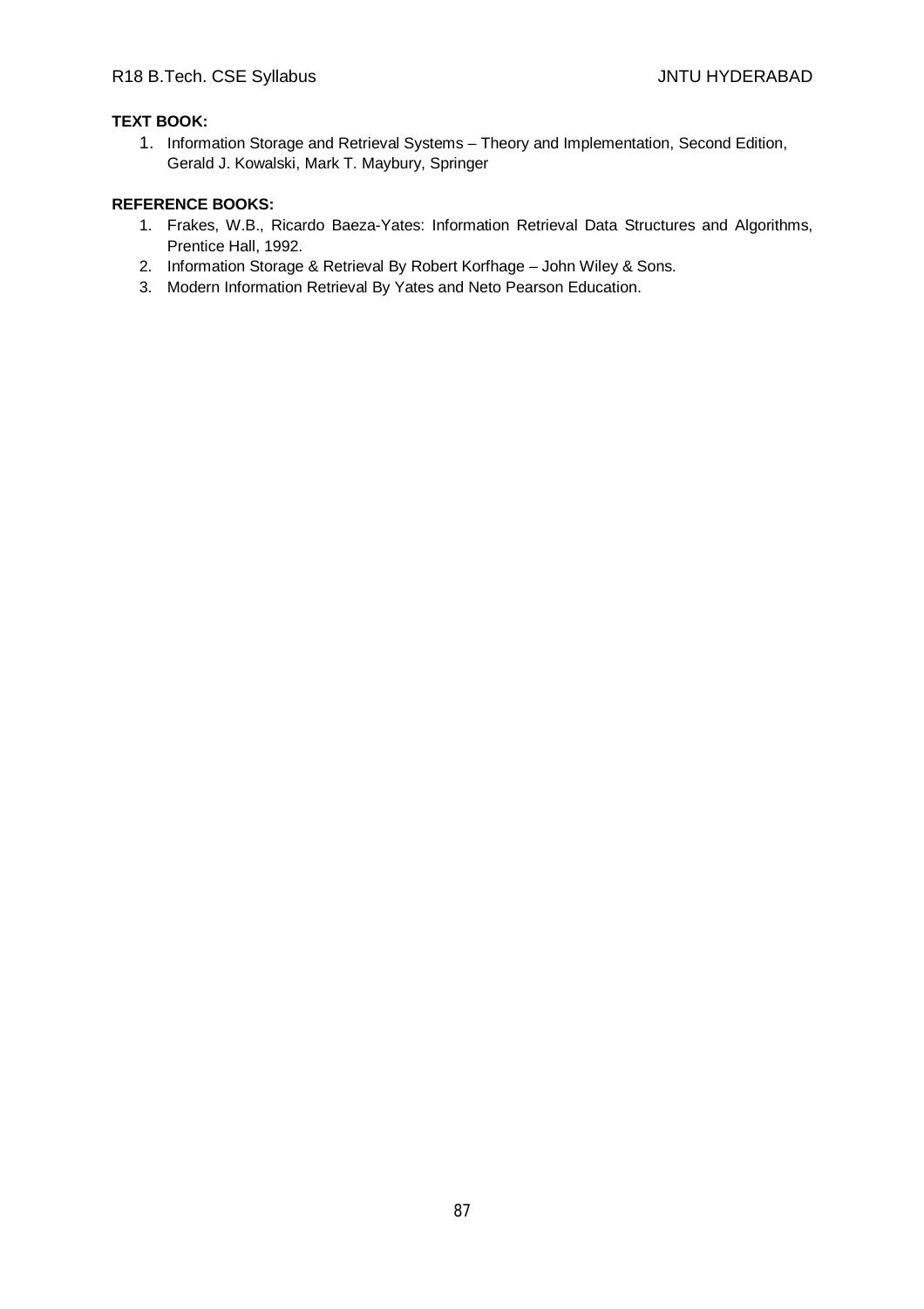**TEXT BOOK:**

1. Information Storage and Retrieval Systems – Theory and Implementation, Second Edition, Gerald J. Kowalski, Mark T. Maybury, Springer

**REFERENCE BOOKS:**

1. Frakes, W.B., Ricardo Baeza-Yates: Information Retrieval Data Structures and Algorithms, Prentice Hall, 1992.
2. Information Storage & Retrieval By Robert Korfhage – John Wiley & Sons.
3. Modern Information Retrieval By Yates and Neto Pearson Education.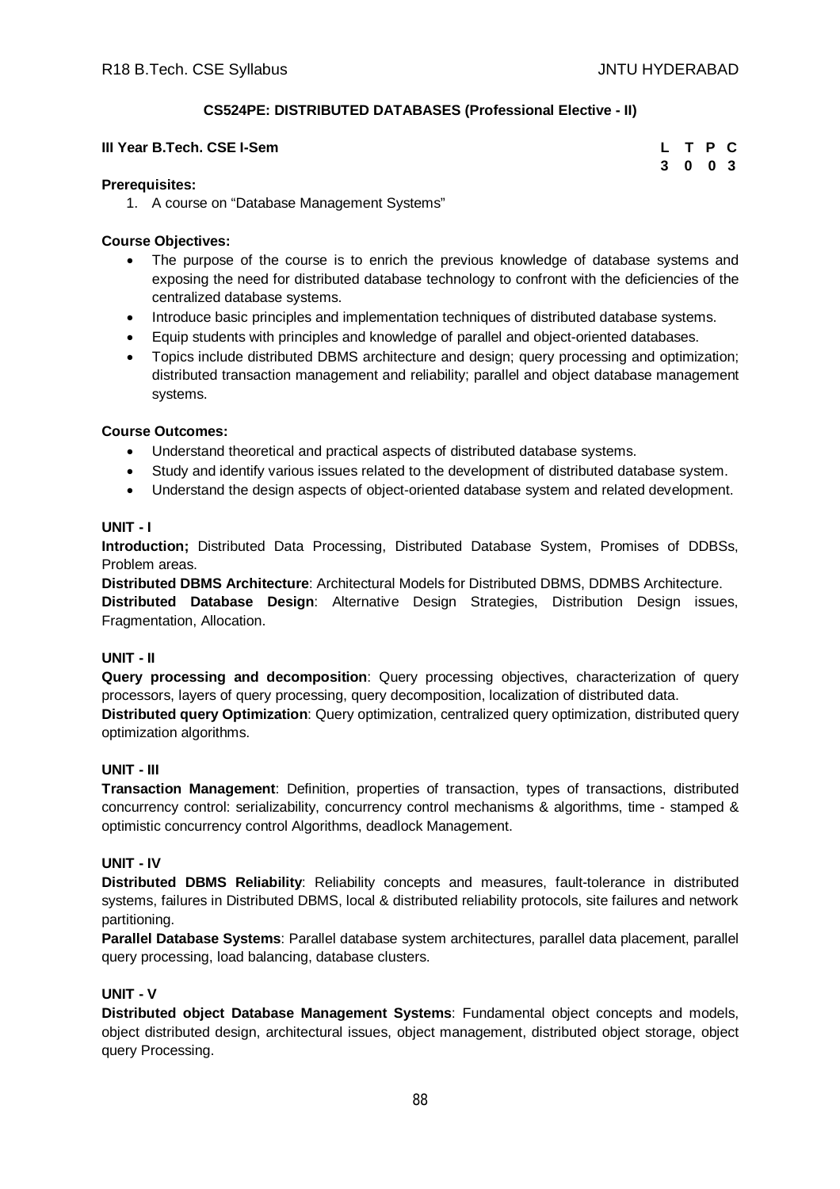**CS524PE: DISTRIBUTED DATABASES (Professional Elective - II)**

**III Year B.Tech. CSE I-Sem**

| L | T | P | C |
|---|---|---|---|
| 3 | 0 | 0 | 3 |

**Prerequisites:**

1. A course on "Database Management Systems"

**Course Objectives:**

- The purpose of the course is to enrich the previous knowledge of database systems and exposing the need for distributed database technology to confront with the deficiencies of the centralized database systems.
- Introduce basic principles and implementation techniques of distributed database systems.
- Equip students with principles and knowledge of parallel and object-oriented databases.
- Topics include distributed DBMS architecture and design; query processing and optimization; distributed transaction management and reliability; parallel and object database management systems.

**Course Outcomes:**

- Understand theoretical and practical aspects of distributed database systems.
- Study and identify various issues related to the development of distributed database system.
- Understand the design aspects of object-oriented database system and related development.

**UNIT - I**

**Introduction;** Distributed Data Processing, Distributed Database System, Promises of DDBSs, Problem areas.

**Distributed DBMS Architecture**: Architectural Models for Distributed DBMS, DDMBS Architecture.

**Distributed Database Design**: Alternative Design Strategies, Distribution Design issues, Fragmentation, Allocation.

**UNIT - II**

**Query processing and decomposition**: Query processing objectives, characterization of query processors, layers of query processing, query decomposition, localization of distributed data.

**Distributed query Optimization**: Query optimization, centralized query optimization, distributed query optimization algorithms.

**UNIT - III**

**Transaction Management**: Definition, properties of transaction, types of transactions, distributed concurrency control: serializability, concurrency control mechanisms & algorithms, time - stamped & optimistic concurrency control Algorithms, deadlock Management.

**UNIT - IV**

**Distributed DBMS Reliability**: Reliability concepts and measures, fault-tolerance in distributed systems, failures in Distributed DBMS, local & distributed reliability protocols, site failures and network partitioning.

**Parallel Database Systems**: Parallel database system architectures, parallel data placement, parallel query processing, load balancing, database clusters.

**UNIT - V**

**Distributed object Database Management Systems**: Fundamental object concepts and models, object distributed design, architectural issues, object management, distributed object storage, object query Processing.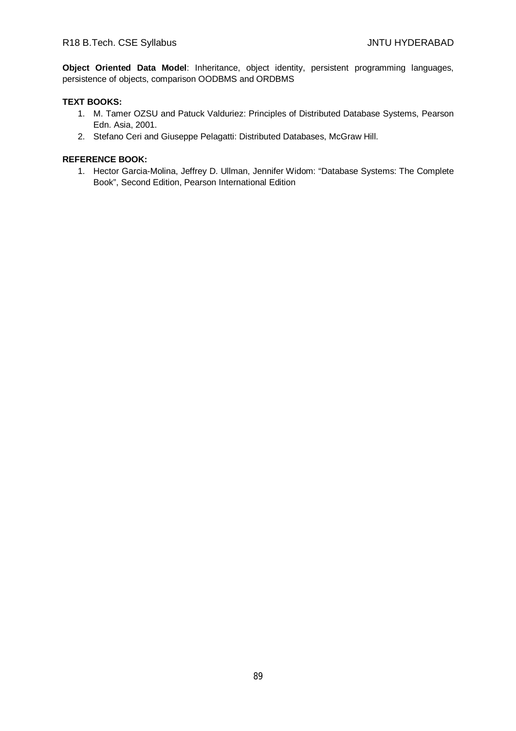**Object Oriented Data Model**: Inheritance, object identity, persistent programming languages, persistence of objects, comparison OODBMS and ORDBMS

**TEXT BOOKS:**

1. M. Tamer OZSU and Patuck Valduriez: Principles of Distributed Database Systems, Pearson Edn. Asia, 2001.
2. Stefano Ceri and Giuseppe Pelagatti: Distributed Databases, McGraw Hill.

**REFERENCE BOOK:**

1. Hector Garcia-Molina, Jeffrey D. Ullman, Jennifer Widom: “Database Systems: The Complete Book”, Second Edition, Pearson International Edition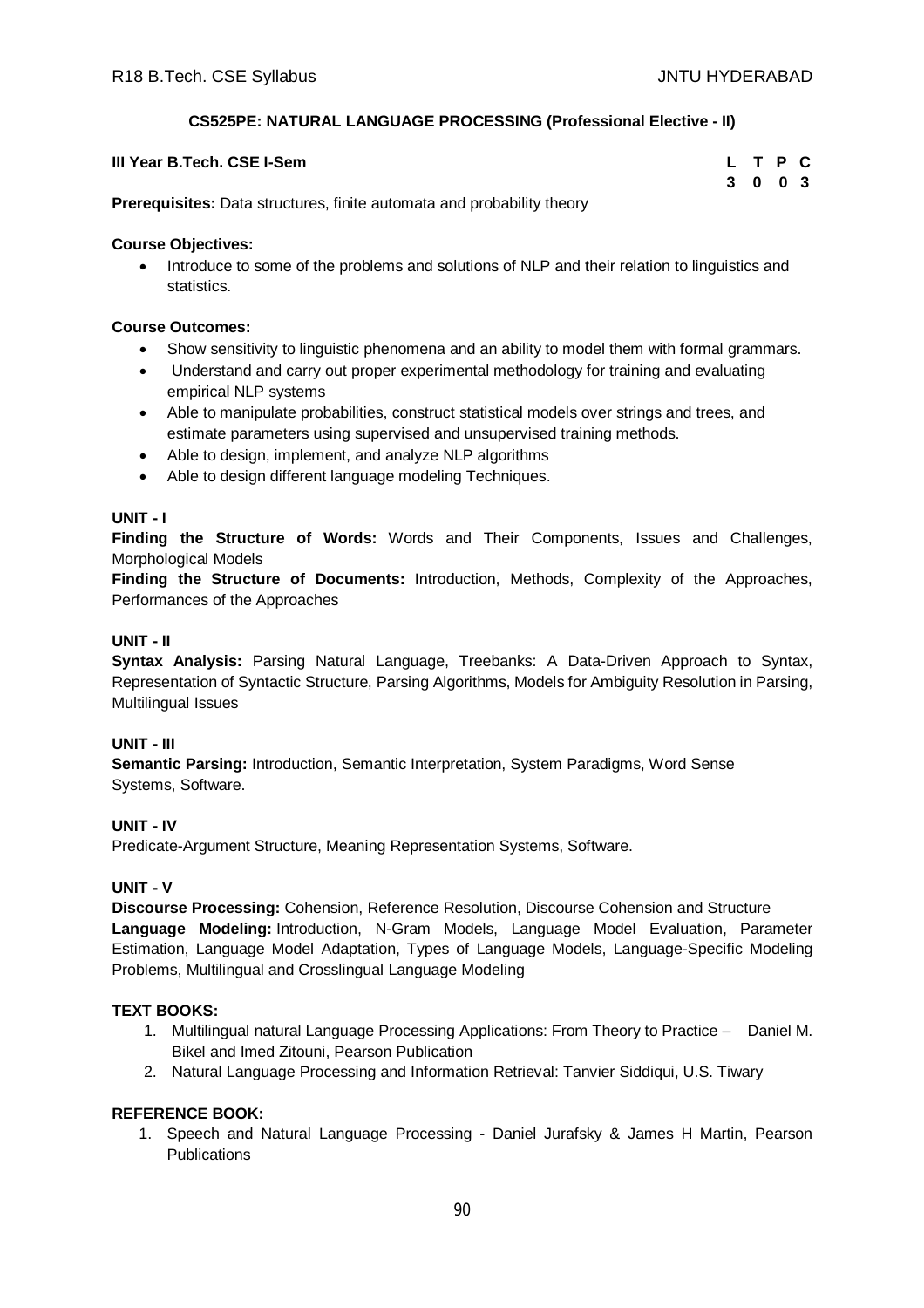## CS525PE: NATURAL LANGUAGE PROCESSING (Professional Elective - II)

**III Year B.Tech. CSE I-Sem**

| L | T | P | C |
|---|---|---|---|
| 3 | 0 | 0 | 3 |

**Prerequisites:** Data structures, finite automata and probability theory

**Course Objectives:**

- Introduce to some of the problems and solutions of NLP and their relation to linguistics and statistics.

**Course Outcomes:**

- Show sensitivity to linguistic phenomena and an ability to model them with formal grammars.
- Understand and carry out proper experimental methodology for training and evaluating empirical NLP systems
- Able to manipulate probabilities, construct statistical models over strings and trees, and estimate parameters using supervised and unsupervised training methods.
- Able to design, implement, and analyze NLP algorithms
- Able to design different language modeling Techniques.

**UNIT - I**

**Finding the Structure of Words:** Words and Their Components, Issues and Challenges, Morphological Models

**Finding the Structure of Documents:** Introduction, Methods, Complexity of the Approaches, Performances of the Approaches

**UNIT - II**

**Syntax Analysis:** Parsing Natural Language, Treebanks: A Data-Driven Approach to Syntax, Representation of Syntactic Structure, Parsing Algorithms, Models for Ambiguity Resolution in Parsing, Multilingual Issues

**UNIT - III**

**Semantic Parsing:** Introduction, Semantic Interpretation, System Paradigms, Word Sense Systems, Software.

**UNIT - IV**

Predicate-Argument Structure, Meaning Representation Systems, Software.

**UNIT - V**

**Discourse Processing:** Cohension, Reference Resolution, Discourse Cohension and Structure

**Language Modeling:** Introduction, N-Gram Models, Language Model Evaluation, Parameter Estimation, Language Model Adaptation, Types of Language Models, Language-Specific Modeling Problems, Multilingual and Crosslingual Language Modeling

**TEXT BOOKS:**

1. Multilingual natural Language Processing Applications: From Theory to Practice – Daniel M. Bikel and Imed Zitouni, Pearson Publication
2. Natural Language Processing and Information Retrieval: Tanvier Siddiqui, U.S. Tiwary

**REFERENCE BOOK:**

1. Speech and Natural Language Processing - Daniel Jurafsky & James H Martin, Pearson Publications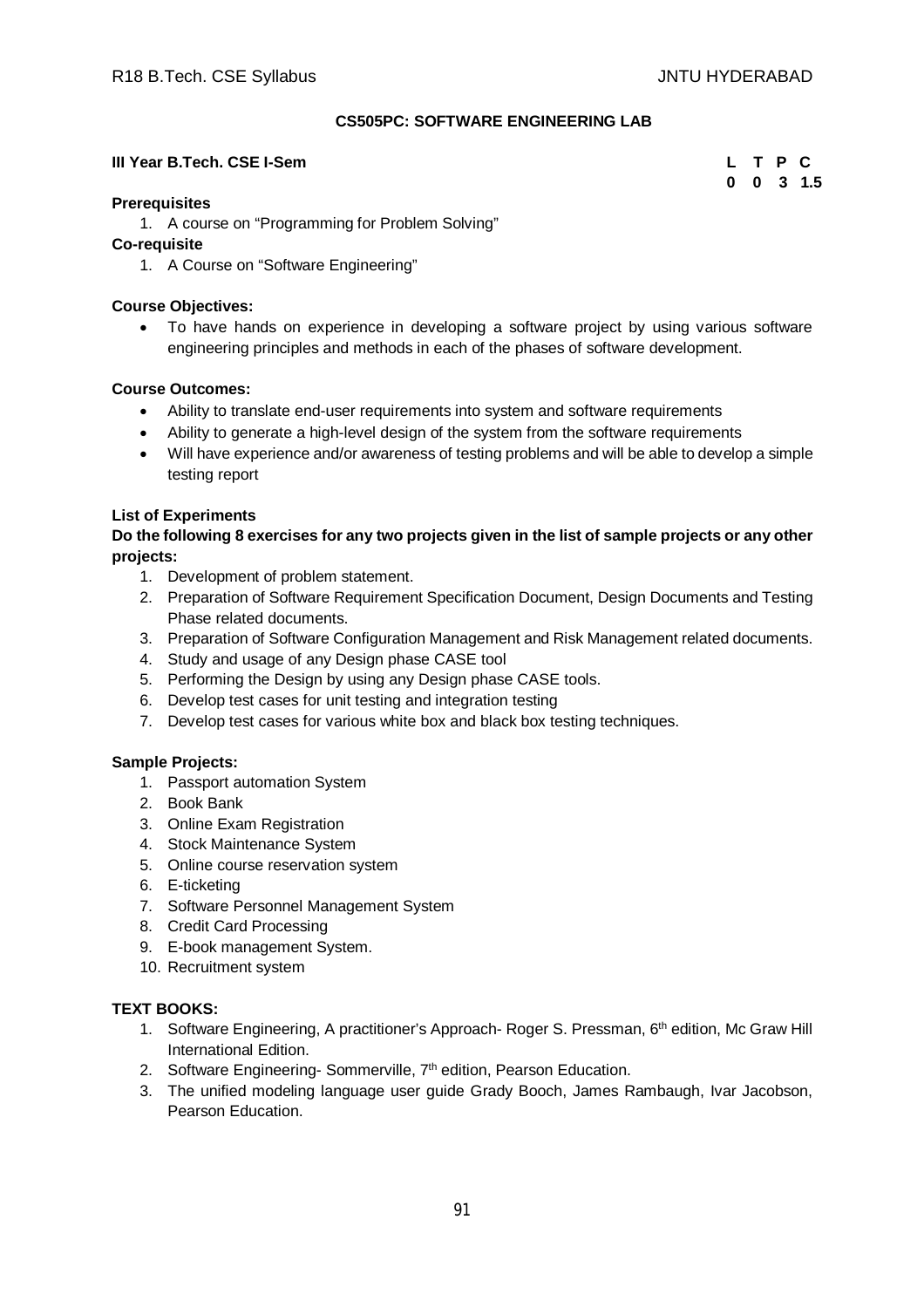## CS505PC: SOFTWARE ENGINEERING LAB

**III Year B.Tech. CSE I-Sem**

| L | T | P | C |
|---|---|---|---|
| 0 | 0 | 3 | 1.5 |

**Prerequisites**

1. A course on "Programming for Problem Solving"

**Co-requisite**

1. A Course on "Software Engineering"

**Course Objectives:**

- To have hands on experience in developing a software project by using various software engineering principles and methods in each of the phases of software development.

**Course Outcomes:**

- Ability to translate end-user requirements into system and software requirements
- Ability to generate a high-level design of the system from the software requirements
- Will have experience and/or awareness of testing problems and will be able to develop a simple testing report

**List of Experiments**

**Do the following 8 exercises for any two projects given in the list of sample projects or any other projects:**

1. Development of problem statement.
2. Preparation of Software Requirement Specification Document, Design Documents and Testing Phase related documents.
3. Preparation of Software Configuration Management and Risk Management related documents.
4. Study and usage of any Design phase CASE tool
5. Performing the Design by using any Design phase CASE tools.
6. Develop test cases for unit testing and integration testing
7. Develop test cases for various white box and black box testing techniques.

**Sample Projects:**

1. Passport automation System
2. Book Bank
3. Online Exam Registration
4. Stock Maintenance System
5. Online course reservation system
6. E-ticketing
7. Software Personnel Management System
8. Credit Card Processing
9. E-book management System.
10. Recruitment system

**TEXT BOOKS:**

1. Software Engineering, A practitioner's Approach- Roger S. Pressman, 6th edition, Mc Graw Hill International Edition.
2. Software Engineering- Sommerville, 7th edition, Pearson Education.
3. The unified modeling language user guide Grady Booch, James Rambaugh, Ivar Jacobson, Pearson Education.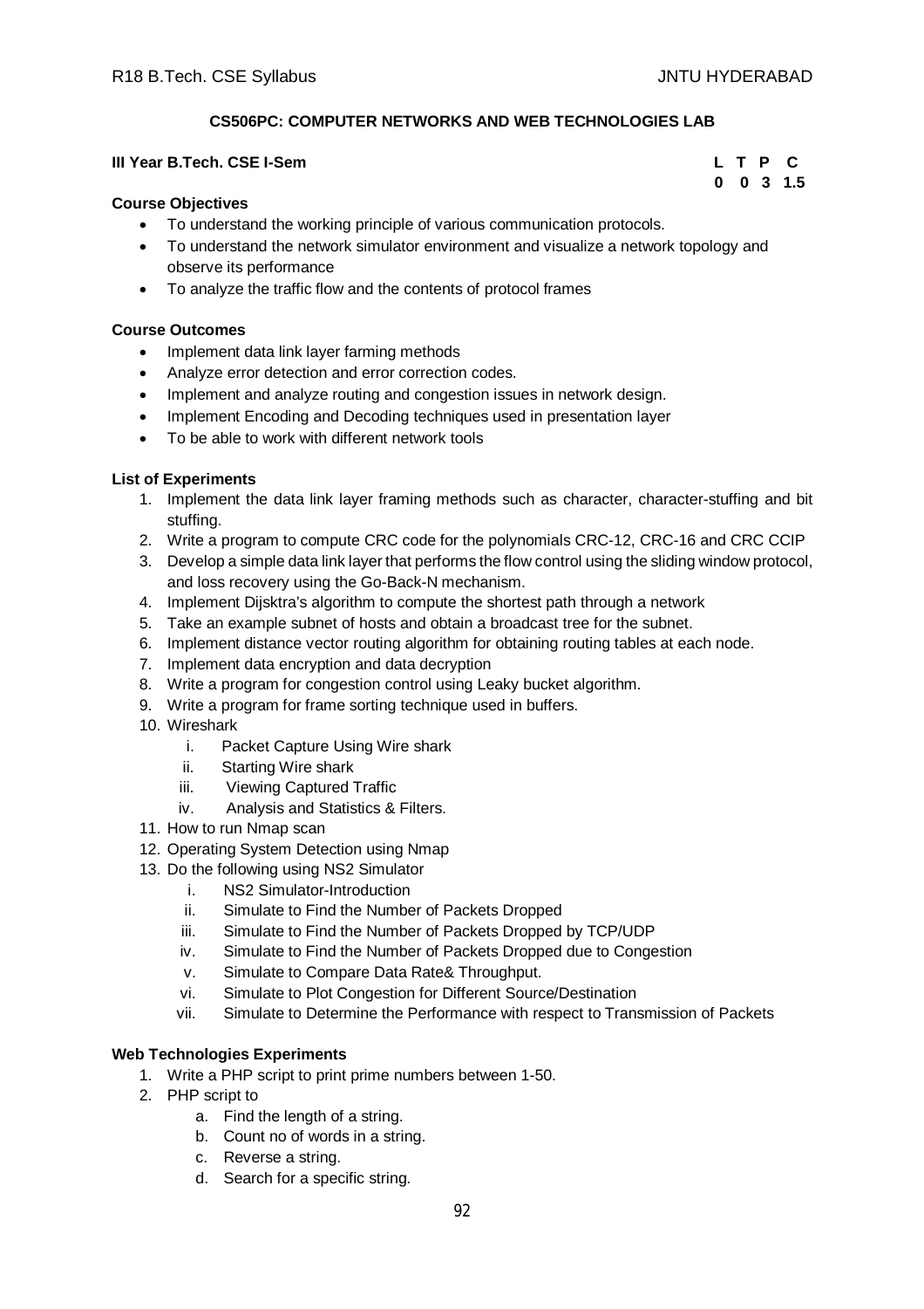## CS506PC: COMPUTER NETWORKS AND WEB TECHNOLOGIES LAB

**III Year B.Tech. CSE I-Sem**

| L | T | P | C |
|---|---|---|---|
| 0 | 0 | 3 | 1.5 |

**Course Objectives**

- To understand the working principle of various communication protocols.
- To understand the network simulator environment and visualize a network topology and observe its performance
- To analyze the traffic flow and the contents of protocol frames

**Course Outcomes**

- Implement data link layer farming methods
- Analyze error detection and error correction codes.
- Implement and analyze routing and congestion issues in network design.
- Implement Encoding and Decoding techniques used in presentation layer
- To be able to work with different network tools

**List of Experiments**

1. Implement the data link layer framing methods such as character, character-stuffing and bit stuffing.
2. Write a program to compute CRC code for the polynomials CRC-12, CRC-16 and CRC CCIP
3. Develop a simple data link layer that performs the flow control using the sliding window protocol, and loss recovery using the Go-Back-N mechanism.
4. Implement Dijsktra's algorithm to compute the shortest path through a network
5. Take an example subnet of hosts and obtain a broadcast tree for the subnet.
6. Implement distance vector routing algorithm for obtaining routing tables at each node.
7. Implement data encryption and data decryption
8. Write a program for congestion control using Leaky bucket algorithm.
9. Write a program for frame sorting technique used in buffers.
10. Wireshark
    1. Packet Capture Using Wire shark
    2. Starting Wire shark
    3. Viewing Captured Traffic
    4. Analysis and Statistics & Filters.
11. How to run Nmap scan
12. Operating System Detection using Nmap
13. Do the following using NS2 Simulator
    1. NS2 Simulator-Introduction
    2. Simulate to Find the Number of Packets Dropped
    3. Simulate to Find the Number of Packets Dropped by TCP/UDP
    4. Simulate to Find the Number of Packets Dropped due to Congestion
    5. Simulate to Compare Data Rate& Throughput.
    6. Simulate to Plot Congestion for Different Source/Destination
    7. Simulate to Determine the Performance with respect to Transmission of Packets

**Web Technologies Experiments**

1. Write a PHP script to print prime numbers between 1-50.
2. PHP script to
    a. Find the length of a string.
    b. Count no of words in a string.
    c. Reverse a string.
    d. Search for a specific string.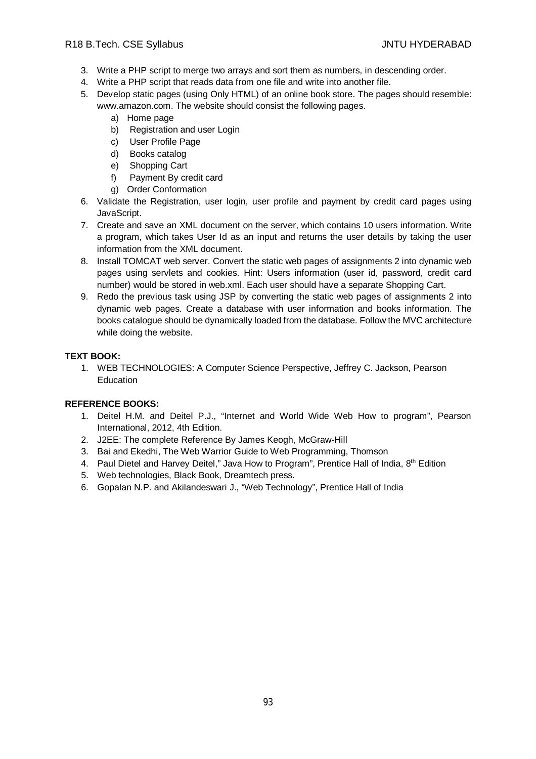3. Write a PHP script to merge two arrays and sort them as numbers, in descending order.
4. Write a PHP script that reads data from one file and write into another file.
5. Develop static pages (using Only HTML) of an online book store. The pages should resemble: www.amazon.com. The website should consist the following pages.
   a) Home page
   b) Registration and user Login
   c) User Profile Page
   d) Books catalog
   e) Shopping Cart
   f) Payment By credit card
   g) Order Conformation
6. Validate the Registration, user login, user profile and payment by credit card pages using JavaScript.
7. Create and save an XML document on the server, which contains 10 users information. Write a program, which takes User Id as an input and returns the user details by taking the user information from the XML document.
8. Install TOMCAT web server. Convert the static web pages of assignments 2 into dynamic web pages using servlets and cookies. Hint: Users information (user id, password, credit card number) would be stored in web.xml. Each user should have a separate Shopping Cart.
9. Redo the previous task using JSP by converting the static web pages of assignments 2 into dynamic web pages. Create a database with user information and books information. The books catalogue should be dynamically loaded from the database. Follow the MVC architecture while doing the website.

**TEXT BOOK:**

1. WEB TECHNOLOGIES: A Computer Science Perspective, Jeffrey C. Jackson, Pearson Education

**REFERENCE BOOKS:**

1. Deitel H.M. and Deitel P.J., "Internet and World Wide Web How to program", Pearson International, 2012, 4th Edition.
2. J2EE: The complete Reference By James Keogh, McGraw-Hill
3. Bai and Ekedhi, The Web Warrior Guide to Web Programming, Thomson
4. Paul Dietel and Harvey Deitel," Java How to Program", Prentice Hall of India, 8th Edition
5. Web technologies, Black Book, Dreamtech press.
6. Gopalan N.P. and Akilandeswari J., "Web Technology", Prentice Hall of India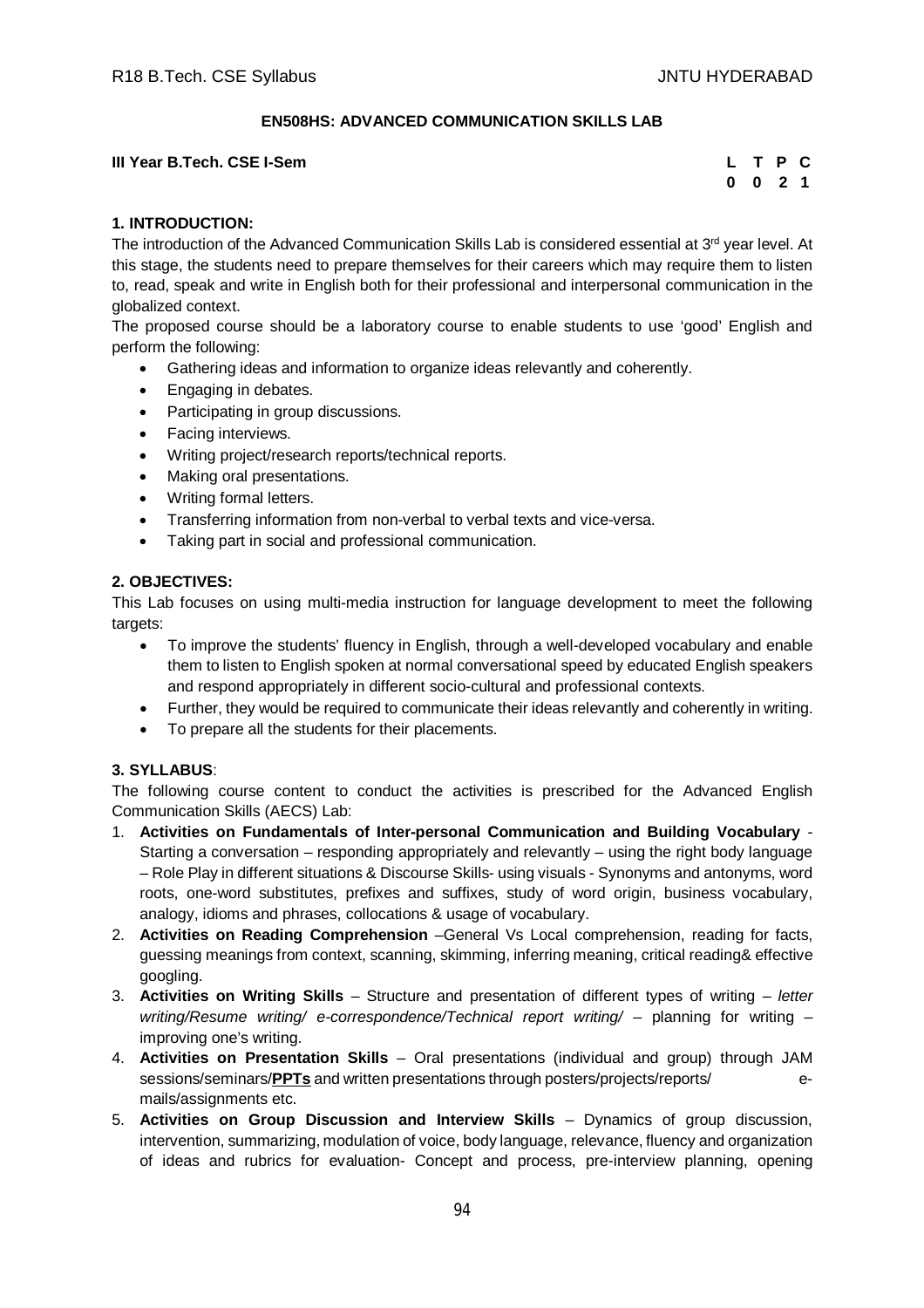## EN508HS: ADVANCED COMMUNICATION SKILLS LAB

**III Year B.Tech. CSE I-Sem**

| L | T | P | C |
|---|---|---|---|
| 0 | 0 | 2 | 1 |

### 1. INTRODUCTION:

The introduction of the Advanced Communication Skills Lab is considered essential at 3rd year level. At this stage, the students need to prepare themselves for their careers which may require them to listen to, read, speak and write in English both for their professional and interpersonal communication in the globalized context.

The proposed course should be a laboratory course to enable students to use 'good' English and perform the following:

- Gathering ideas and information to organize ideas relevantly and coherently.
- Engaging in debates.
- Participating in group discussions.
- Facing interviews.
- Writing project/research reports/technical reports.
- Making oral presentations.
- Writing formal letters.
- Transferring information from non-verbal to verbal texts and vice-versa.
- Taking part in social and professional communication.

### 2. OBJECTIVES:

This Lab focuses on using multi-media instruction for language development to meet the following targets:

- To improve the students' fluency in English, through a well-developed vocabulary and enable them to listen to English spoken at normal conversational speed by educated English speakers and respond appropriately in different socio-cultural and professional contexts.
- Further, they would be required to communicate their ideas relevantly and coherently in writing.
- To prepare all the students for their placements.

### 3. SYLLABUS:

The following course content to conduct the activities is prescribed for the Advanced English Communication Skills (AECS) Lab:

1. **Activities on Fundamentals of Inter-personal Communication and Building Vocabulary** - Starting a conversation – responding appropriately and relevantly – using the right body language – Role Play in different situations & Discourse Skills- using visuals - Synonyms and antonyms, word roots, one-word substitutes, prefixes and suffixes, study of word origin, business vocabulary, analogy, idioms and phrases, collocations & usage of vocabulary.
2. **Activities on Reading Comprehension** –General Vs Local comprehension, reading for facts, guessing meanings from context, scanning, skimming, inferring meaning, critical reading& effective googling.
3. **Activities on Writing Skills** – Structure and presentation of different types of writing – *letter writing/Resume writing/ e-correspondence/Technical report writing/* – planning for writing – improving one's writing.
4. **Activities on Presentation Skills** – Oral presentations (individual and group) through JAM sessions/seminars/**PPTs** and written presentations through posters/projects/reports/ e-mails/assignments etc.
5. **Activities on Group Discussion and Interview Skills** – Dynamics of group discussion, intervention, summarizing, modulation of voice, body language, relevance, fluency and organization of ideas and rubrics for evaluation- Concept and process, pre-interview planning, opening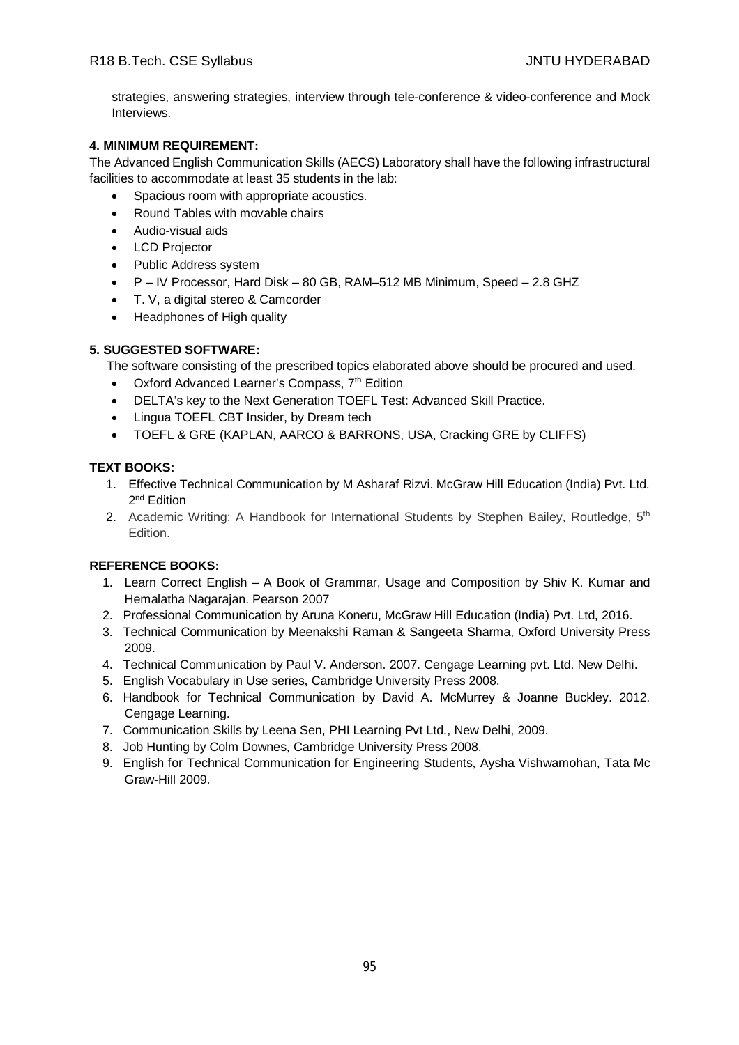strategies, answering strategies, interview through tele-conference & video-conference and Mock Interviews.

**4. MINIMUM REQUIREMENT:**

The Advanced English Communication Skills (AECS) Laboratory shall have the following infrastructural facilities to accommodate at least 35 students in the lab:

- Spacious room with appropriate acoustics.
- Round Tables with movable chairs
- Audio-visual aids
- LCD Projector
- Public Address system
- P – IV Processor, Hard Disk – 80 GB, RAM–512 MB Minimum, Speed – 2.8 GHZ
- T. V, a digital stereo & Camcorder
- Headphones of High quality

**5. SUGGESTED SOFTWARE:**

The software consisting of the prescribed topics elaborated above should be procured and used.

- Oxford Advanced Learner's Compass, 7th Edition
- DELTA's key to the Next Generation TOEFL Test: Advanced Skill Practice.
- Lingua TOEFL CBT Insider, by Dream tech
- TOEFL & GRE (KAPLAN, AARCO & BARRONS, USA, Cracking GRE by CLIFFS)

**TEXT BOOKS:**

1. Effective Technical Communication by M Asharaf Rizvi. McGraw Hill Education (India) Pvt. Ltd. 2nd Edition
2. Academic Writing: A Handbook for International Students by Stephen Bailey, Routledge, 5th Edition.

**REFERENCE BOOKS:**

1. Learn Correct English – A Book of Grammar, Usage and Composition by Shiv K. Kumar and Hemalatha Nagarajan. Pearson 2007
2. Professional Communication by Aruna Koneru, McGraw Hill Education (India) Pvt. Ltd, 2016.
3. Technical Communication by Meenakshi Raman & Sangeeta Sharma, Oxford University Press 2009.
4. Technical Communication by Paul V. Anderson. 2007. Cengage Learning pvt. Ltd. New Delhi.
5. English Vocabulary in Use series, Cambridge University Press 2008.
6. Handbook for Technical Communication by David A. McMurrey & Joanne Buckley. 2012. Cengage Learning.
7. Communication Skills by Leena Sen, PHI Learning Pvt Ltd., New Delhi, 2009.
8. Job Hunting by Colm Downes, Cambridge University Press 2008.
9. English for Technical Communication for Engineering Students, Aysha Vishwamohan, Tata Mc Graw-Hill 2009.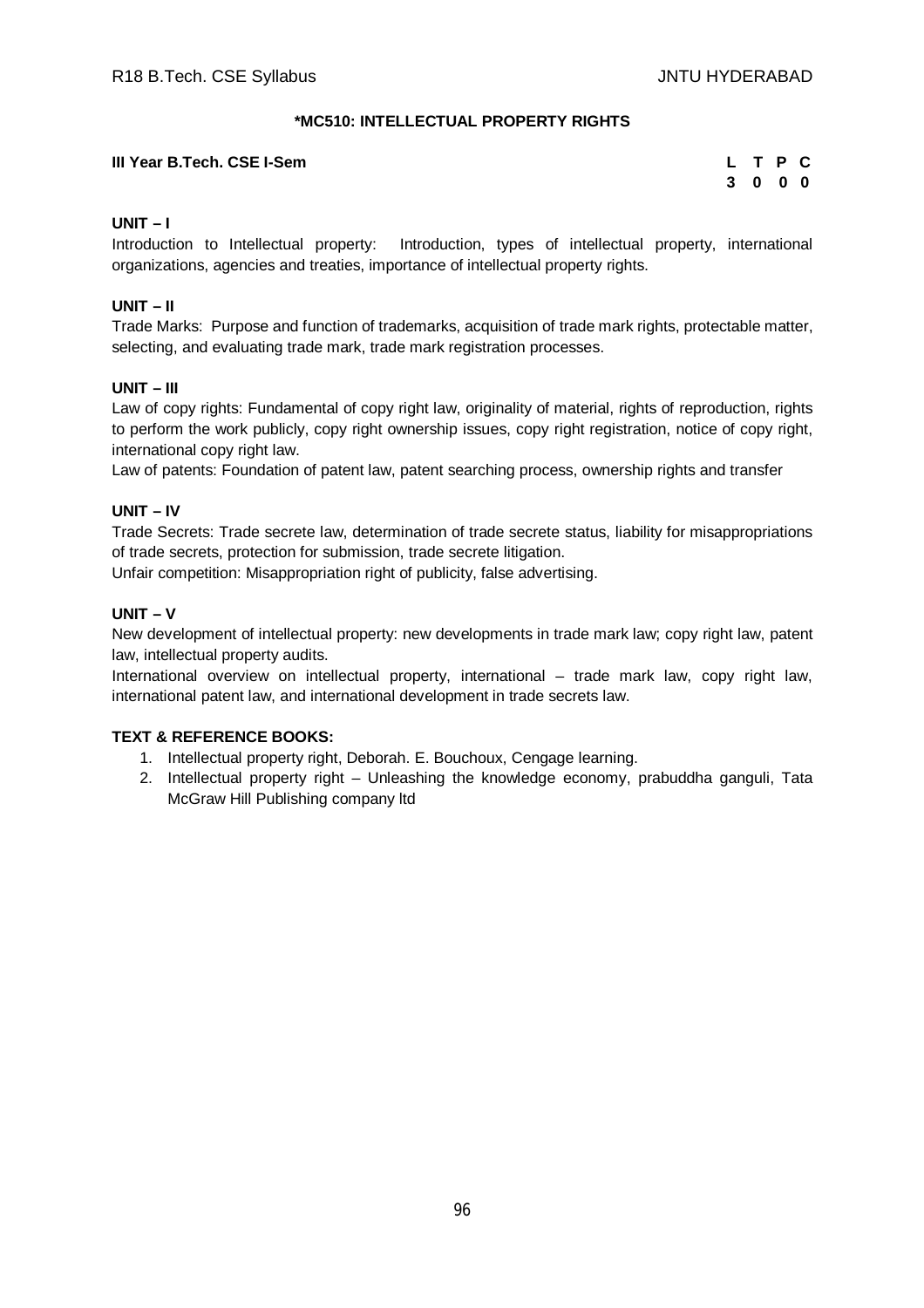## *MC510: INTELLECTUAL PROPERTY RIGHTS

**III Year B.Tech. CSE I-Sem**

| L | T | P | C |
|---|---|---|---|
| 3 | 0 | 0 | 0 |

### UNIT – I

Introduction to Intellectual property: Introduction, types of intellectual property, international organizations, agencies and treaties, importance of intellectual property rights.

### UNIT – II

Trade Marks: Purpose and function of trademarks, acquisition of trade mark rights, protectable matter, selecting, and evaluating trade mark, trade mark registration processes.

### UNIT – III

Law of copy rights: Fundamental of copy right law, originality of material, rights of reproduction, rights to perform the work publicly, copy right ownership issues, copy right registration, notice of copy right, international copy right law.

Law of patents: Foundation of patent law, patent searching process, ownership rights and transfer

### UNIT – IV

Trade Secrets: Trade secrete law, determination of trade secrete status, liability for misappropriations of trade secrets, protection for submission, trade secrete litigation.

Unfair competition: Misappropriation right of publicity, false advertising.

### UNIT – V

New development of intellectual property: new developments in trade mark law; copy right law, patent law, intellectual property audits.

International overview on intellectual property, international – trade mark law, copy right law, international patent law, and international development in trade secrets law.

### TEXT & REFERENCE BOOKS:

1. Intellectual property right, Deborah. E. Bouchoux, Cengage learning.
2. Intellectual property right – Unleashing the knowledge economy, prabuddha ganguli, Tata McGraw Hill Publishing company ltd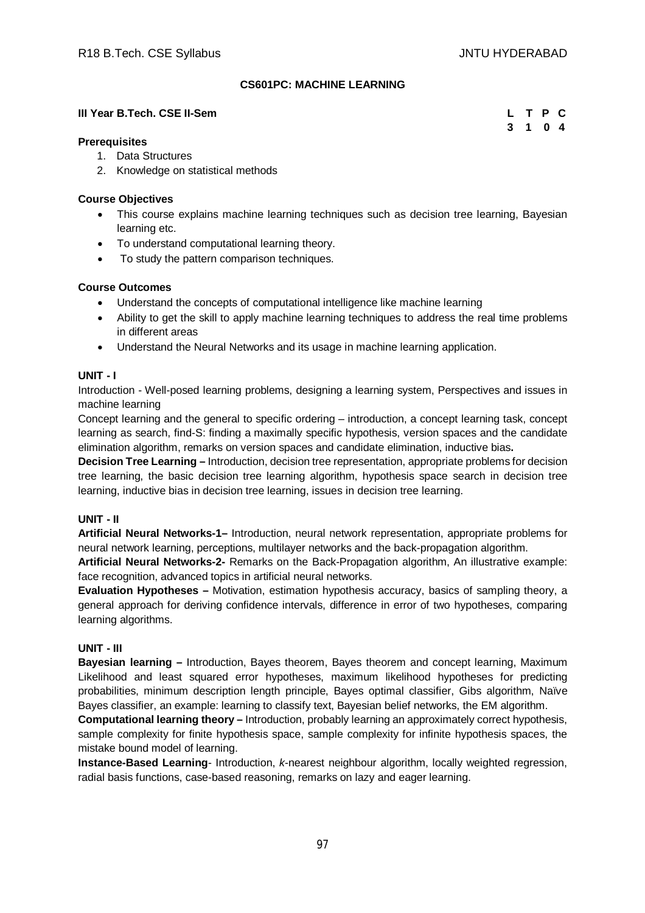**CS601PC: MACHINE LEARNING**

**III Year B.Tech. CSE II-Sem**

| L | T | P | C |
|---|---|---|---|
| 3 | 1 | 0 | 4 |

**Prerequisites**

1. Data Structures
2. Knowledge on statistical methods

**Course Objectives**

- This course explains machine learning techniques such as decision tree learning, Bayesian learning etc.
- To understand computational learning theory.
- To study the pattern comparison techniques.

**Course Outcomes**

- Understand the concepts of computational intelligence like machine learning
- Ability to get the skill to apply machine learning techniques to address the real time problems in different areas
- Understand the Neural Networks and its usage in machine learning application.

**UNIT - I**

Introduction - Well-posed learning problems, designing a learning system, Perspectives and issues in machine learning

Concept learning and the general to specific ordering – introduction, a concept learning task, concept learning as search, find-S: finding a maximally specific hypothesis, version spaces and the candidate elimination algorithm, remarks on version spaces and candidate elimination, inductive bias**.**

**Decision Tree Learning –** Introduction, decision tree representation, appropriate problems for decision tree learning, the basic decision tree learning algorithm, hypothesis space search in decision tree learning, inductive bias in decision tree learning, issues in decision tree learning.

**UNIT - II**

**Artificial Neural Networks-1–** Introduction, neural network representation, appropriate problems for neural network learning, perceptions, multilayer networks and the back-propagation algorithm.

**Artificial Neural Networks-2-** Remarks on the Back-Propagation algorithm, An illustrative example: face recognition, advanced topics in artificial neural networks.

**Evaluation Hypotheses –** Motivation, estimation hypothesis accuracy, basics of sampling theory, a general approach for deriving confidence intervals, difference in error of two hypotheses, comparing learning algorithms.

**UNIT - III**

**Bayesian learning –** Introduction, Bayes theorem, Bayes theorem and concept learning, Maximum Likelihood and least squared error hypotheses, maximum likelihood hypotheses for predicting probabilities, minimum description length principle, Bayes optimal classifier, Gibs algorithm, Naïve Bayes classifier, an example: learning to classify text, Bayesian belief networks, the EM algorithm.

**Computational learning theory –** Introduction, probably learning an approximately correct hypothesis, sample complexity for finite hypothesis space, sample complexity for infinite hypothesis spaces, the mistake bound model of learning.

**Instance-Based Learning**- Introduction, *k*-nearest neighbour algorithm, locally weighted regression, radial basis functions, case-based reasoning, remarks on lazy and eager learning.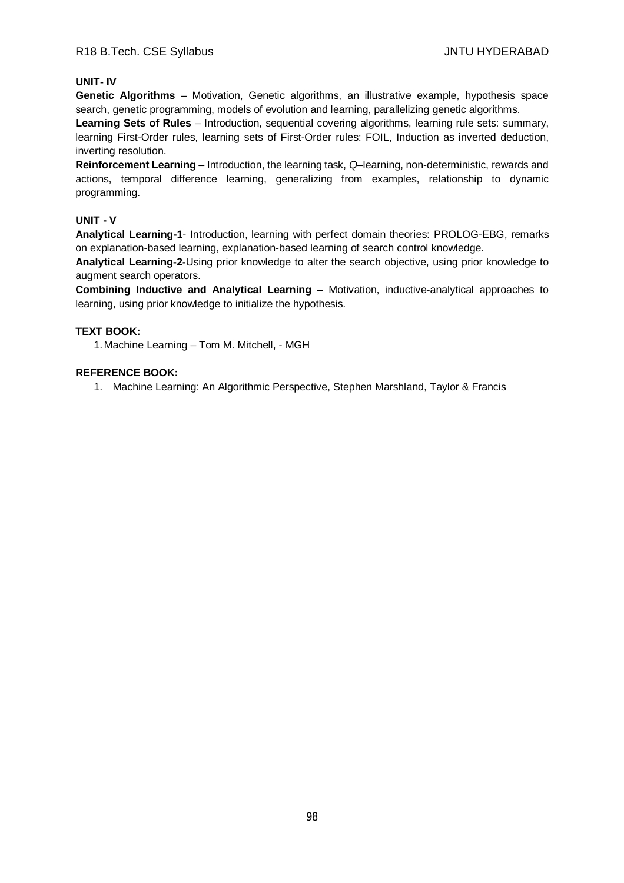**UNIT- IV**

**Genetic Algorithms** – Motivation, Genetic algorithms, an illustrative example, hypothesis space search, genetic programming, models of evolution and learning, parallelizing genetic algorithms.

**Learning Sets of Rules** – Introduction, sequential covering algorithms, learning rule sets: summary, learning First-Order rules, learning sets of First-Order rules: FOIL, Induction as inverted deduction, inverting resolution.

**Reinforcement Learning** – Introduction, the learning task, *Q*–learning, non-deterministic, rewards and actions, temporal difference learning, generalizing from examples, relationship to dynamic programming.

**UNIT - V**

**Analytical Learning-1**- Introduction, learning with perfect domain theories: PROLOG-EBG, remarks on explanation-based learning, explanation-based learning of search control knowledge.

**Analytical Learning-2-**Using prior knowledge to alter the search objective, using prior knowledge to augment search operators.

**Combining Inductive and Analytical Learning** – Motivation, inductive-analytical approaches to learning, using prior knowledge to initialize the hypothesis.

**TEXT BOOK:**

1. Machine Learning – Tom M. Mitchell, - MGH

**REFERENCE BOOK:**

1. Machine Learning: An Algorithmic Perspective, Stephen Marshland, Taylor & Francis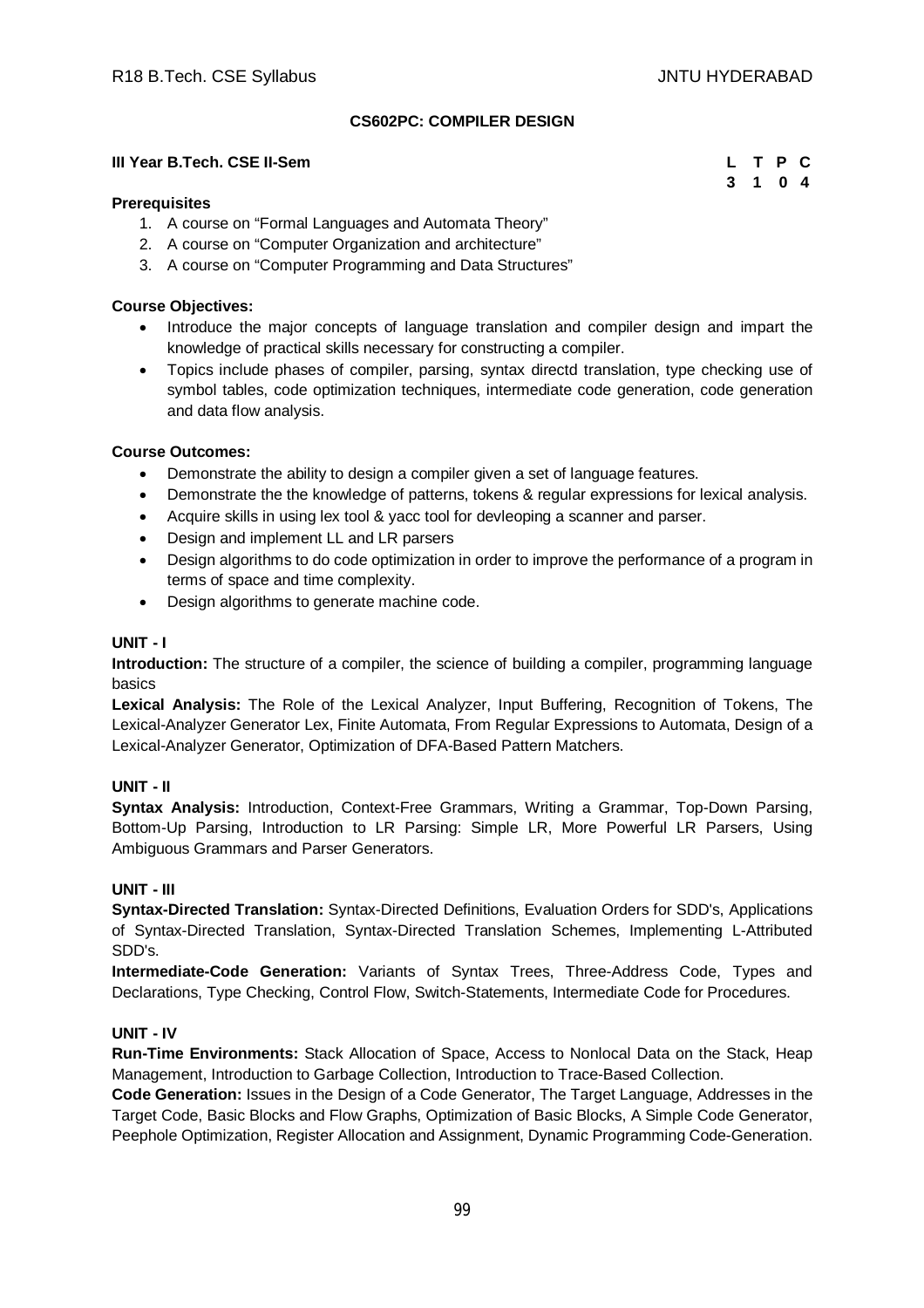# CS602PC: COMPILER DESIGN

**III Year B.Tech. CSE II-Sem**

| L | T | P | C |
|---|---|---|---|
| 3 | 1 | 0 | 4 |

**Prerequisites**

1. A course on "Formal Languages and Automata Theory"
2. A course on "Computer Organization and architecture"
3. A course on "Computer Programming and Data Structures"

**Course Objectives:**

- Introduce the major concepts of language translation and compiler design and impart the knowledge of practical skills necessary for constructing a compiler.
- Topics include phases of compiler, parsing, syntax directd translation, type checking use of symbol tables, code optimization techniques, intermediate code generation, code generation and data flow analysis.

**Course Outcomes:**

- Demonstrate the ability to design a compiler given a set of language features.
- Demonstrate the the knowledge of patterns, tokens & regular expressions for lexical analysis.
- Acquire skills in using lex tool & yacc tool for devleoping a scanner and parser.
- Design and implement LL and LR parsers
- Design algorithms to do code optimization in order to improve the performance of a program in terms of space and time complexity.
- Design algorithms to generate machine code.

**UNIT - I**

**Introduction:** The structure of a compiler, the science of building a compiler, programming language basics

**Lexical Analysis:** The Role of the Lexical Analyzer, Input Buffering, Recognition of Tokens, The Lexical-Analyzer Generator Lex, Finite Automata, From Regular Expressions to Automata, Design of a Lexical-Analyzer Generator, Optimization of DFA-Based Pattern Matchers.

**UNIT - II**

**Syntax Analysis:** Introduction, Context-Free Grammars, Writing a Grammar, Top-Down Parsing, Bottom-Up Parsing, Introduction to LR Parsing: Simple LR, More Powerful LR Parsers, Using Ambiguous Grammars and Parser Generators.

**UNIT - III**

**Syntax-Directed Translation:** Syntax-Directed Definitions, Evaluation Orders for SDD's, Applications of Syntax-Directed Translation, Syntax-Directed Translation Schemes, Implementing L-Attributed SDD's.

**Intermediate-Code Generation:** Variants of Syntax Trees, Three-Address Code, Types and Declarations, Type Checking, Control Flow, Switch-Statements, Intermediate Code for Procedures.

**UNIT - IV**

**Run-Time Environments:** Stack Allocation of Space, Access to Nonlocal Data on the Stack, Heap Management, Introduction to Garbage Collection, Introduction to Trace-Based Collection.

**Code Generation:** Issues in the Design of a Code Generator, The Target Language, Addresses in the Target Code, Basic Blocks and Flow Graphs, Optimization of Basic Blocks, A Simple Code Generator, Peephole Optimization, Register Allocation and Assignment, Dynamic Programming Code-Generation.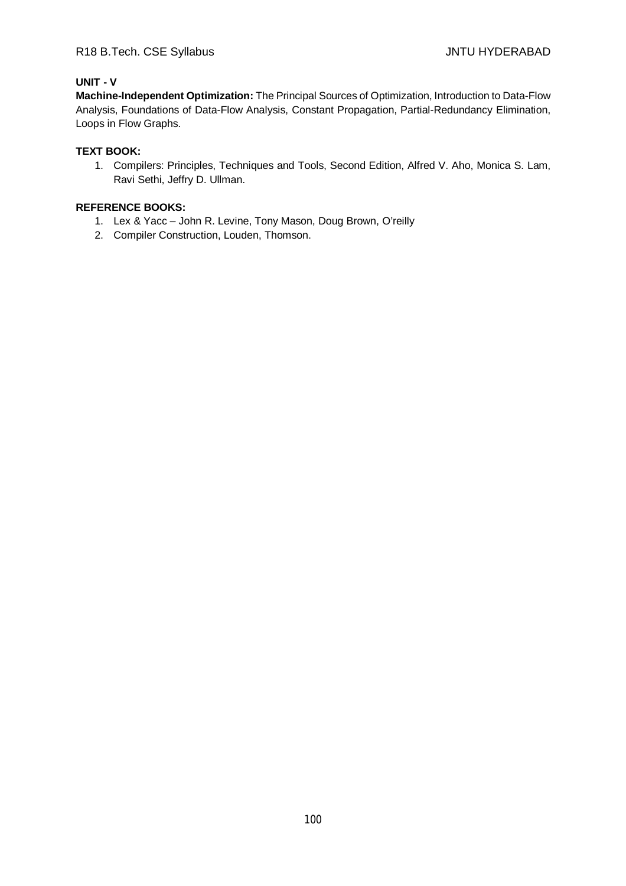**UNIT - V**

**Machine-Independent Optimization:** The Principal Sources of Optimization, Introduction to Data-Flow Analysis, Foundations of Data-Flow Analysis, Constant Propagation, Partial-Redundancy Elimination, Loops in Flow Graphs.

**TEXT BOOK:**

1. Compilers: Principles, Techniques and Tools, Second Edition, Alfred V. Aho, Monica S. Lam, Ravi Sethi, Jeffry D. Ullman.

**REFERENCE BOOKS:**

1. Lex & Yacc – John R. Levine, Tony Mason, Doug Brown, O'reilly
2. Compiler Construction, Louden, Thomson.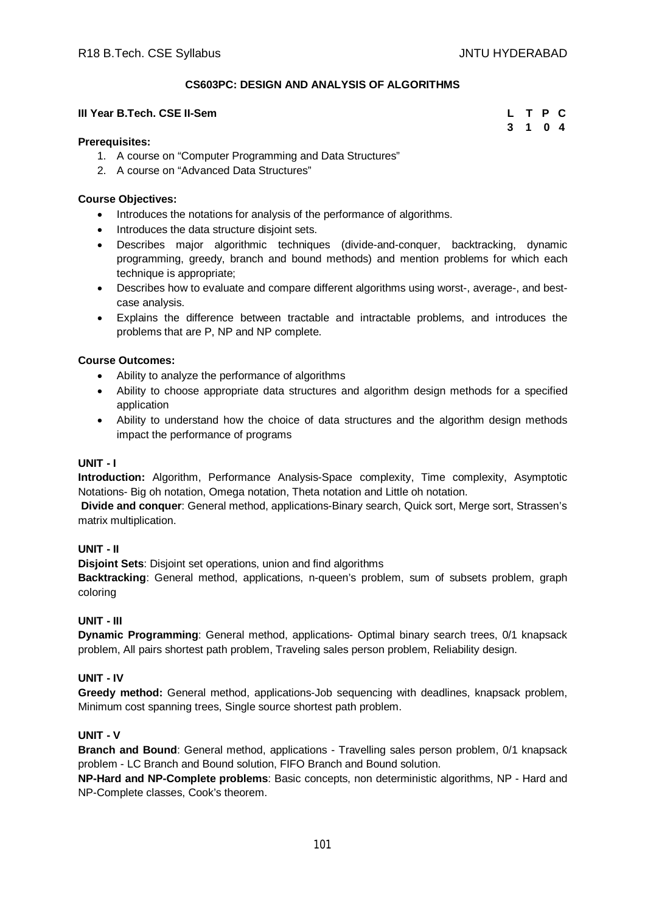## CS603PC: DESIGN AND ANALYSIS OF ALGORITHMS

**III Year B.Tech. CSE II-Sem**

| L | T | P | C |
|---|---|---|---|
| 3 | 1 | 0 | 4 |

**Prerequisites:**

1. A course on "Computer Programming and Data Structures"
2. A course on "Advanced Data Structures"

**Course Objectives:**

- Introduces the notations for analysis of the performance of algorithms.
- Introduces the data structure disjoint sets.
- Describes major algorithmic techniques (divide-and-conquer, backtracking, dynamic programming, greedy, branch and bound methods) and mention problems for which each technique is appropriate;
- Describes how to evaluate and compare different algorithms using worst-, average-, and best-case analysis.
- Explains the difference between tractable and intractable problems, and introduces the problems that are P, NP and NP complete.

**Course Outcomes:**

- Ability to analyze the performance of algorithms
- Ability to choose appropriate data structures and algorithm design methods for a specified application
- Ability to understand how the choice of data structures and the algorithm design methods impact the performance of programs

**UNIT - I**

**Introduction:** Algorithm, Performance Analysis-Space complexity, Time complexity, Asymptotic Notations- Big oh notation, Omega notation, Theta notation and Little oh notation.

**Divide and conquer**: General method, applications-Binary search, Quick sort, Merge sort, Strassen's matrix multiplication.

**UNIT - II**

**Disjoint Sets**: Disjoint set operations, union and find algorithms

**Backtracking**: General method, applications, n-queen's problem, sum of subsets problem, graph coloring

**UNIT - III**

**Dynamic Programming**: General method, applications- Optimal binary search trees, 0/1 knapsack problem, All pairs shortest path problem, Traveling sales person problem, Reliability design.

**UNIT - IV**

**Greedy method:** General method, applications-Job sequencing with deadlines, knapsack problem, Minimum cost spanning trees, Single source shortest path problem.

**UNIT - V**

**Branch and Bound**: General method, applications - Travelling sales person problem, 0/1 knapsack problem - LC Branch and Bound solution, FIFO Branch and Bound solution.

**NP-Hard and NP-Complete problems**: Basic concepts, non deterministic algorithms, NP - Hard and NP-Complete classes, Cook's theorem.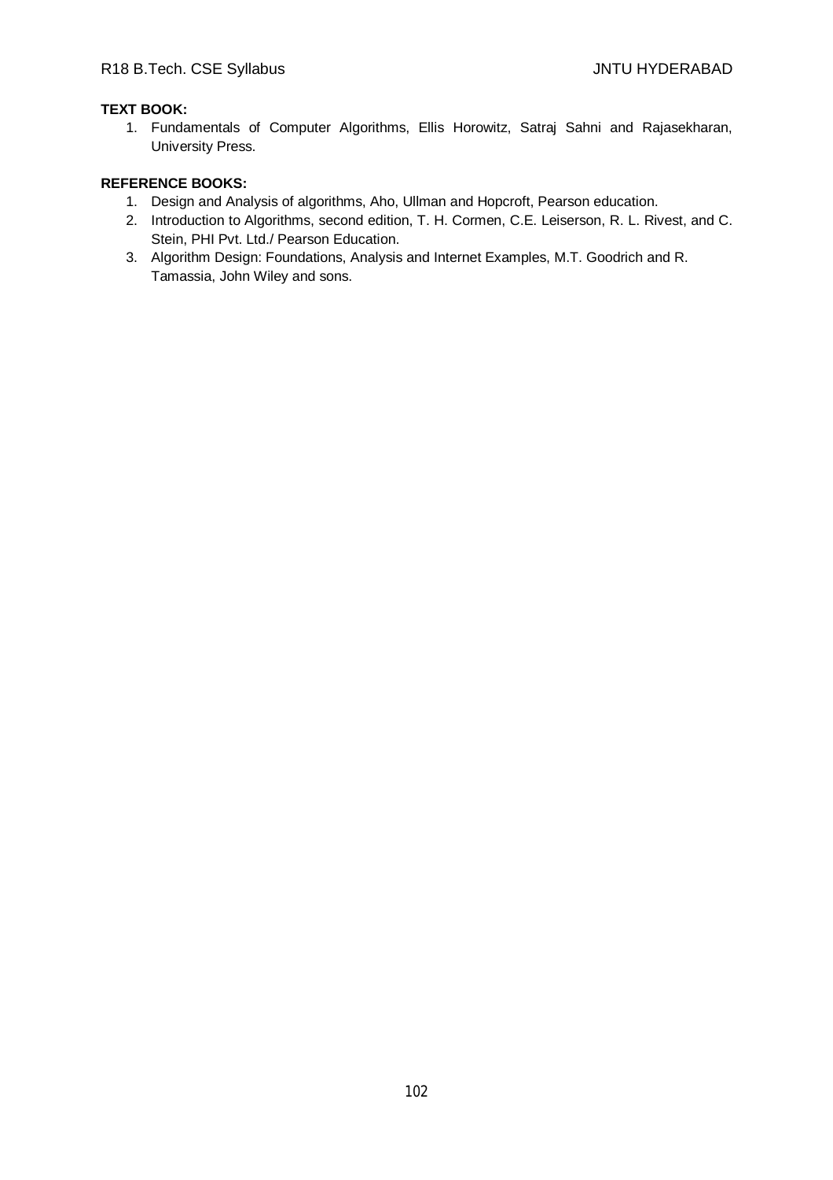**TEXT BOOK:**

1. Fundamentals of Computer Algorithms, Ellis Horowitz, Satraj Sahni and Rajasekharan, University Press.

**REFERENCE BOOKS:**

1. Design and Analysis of algorithms, Aho, Ullman and Hopcroft, Pearson education.
2. Introduction to Algorithms, second edition, T. H. Cormen, C.E. Leiserson, R. L. Rivest, and C. Stein, PHI Pvt. Ltd./ Pearson Education.
3. Algorithm Design: Foundations, Analysis and Internet Examples, M.T. Goodrich and R. Tamassia, John Wiley and sons.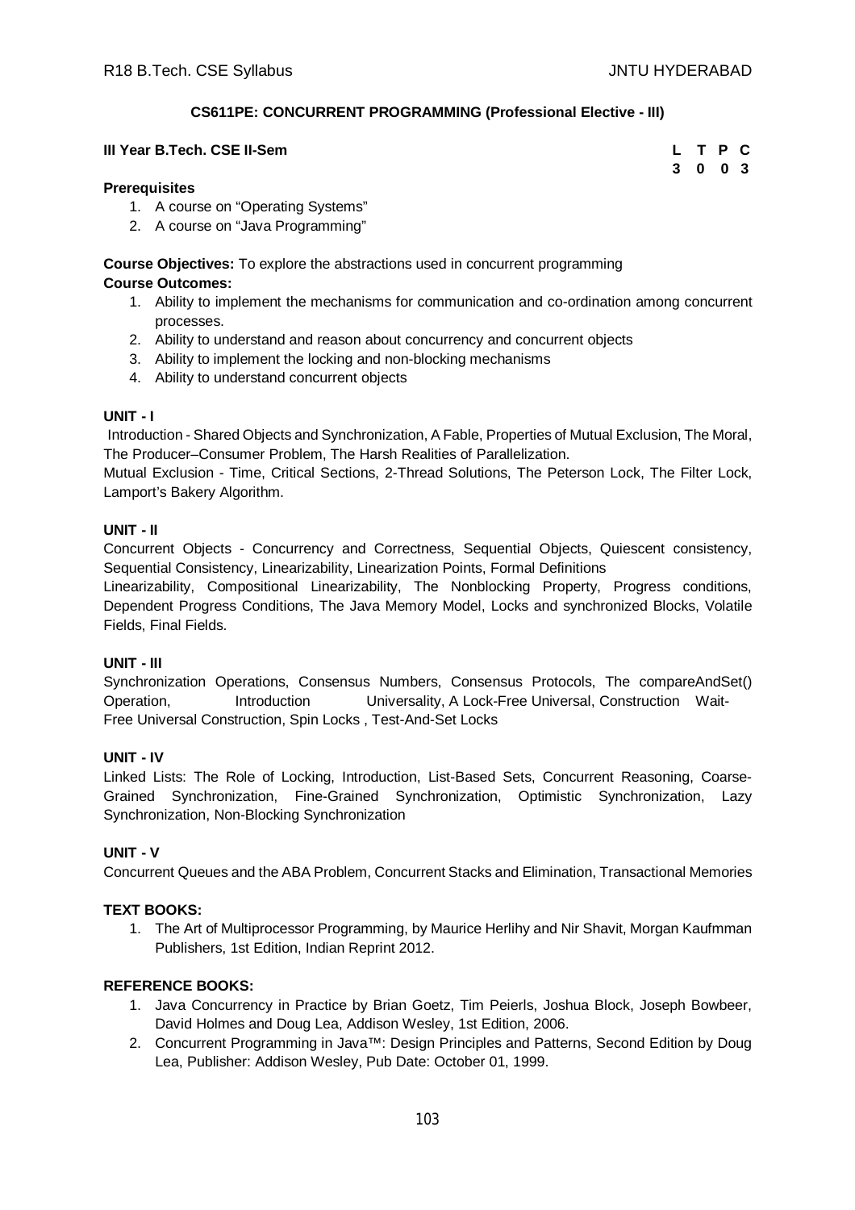### CS611PE: CONCURRENT PROGRAMMING (Professional Elective - III)

**III Year B.Tech. CSE II-Sem**

| L | T | P | C |
|---|---|---|---|
| 3 | 0 | 0 | 3 |

**Prerequisites**

1. A course on "Operating Systems"
2. A course on "Java Programming"

**Course Objectives:** To explore the abstractions used in concurrent programming

**Course Outcomes:**

1. Ability to implement the mechanisms for communication and co-ordination among concurrent processes.
2. Ability to understand and reason about concurrency and concurrent objects
3. Ability to implement the locking and non-blocking mechanisms
4. Ability to understand concurrent objects

**UNIT - I**

Introduction - Shared Objects and Synchronization, A Fable, Properties of Mutual Exclusion, The Moral, The Producer–Consumer Problem, The Harsh Realities of Parallelization.

Mutual Exclusion - Time, Critical Sections, 2-Thread Solutions, The Peterson Lock, The Filter Lock, Lamport's Bakery Algorithm.

**UNIT - II**

Concurrent Objects - Concurrency and Correctness, Sequential Objects, Quiescent consistency, Sequential Consistency, Linearizability, Linearization Points, Formal Definitions

Linearizability, Compositional Linearizability, The Nonblocking Property, Progress conditions, Dependent Progress Conditions, The Java Memory Model, Locks and synchronized Blocks, Volatile Fields, Final Fields.

**UNIT - III**

Synchronization Operations, Consensus Numbers, Consensus Protocols, The compareAndSet() Operation, Introduction Universality, A Lock-Free Universal, Construction Wait-Free Universal Construction, Spin Locks , Test-And-Set Locks

**UNIT - IV**

Linked Lists: The Role of Locking, Introduction, List-Based Sets, Concurrent Reasoning, Coarse-Grained Synchronization, Fine-Grained Synchronization, Optimistic Synchronization, Lazy Synchronization, Non-Blocking Synchronization

**UNIT - V**

Concurrent Queues and the ABA Problem, Concurrent Stacks and Elimination, Transactional Memories

**TEXT BOOKS:**

1. The Art of Multiprocessor Programming, by Maurice Herlihy and Nir Shavit, Morgan Kaufmman Publishers, 1st Edition, Indian Reprint 2012.

**REFERENCE BOOKS:**

1. Java Concurrency in Practice by Brian Goetz, Tim Peierls, Joshua Block, Joseph Bowbeer, David Holmes and Doug Lea, Addison Wesley, 1st Edition, 2006.
2. Concurrent Programming in Java™: Design Principles and Patterns, Second Edition by Doug Lea, Publisher: Addison Wesley, Pub Date: October 01, 1999.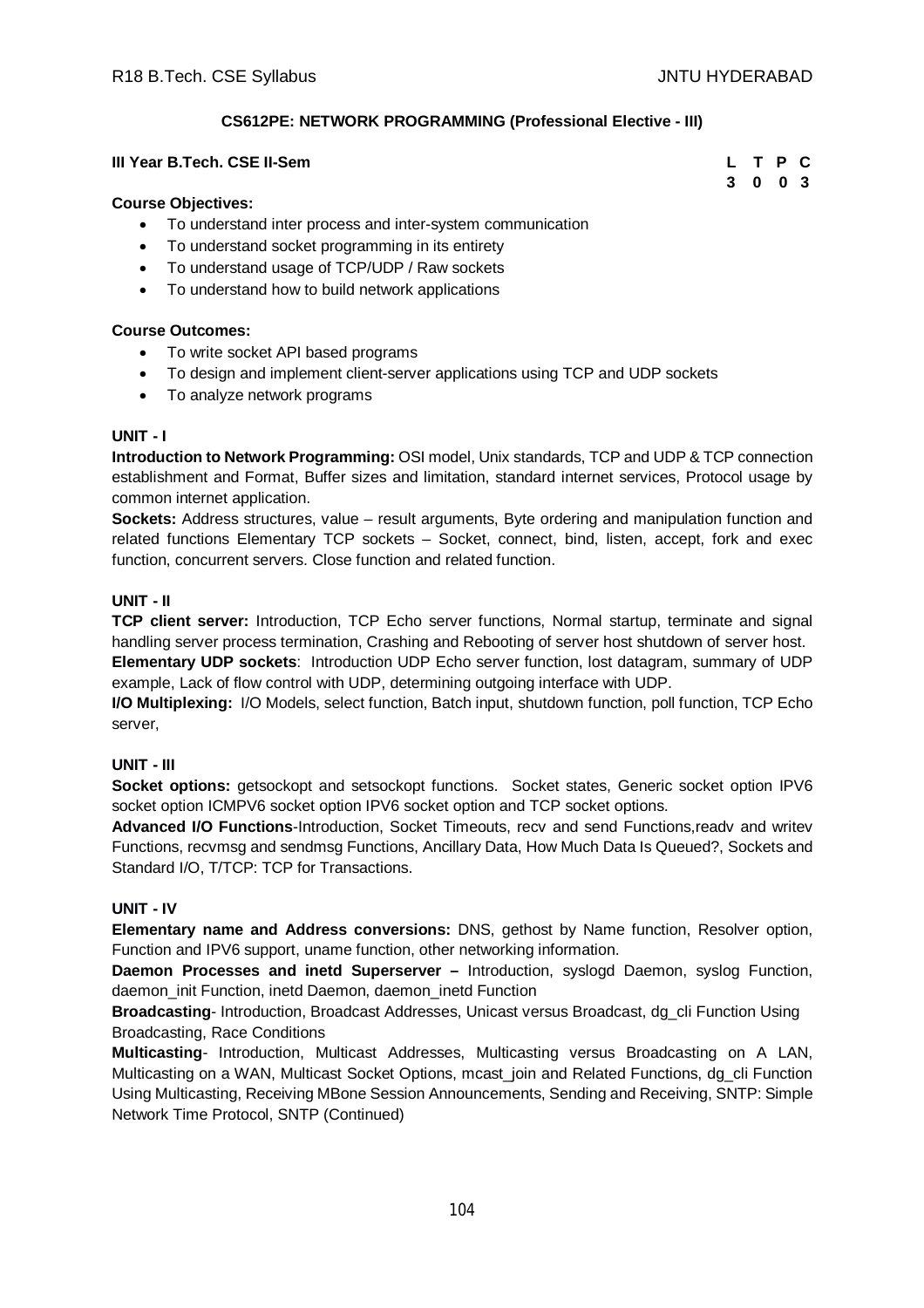## CS612PE: NETWORK PROGRAMMING (Professional Elective - III)

**III Year B.Tech. CSE II-Sem**

| L | T | P | C |
|---|---|---|---|
| 3 | 0 | 0 | 3 |

**Course Objectives:**

- To understand inter process and inter-system communication
- To understand socket programming in its entirety
- To understand usage of TCP/UDP / Raw sockets
- To understand how to build network applications

**Course Outcomes:**

- To write socket API based programs
- To design and implement client-server applications using TCP and UDP sockets
- To analyze network programs

### UNIT - I

**Introduction to Network Programming:** OSI model, Unix standards, TCP and UDP & TCP connection establishment and Format, Buffer sizes and limitation, standard internet services, Protocol usage by common internet application.

**Sockets:** Address structures, value – result arguments, Byte ordering and manipulation function and related functions Elementary TCP sockets – Socket, connect, bind, listen, accept, fork and exec function, concurrent servers. Close function and related function.

### UNIT - II

**TCP client server:** Introduction, TCP Echo server functions, Normal startup, terminate and signal handling server process termination, Crashing and Rebooting of server host shutdown of server host.

**Elementary UDP sockets**: Introduction UDP Echo server function, lost datagram, summary of UDP example, Lack of flow control with UDP, determining outgoing interface with UDP.

**I/O Multiplexing:** I/O Models, select function, Batch input, shutdown function, poll function, TCP Echo server,

### UNIT - III

**Socket options:** getsockopt and setsockopt functions. Socket states, Generic socket option IPV6 socket option ICMPV6 socket option IPV6 socket option and TCP socket options.

**Advanced I/O Functions**-Introduction, Socket Timeouts, recv and send Functions,readv and writev Functions, recvmsg and sendmsg Functions, Ancillary Data, How Much Data Is Queued?, Sockets and Standard I/O, T/TCP: TCP for Transactions.

### UNIT - IV

**Elementary name and Address conversions:** DNS, gethost by Name function, Resolver option, Function and IPV6 support, uname function, other networking information.

**Daemon Processes and inetd Superserver –** Introduction, syslogd Daemon, syslog Function, daemon_init Function, inetd Daemon, daemon_inetd Function

**Broadcasting**- Introduction, Broadcast Addresses, Unicast versus Broadcast, dg_cli Function Using Broadcasting, Race Conditions

**Multicasting**- Introduction, Multicast Addresses, Multicasting versus Broadcasting on A LAN, Multicasting on a WAN, Multicast Socket Options, mcast_join and Related Functions, dg_cli Function Using Multicasting, Receiving MBone Session Announcements, Sending and Receiving, SNTP: Simple Network Time Protocol, SNTP (Continued)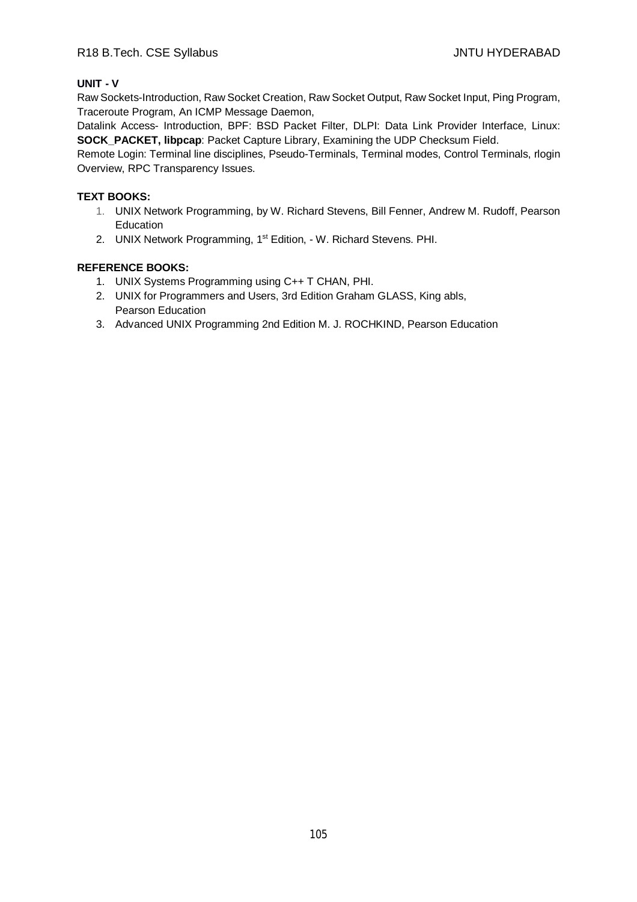**UNIT - V**

Raw Sockets-Introduction, Raw Socket Creation, Raw Socket Output, Raw Socket Input, Ping Program, Traceroute Program, An ICMP Message Daemon,

Datalink Access- Introduction, BPF: BSD Packet Filter, DLPI: Data Link Provider Interface, Linux: **SOCK_PACKET, libpcap**: Packet Capture Library, Examining the UDP Checksum Field.

Remote Login: Terminal line disciplines, Pseudo-Terminals, Terminal modes, Control Terminals, rlogin Overview, RPC Transparency Issues.

**TEXT BOOKS:**

1. UNIX Network Programming, by W. Richard Stevens, Bill Fenner, Andrew M. Rudoff, Pearson Education
2. UNIX Network Programming, 1st Edition, - W. Richard Stevens. PHI.

**REFERENCE BOOKS:**

1. UNIX Systems Programming using C++ T CHAN, PHI.
2. UNIX for Programmers and Users, 3rd Edition Graham GLASS, King abls, Pearson Education
3. Advanced UNIX Programming 2nd Edition M. J. ROCHKIND, Pearson Education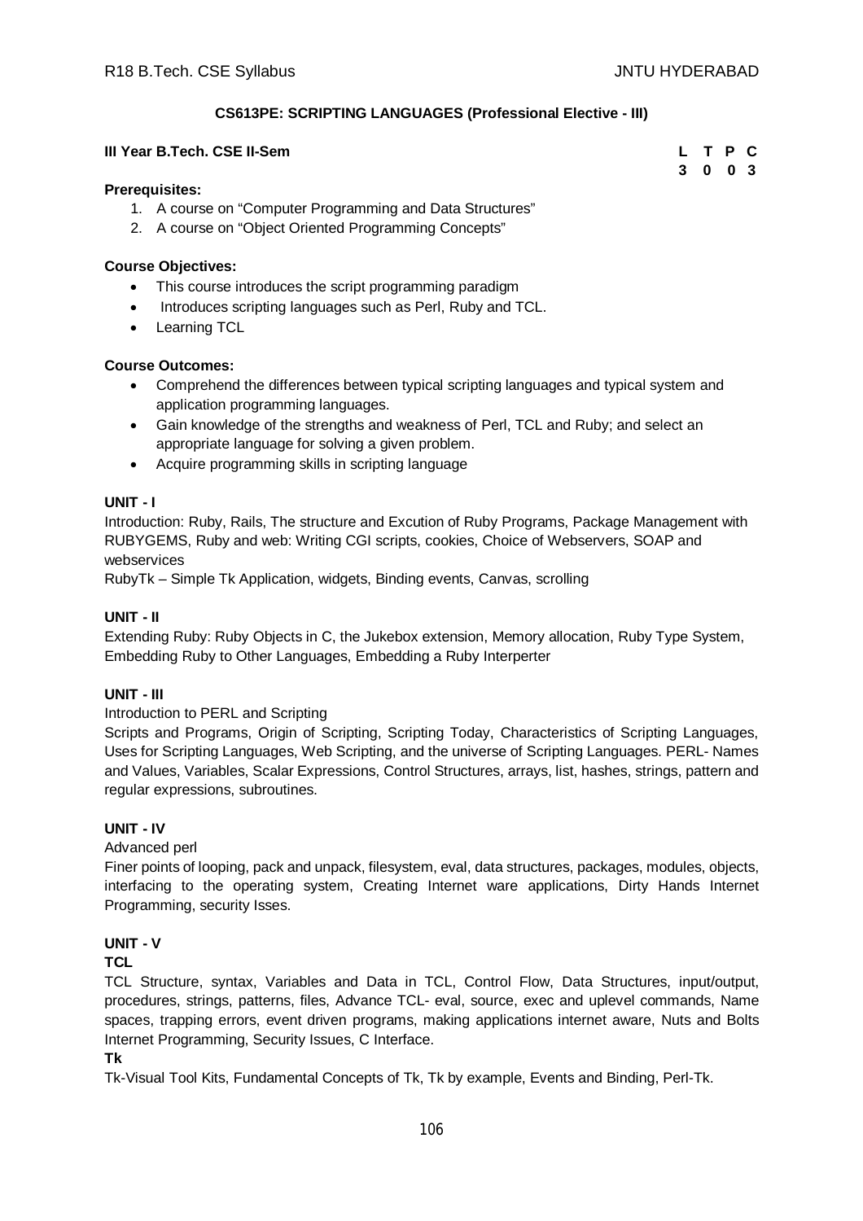## CS613PE: SCRIPTING LANGUAGES (Professional Elective - III)

**III Year B.Tech. CSE II-Sem**

| L | T | P | C |
|---|---|---|---|
| 3 | 0 | 0 | 3 |

**Prerequisites:**

1. A course on "Computer Programming and Data Structures"
2. A course on "Object Oriented Programming Concepts"

**Course Objectives:**

- This course introduces the script programming paradigm
- Introduces scripting languages such as Perl, Ruby and TCL.
- Learning TCL

**Course Outcomes:**

- Comprehend the differences between typical scripting languages and typical system and application programming languages.
- Gain knowledge of the strengths and weakness of Perl, TCL and Ruby; and select an appropriate language for solving a given problem.
- Acquire programming skills in scripting language

### UNIT - I

Introduction: Ruby, Rails, The structure and Excution of Ruby Programs, Package Management with RUBYGEMS, Ruby and web: Writing CGI scripts, cookies, Choice of Webservers, SOAP and webservices

RubyTk – Simple Tk Application, widgets, Binding events, Canvas, scrolling

### UNIT - II

Extending Ruby: Ruby Objects in C, the Jukebox extension, Memory allocation, Ruby Type System, Embedding Ruby to Other Languages, Embedding a Ruby Interperter

### UNIT - III

Introduction to PERL and Scripting

Scripts and Programs, Origin of Scripting, Scripting Today, Characteristics of Scripting Languages, Uses for Scripting Languages, Web Scripting, and the universe of Scripting Languages. PERL- Names and Values, Variables, Scalar Expressions, Control Structures, arrays, list, hashes, strings, pattern and regular expressions, subroutines.

### UNIT - IV

Advanced perl

Finer points of looping, pack and unpack, filesystem, eval, data structures, packages, modules, objects, interfacing to the operating system, Creating Internet ware applications, Dirty Hands Internet Programming, security Isses.

### UNIT - V

**TCL**

TCL Structure, syntax, Variables and Data in TCL, Control Flow, Data Structures, input/output, procedures, strings, patterns, files, Advance TCL- eval, source, exec and uplevel commands, Name spaces, trapping errors, event driven programs, making applications internet aware, Nuts and Bolts Internet Programming, Security Issues, C Interface.

**Tk**

Tk-Visual Tool Kits, Fundamental Concepts of Tk, Tk by example, Events and Binding, Perl-Tk.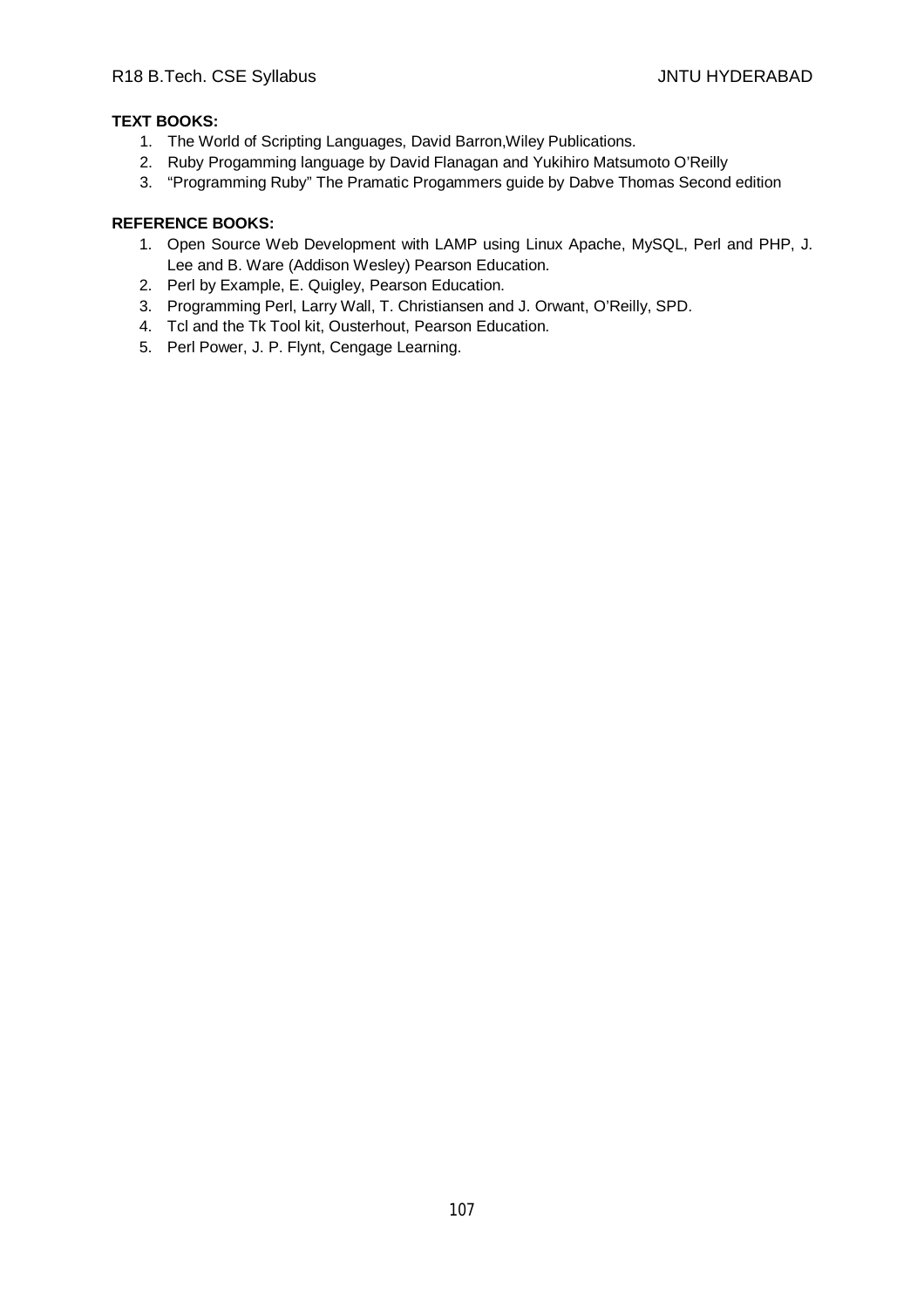**TEXT BOOKS:**

1. The World of Scripting Languages, David Barron,Wiley Publications.
2. Ruby Progamming language by David Flanagan and Yukihiro Matsumoto O'Reilly
3. "Programming Ruby" The Pramatic Progammers guide by Dabve Thomas Second edition

**REFERENCE BOOKS:**

1. Open Source Web Development with LAMP using Linux Apache, MySQL, Perl and PHP, J. Lee and B. Ware (Addison Wesley) Pearson Education.
2. Perl by Example, E. Quigley, Pearson Education.
3. Programming Perl, Larry Wall, T. Christiansen and J. Orwant, O'Reilly, SPD.
4. Tcl and the Tk Tool kit, Ousterhout, Pearson Education.
5. Perl Power, J. P. Flynt, Cengage Learning.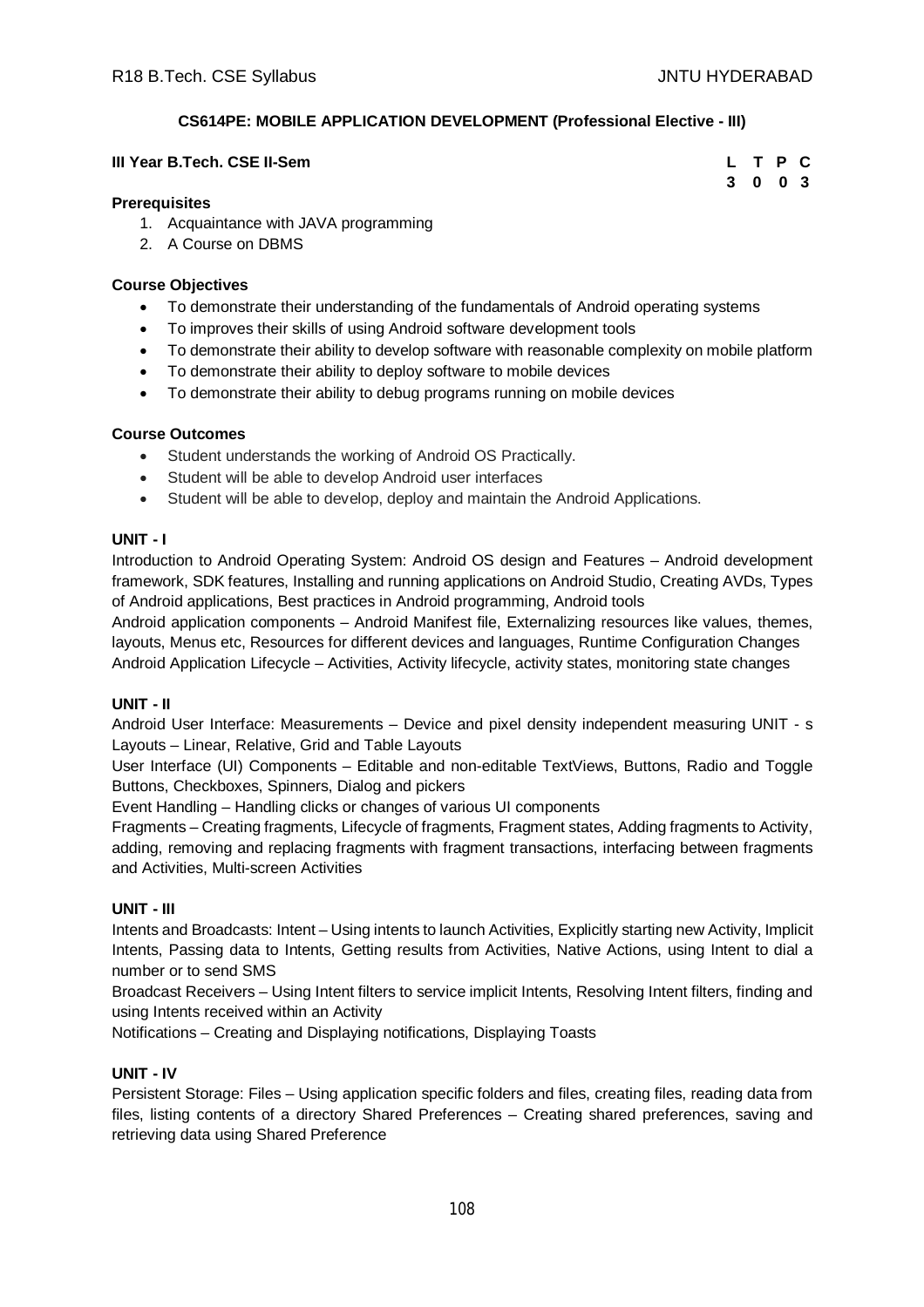## CS614PE: MOBILE APPLICATION DEVELOPMENT (Professional Elective - III)

**III Year B.Tech. CSE II-Sem**

| L | T | P | C |
|---|---|---|---|
| 3 | 0 | 0 | 3 |

**Prerequisites**

1. Acquaintance with JAVA programming
2. A Course on DBMS

**Course Objectives**

- To demonstrate their understanding of the fundamentals of Android operating systems
- To improves their skills of using Android software development tools
- To demonstrate their ability to develop software with reasonable complexity on mobile platform
- To demonstrate their ability to deploy software to mobile devices
- To demonstrate their ability to debug programs running on mobile devices

**Course Outcomes**

- Student understands the working of Android OS Practically.
- Student will be able to develop Android user interfaces
- Student will be able to develop, deploy and maintain the Android Applications.

**UNIT - I**

Introduction to Android Operating System: Android OS design and Features – Android development framework, SDK features, Installing and running applications on Android Studio, Creating AVDs, Types of Android applications, Best practices in Android programming, Android tools

Android application components – Android Manifest file, Externalizing resources like values, themes, layouts, Menus etc, Resources for different devices and languages, Runtime Configuration Changes

Android Application Lifecycle – Activities, Activity lifecycle, activity states, monitoring state changes

**UNIT - II**

Android User Interface: Measurements – Device and pixel density independent measuring UNIT - s

Layouts – Linear, Relative, Grid and Table Layouts

User Interface (UI) Components – Editable and non-editable TextViews, Buttons, Radio and Toggle Buttons, Checkboxes, Spinners, Dialog and pickers

Event Handling – Handling clicks or changes of various UI components

Fragments – Creating fragments, Lifecycle of fragments, Fragment states, Adding fragments to Activity, adding, removing and replacing fragments with fragment transactions, interfacing between fragments and Activities, Multi-screen Activities

**UNIT - III**

Intents and Broadcasts: Intent – Using intents to launch Activities, Explicitly starting new Activity, Implicit Intents, Passing data to Intents, Getting results from Activities, Native Actions, using Intent to dial a number or to send SMS

Broadcast Receivers – Using Intent filters to service implicit Intents, Resolving Intent filters, finding and using Intents received within an Activity

Notifications – Creating and Displaying notifications, Displaying Toasts

**UNIT - IV**

Persistent Storage: Files – Using application specific folders and files, creating files, reading data from files, listing contents of a directory Shared Preferences – Creating shared preferences, saving and retrieving data using Shared Preference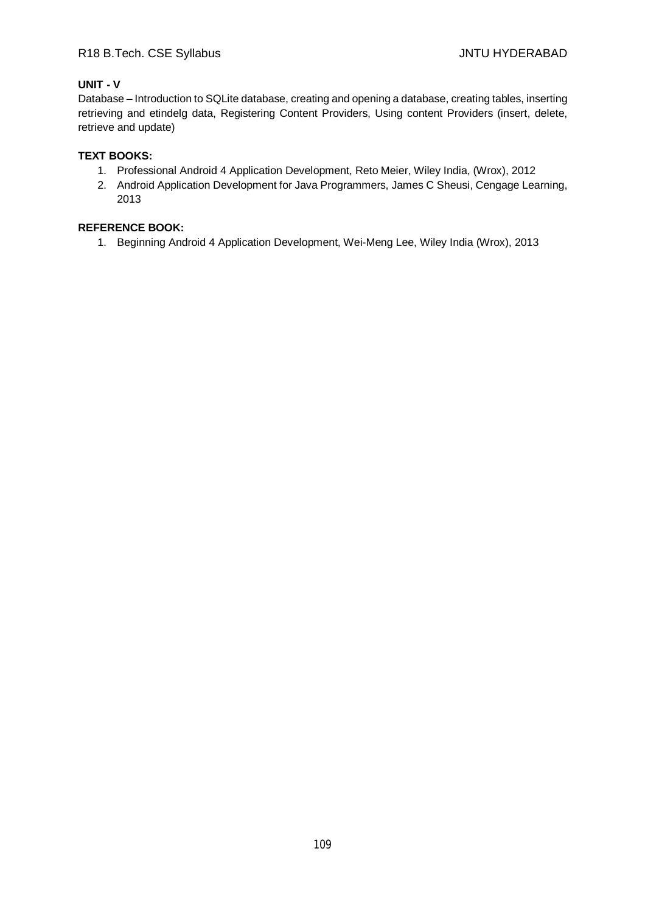**UNIT - V**

Database – Introduction to SQLite database, creating and opening a database, creating tables, inserting retrieving and etindelg data, Registering Content Providers, Using content Providers (insert, delete, retrieve and update)

**TEXT BOOKS:**

1. Professional Android 4 Application Development, Reto Meier, Wiley India, (Wrox), 2012
2. Android Application Development for Java Programmers, James C Sheusi, Cengage Learning, 2013

**REFERENCE BOOK:**

1. Beginning Android 4 Application Development, Wei-Meng Lee, Wiley India (Wrox), 2013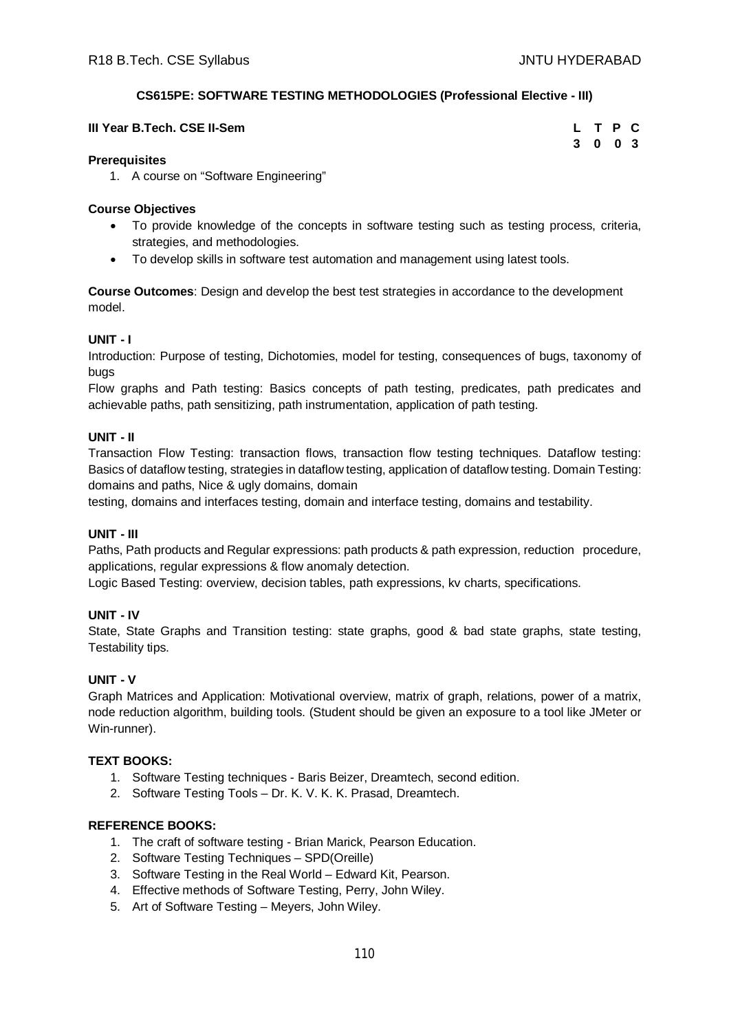## CS615PE: SOFTWARE TESTING METHODOLOGIES (Professional Elective - III)

**III Year B.Tech. CSE II-Sem**

| L | T | P | C |
|---|---|---|---|
| 3 | 0 | 0 | 3 |

**Prerequisites**

1. A course on "Software Engineering"

**Course Objectives**

- To provide knowledge of the concepts in software testing such as testing process, criteria, strategies, and methodologies.
- To develop skills in software test automation and management using latest tools.

**Course Outcomes**: Design and develop the best test strategies in accordance to the development model.

**UNIT - I**

Introduction: Purpose of testing, Dichotomies, model for testing, consequences of bugs, taxonomy of bugs

Flow graphs and Path testing: Basics concepts of path testing, predicates, path predicates and achievable paths, path sensitizing, path instrumentation, application of path testing.

**UNIT - II**

Transaction Flow Testing: transaction flows, transaction flow testing techniques. Dataflow testing: Basics of dataflow testing, strategies in dataflow testing, application of dataflow testing. Domain Testing: domains and paths, Nice & ugly domains, domain

testing, domains and interfaces testing, domain and interface testing, domains and testability.

**UNIT - III**

Paths, Path products and Regular expressions: path products & path expression, reduction procedure, applications, regular expressions & flow anomaly detection.

Logic Based Testing: overview, decision tables, path expressions, kv charts, specifications.

**UNIT - IV**

State, State Graphs and Transition testing: state graphs, good & bad state graphs, state testing, Testability tips.

**UNIT - V**

Graph Matrices and Application: Motivational overview, matrix of graph, relations, power of a matrix, node reduction algorithm, building tools. (Student should be given an exposure to a tool like JMeter or Win-runner).

**TEXT BOOKS:**

1. Software Testing techniques - Baris Beizer, Dreamtech, second edition.
2. Software Testing Tools – Dr. K. V. K. K. Prasad, Dreamtech.

**REFERENCE BOOKS:**

1. The craft of software testing - Brian Marick, Pearson Education.
2. Software Testing Techniques – SPD(Oreille)
3. Software Testing in the Real World – Edward Kit, Pearson.
4. Effective methods of Software Testing, Perry, John Wiley.
5. Art of Software Testing – Meyers, John Wiley.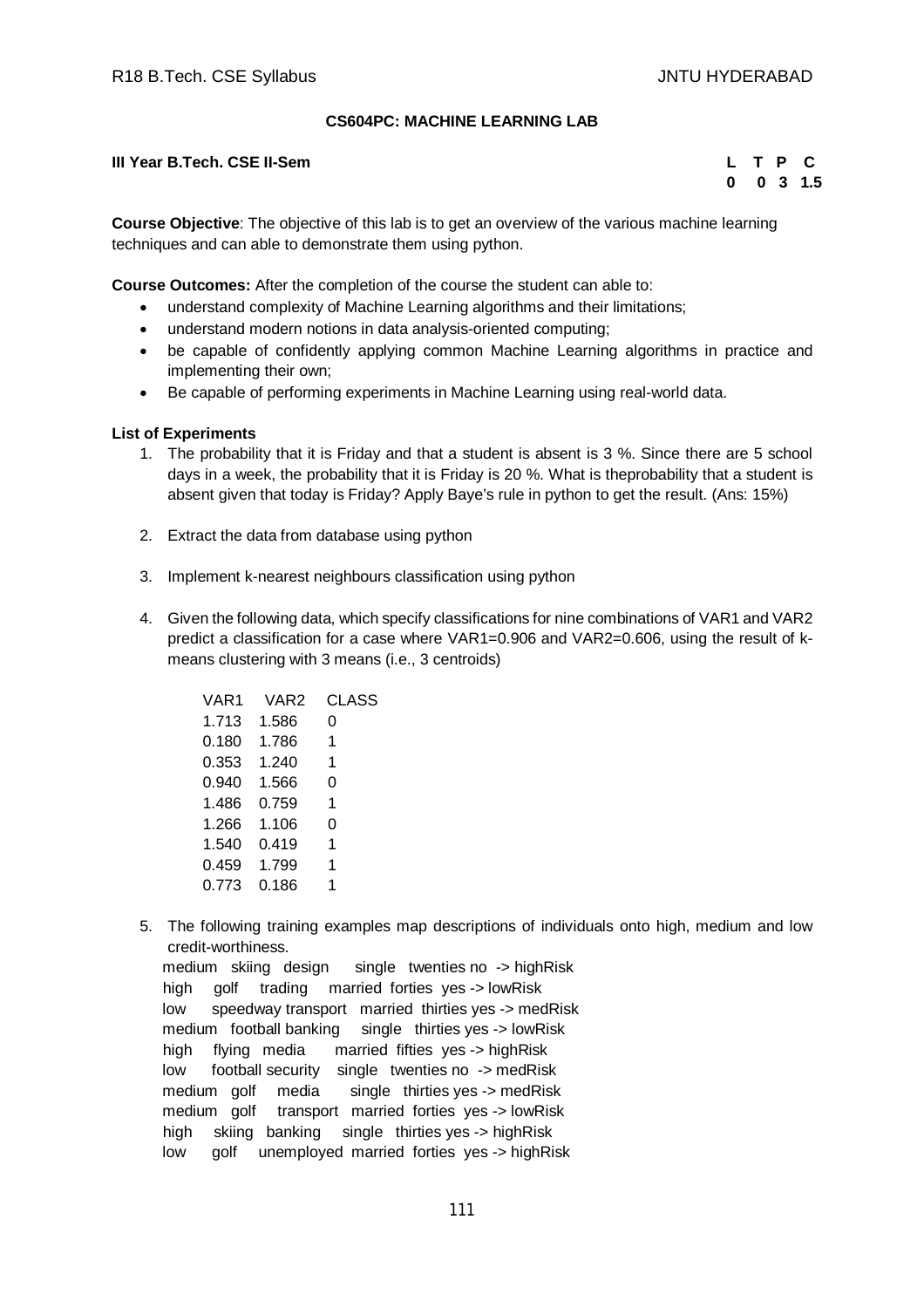**CS604PC: MACHINE LEARNING LAB**

**III Year B.Tech. CSE II-Sem**

| L | T | P | C |
|---|---|---|---|
| 0 | 0 | 3 | 1.5 |

**Course Objective**: The objective of this lab is to get an overview of the various machine learning techniques and can able to demonstrate them using python.

**Course Outcomes:** After the completion of the course the student can able to:

- understand complexity of Machine Learning algorithms and their limitations;
- understand modern notions in data analysis-oriented computing;
- be capable of confidently applying common Machine Learning algorithms in practice and implementing their own;
- Be capable of performing experiments in Machine Learning using real-world data.

**List of Experiments**

1. The probability that it is Friday and that a student is absent is 3 %. Since there are 5 school days in a week, the probability that it is Friday is 20 %. What is theprobability that a student is absent given that today is Friday? Apply Baye's rule in python to get the result. (Ans: 15%)

2. Extract the data from database using python

3. Implement k-nearest neighbours classification using python

4. Given the following data, which specify classifications for nine combinations of VAR1 and VAR2 predict a classification for a case where VAR1=0.906 and VAR2=0.606, using the result of k-means clustering with 3 means (i.e., 3 centroids)

| VAR1 | VAR2 | CLASS |
|---|---|---|
| 1.713 | 1.586 | 0 |
| 0.180 | 1.786 | 1 |
| 0.353 | 1.240 | 1 |
| 0.940 | 1.566 | 0 |
| 1.486 | 0.759 | 1 |
| 1.266 | 1.106 | 0 |
| 1.540 | 0.419 | 1 |
| 0.459 | 1.799 | 1 |
| 0.773 | 0.186 | 1 |

5. The following training examples map descriptions of individuals onto high, medium and low credit-worthiness.

```
medium  skiing  design     single  twenties no  -> highRisk
high    golf    trading    married forties  yes -> lowRisk
low     speedway transport married thirties yes -> medRisk
medium  football banking   single  thirties yes -> lowRisk
high    flying  media      married fifties  yes -> highRisk
low     football security  single  twenties no  -> medRisk
medium  golf    media      single  thirties yes -> medRisk
medium  golf    transport  married forties  yes -> lowRisk
high    skiing  banking    single  thirties yes -> highRisk
low     golf    unemployed married forties  yes -> highRisk
```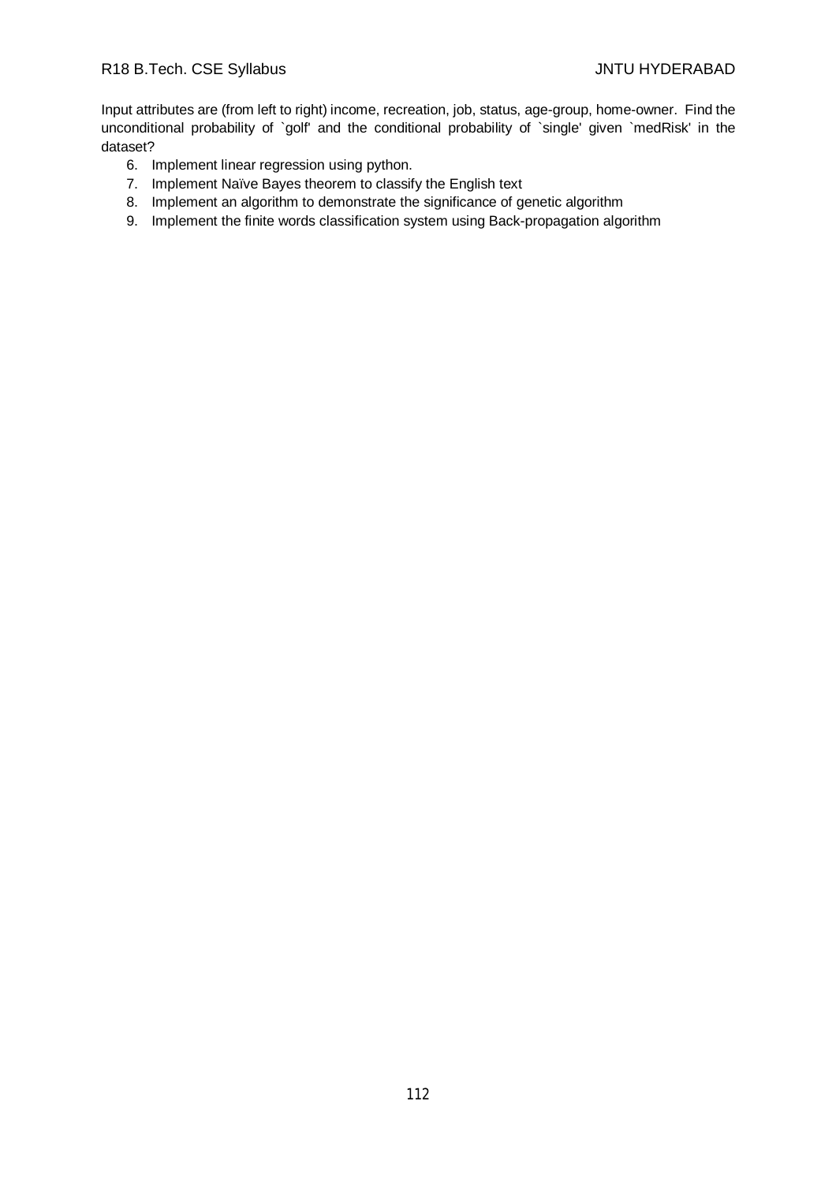Input attributes are (from left to right) income, recreation, job, status, age-group, home-owner. Find the unconditional probability of `golf' and the conditional probability of `single' given `medRisk' in the dataset?

6. Implement linear regression using python.
7. Implement Naïve Bayes theorem to classify the English text
8. Implement an algorithm to demonstrate the significance of genetic algorithm
9. Implement the finite words classification system using Back-propagation algorithm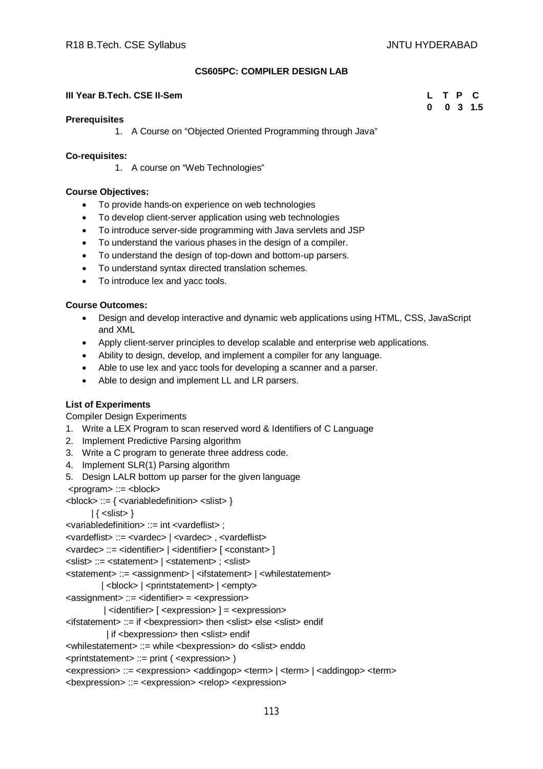## CS605PC: COMPILER DESIGN LAB

**III Year B.Tech. CSE II-Sem**

| L | T | P | C |
|---|---|---|---|
| 0 | 0 | 3 | 1.5 |

**Prerequisites**

1. A Course on "Objected Oriented Programming through Java"

**Co-requisites:**

1. A course on "Web Technologies"

**Course Objectives:**

- To provide hands-on experience on web technologies
- To develop client-server application using web technologies
- To introduce server-side programming with Java servlets and JSP
- To understand the various phases in the design of a compiler.
- To understand the design of top-down and bottom-up parsers.
- To understand syntax directed translation schemes.
- To introduce lex and yacc tools.

**Course Outcomes:**

- Design and develop interactive and dynamic web applications using HTML, CSS, JavaScript and XML
- Apply client-server principles to develop scalable and enterprise web applications.
- Ability to design, develop, and implement a compiler for any language.
- Able to use lex and yacc tools for developing a scanner and a parser.
- Able to design and implement LL and LR parsers.

**List of Experiments**

Compiler Design Experiments

1. Write a LEX Program to scan reserved word & Identifiers of C Language
2. Implement Predictive Parsing algorithm
3. Write a C program to generate three address code.
4. Implement SLR(1) Parsing algorithm
5. Design LALR bottom up parser for the given language

```
<program> ::= <block>
<block> ::= { <variabledefinition> <slist> }
      | { <slist> }
<variabledefinition> ::= int <vardeflist> ;
<vardeflist> ::= <vardec> | <vardec> , <vardeflist>
<vardec> ::= <identifier> | <identifier> [ <constant> ]
<slist> ::= <statement> | <statement> ; <slist>
<statement> ::= <assignment> | <ifstatement> | <whilestatement>
          | <block> | <printstatement> | <empty>
<assignment> ::= <identifier> = <expression>
          | <identifier> [ <expression> ] = <expression>
<ifstatement> ::= if <bexpression> then <slist> else <slist> endif
          | if <bexpression> then <slist> endif
<whilestatement> ::= while <bexpression> do <slist> enddo
<printstatement> ::= print ( <expression> )
<expression> ::= <expression> <addingop> <term> | <term> | <addingop> <term>
<bexpression> ::= <expression> <relop> <expression>
```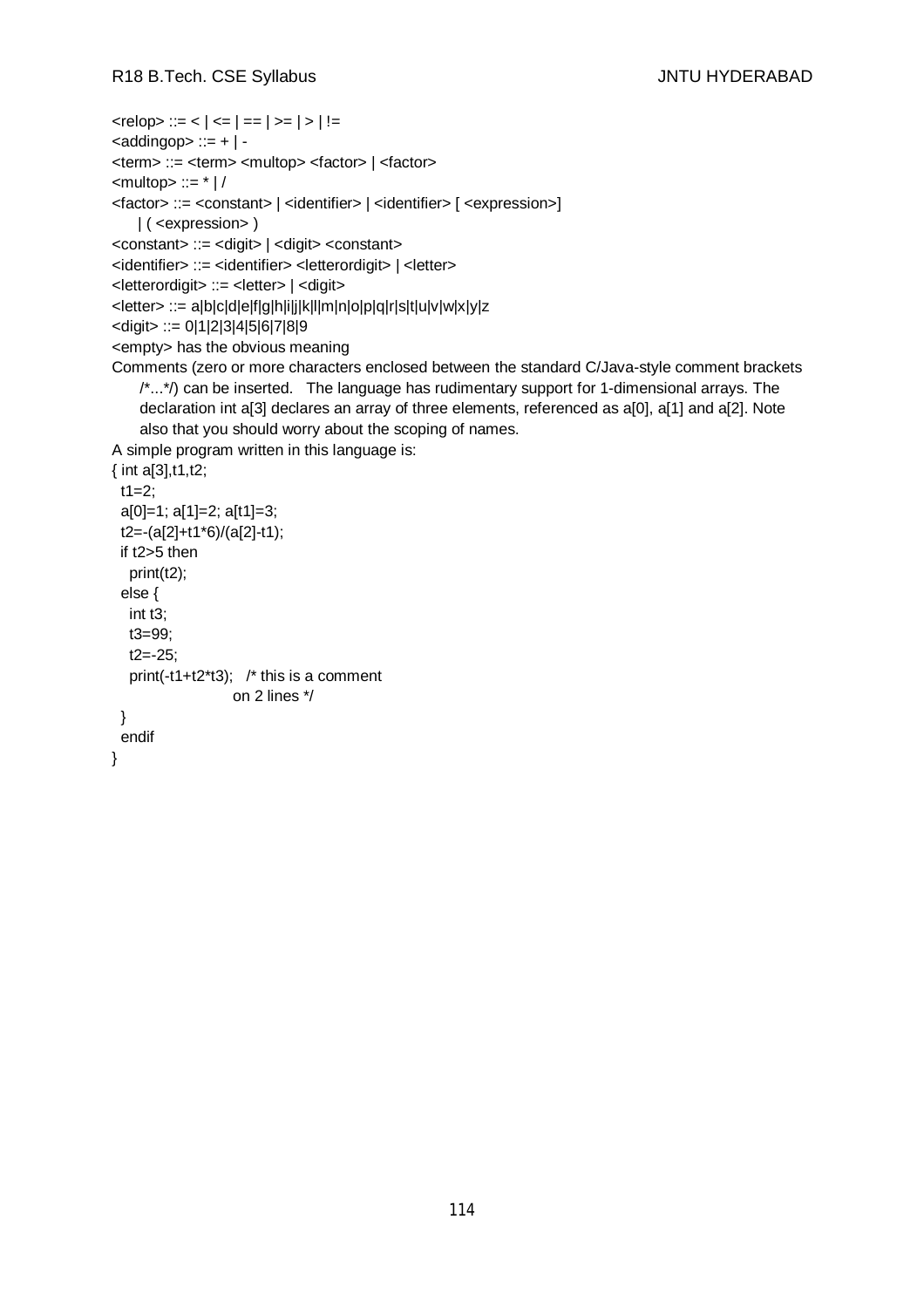<relop> ::= < | <= | == | >= | > | !=
<addingop> ::= + | -
<term> ::= <term> <multop> <factor> | <factor>
<multop> ::= * | /
<factor> ::= <constant> | <identifier> | <identifier> [ <expression>]
  | ( <expression> )
<constant> ::= <digit> | <digit> <constant>
<identifier> ::= <identifier> <letterordigit> | <letter>
<letterordigit> ::= <letter> | <digit>
<letter> ::= a|b|c|d|e|f|g|h|i|j|k|l|m|n|o|p|q|r|s|t|u|v|w|x|y|z
<digit> ::= 0|1|2|3|4|5|6|7|8|9
<empty> has the obvious meaning

Comments (zero or more characters enclosed between the standard C/Java-style comment brackets /*...*/) can be inserted. The language has rudimentary support for 1-dimensional arrays. The declaration int a[3] declares an array of three elements, referenced as a[0], a[1] and a[2]. Note also that you should worry about the scoping of names.

A simple program written in this language is:

```
{ int a[3],t1,t2;
  t1=2;
  a[0]=1; a[1]=2; a[t1]=3;
  t2=-(a[2]+t1*6)/(a[2]-t1);
  if t2>5 then
    print(t2);
  else {
    int t3;
    t3=99;
    t2=-25;
    print(-t1+t2*t3);   /* this is a comment
                         on 2 lines */
  }
  endif
}
```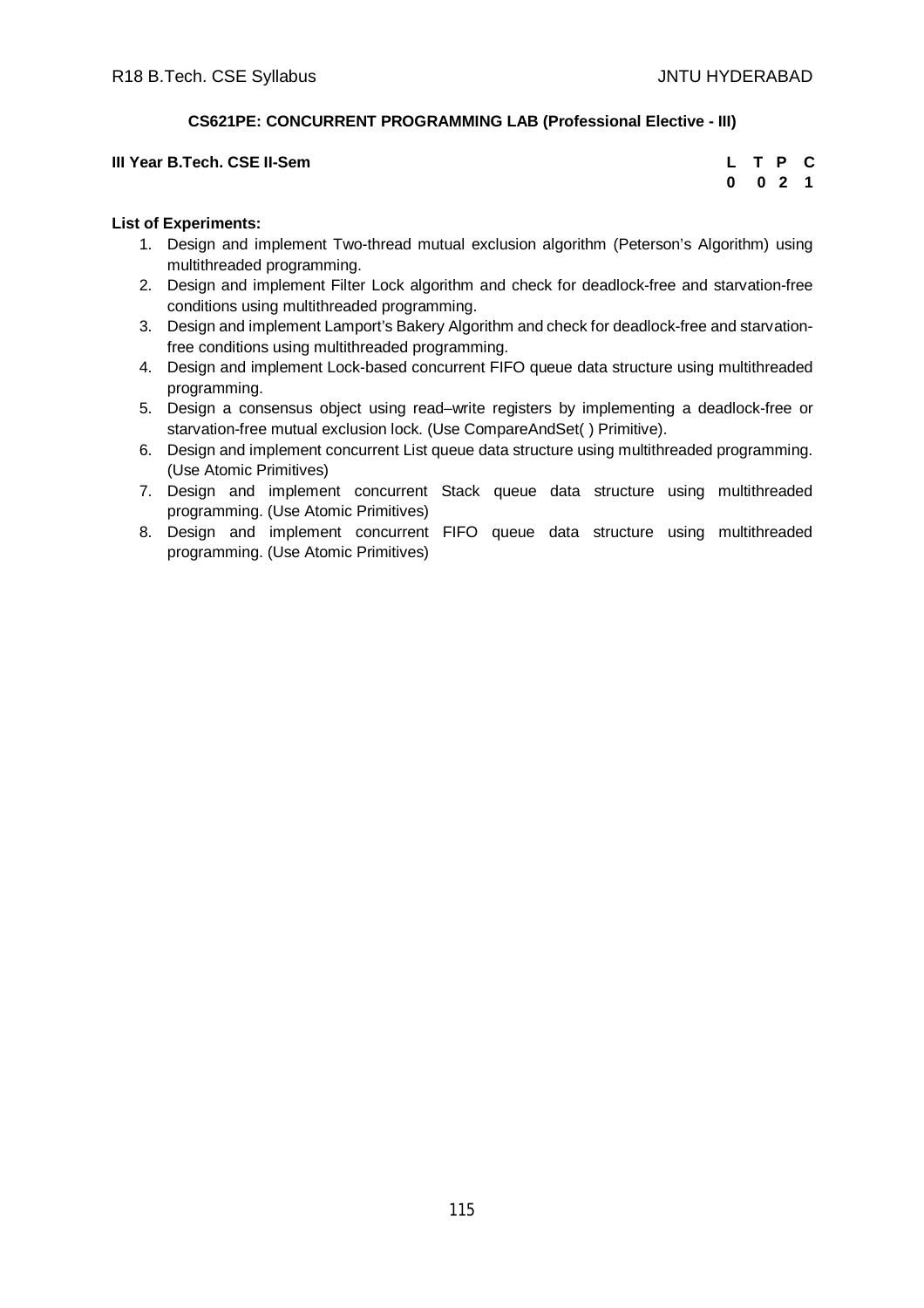**CS621PE: CONCURRENT PROGRAMMING LAB (Professional Elective - III)**

**III Year B.Tech. CSE II-Sem**

| L | T | P | C |
|---|---|---|---|
| 0 | 0 | 2 | 1 |

**List of Experiments:**

1. Design and implement Two-thread mutual exclusion algorithm (Peterson's Algorithm) using multithreaded programming.
2. Design and implement Filter Lock algorithm and check for deadlock-free and starvation-free conditions using multithreaded programming.
3. Design and implement Lamport's Bakery Algorithm and check for deadlock-free and starvation-free conditions using multithreaded programming.
4. Design and implement Lock-based concurrent FIFO queue data structure using multithreaded programming.
5. Design a consensus object using read–write registers by implementing a deadlock-free or starvation-free mutual exclusion lock. (Use CompareAndSet( ) Primitive).
6. Design and implement concurrent List queue data structure using multithreaded programming. (Use Atomic Primitives)
7. Design and implement concurrent Stack queue data structure using multithreaded programming. (Use Atomic Primitives)
8. Design and implement concurrent FIFO queue data structure using multithreaded programming. (Use Atomic Primitives)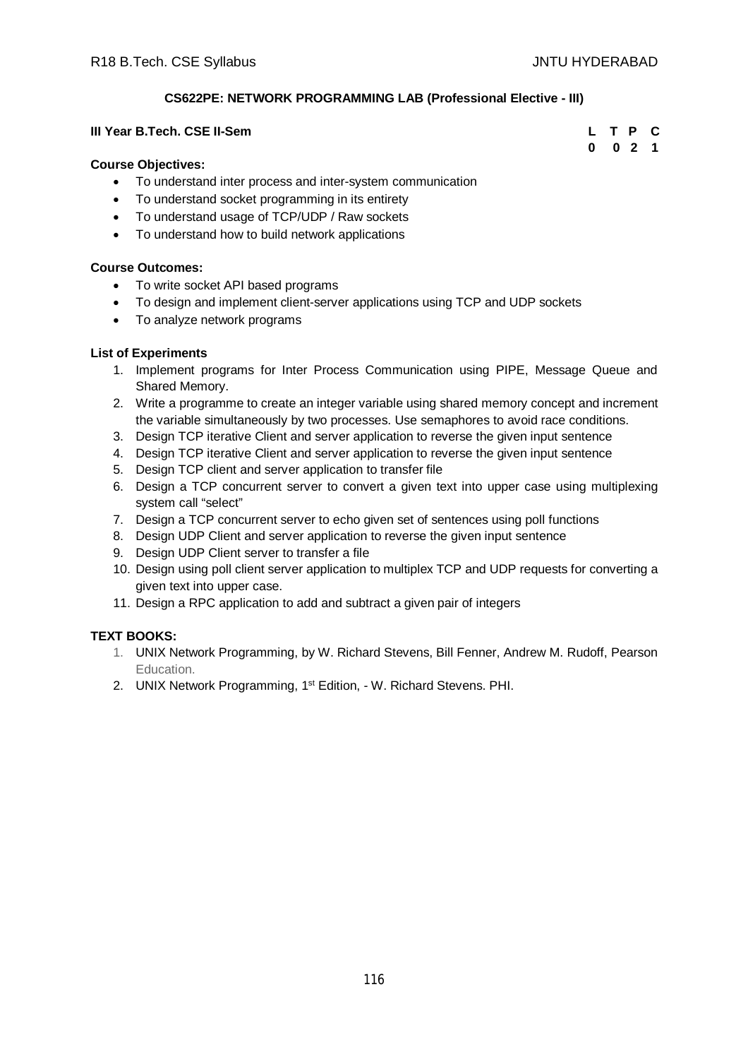### CS622PE: NETWORK PROGRAMMING LAB (Professional Elective - III)

**III Year B.Tech. CSE II-Sem**

| L | T | P | C |
|---|---|---|---|
| 0 | 0 | 2 | 1 |

**Course Objectives:**

- To understand inter process and inter-system communication
- To understand socket programming in its entirety
- To understand usage of TCP/UDP / Raw sockets
- To understand how to build network applications

**Course Outcomes:**

- To write socket API based programs
- To design and implement client-server applications using TCP and UDP sockets
- To analyze network programs

**List of Experiments**

1. Implement programs for Inter Process Communication using PIPE, Message Queue and Shared Memory.
2. Write a programme to create an integer variable using shared memory concept and increment the variable simultaneously by two processes. Use semaphores to avoid race conditions.
3. Design TCP iterative Client and server application to reverse the given input sentence
4. Design TCP iterative Client and server application to reverse the given input sentence
5. Design TCP client and server application to transfer file
6. Design a TCP concurrent server to convert a given text into upper case using multiplexing system call "select"
7. Design a TCP concurrent server to echo given set of sentences using poll functions
8. Design UDP Client and server application to reverse the given input sentence
9. Design UDP Client server to transfer a file
10. Design using poll client server application to multiplex TCP and UDP requests for converting a given text into upper case.
11. Design a RPC application to add and subtract a given pair of integers

**TEXT BOOKS:**

1. UNIX Network Programming, by W. Richard Stevens, Bill Fenner, Andrew M. Rudoff, Pearson Education.
2. UNIX Network Programming, 1st Edition, - W. Richard Stevens. PHI.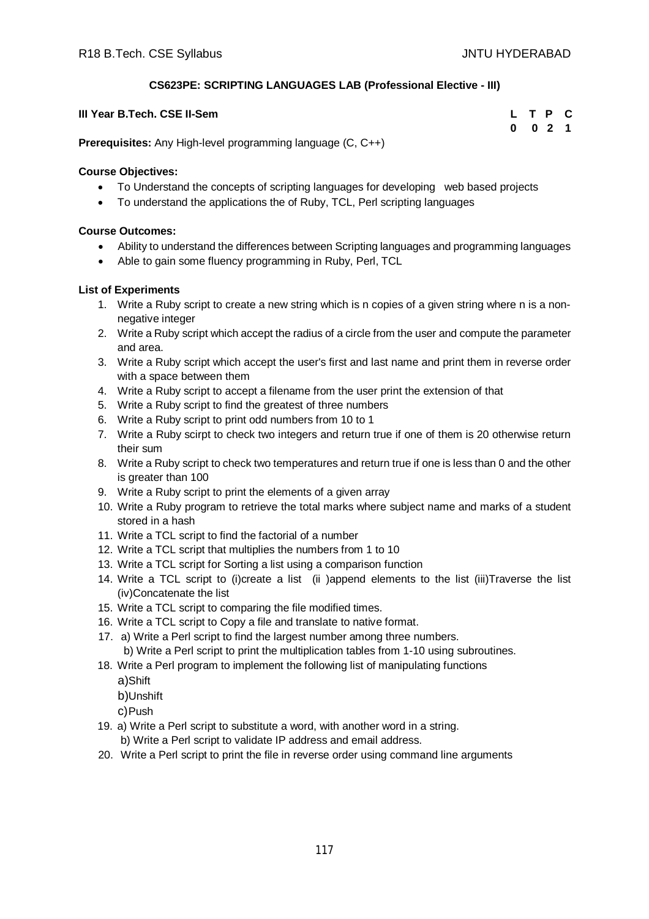## CS623PE: SCRIPTING LANGUAGES LAB (Professional Elective - III)

**III Year B.Tech. CSE II-Sem**

| L | T | P | C |
|---|---|---|---|
| 0 | 0 | 2 | 1 |

**Prerequisites:** Any High-level programming language (C, C++)

**Course Objectives:**

- To Understand the concepts of scripting languages for developing web based projects
- To understand the applications the of Ruby, TCL, Perl scripting languages

**Course Outcomes:**

- Ability to understand the differences between Scripting languages and programming languages
- Able to gain some fluency programming in Ruby, Perl, TCL

**List of Experiments**

1. Write a Ruby script to create a new string which is n copies of a given string where n is a non-negative integer
2. Write a Ruby script which accept the radius of a circle from the user and compute the parameter and area.
3. Write a Ruby script which accept the user's first and last name and print them in reverse order with a space between them
4. Write a Ruby script to accept a filename from the user print the extension of that
5. Write a Ruby script to find the greatest of three numbers
6. Write a Ruby script to print odd numbers from 10 to 1
7. Write a Ruby scirpt to check two integers and return true if one of them is 20 otherwise return their sum
8. Write a Ruby script to check two temperatures and return true if one is less than 0 and the other is greater than 100
9. Write a Ruby script to print the elements of a given array
10. Write a Ruby program to retrieve the total marks where subject name and marks of a student stored in a hash
11. Write a TCL script to find the factorial of a number
12. Write a TCL script that multiplies the numbers from 1 to 10
13. Write a TCL script for Sorting a list using a comparison function
14. Write a TCL script to (i)create a list (ii )append elements to the list (iii)Traverse the list (iv)Concatenate the list
15. Write a TCL script to comparing the file modified times.
16. Write a TCL script to Copy a file and translate to native format.
17. a) Write a Perl script to find the largest number among three numbers.
    b) Write a Perl script to print the multiplication tables from 1-10 using subroutines.
18. Write a Perl program to implement the following list of manipulating functions
    a)Shift
    b)Unshift
    c)Push
19. a) Write a Perl script to substitute a word, with another word in a string.
    b) Write a Perl script to validate IP address and email address.
20. Write a Perl script to print the file in reverse order using command line arguments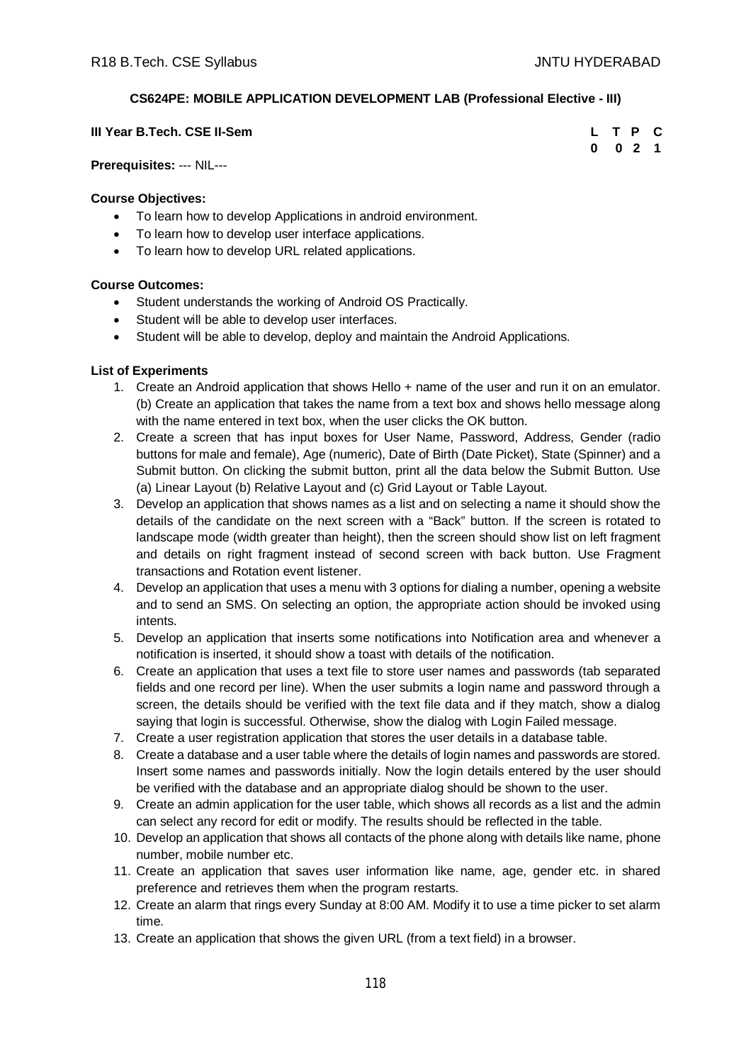## CS624PE: MOBILE APPLICATION DEVELOPMENT LAB (Professional Elective - III)

**III Year B.Tech. CSE II-Sem**

| L | T | P | C |
|---|---|---|---|
| 0 | 0 | 2 | 1 |

**Prerequisites:** --- NIL---

**Course Objectives:**

- To learn how to develop Applications in android environment.
- To learn how to develop user interface applications.
- To learn how to develop URL related applications.

**Course Outcomes:**

- Student understands the working of Android OS Practically.
- Student will be able to develop user interfaces.
- Student will be able to develop, deploy and maintain the Android Applications.

**List of Experiments**

1. Create an Android application that shows Hello + name of the user and run it on an emulator. (b) Create an application that takes the name from a text box and shows hello message along with the name entered in text box, when the user clicks the OK button.
2. Create a screen that has input boxes for User Name, Password, Address, Gender (radio buttons for male and female), Age (numeric), Date of Birth (Date Picket), State (Spinner) and a Submit button. On clicking the submit button, print all the data below the Submit Button. Use (a) Linear Layout (b) Relative Layout and (c) Grid Layout or Table Layout.
3. Develop an application that shows names as a list and on selecting a name it should show the details of the candidate on the next screen with a "Back" button. If the screen is rotated to landscape mode (width greater than height), then the screen should show list on left fragment and details on right fragment instead of second screen with back button. Use Fragment transactions and Rotation event listener.
4. Develop an application that uses a menu with 3 options for dialing a number, opening a website and to send an SMS. On selecting an option, the appropriate action should be invoked using intents.
5. Develop an application that inserts some notifications into Notification area and whenever a notification is inserted, it should show a toast with details of the notification.
6. Create an application that uses a text file to store user names and passwords (tab separated fields and one record per line). When the user submits a login name and password through a screen, the details should be verified with the text file data and if they match, show a dialog saying that login is successful. Otherwise, show the dialog with Login Failed message.
7. Create a user registration application that stores the user details in a database table.
8. Create a database and a user table where the details of login names and passwords are stored. Insert some names and passwords initially. Now the login details entered by the user should be verified with the database and an appropriate dialog should be shown to the user.
9. Create an admin application for the user table, which shows all records as a list and the admin can select any record for edit or modify. The results should be reflected in the table.
10. Develop an application that shows all contacts of the phone along with details like name, phone number, mobile number etc.
11. Create an application that saves user information like name, age, gender etc. in shared preference and retrieves them when the program restarts.
12. Create an alarm that rings every Sunday at 8:00 AM. Modify it to use a time picker to set alarm time.
13. Create an application that shows the given URL (from a text field) in a browser.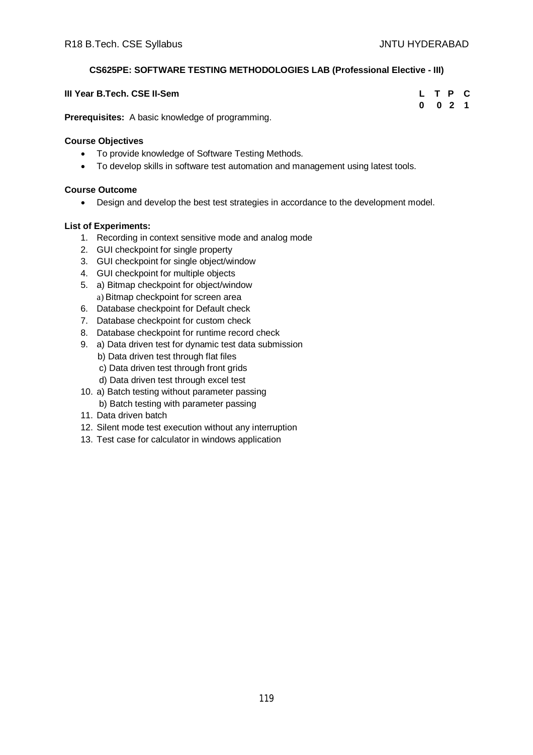**CS625PE: SOFTWARE TESTING METHODOLOGIES LAB (Professional Elective - III)**

**III Year B.Tech. CSE II-Sem**

| L | T | P | C |
|---|---|---|---|
| 0 | 0 | 2 | 1 |

**Prerequisites:** A basic knowledge of programming.

**Course Objectives**

- To provide knowledge of Software Testing Methods.
- To develop skills in software test automation and management using latest tools.

**Course Outcome**

- Design and develop the best test strategies in accordance to the development model.

**List of Experiments:**

1. Recording in context sensitive mode and analog mode
2. GUI checkpoint for single property
3. GUI checkpoint for single object/window
4. GUI checkpoint for multiple objects
5. a) Bitmap checkpoint for object/window
   a) Bitmap checkpoint for screen area
6. Database checkpoint for Default check
7. Database checkpoint for custom check
8. Database checkpoint for runtime record check
9. a) Data driven test for dynamic test data submission
   b) Data driven test through flat files
   c) Data driven test through front grids
   d) Data driven test through excel test
10. a) Batch testing without parameter passing
    b) Batch testing with parameter passing
11. Data driven batch
12. Silent mode test execution without any interruption
13. Test case for calculator in windows application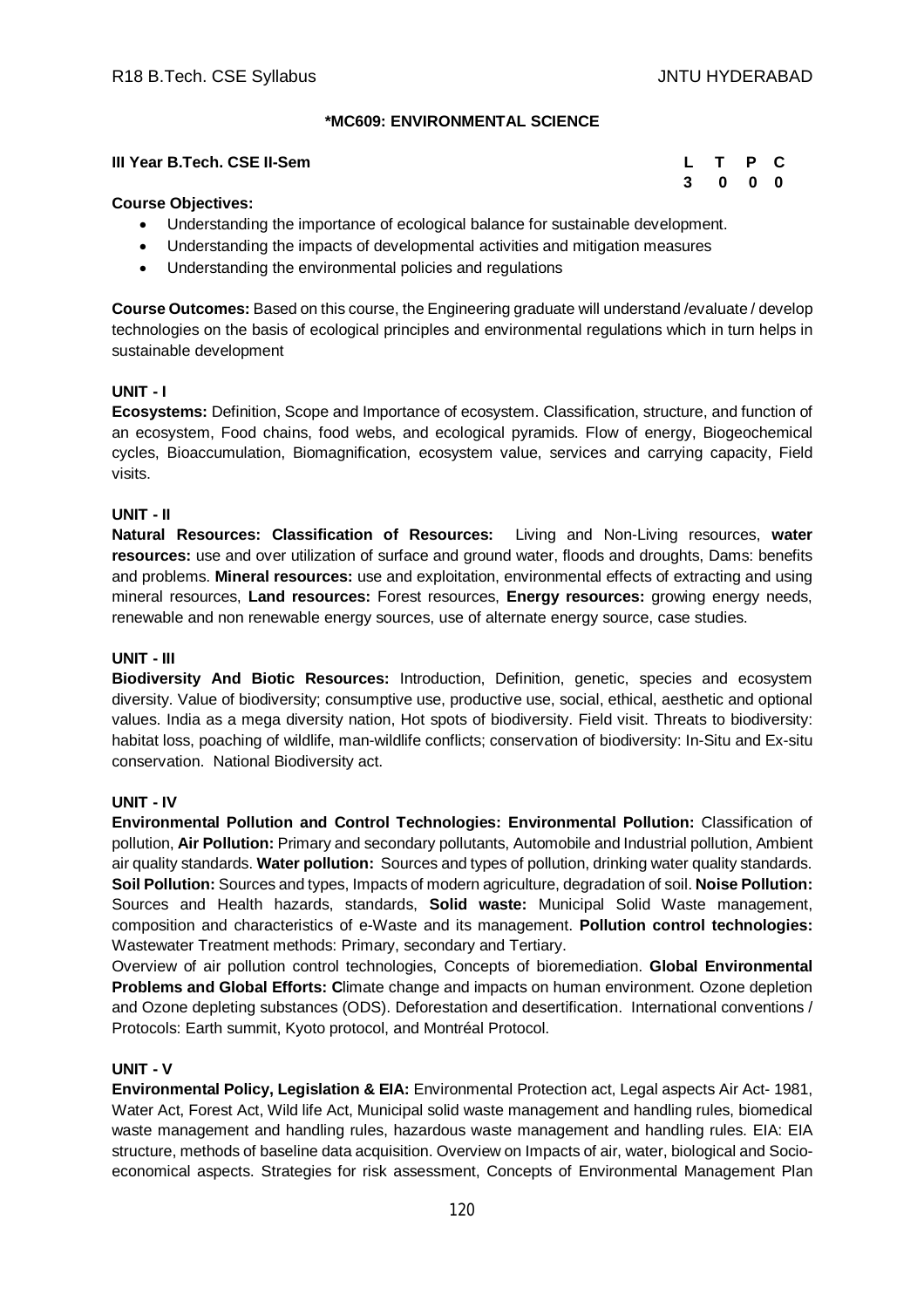## *MC609: ENVIRONMENTAL SCIENCE

**III Year B.Tech. CSE II-Sem**

| L | T | P | C |
|---|---|---|---|
| 3 | 0 | 0 | 0 |

**Course Objectives:**

- Understanding the importance of ecological balance for sustainable development.
- Understanding the impacts of developmental activities and mitigation measures
- Understanding the environmental policies and regulations

**Course Outcomes:** Based on this course, the Engineering graduate will understand /evaluate / develop technologies on the basis of ecological principles and environmental regulations which in turn helps in sustainable development

**UNIT - I**

**Ecosystems:** Definition, Scope and Importance of ecosystem. Classification, structure, and function of an ecosystem, Food chains, food webs, and ecological pyramids. Flow of energy, Biogeochemical cycles, Bioaccumulation, Biomagnification, ecosystem value, services and carrying capacity, Field visits.

**UNIT - II**

**Natural Resources: Classification of Resources:** Living and Non-Living resources, **water resources:** use and over utilization of surface and ground water, floods and droughts, Dams: benefits and problems. **Mineral resources:** use and exploitation, environmental effects of extracting and using mineral resources, **Land resources:** Forest resources, **Energy resources:** growing energy needs, renewable and non renewable energy sources, use of alternate energy source, case studies.

**UNIT - III**

**Biodiversity And Biotic Resources:** Introduction, Definition, genetic, species and ecosystem diversity. Value of biodiversity; consumptive use, productive use, social, ethical, aesthetic and optional values. India as a mega diversity nation, Hot spots of biodiversity. Field visit. Threats to biodiversity: habitat loss, poaching of wildlife, man-wildlife conflicts; conservation of biodiversity: In-Situ and Ex-situ conservation. National Biodiversity act.

**UNIT - IV**

**Environmental Pollution and Control Technologies: Environmental Pollution:** Classification of pollution, **Air Pollution:** Primary and secondary pollutants, Automobile and Industrial pollution, Ambient air quality standards. **Water pollution:** Sources and types of pollution, drinking water quality standards. **Soil Pollution:** Sources and types, Impacts of modern agriculture, degradation of soil. **Noise Pollution:** Sources and Health hazards, standards, **Solid waste:** Municipal Solid Waste management, composition and characteristics of e-Waste and its management. **Pollution control technologies:** Wastewater Treatment methods: Primary, secondary and Tertiary.

Overview of air pollution control technologies, Concepts of bioremediation. **Global Environmental Problems and Global Efforts: C**limate change and impacts on human environment. Ozone depletion and Ozone depleting substances (ODS). Deforestation and desertification. International conventions / Protocols: Earth summit, Kyoto protocol, and Montréal Protocol.

**UNIT - V**

**Environmental Policy, Legislation & EIA:** Environmental Protection act, Legal aspects Air Act- 1981, Water Act, Forest Act, Wild life Act, Municipal solid waste management and handling rules, biomedical waste management and handling rules, hazardous waste management and handling rules. EIA: EIA structure, methods of baseline data acquisition. Overview on Impacts of air, water, biological and Socio-economical aspects. Strategies for risk assessment, Concepts of Environmental Management Plan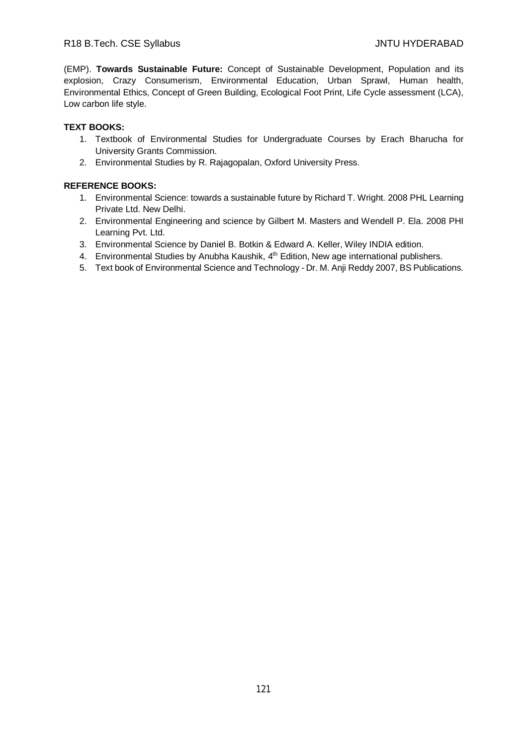(EMP). **Towards Sustainable Future:** Concept of Sustainable Development, Population and its explosion, Crazy Consumerism, Environmental Education, Urban Sprawl, Human health, Environmental Ethics, Concept of Green Building, Ecological Foot Print, Life Cycle assessment (LCA), Low carbon life style.

**TEXT BOOKS:**

1. Textbook of Environmental Studies for Undergraduate Courses by Erach Bharucha for University Grants Commission.
2. Environmental Studies by R. Rajagopalan, Oxford University Press.

**REFERENCE BOOKS:**

1. Environmental Science: towards a sustainable future by Richard T. Wright. 2008 PHL Learning Private Ltd. New Delhi.
2. Environmental Engineering and science by Gilbert M. Masters and Wendell P. Ela. 2008 PHI Learning Pvt. Ltd.
3. Environmental Science by Daniel B. Botkin & Edward A. Keller, Wiley INDIA edition.
4. Environmental Studies by Anubha Kaushik, 4th Edition, New age international publishers.
5. Text book of Environmental Science and Technology - Dr. M. Anji Reddy 2007, BS Publications.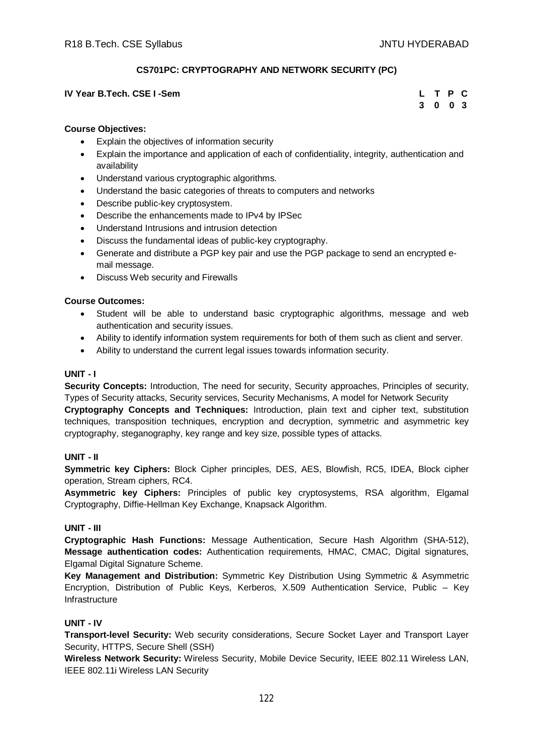## CS701PC: CRYPTOGRAPHY AND NETWORK SECURITY (PC)

**IV Year B.Tech. CSE I -Sem**

| L | T | P | C |
|---|---|---|---|
| 3 | 0 | 0 | 3 |

**Course Objectives:**

- Explain the objectives of information security
- Explain the importance and application of each of confidentiality, integrity, authentication and availability
- Understand various cryptographic algorithms.
- Understand the basic categories of threats to computers and networks
- Describe public-key cryptosystem.
- Describe the enhancements made to IPv4 by IPSec
- Understand Intrusions and intrusion detection
- Discuss the fundamental ideas of public-key cryptography.
- Generate and distribute a PGP key pair and use the PGP package to send an encrypted e-mail message.
- Discuss Web security and Firewalls

**Course Outcomes:**

- Student will be able to understand basic cryptographic algorithms, message and web authentication and security issues.
- Ability to identify information system requirements for both of them such as client and server.
- Ability to understand the current legal issues towards information security.

### UNIT - I

**Security Concepts:** Introduction, The need for security, Security approaches, Principles of security, Types of Security attacks, Security services, Security Mechanisms, A model for Network Security

**Cryptography Concepts and Techniques:** Introduction, plain text and cipher text, substitution techniques, transposition techniques, encryption and decryption, symmetric and asymmetric key cryptography, steganography, key range and key size, possible types of attacks.

### UNIT - II

**Symmetric key Ciphers:** Block Cipher principles, DES, AES, Blowfish, RC5, IDEA, Block cipher operation, Stream ciphers, RC4.

**Asymmetric key Ciphers:** Principles of public key cryptosystems, RSA algorithm, Elgamal Cryptography, Diffie-Hellman Key Exchange, Knapsack Algorithm.

### UNIT - III

**Cryptographic Hash Functions:** Message Authentication, Secure Hash Algorithm (SHA-512), **Message authentication codes:** Authentication requirements, HMAC, CMAC, Digital signatures, Elgamal Digital Signature Scheme.

**Key Management and Distribution:** Symmetric Key Distribution Using Symmetric & Asymmetric Encryption, Distribution of Public Keys, Kerberos, X.509 Authentication Service, Public – Key Infrastructure

### UNIT - IV

**Transport-level Security:** Web security considerations, Secure Socket Layer and Transport Layer Security, HTTPS, Secure Shell (SSH)

**Wireless Network Security:** Wireless Security, Mobile Device Security, IEEE 802.11 Wireless LAN, IEEE 802.11i Wireless LAN Security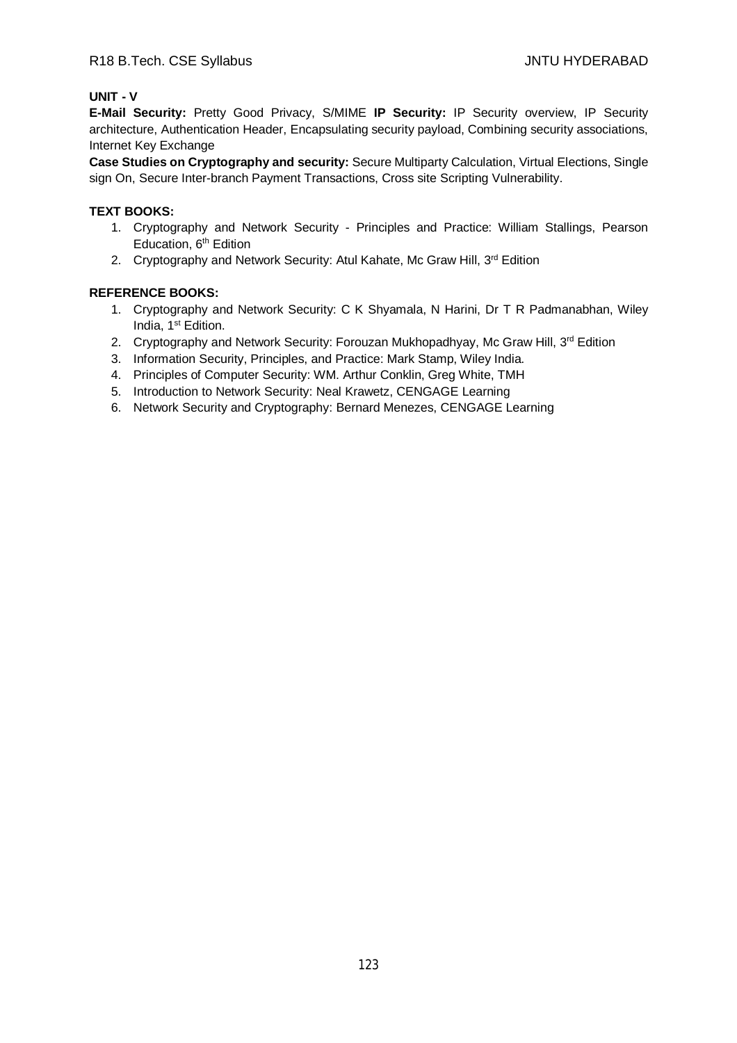**UNIT - V**

**E-Mail Security:** Pretty Good Privacy, S/MIME **IP Security:** IP Security overview, IP Security architecture, Authentication Header, Encapsulating security payload, Combining security associations, Internet Key Exchange

**Case Studies on Cryptography and security:** Secure Multiparty Calculation, Virtual Elections, Single sign On, Secure Inter-branch Payment Transactions, Cross site Scripting Vulnerability.

**TEXT BOOKS:**

1. Cryptography and Network Security - Principles and Practice: William Stallings, Pearson Education, 6th Edition
2. Cryptography and Network Security: Atul Kahate, Mc Graw Hill, 3rd Edition

**REFERENCE BOOKS:**

1. Cryptography and Network Security: C K Shyamala, N Harini, Dr T R Padmanabhan, Wiley India, 1st Edition.
2. Cryptography and Network Security: Forouzan Mukhopadhyay, Mc Graw Hill, 3rd Edition
3. Information Security, Principles, and Practice: Mark Stamp, Wiley India.
4. Principles of Computer Security: WM. Arthur Conklin, Greg White, TMH
5. Introduction to Network Security: Neal Krawetz, CENGAGE Learning
6. Network Security and Cryptography: Bernard Menezes, CENGAGE Learning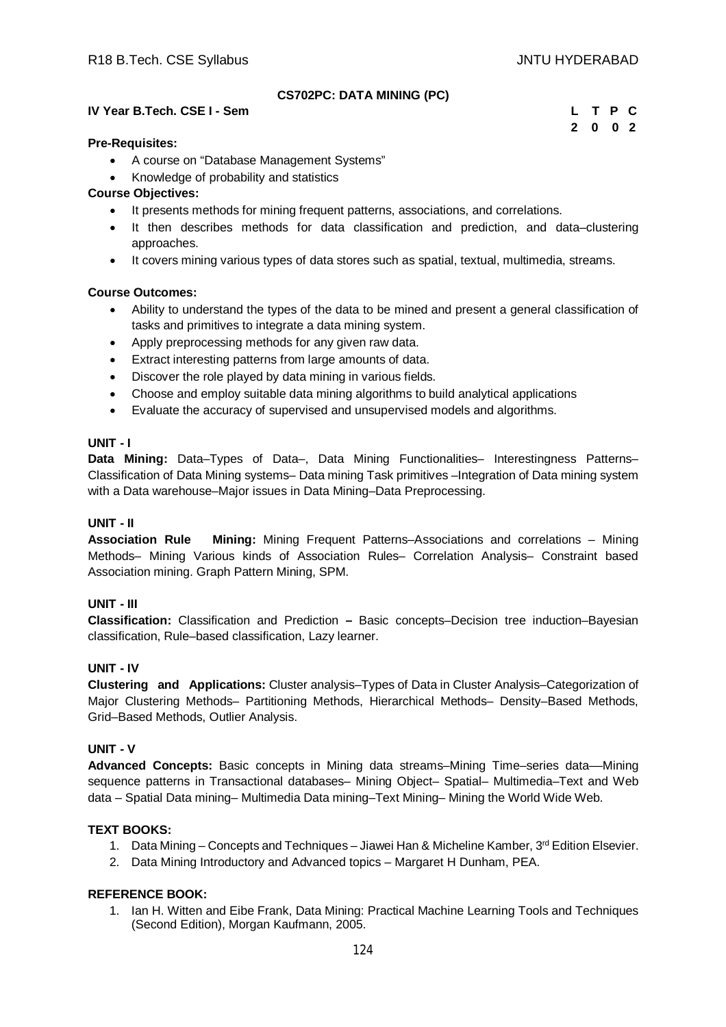## CS702PC: DATA MINING (PC)

**IV Year B.Tech. CSE I - Sem**

| L | T | P | C |
|---|---|---|---|
| 2 | 0 | 0 | 2 |

**Pre-Requisites:**

- A course on "Database Management Systems"
- Knowledge of probability and statistics

**Course Objectives:**

- It presents methods for mining frequent patterns, associations, and correlations.
- It then describes methods for data classification and prediction, and data–clustering approaches.
- It covers mining various types of data stores such as spatial, textual, multimedia, streams.

**Course Outcomes:**

- Ability to understand the types of the data to be mined and present a general classification of tasks and primitives to integrate a data mining system.
- Apply preprocessing methods for any given raw data.
- Extract interesting patterns from large amounts of data.
- Discover the role played by data mining in various fields.
- Choose and employ suitable data mining algorithms to build analytical applications
- Evaluate the accuracy of supervised and unsupervised models and algorithms.

**UNIT - I**

**Data Mining:** Data–Types of Data–, Data Mining Functionalities– Interestingness Patterns– Classification of Data Mining systems– Data mining Task primitives –Integration of Data mining system with a Data warehouse–Major issues in Data Mining–Data Preprocessing.

**UNIT - II**

**Association Rule Mining:** Mining Frequent Patterns–Associations and correlations – Mining Methods– Mining Various kinds of Association Rules– Correlation Analysis– Constraint based Association mining. Graph Pattern Mining, SPM.

**UNIT - III**

**Classification:** Classification and Prediction **–** Basic concepts–Decision tree induction–Bayesian classification, Rule–based classification, Lazy learner.

**UNIT - IV**

**Clustering and Applications:** Cluster analysis–Types of Data in Cluster Analysis–Categorization of Major Clustering Methods– Partitioning Methods, Hierarchical Methods– Density–Based Methods, Grid–Based Methods, Outlier Analysis.

**UNIT - V**

**Advanced Concepts:** Basic concepts in Mining data streams–Mining Time–series data—Mining sequence patterns in Transactional databases– Mining Object– Spatial– Multimedia–Text and Web data – Spatial Data mining– Multimedia Data mining–Text Mining– Mining the World Wide Web.

**TEXT BOOKS:**

1. Data Mining – Concepts and Techniques – Jiawei Han & Micheline Kamber, 3rd Edition Elsevier.
2. Data Mining Introductory and Advanced topics – Margaret H Dunham, PEA.

**REFERENCE BOOK:**

1. Ian H. Witten and Eibe Frank, Data Mining: Practical Machine Learning Tools and Techniques (Second Edition), Morgan Kaufmann, 2005.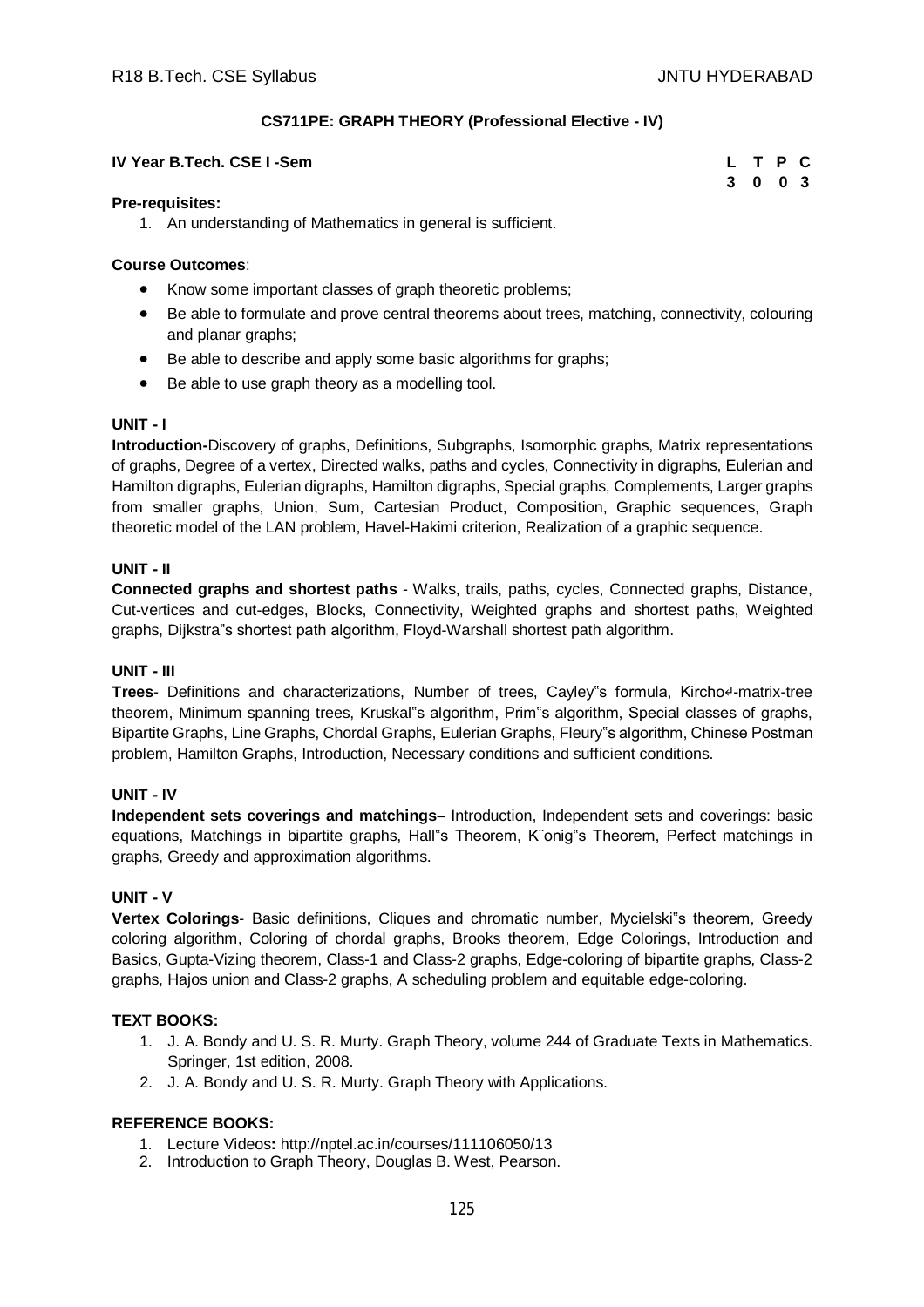## CS711PE: GRAPH THEORY (Professional Elective - IV)

**IV Year B.Tech. CSE I -Sem**

| L | T | P | C |
|---|---|---|---|
| 3 | 0 | 0 | 3 |

**Pre-requisites:**

1. An understanding of Mathematics in general is sufficient.

**Course Outcomes**:

- Know some important classes of graph theoretic problems;
- Be able to formulate and prove central theorems about trees, matching, connectivity, colouring and planar graphs;
- Be able to describe and apply some basic algorithms for graphs;
- Be able to use graph theory as a modelling tool.

**UNIT - I**

**Introduction-**Discovery of graphs, Definitions, Subgraphs, Isomorphic graphs, Matrix representations of graphs, Degree of a vertex, Directed walks, paths and cycles, Connectivity in digraphs, Eulerian and Hamilton digraphs, Eulerian digraphs, Hamilton digraphs, Special graphs, Complements, Larger graphs from smaller graphs, Union, Sum, Cartesian Product, Composition, Graphic sequences, Graph theoretic model of the LAN problem, Havel-Hakimi criterion, Realization of a graphic sequence.

**UNIT - II**

**Connected graphs and shortest paths** - Walks, trails, paths, cycles, Connected graphs, Distance, Cut-vertices and cut-edges, Blocks, Connectivity, Weighted graphs and shortest paths, Weighted graphs, Dijkstra"s shortest path algorithm, Floyd-Warshall shortest path algorithm.

**UNIT - III**

**Trees**- Definitions and characterizations, Number of trees, Cayley"s formula, Kircho↵-matrix-tree theorem, Minimum spanning trees, Kruskal"s algorithm, Prim"s algorithm, Special classes of graphs, Bipartite Graphs, Line Graphs, Chordal Graphs, Eulerian Graphs, Fleury"s algorithm, Chinese Postman problem, Hamilton Graphs, Introduction, Necessary conditions and sufficient conditions.

**UNIT - IV**

**Independent sets coverings and matchings–** Introduction, Independent sets and coverings: basic equations, Matchings in bipartite graphs, Hall"s Theorem, K¨onig"s Theorem, Perfect matchings in graphs, Greedy and approximation algorithms.

**UNIT - V**

**Vertex Colorings**- Basic definitions, Cliques and chromatic number, Mycielski"s theorem, Greedy coloring algorithm, Coloring of chordal graphs, Brooks theorem, Edge Colorings, Introduction and Basics, Gupta-Vizing theorem, Class-1 and Class-2 graphs, Edge-coloring of bipartite graphs, Class-2 graphs, Hajos union and Class-2 graphs, A scheduling problem and equitable edge-coloring.

**TEXT BOOKS:**

1. J. A. Bondy and U. S. R. Murty. Graph Theory, volume 244 of Graduate Texts in Mathematics. Springer, 1st edition, 2008.
2. J. A. Bondy and U. S. R. Murty. Graph Theory with Applications.

**REFERENCE BOOKS:**

1. Lecture Videos**:** http://nptel.ac.in/courses/111106050/13
2. Introduction to Graph Theory, Douglas B. West, Pearson.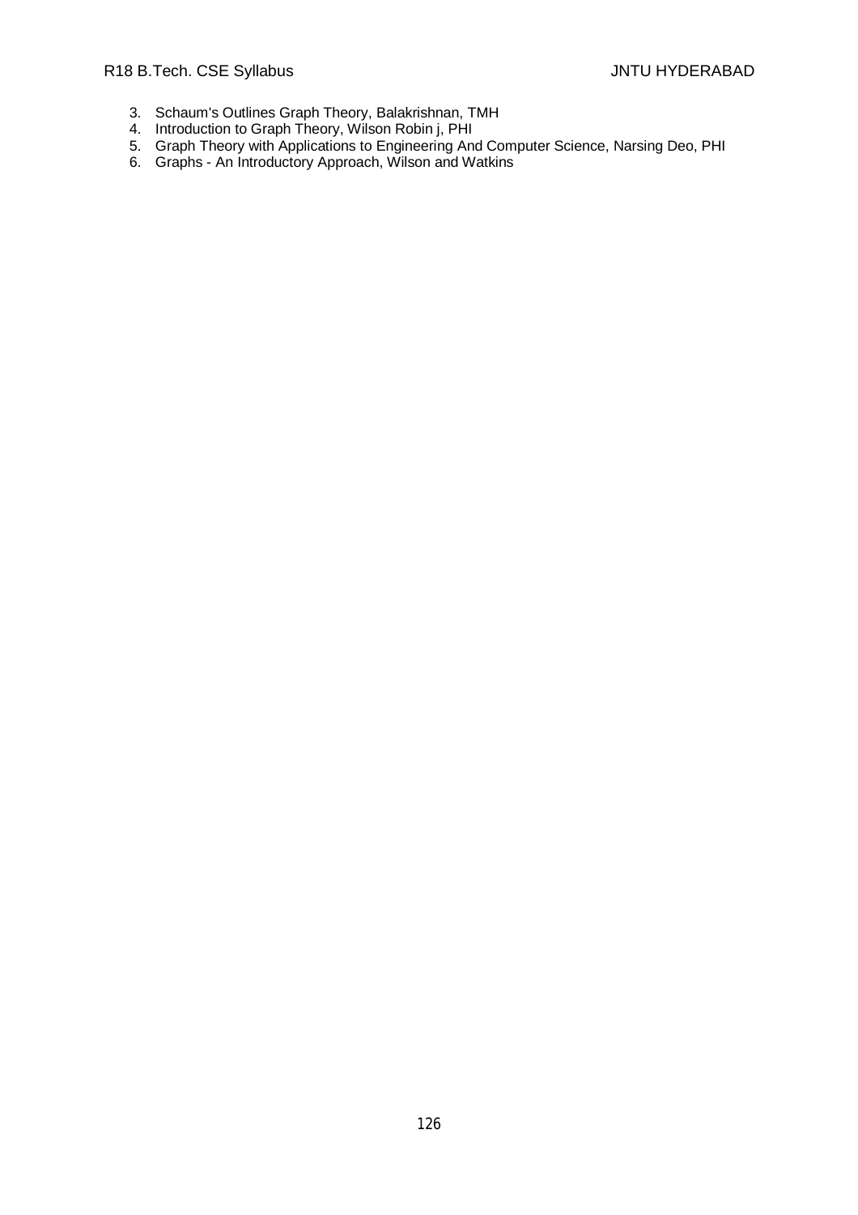3. Schaum's Outlines Graph Theory, Balakrishnan, TMH
4. Introduction to Graph Theory, Wilson Robin j, PHI
5. Graph Theory with Applications to Engineering And Computer Science, Narsing Deo, PHI
6. Graphs - An Introductory Approach, Wilson and Watkins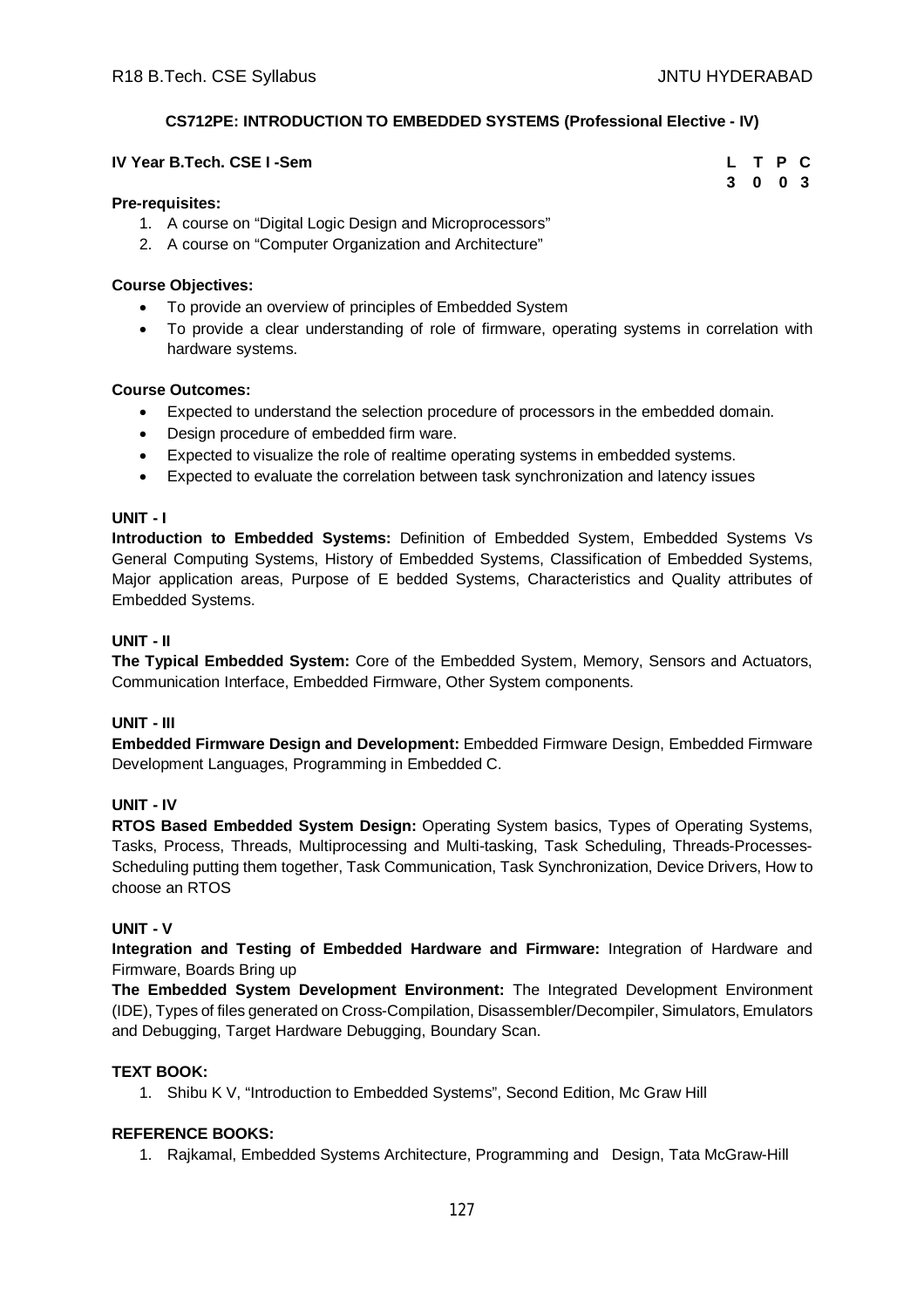## CS712PE: INTRODUCTION TO EMBEDDED SYSTEMS (Professional Elective - IV)

**IV Year B.Tech. CSE I -Sem**

| L | T | P | C |
|---|---|---|---|
| 3 | 0 | 0 | 3 |

**Pre-requisites:**

1. A course on “Digital Logic Design and Microprocessors”
2. A course on “Computer Organization and Architecture”

**Course Objectives:**

- To provide an overview of principles of Embedded System
- To provide a clear understanding of role of firmware, operating systems in correlation with hardware systems.

**Course Outcomes:**

- Expected to understand the selection procedure of processors in the embedded domain.
- Design procedure of embedded firm ware.
- Expected to visualize the role of realtime operating systems in embedded systems.
- Expected to evaluate the correlation between task synchronization and latency issues

**UNIT - I**

**Introduction to Embedded Systems:** Definition of Embedded System, Embedded Systems Vs General Computing Systems, History of Embedded Systems, Classification of Embedded Systems, Major application areas, Purpose of E bedded Systems, Characteristics and Quality attributes of Embedded Systems.

**UNIT - II**

**The Typical Embedded System:** Core of the Embedded System, Memory, Sensors and Actuators, Communication Interface, Embedded Firmware, Other System components.

**UNIT - III**

**Embedded Firmware Design and Development:** Embedded Firmware Design, Embedded Firmware Development Languages, Programming in Embedded C.

**UNIT - IV**

**RTOS Based Embedded System Design:** Operating System basics, Types of Operating Systems, Tasks, Process, Threads, Multiprocessing and Multi-tasking, Task Scheduling, Threads-Processes-Scheduling putting them together, Task Communication, Task Synchronization, Device Drivers, How to choose an RTOS

**UNIT - V**

**Integration and Testing of Embedded Hardware and Firmware:** Integration of Hardware and Firmware, Boards Bring up

**The Embedded System Development Environment:** The Integrated Development Environment (IDE), Types of files generated on Cross-Compilation, Disassembler/Decompiler, Simulators, Emulators and Debugging, Target Hardware Debugging, Boundary Scan.

**TEXT BOOK:**

1. Shibu K V, “Introduction to Embedded Systems”, Second Edition, Mc Graw Hill

**REFERENCE BOOKS:**

1. Rajkamal, Embedded Systems Architecture, Programming and Design, Tata McGraw-Hill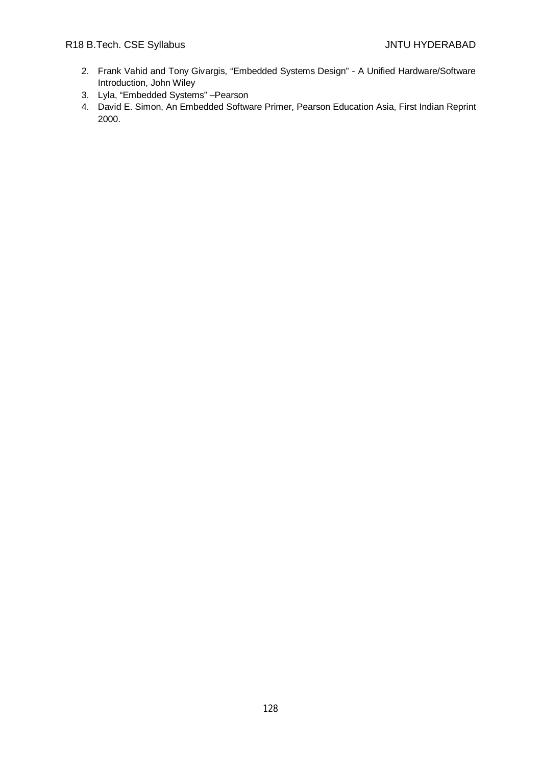2. Frank Vahid and Tony Givargis, "Embedded Systems Design" - A Unified Hardware/Software Introduction, John Wiley
3. Lyla, "Embedded Systems" –Pearson
4. David E. Simon, An Embedded Software Primer, Pearson Education Asia, First Indian Reprint 2000.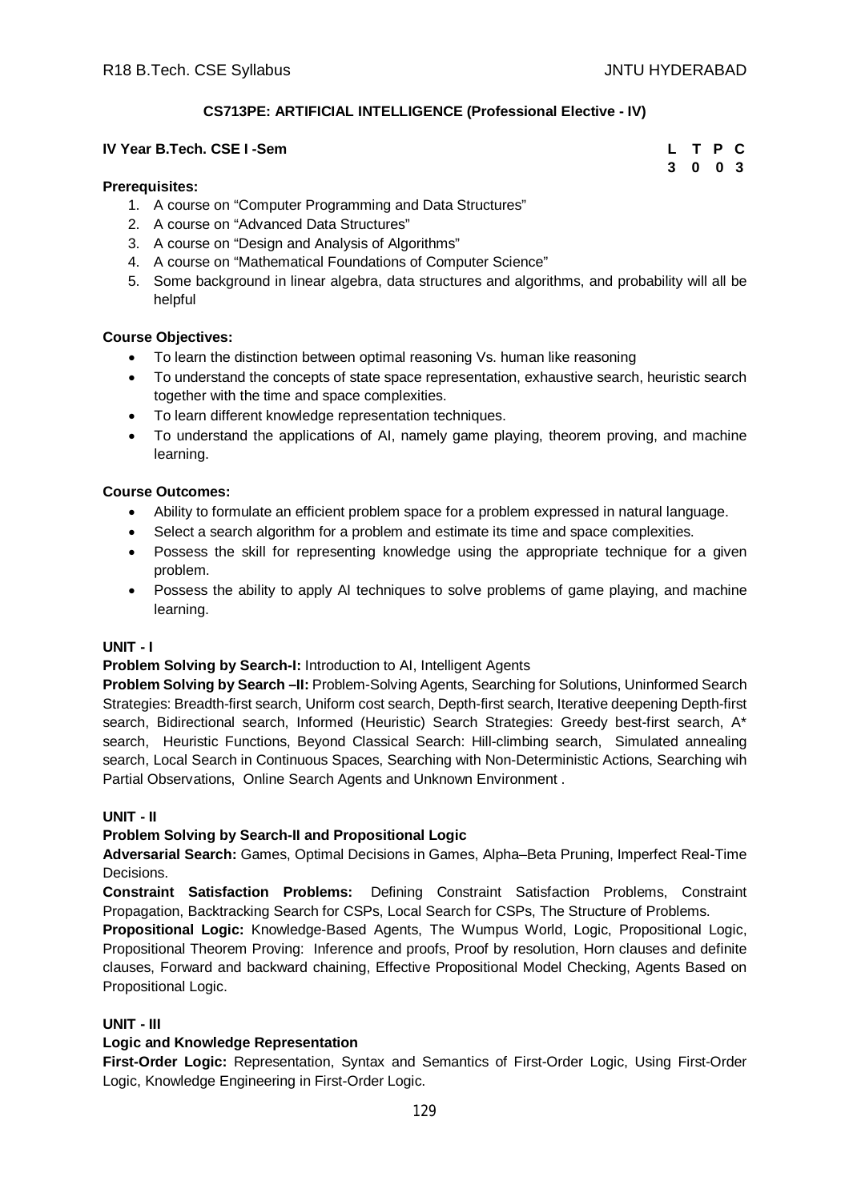## CS713PE: ARTIFICIAL INTELLIGENCE (Professional Elective - IV)

**IV Year B.Tech. CSE I -Sem**

| L | T | P | C |
|---|---|---|---|
| 3 | 0 | 0 | 3 |

**Prerequisites:**

1. A course on "Computer Programming and Data Structures"
2. A course on "Advanced Data Structures"
3. A course on "Design and Analysis of Algorithms"
4. A course on "Mathematical Foundations of Computer Science"
5. Some background in linear algebra, data structures and algorithms, and probability will all be helpful

**Course Objectives:**

- To learn the distinction between optimal reasoning Vs. human like reasoning
- To understand the concepts of state space representation, exhaustive search, heuristic search together with the time and space complexities.
- To learn different knowledge representation techniques.
- To understand the applications of AI, namely game playing, theorem proving, and machine learning.

**Course Outcomes:**

- Ability to formulate an efficient problem space for a problem expressed in natural language.
- Select a search algorithm for a problem and estimate its time and space complexities.
- Possess the skill for representing knowledge using the appropriate technique for a given problem.
- Possess the ability to apply AI techniques to solve problems of game playing, and machine learning.

### UNIT - I

**Problem Solving by Search-I:** Introduction to AI, Intelligent Agents

**Problem Solving by Search –II:** Problem-Solving Agents, Searching for Solutions, Uninformed Search Strategies: Breadth-first search, Uniform cost search, Depth-first search, Iterative deepening Depth-first search, Bidirectional search, Informed (Heuristic) Search Strategies: Greedy best-first search, A* search, Heuristic Functions, Beyond Classical Search: Hill-climbing search, Simulated annealing search, Local Search in Continuous Spaces, Searching with Non-Deterministic Actions, Searching wih Partial Observations, Online Search Agents and Unknown Environment .

### UNIT - II

**Problem Solving by Search-II and Propositional Logic**

**Adversarial Search:** Games, Optimal Decisions in Games, Alpha–Beta Pruning, Imperfect Real-Time Decisions.

**Constraint Satisfaction Problems:** Defining Constraint Satisfaction Problems, Constraint Propagation, Backtracking Search for CSPs, Local Search for CSPs, The Structure of Problems.

**Propositional Logic:** Knowledge-Based Agents, The Wumpus World, Logic, Propositional Logic, Propositional Theorem Proving: Inference and proofs, Proof by resolution, Horn clauses and definite clauses, Forward and backward chaining, Effective Propositional Model Checking, Agents Based on Propositional Logic.

### UNIT - III

**Logic and Knowledge Representation**

**First-Order Logic:** Representation, Syntax and Semantics of First-Order Logic, Using First-Order Logic, Knowledge Engineering in First-Order Logic.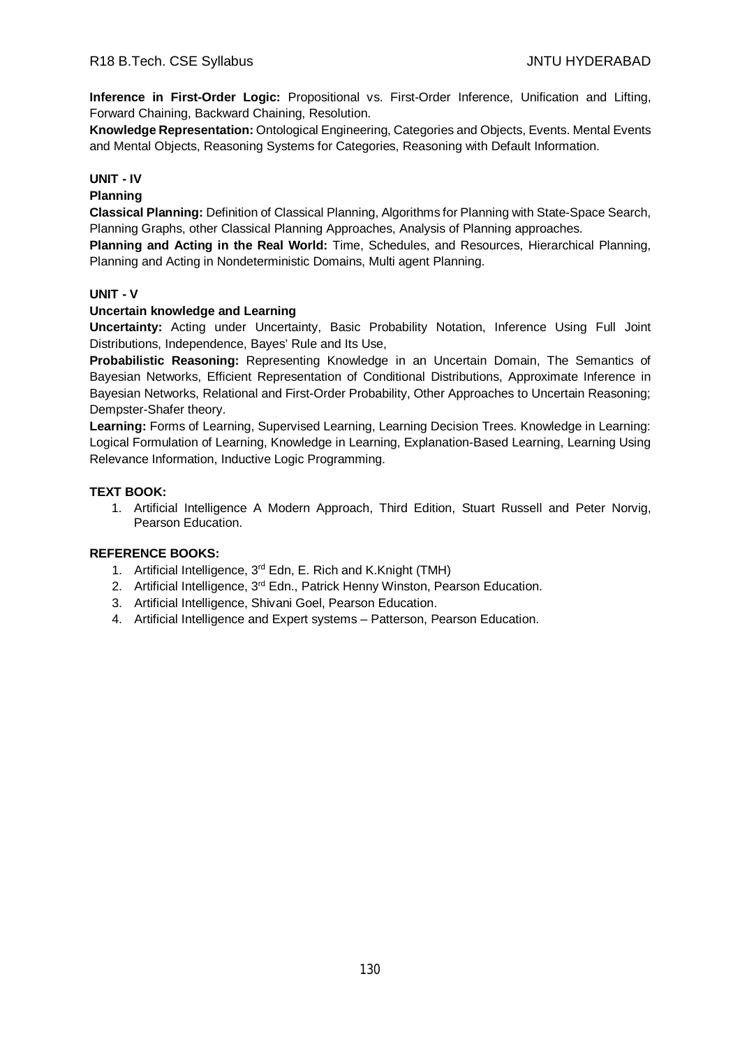**Inference in First-Order Logic:** Propositional vs. First-Order Inference, Unification and Lifting, Forward Chaining, Backward Chaining, Resolution.

**Knowledge Representation:** Ontological Engineering, Categories and Objects, Events. Mental Events and Mental Objects, Reasoning Systems for Categories, Reasoning with Default Information.

**UNIT - IV**

**Planning**

**Classical Planning:** Definition of Classical Planning, Algorithms for Planning with State-Space Search, Planning Graphs, other Classical Planning Approaches, Analysis of Planning approaches.

**Planning and Acting in the Real World:** Time, Schedules, and Resources, Hierarchical Planning, Planning and Acting in Nondeterministic Domains, Multi agent Planning.

**UNIT - V**

**Uncertain knowledge and Learning**

**Uncertainty:** Acting under Uncertainty, Basic Probability Notation, Inference Using Full Joint Distributions, Independence, Bayes' Rule and Its Use,

**Probabilistic Reasoning:** Representing Knowledge in an Uncertain Domain, The Semantics of Bayesian Networks, Efficient Representation of Conditional Distributions, Approximate Inference in Bayesian Networks, Relational and First-Order Probability, Other Approaches to Uncertain Reasoning; Dempster-Shafer theory.

**Learning:** Forms of Learning, Supervised Learning, Learning Decision Trees. Knowledge in Learning: Logical Formulation of Learning, Knowledge in Learning, Explanation-Based Learning, Learning Using Relevance Information, Inductive Logic Programming.

**TEXT BOOK:**

1. Artificial Intelligence A Modern Approach, Third Edition, Stuart Russell and Peter Norvig, Pearson Education.

**REFERENCE BOOKS:**

1. Artificial Intelligence, 3rd Edn, E. Rich and K.Knight (TMH)
2. Artificial Intelligence, 3rd Edn., Patrick Henny Winston, Pearson Education.
3. Artificial Intelligence, Shivani Goel, Pearson Education.
4. Artificial Intelligence and Expert systems – Patterson, Pearson Education.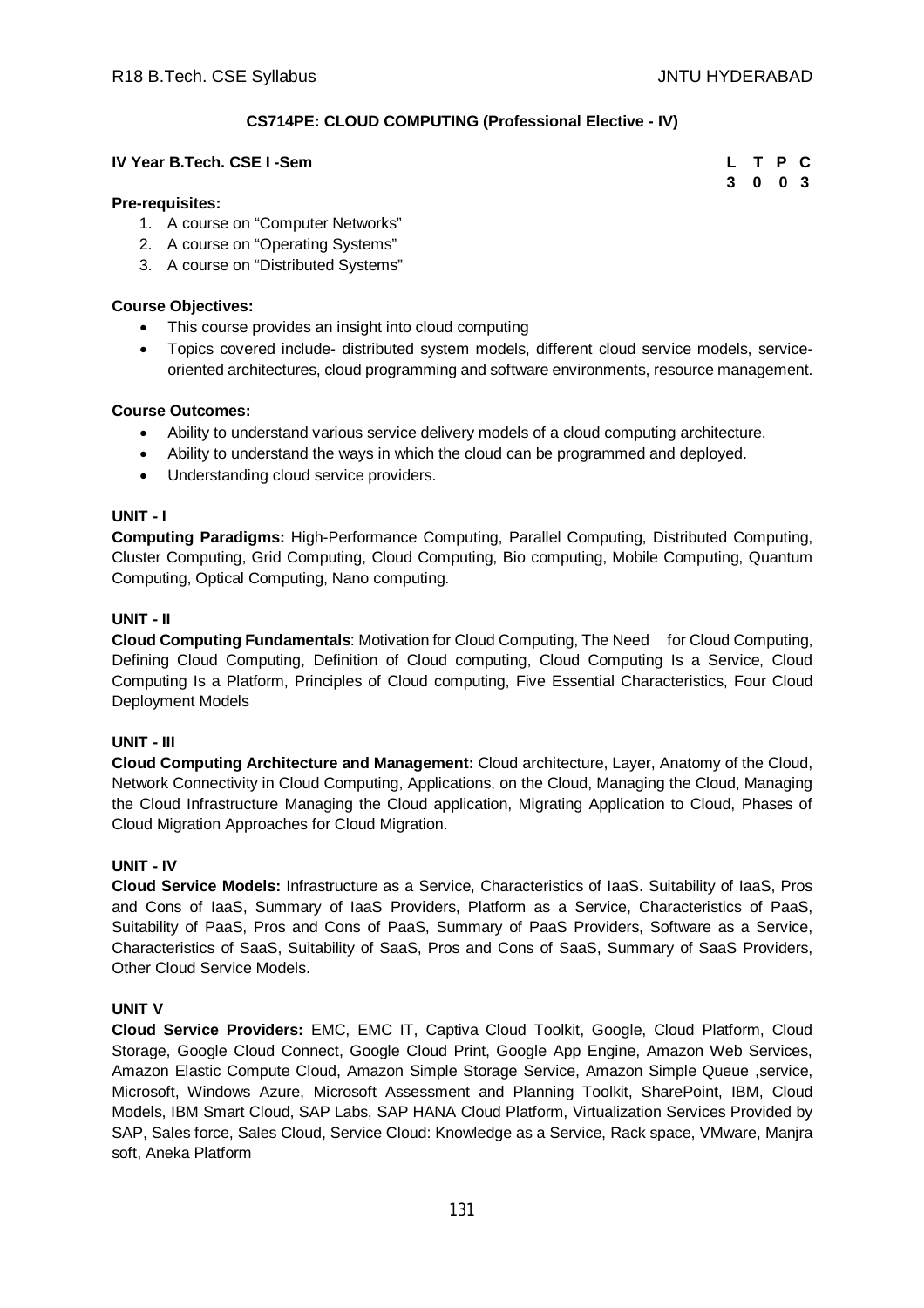## CS714PE: CLOUD COMPUTING (Professional Elective - IV)

**IV Year B.Tech. CSE I -Sem**

| L | T | P | C |
|---|---|---|---|
| 3 | 0 | 0 | 3 |

**Pre-requisites:**

1. A course on "Computer Networks"
2. A course on "Operating Systems"
3. A course on "Distributed Systems"

**Course Objectives:**

- This course provides an insight into cloud computing
- Topics covered include- distributed system models, different cloud service models, service-oriented architectures, cloud programming and software environments, resource management.

**Course Outcomes:**

- Ability to understand various service delivery models of a cloud computing architecture.
- Ability to understand the ways in which the cloud can be programmed and deployed.
- Understanding cloud service providers.

### UNIT - I

**Computing Paradigms:** High-Performance Computing, Parallel Computing, Distributed Computing, Cluster Computing, Grid Computing, Cloud Computing, Bio computing, Mobile Computing, Quantum Computing, Optical Computing, Nano computing.

### UNIT - II

**Cloud Computing Fundamentals**: Motivation for Cloud Computing, The Need for Cloud Computing, Defining Cloud Computing, Definition of Cloud computing, Cloud Computing Is a Service, Cloud Computing Is a Platform, Principles of Cloud computing, Five Essential Characteristics, Four Cloud Deployment Models

### UNIT - III

**Cloud Computing Architecture and Management:** Cloud architecture, Layer, Anatomy of the Cloud, Network Connectivity in Cloud Computing, Applications, on the Cloud, Managing the Cloud, Managing the Cloud Infrastructure Managing the Cloud application, Migrating Application to Cloud, Phases of Cloud Migration Approaches for Cloud Migration.

### UNIT - IV

**Cloud Service Models:** Infrastructure as a Service, Characteristics of IaaS. Suitability of IaaS, Pros and Cons of IaaS, Summary of IaaS Providers, Platform as a Service, Characteristics of PaaS, Suitability of PaaS, Pros and Cons of PaaS, Summary of PaaS Providers, Software as a Service, Characteristics of SaaS, Suitability of SaaS, Pros and Cons of SaaS, Summary of SaaS Providers, Other Cloud Service Models.

### UNIT V

**Cloud Service Providers:** EMC, EMC IT, Captiva Cloud Toolkit, Google, Cloud Platform, Cloud Storage, Google Cloud Connect, Google Cloud Print, Google App Engine, Amazon Web Services, Amazon Elastic Compute Cloud, Amazon Simple Storage Service, Amazon Simple Queue ,service, Microsoft, Windows Azure, Microsoft Assessment and Planning Toolkit, SharePoint, IBM, Cloud Models, IBM Smart Cloud, SAP Labs, SAP HANA Cloud Platform, Virtualization Services Provided by SAP, Sales force, Sales Cloud, Service Cloud: Knowledge as a Service, Rack space, VMware, Manjra soft, Aneka Platform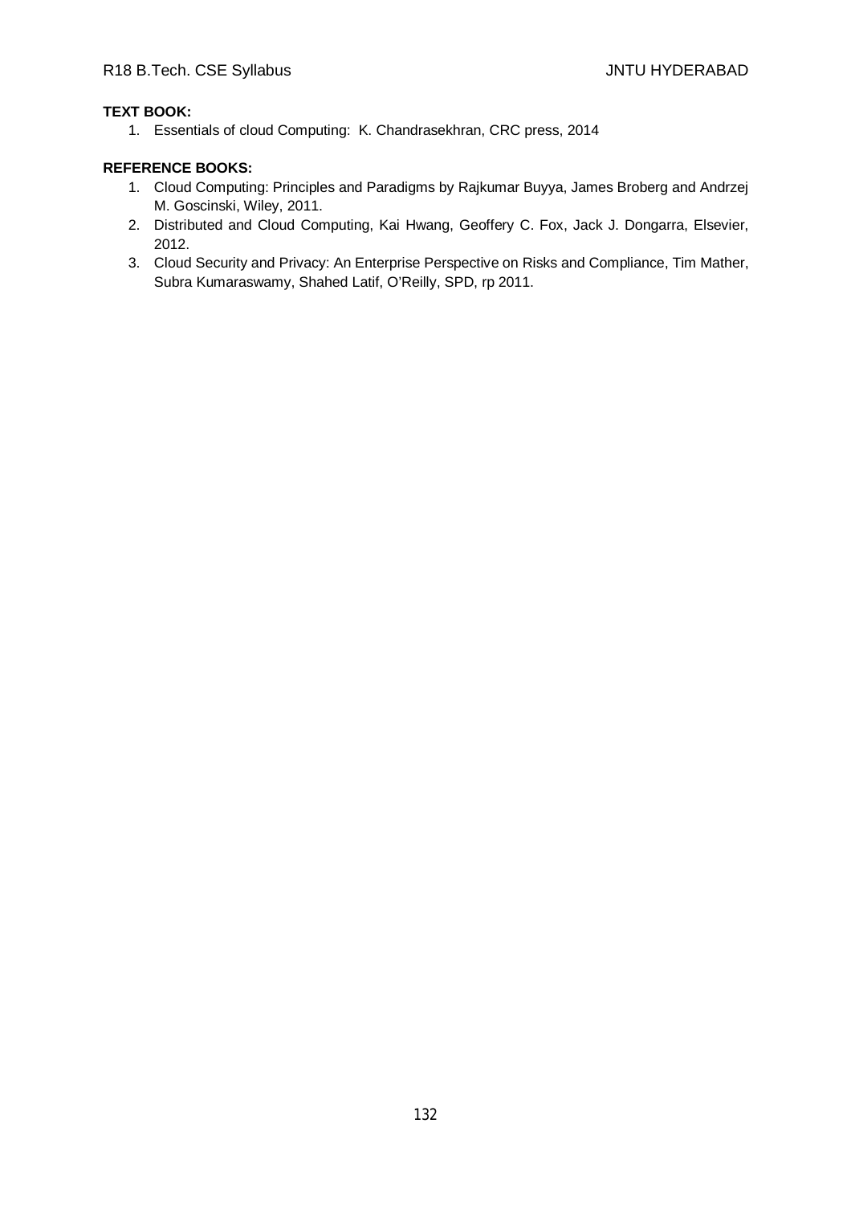**TEXT BOOK:**

1. Essentials of cloud Computing: K. Chandrasekhran, CRC press, 2014

**REFERENCE BOOKS:**

1. Cloud Computing: Principles and Paradigms by Rajkumar Buyya, James Broberg and Andrzej M. Goscinski, Wiley, 2011.
2. Distributed and Cloud Computing, Kai Hwang, Geoffery C. Fox, Jack J. Dongarra, Elsevier, 2012.
3. Cloud Security and Privacy: An Enterprise Perspective on Risks and Compliance, Tim Mather, Subra Kumaraswamy, Shahed Latif, O'Reilly, SPD, rp 2011.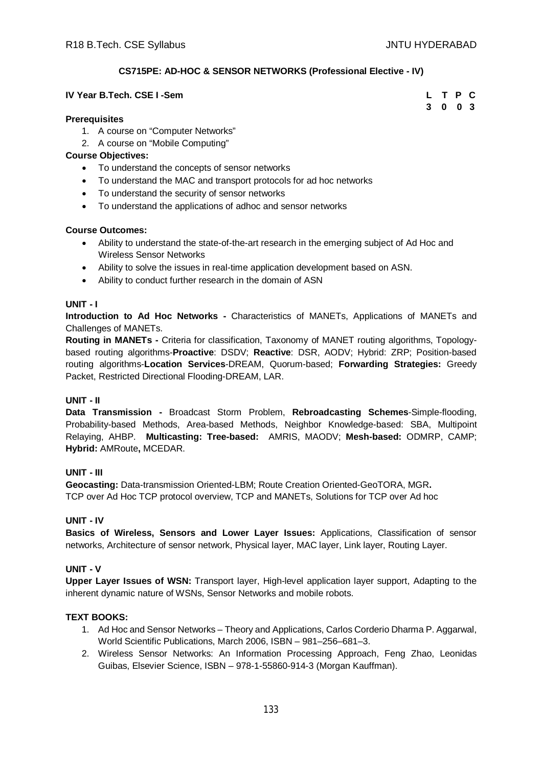**CS715PE: AD-HOC & SENSOR NETWORKS (Professional Elective - IV)**

**IV Year B.Tech. CSE I -Sem**

| L | T | P | C |
|---|---|---|---|
| 3 | 0 | 0 | 3 |

**Prerequisites**

1. A course on "Computer Networks"
2. A course on "Mobile Computing"

**Course Objectives:**

- To understand the concepts of sensor networks
- To understand the MAC and transport protocols for ad hoc networks
- To understand the security of sensor networks
- To understand the applications of adhoc and sensor networks

**Course Outcomes:**

- Ability to understand the state-of-the-art research in the emerging subject of Ad Hoc and Wireless Sensor Networks
- Ability to solve the issues in real-time application development based on ASN.
- Ability to conduct further research in the domain of ASN

**UNIT - I**

**Introduction to Ad Hoc Networks -** Characteristics of MANETs, Applications of MANETs and Challenges of MANETs.

**Routing in MANETs -** Criteria for classification, Taxonomy of MANET routing algorithms, Topology-based routing algorithms-**Proactive**: DSDV; **Reactive**: DSR, AODV; Hybrid: ZRP; Position-based routing algorithms-**Location Services**-DREAM, Quorum-based; **Forwarding Strategies:** Greedy Packet, Restricted Directional Flooding-DREAM, LAR.

**UNIT - II**

**Data Transmission -** Broadcast Storm Problem, **Rebroadcasting Schemes**-Simple-flooding, Probability-based Methods, Area-based Methods, Neighbor Knowledge-based: SBA, Multipoint Relaying, AHBP. **Multicasting: Tree-based:** AMRIS, MAODV; **Mesh-based:** ODMRP, CAMP; **Hybrid:** AMRoute**,** MCEDAR.

**UNIT - III**

**Geocasting:** Data-transmission Oriented-LBM; Route Creation Oriented-GeoTORA, MGR**.**
TCP over Ad Hoc TCP protocol overview, TCP and MANETs, Solutions for TCP over Ad hoc

**UNIT - IV**

**Basics of Wireless, Sensors and Lower Layer Issues:** Applications, Classification of sensor networks, Architecture of sensor network, Physical layer, MAC layer, Link layer, Routing Layer.

**UNIT - V**

**Upper Layer Issues of WSN:** Transport layer, High-level application layer support, Adapting to the inherent dynamic nature of WSNs, Sensor Networks and mobile robots.

**TEXT BOOKS:**

1. Ad Hoc and Sensor Networks – Theory and Applications, Carlos Corderio Dharma P. Aggarwal, World Scientific Publications, March 2006, ISBN – 981–256–681–3.
2. Wireless Sensor Networks: An Information Processing Approach, Feng Zhao, Leonidas Guibas, Elsevier Science, ISBN – 978-1-55860-914-3 (Morgan Kauffman).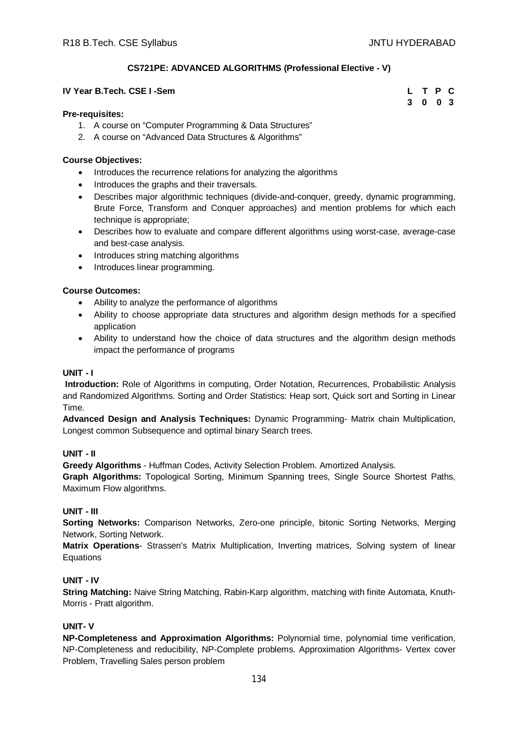## CS721PE: ADVANCED ALGORITHMS (Professional Elective - V)

**IV Year B.Tech. CSE I -Sem**

| L | T | P | C |
|---|---|---|---|
| 3 | 0 | 0 | 3 |

**Pre-requisites:**

1. A course on "Computer Programming & Data Structures"
2. A course on "Advanced Data Structures & Algorithms"

**Course Objectives:**

- Introduces the recurrence relations for analyzing the algorithms
- Introduces the graphs and their traversals.
- Describes major algorithmic techniques (divide-and-conquer, greedy, dynamic programming, Brute Force, Transform and Conquer approaches) and mention problems for which each technique is appropriate;
- Describes how to evaluate and compare different algorithms using worst-case, average-case and best-case analysis.
- Introduces string matching algorithms
- Introduces linear programming.

**Course Outcomes:**

- Ability to analyze the performance of algorithms
- Ability to choose appropriate data structures and algorithm design methods for a specified application
- Ability to understand how the choice of data structures and the algorithm design methods impact the performance of programs

**UNIT - I**

**Introduction:** Role of Algorithms in computing, Order Notation, Recurrences, Probabilistic Analysis and Randomized Algorithms. Sorting and Order Statistics: Heap sort, Quick sort and Sorting in Linear Time.

**Advanced Design and Analysis Techniques:** Dynamic Programming- Matrix chain Multiplication, Longest common Subsequence and optimal binary Search trees.

**UNIT - II**

**Greedy Algorithms** - Huffman Codes, Activity Selection Problem. Amortized Analysis.

**Graph Algorithms:** Topological Sorting, Minimum Spanning trees, Single Source Shortest Paths, Maximum Flow algorithms.

**UNIT - III**

**Sorting Networks:** Comparison Networks, Zero-one principle, bitonic Sorting Networks, Merging Network, Sorting Network.

**Matrix Operations**- Strassen's Matrix Multiplication, Inverting matrices, Solving system of linear Equations

**UNIT - IV**

**String Matching:** Naive String Matching, Rabin-Karp algorithm, matching with finite Automata, Knuth-Morris - Pratt algorithm.

**UNIT- V**

**NP-Completeness and Approximation Algorithms:** Polynomial time, polynomial time verification, NP-Completeness and reducibility, NP-Complete problems. Approximation Algorithms- Vertex cover Problem, Travelling Sales person problem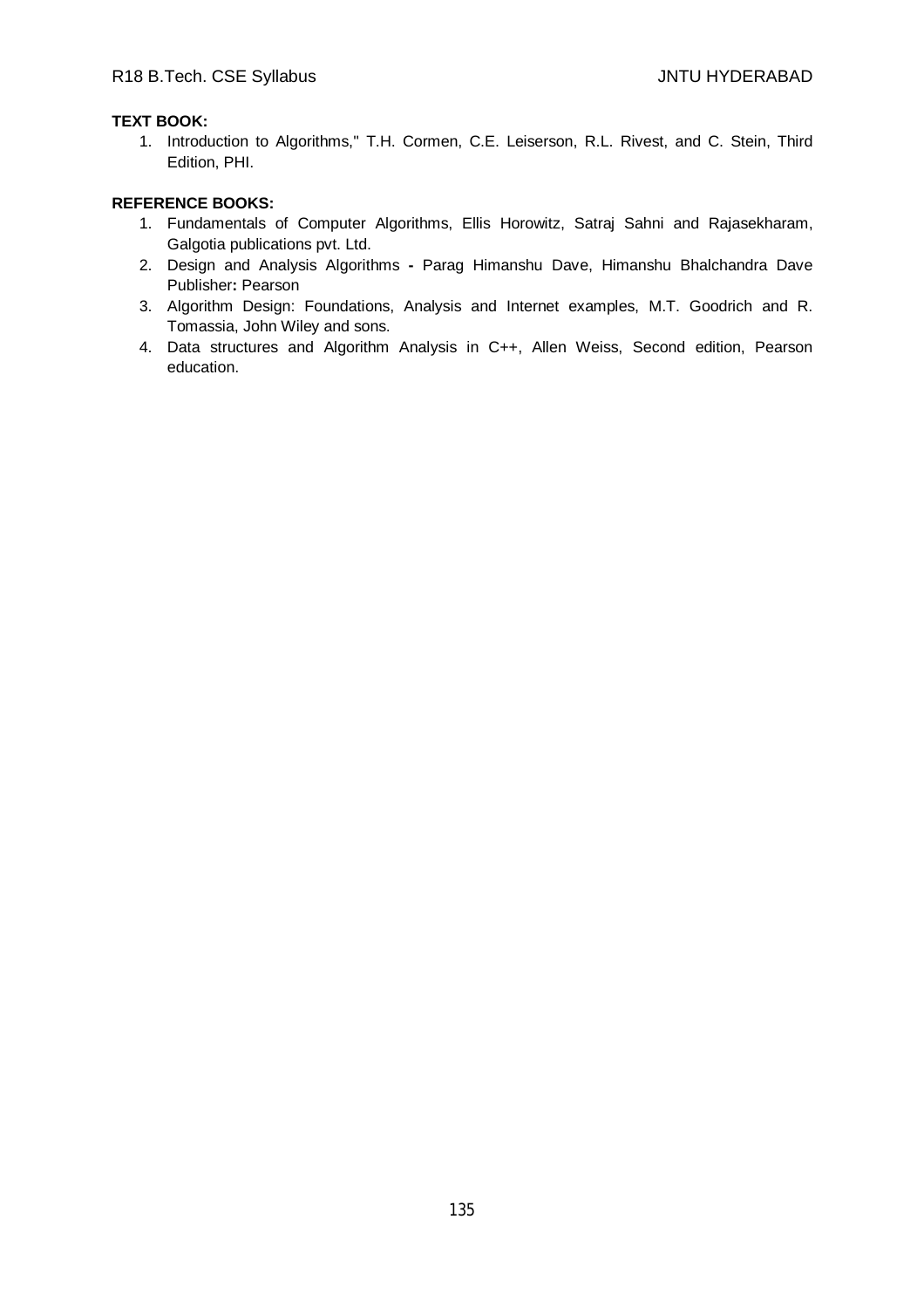**TEXT BOOK:**

1. Introduction to Algorithms," T.H. Cormen, C.E. Leiserson, R.L. Rivest, and C. Stein, Third Edition, PHI.

**REFERENCE BOOKS:**

1. Fundamentals of Computer Algorithms, Ellis Horowitz, Satraj Sahni and Rajasekharam, Galgotia publications pvt. Ltd.
2. Design and Analysis Algorithms **-** Parag Himanshu Dave, Himanshu Bhalchandra Dave Publisher**:** Pearson
3. Algorithm Design: Foundations, Analysis and Internet examples, M.T. Goodrich and R. Tomassia, John Wiley and sons.
4. Data structures and Algorithm Analysis in C++, Allen Weiss, Second edition, Pearson education.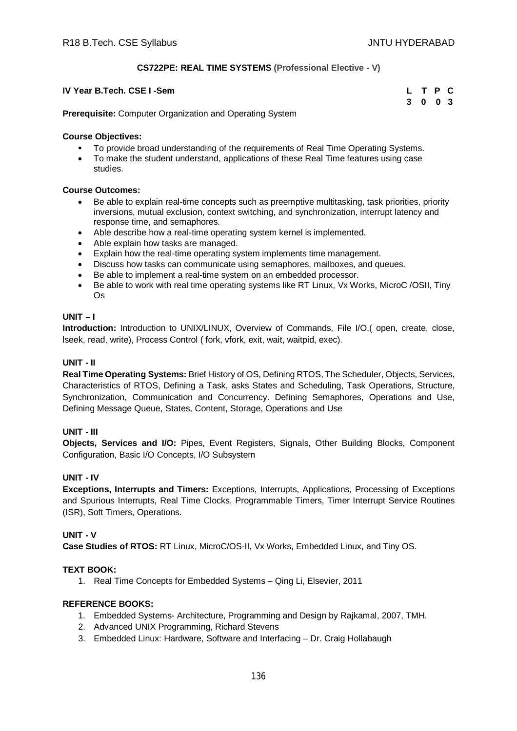## CS722PE: REAL TIME SYSTEMS (Professional Elective - V)

**IV Year B.Tech. CSE I -Sem**

| L | T | P | C |
|---|---|---|---|
| 3 | 0 | 0 | 3 |

**Prerequisite:** Computer Organization and Operating System

**Course Objectives:**

- To provide broad understanding of the requirements of Real Time Operating Systems.
- To make the student understand, applications of these Real Time features using case studies.

**Course Outcomes:**

- Be able to explain real-time concepts such as preemptive multitasking, task priorities, priority inversions, mutual exclusion, context switching, and synchronization, interrupt latency and response time, and semaphores.
- Able describe how a real-time operating system kernel is implemented.
- Able explain how tasks are managed.
- Explain how the real-time operating system implements time management.
- Discuss how tasks can communicate using semaphores, mailboxes, and queues.
- Be able to implement a real-time system on an embedded processor.
- Be able to work with real time operating systems like RT Linux, Vx Works, MicroC /OSII, Tiny Os

### UNIT – I

**Introduction:** Introduction to UNIX/LINUX, Overview of Commands, File I/O,( open, create, close, lseek, read, write), Process Control ( fork, vfork, exit, wait, waitpid, exec).

### UNIT - II

**Real Time Operating Systems:** Brief History of OS, Defining RTOS, The Scheduler, Objects, Services, Characteristics of RTOS, Defining a Task, asks States and Scheduling, Task Operations, Structure, Synchronization, Communication and Concurrency. Defining Semaphores, Operations and Use, Defining Message Queue, States, Content, Storage, Operations and Use

### UNIT - III

**Objects, Services and I/O:** Pipes, Event Registers, Signals, Other Building Blocks, Component Configuration, Basic I/O Concepts, I/O Subsystem

### UNIT - IV

**Exceptions, Interrupts and Timers:** Exceptions, Interrupts, Applications, Processing of Exceptions and Spurious Interrupts, Real Time Clocks, Programmable Timers, Timer Interrupt Service Routines (ISR), Soft Timers, Operations.

### UNIT - V

**Case Studies of RTOS:** RT Linux, MicroC/OS-II, Vx Works, Embedded Linux, and Tiny OS.

**TEXT BOOK:**

1. Real Time Concepts for Embedded Systems – Qing Li, Elsevier, 2011

**REFERENCE BOOKS:**

1. Embedded Systems- Architecture, Programming and Design by Rajkamal, 2007, TMH.
2. Advanced UNIX Programming, Richard Stevens
3. Embedded Linux: Hardware, Software and Interfacing – Dr. Craig Hollabaugh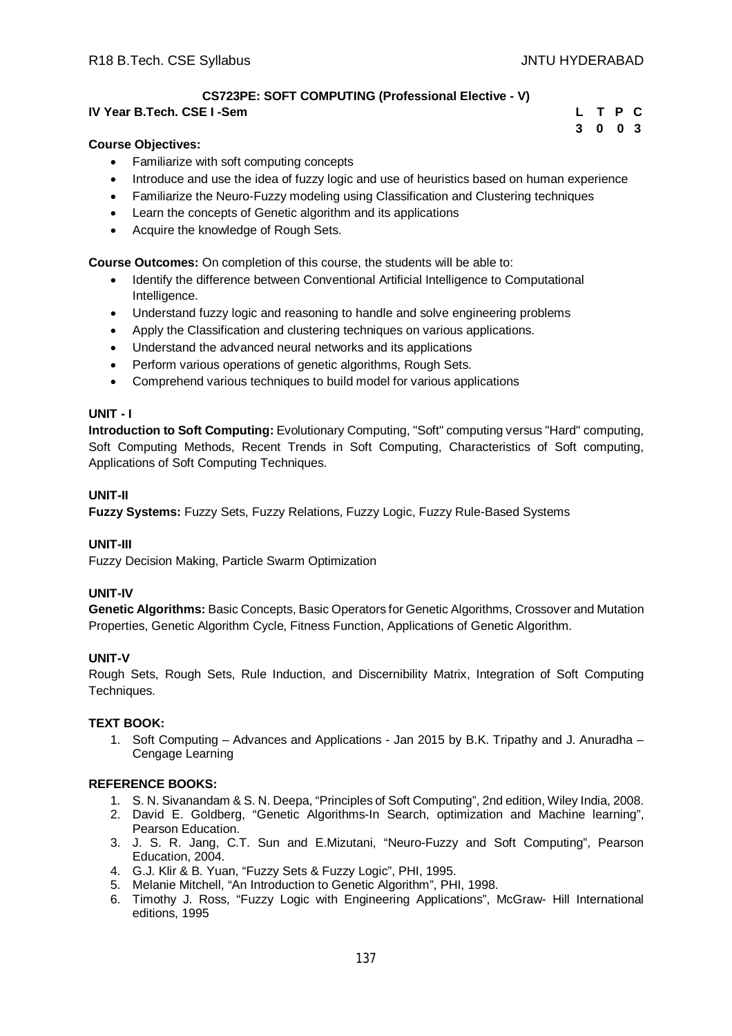## CS723PE: SOFT COMPUTING (Professional Elective - V)

**IV Year B.Tech. CSE I -Sem**

| L | T | P | C |
|---|---|---|---|
| 3 | 0 | 0 | 3 |

**Course Objectives:**

- Familiarize with soft computing concepts
- Introduce and use the idea of fuzzy logic and use of heuristics based on human experience
- Familiarize the Neuro-Fuzzy modeling using Classification and Clustering techniques
- Learn the concepts of Genetic algorithm and its applications
- Acquire the knowledge of Rough Sets.

**Course Outcomes:** On completion of this course, the students will be able to:

- Identify the difference between Conventional Artificial Intelligence to Computational Intelligence.
- Understand fuzzy logic and reasoning to handle and solve engineering problems
- Apply the Classification and clustering techniques on various applications.
- Understand the advanced neural networks and its applications
- Perform various operations of genetic algorithms, Rough Sets.
- Comprehend various techniques to build model for various applications

### UNIT - I

**Introduction to Soft Computing:** Evolutionary Computing, "Soft" computing versus "Hard" computing, Soft Computing Methods, Recent Trends in Soft Computing, Characteristics of Soft computing, Applications of Soft Computing Techniques.

### UNIT-II

**Fuzzy Systems:** Fuzzy Sets, Fuzzy Relations, Fuzzy Logic, Fuzzy Rule-Based Systems

### UNIT-III

Fuzzy Decision Making, Particle Swarm Optimization

### UNIT-IV

**Genetic Algorithms:** Basic Concepts, Basic Operators for Genetic Algorithms, Crossover and Mutation Properties, Genetic Algorithm Cycle, Fitness Function, Applications of Genetic Algorithm.

### UNIT-V

Rough Sets, Rough Sets, Rule Induction, and Discernibility Matrix, Integration of Soft Computing Techniques.

### TEXT BOOK:

1. Soft Computing – Advances and Applications - Jan 2015 by B.K. Tripathy and J. Anuradha – Cengage Learning

### REFERENCE BOOKS:

1. S. N. Sivanandam & S. N. Deepa, "Principles of Soft Computing", 2nd edition, Wiley India, 2008.
2. David E. Goldberg, "Genetic Algorithms-In Search, optimization and Machine learning", Pearson Education.
3. J. S. R. Jang, C.T. Sun and E.Mizutani, "Neuro-Fuzzy and Soft Computing", Pearson Education, 2004.
4. G.J. Klir & B. Yuan, "Fuzzy Sets & Fuzzy Logic", PHI, 1995.
5. Melanie Mitchell, "An Introduction to Genetic Algorithm", PHI, 1998.
6. Timothy J. Ross, "Fuzzy Logic with Engineering Applications", McGraw- Hill International editions, 1995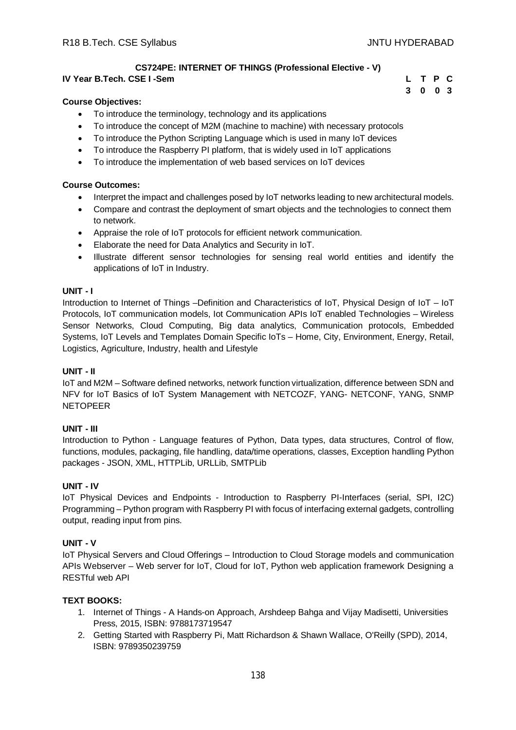### CS724PE: INTERNET OF THINGS (Professional Elective - V)

**IV Year B.Tech. CSE I -Sem**

| L | T | P | C |
|---|---|---|---|
| 3 | 0 | 0 | 3 |

**Course Objectives:**

- To introduce the terminology, technology and its applications
- To introduce the concept of M2M (machine to machine) with necessary protocols
- To introduce the Python Scripting Language which is used in many IoT devices
- To introduce the Raspberry PI platform, that is widely used in IoT applications
- To introduce the implementation of web based services on IoT devices

**Course Outcomes:**

- Interpret the impact and challenges posed by IoT networks leading to new architectural models.
- Compare and contrast the deployment of smart objects and the technologies to connect them to network.
- Appraise the role of IoT protocols for efficient network communication.
- Elaborate the need for Data Analytics and Security in IoT.
- Illustrate different sensor technologies for sensing real world entities and identify the applications of IoT in Industry.

**UNIT - I**

Introduction to Internet of Things –Definition and Characteristics of IoT, Physical Design of IoT – IoT Protocols, IoT communication models, Iot Communication APIs IoT enabled Technologies – Wireless Sensor Networks, Cloud Computing, Big data analytics, Communication protocols, Embedded Systems, IoT Levels and Templates Domain Specific IoTs – Home, City, Environment, Energy, Retail, Logistics, Agriculture, Industry, health and Lifestyle

**UNIT - II**

IoT and M2M – Software defined networks, network function virtualization, difference between SDN and NFV for IoT Basics of IoT System Management with NETCOZF, YANG- NETCONF, YANG, SNMP NETOPEER

**UNIT - III**

Introduction to Python - Language features of Python, Data types, data structures, Control of flow, functions, modules, packaging, file handling, data/time operations, classes, Exception handling Python packages - JSON, XML, HTTPLib, URLLib, SMTPLib

**UNIT - IV**

IoT Physical Devices and Endpoints - Introduction to Raspberry PI-Interfaces (serial, SPI, I2C) Programming – Python program with Raspberry PI with focus of interfacing external gadgets, controlling output, reading input from pins.

**UNIT - V**

IoT Physical Servers and Cloud Offerings – Introduction to Cloud Storage models and communication APIs Webserver – Web server for IoT, Cloud for IoT, Python web application framework Designing a RESTful web API

**TEXT BOOKS:**

1. Internet of Things - A Hands-on Approach, Arshdeep Bahga and Vijay Madisetti, Universities Press, 2015, ISBN: 9788173719547
2. Getting Started with Raspberry Pi, Matt Richardson & Shawn Wallace, O'Reilly (SPD), 2014, ISBN: 9789350239759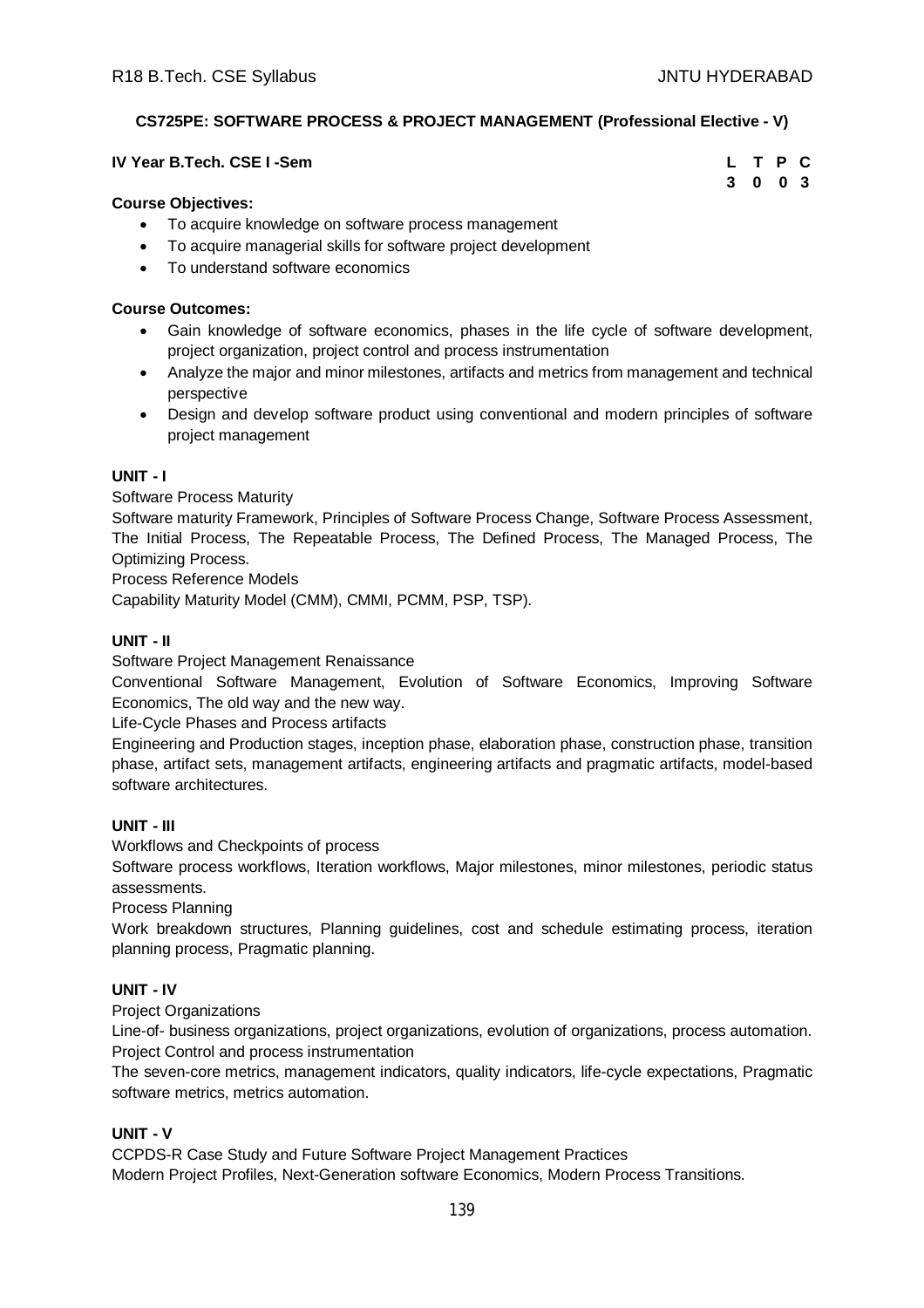## CS725PE: SOFTWARE PROCESS & PROJECT MANAGEMENT (Professional Elective - V)

**IV Year B.Tech. CSE I -Sem**

| L | T | P | C |
|---|---|---|---|
| 3 | 0 | 0 | 3 |

**Course Objectives:**

- To acquire knowledge on software process management
- To acquire managerial skills for software project development
- To understand software economics

**Course Outcomes:**

- Gain knowledge of software economics, phases in the life cycle of software development, project organization, project control and process instrumentation
- Analyze the major and minor milestones, artifacts and metrics from management and technical perspective
- Design and develop software product using conventional and modern principles of software project management

### UNIT - I

Software Process Maturity

Software maturity Framework, Principles of Software Process Change, Software Process Assessment, The Initial Process, The Repeatable Process, The Defined Process, The Managed Process, The Optimizing Process.

Process Reference Models

Capability Maturity Model (CMM), CMMI, PCMM, PSP, TSP).

### UNIT - II

Software Project Management Renaissance

Conventional Software Management, Evolution of Software Economics, Improving Software Economics, The old way and the new way.

Life-Cycle Phases and Process artifacts

Engineering and Production stages, inception phase, elaboration phase, construction phase, transition phase, artifact sets, management artifacts, engineering artifacts and pragmatic artifacts, model-based software architectures.

### UNIT - III

Workflows and Checkpoints of process

Software process workflows, Iteration workflows, Major milestones, minor milestones, periodic status assessments.

Process Planning

Work breakdown structures, Planning guidelines, cost and schedule estimating process, iteration planning process, Pragmatic planning.

### UNIT - IV

Project Organizations

Line-of- business organizations, project organizations, evolution of organizations, process automation.

Project Control and process instrumentation

The seven-core metrics, management indicators, quality indicators, life-cycle expectations, Pragmatic software metrics, metrics automation.

### UNIT - V

CCPDS-R Case Study and Future Software Project Management Practices

Modern Project Profiles, Next-Generation software Economics, Modern Process Transitions.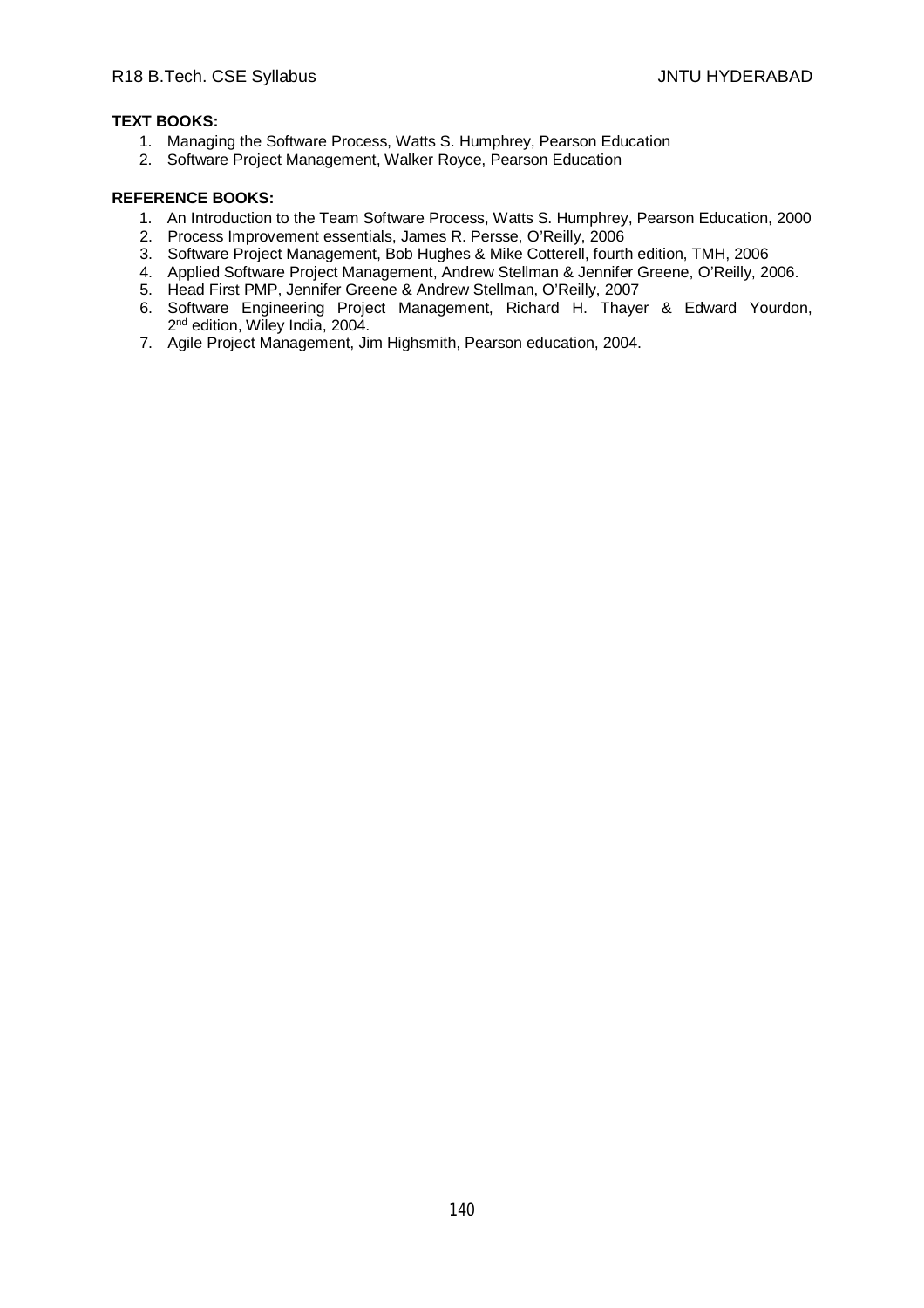**TEXT BOOKS:**

1. Managing the Software Process, Watts S. Humphrey, Pearson Education
2. Software Project Management, Walker Royce, Pearson Education

**REFERENCE BOOKS:**

1. An Introduction to the Team Software Process, Watts S. Humphrey, Pearson Education, 2000
2. Process Improvement essentials, James R. Persse, O'Reilly, 2006
3. Software Project Management, Bob Hughes & Mike Cotterell, fourth edition, TMH, 2006
4. Applied Software Project Management, Andrew Stellman & Jennifer Greene, O'Reilly, 2006.
5. Head First PMP, Jennifer Greene & Andrew Stellman, O'Reilly, 2007
6. Software Engineering Project Management, Richard H. Thayer & Edward Yourdon, 2nd edition, Wiley India, 2004.
7. Agile Project Management, Jim Highsmith, Pearson education, 2004.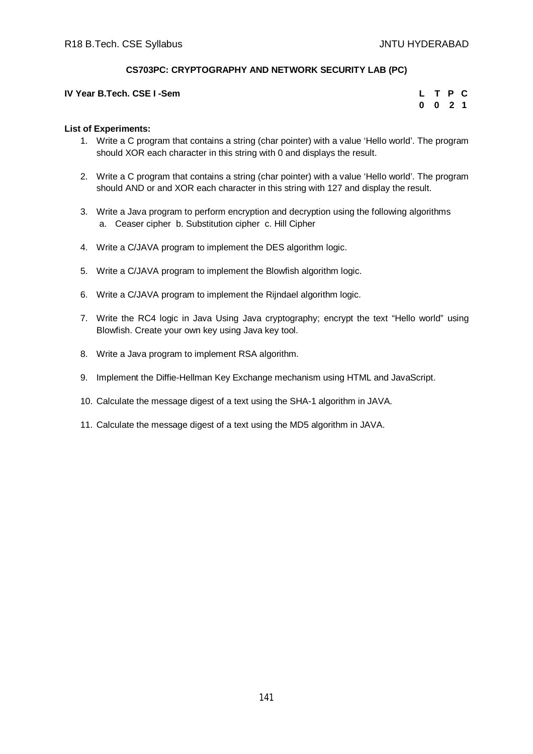**CS703PC: CRYPTOGRAPHY AND NETWORK SECURITY LAB (PC)**

**IV Year B.Tech. CSE I -Sem**

| L | T | P | C |
|---|---|---|---|
| 0 | 0 | 2 | 1 |

**List of Experiments:**

1. Write a C program that contains a string (char pointer) with a value 'Hello world'. The program should XOR each character in this string with 0 and displays the result.
2. Write a C program that contains a string (char pointer) with a value 'Hello world'. The program should AND or and XOR each character in this string with 127 and display the result.
3. Write a Java program to perform encryption and decryption using the following algorithms
   a. Ceaser cipher b. Substitution cipher c. Hill Cipher
4. Write a C/JAVA program to implement the DES algorithm logic.
5. Write a C/JAVA program to implement the Blowfish algorithm logic.
6. Write a C/JAVA program to implement the Rijndael algorithm logic.
7. Write the RC4 logic in Java Using Java cryptography; encrypt the text "Hello world" using Blowfish. Create your own key using Java key tool.
8. Write a Java program to implement RSA algorithm.
9. Implement the Diffie-Hellman Key Exchange mechanism using HTML and JavaScript.
10. Calculate the message digest of a text using the SHA-1 algorithm in JAVA.
11. Calculate the message digest of a text using the MD5 algorithm in JAVA.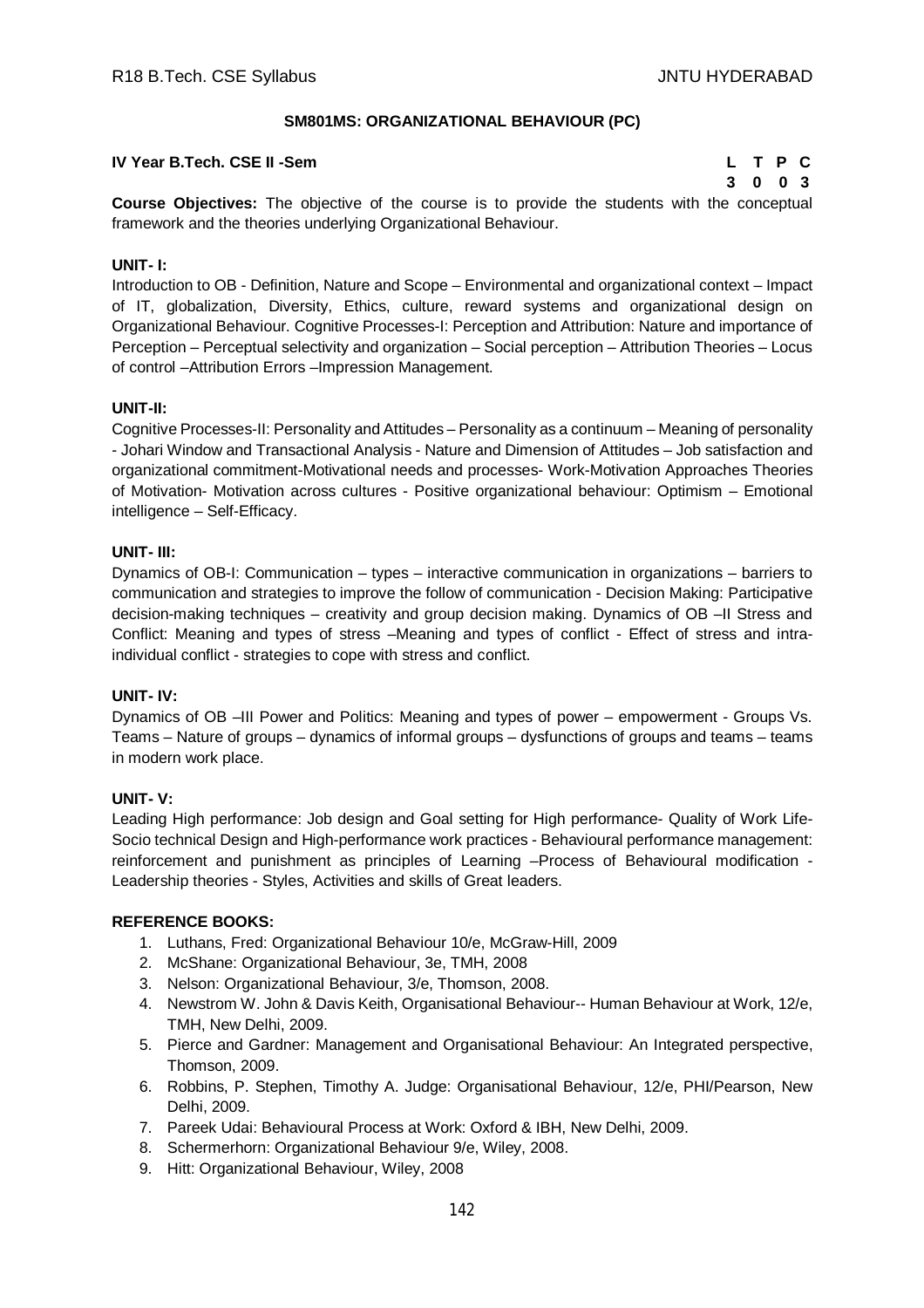## SM801MS: ORGANIZATIONAL BEHAVIOUR (PC)

**IV Year B.Tech. CSE II -Sem**

| L | T | P | C |
|---|---|---|---|
| 3 | 0 | 0 | 3 |

**Course Objectives:** The objective of the course is to provide the students with the conceptual framework and the theories underlying Organizational Behaviour.

**UNIT- I:**

Introduction to OB - Definition, Nature and Scope – Environmental and organizational context – Impact of IT, globalization, Diversity, Ethics, culture, reward systems and organizational design on Organizational Behaviour. Cognitive Processes-I: Perception and Attribution: Nature and importance of Perception – Perceptual selectivity and organization – Social perception – Attribution Theories – Locus of control –Attribution Errors –Impression Management.

**UNIT-II:**

Cognitive Processes-II: Personality and Attitudes – Personality as a continuum – Meaning of personality - Johari Window and Transactional Analysis - Nature and Dimension of Attitudes – Job satisfaction and organizational commitment-Motivational needs and processes- Work-Motivation Approaches Theories of Motivation- Motivation across cultures - Positive organizational behaviour: Optimism – Emotional intelligence – Self-Efficacy.

**UNIT- III:**

Dynamics of OB-I: Communication – types – interactive communication in organizations – barriers to communication and strategies to improve the follow of communication - Decision Making: Participative decision-making techniques – creativity and group decision making. Dynamics of OB –II Stress and Conflict: Meaning and types of stress –Meaning and types of conflict - Effect of stress and intra-individual conflict - strategies to cope with stress and conflict.

**UNIT- IV:**

Dynamics of OB –III Power and Politics: Meaning and types of power – empowerment - Groups Vs. Teams – Nature of groups – dynamics of informal groups – dysfunctions of groups and teams – teams in modern work place.

**UNIT- V:**

Leading High performance: Job design and Goal setting for High performance- Quality of Work Life- Socio technical Design and High-performance work practices - Behavioural performance management: reinforcement and punishment as principles of Learning –Process of Behavioural modification - Leadership theories - Styles, Activities and skills of Great leaders.

**REFERENCE BOOKS:**

1. Luthans, Fred: Organizational Behaviour 10/e, McGraw-Hill, 2009
2. McShane: Organizational Behaviour, 3e, TMH, 2008
3. Nelson: Organizational Behaviour, 3/e, Thomson, 2008.
4. Newstrom W. John & Davis Keith, Organisational Behaviour-- Human Behaviour at Work, 12/e, TMH, New Delhi, 2009.
5. Pierce and Gardner: Management and Organisational Behaviour: An Integrated perspective, Thomson, 2009.
6. Robbins, P. Stephen, Timothy A. Judge: Organisational Behaviour, 12/e, PHI/Pearson, New Delhi, 2009.
7. Pareek Udai: Behavioural Process at Work: Oxford & IBH, New Delhi, 2009.
8. Schermerhorn: Organizational Behaviour 9/e, Wiley, 2008.
9. Hitt: Organizational Behaviour, Wiley, 2008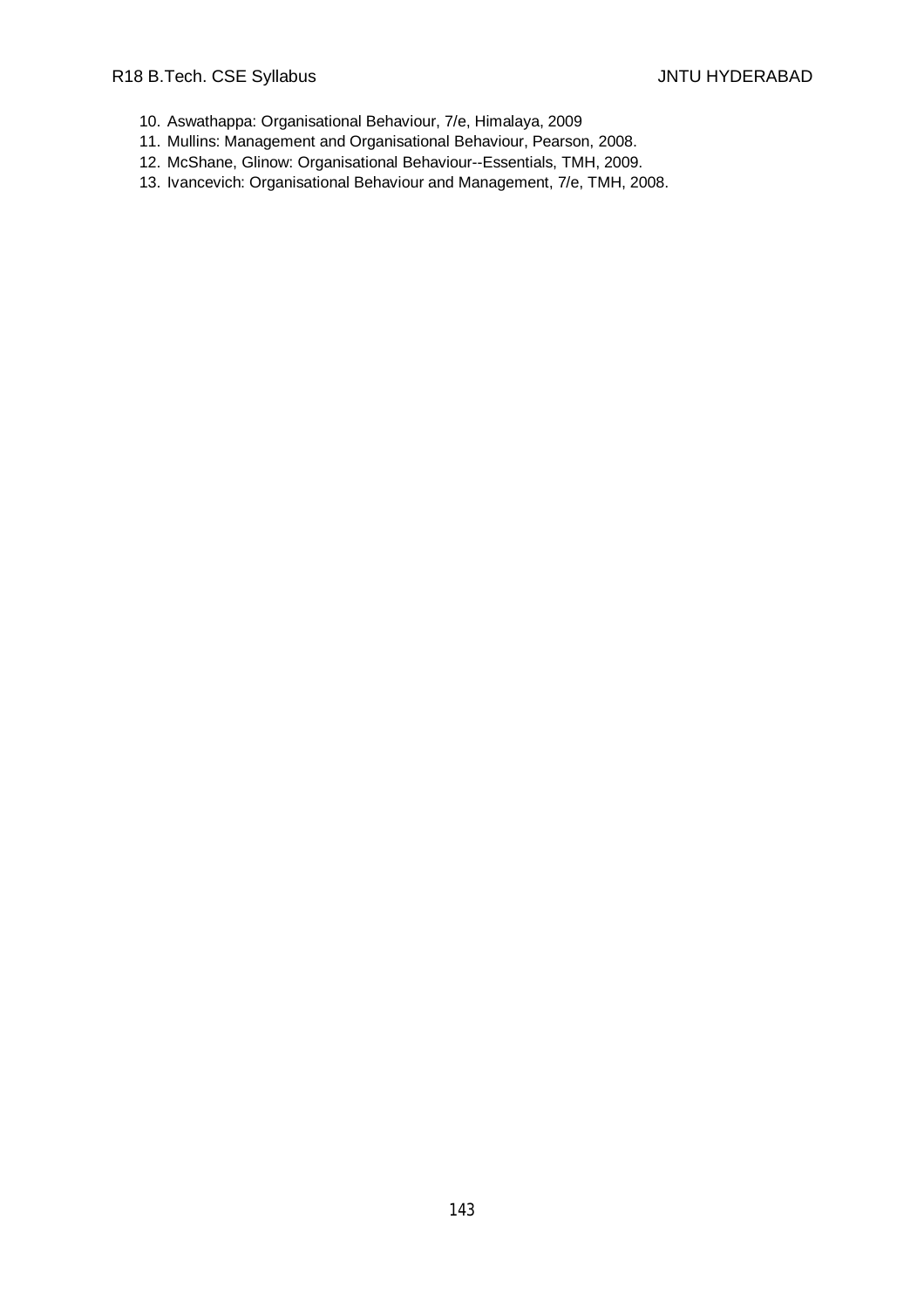10. Aswathappa: Organisational Behaviour, 7/e, Himalaya, 2009
11. Mullins: Management and Organisational Behaviour, Pearson, 2008.
12. McShane, Glinow: Organisational Behaviour--Essentials, TMH, 2009.
13. Ivancevich: Organisational Behaviour and Management, 7/e, TMH, 2008.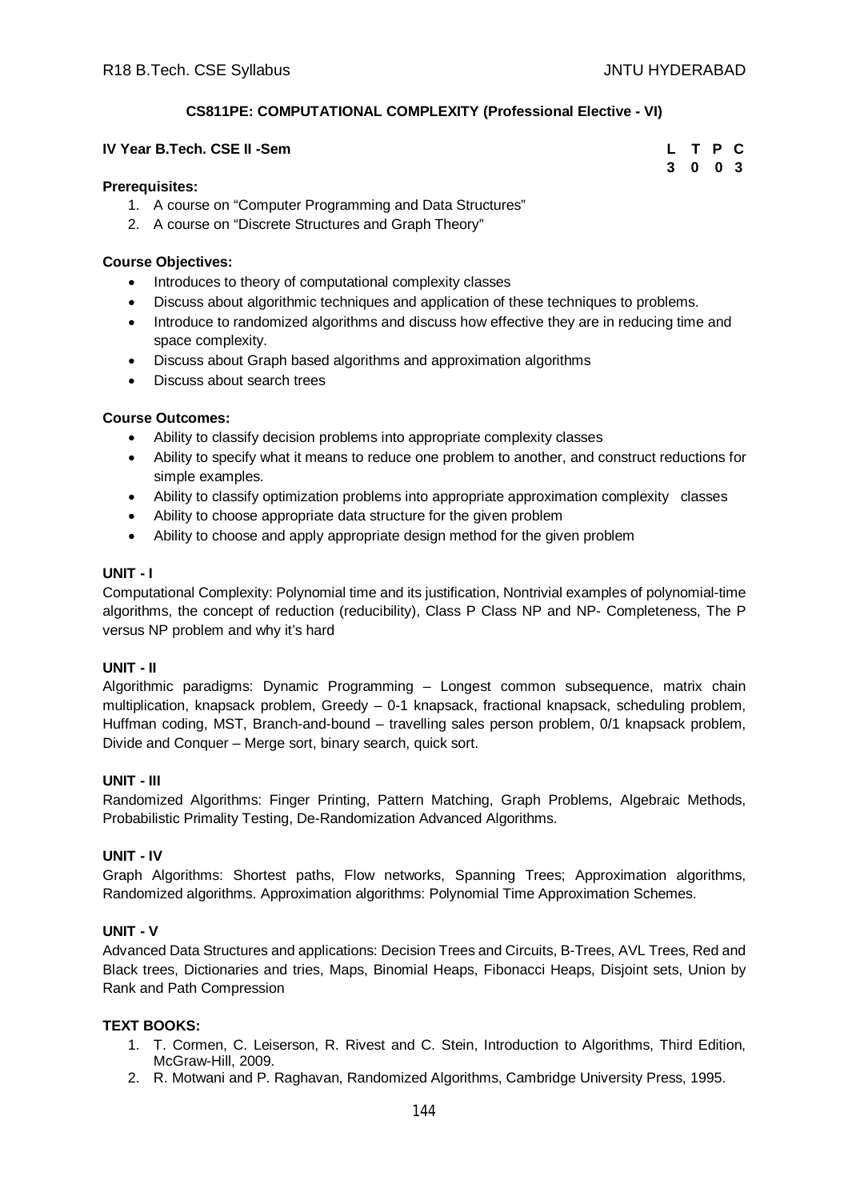## CS811PE: COMPUTATIONAL COMPLEXITY (Professional Elective - VI)

**IV Year B.Tech. CSE II -Sem**

| L | T | P | C |
|---|---|---|---|
| 3 | 0 | 0 | 3 |

**Prerequisites:**

1. A course on "Computer Programming and Data Structures"
2. A course on "Discrete Structures and Graph Theory"

**Course Objectives:**

- Introduces to theory of computational complexity classes
- Discuss about algorithmic techniques and application of these techniques to problems.
- Introduce to randomized algorithms and discuss how effective they are in reducing time and space complexity.
- Discuss about Graph based algorithms and approximation algorithms
- Discuss about search trees

**Course Outcomes:**

- Ability to classify decision problems into appropriate complexity classes
- Ability to specify what it means to reduce one problem to another, and construct reductions for simple examples.
- Ability to classify optimization problems into appropriate approximation complexity classes
- Ability to choose appropriate data structure for the given problem
- Ability to choose and apply appropriate design method for the given problem

**UNIT - I**

Computational Complexity: Polynomial time and its justification, Nontrivial examples of polynomial-time algorithms, the concept of reduction (reducibility), Class P Class NP and NP- Completeness, The P versus NP problem and why it's hard

**UNIT - II**

Algorithmic paradigms: Dynamic Programming – Longest common subsequence, matrix chain multiplication, knapsack problem, Greedy – 0-1 knapsack, fractional knapsack, scheduling problem, Huffman coding, MST, Branch-and-bound – travelling sales person problem, 0/1 knapsack problem, Divide and Conquer – Merge sort, binary search, quick sort.

**UNIT - III**

Randomized Algorithms: Finger Printing, Pattern Matching, Graph Problems, Algebraic Methods, Probabilistic Primality Testing, De-Randomization Advanced Algorithms.

**UNIT - IV**

Graph Algorithms: Shortest paths, Flow networks, Spanning Trees; Approximation algorithms, Randomized algorithms. Approximation algorithms: Polynomial Time Approximation Schemes.

**UNIT - V**

Advanced Data Structures and applications: Decision Trees and Circuits, B-Trees, AVL Trees, Red and Black trees, Dictionaries and tries, Maps, Binomial Heaps, Fibonacci Heaps, Disjoint sets, Union by Rank and Path Compression

**TEXT BOOKS:**

1. T. Cormen, C. Leiserson, R. Rivest and C. Stein, Introduction to Algorithms, Third Edition, McGraw-Hill, 2009.
2. R. Motwani and P. Raghavan, Randomized Algorithms, Cambridge University Press, 1995.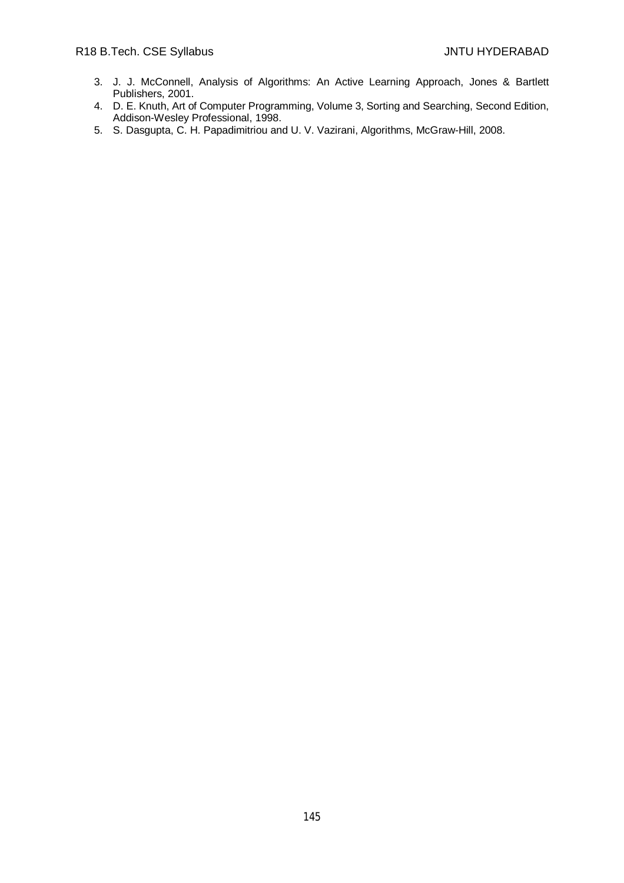3. J. J. McConnell, Analysis of Algorithms: An Active Learning Approach, Jones & Bartlett Publishers, 2001.
4. D. E. Knuth, Art of Computer Programming, Volume 3, Sorting and Searching, Second Edition, Addison-Wesley Professional, 1998.
5. S. Dasgupta, C. H. Papadimitriou and U. V. Vazirani, Algorithms, McGraw-Hill, 2008.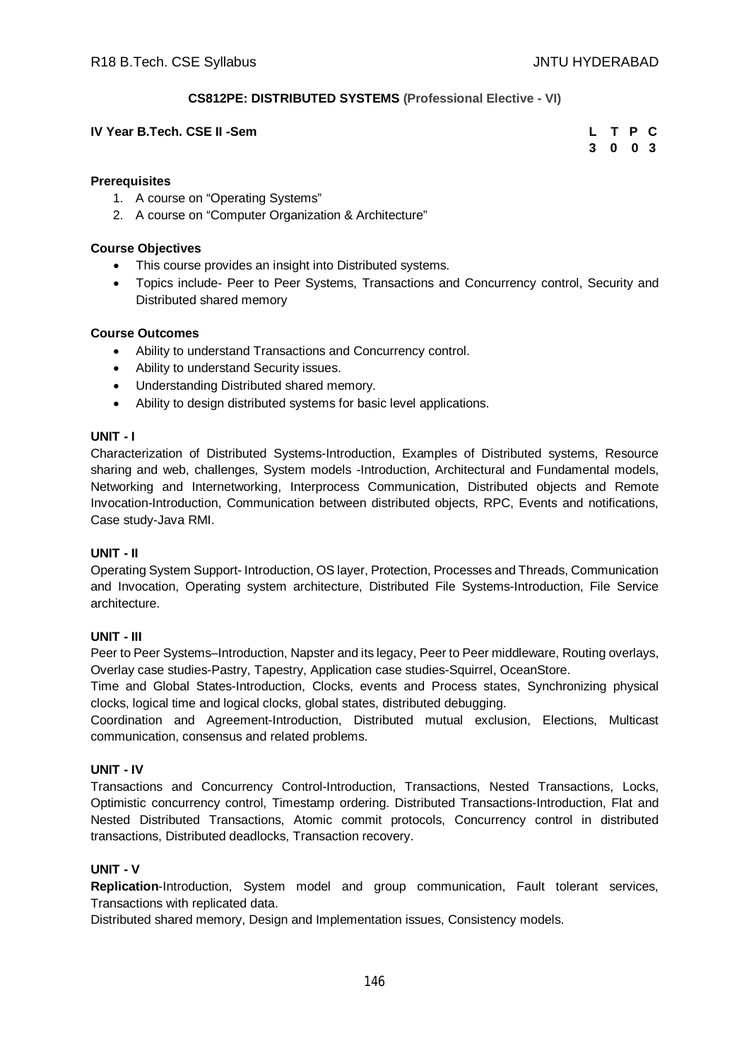## CS812PE: DISTRIBUTED SYSTEMS (Professional Elective - VI)

**IV Year B.Tech. CSE II -Sem**

| L | T | P | C |
|---|---|---|---|
| 3 | 0 | 0 | 3 |

**Prerequisites**

1. A course on "Operating Systems"
2. A course on "Computer Organization & Architecture"

**Course Objectives**

- This course provides an insight into Distributed systems.
- Topics include- Peer to Peer Systems, Transactions and Concurrency control, Security and Distributed shared memory

**Course Outcomes**

- Ability to understand Transactions and Concurrency control.
- Ability to understand Security issues.
- Understanding Distributed shared memory.
- Ability to design distributed systems for basic level applications.

**UNIT - I**

Characterization of Distributed Systems-Introduction, Examples of Distributed systems, Resource sharing and web, challenges, System models -Introduction, Architectural and Fundamental models, Networking and Internetworking, Interprocess Communication, Distributed objects and Remote Invocation-Introduction, Communication between distributed objects, RPC, Events and notifications, Case study-Java RMI.

**UNIT - II**

Operating System Support- Introduction, OS layer, Protection, Processes and Threads, Communication and Invocation, Operating system architecture, Distributed File Systems-Introduction, File Service architecture.

**UNIT - III**

Peer to Peer Systems–Introduction, Napster and its legacy, Peer to Peer middleware, Routing overlays, Overlay case studies-Pastry, Tapestry, Application case studies-Squirrel, OceanStore.

Time and Global States-Introduction, Clocks, events and Process states, Synchronizing physical clocks, logical time and logical clocks, global states, distributed debugging.

Coordination and Agreement-Introduction, Distributed mutual exclusion, Elections, Multicast communication, consensus and related problems.

**UNIT - IV**

Transactions and Concurrency Control-Introduction, Transactions, Nested Transactions, Locks, Optimistic concurrency control, Timestamp ordering. Distributed Transactions-Introduction, Flat and Nested Distributed Transactions, Atomic commit protocols, Concurrency control in distributed transactions, Distributed deadlocks, Transaction recovery.

**UNIT - V**

**Replication**-Introduction, System model and group communication, Fault tolerant services, Transactions with replicated data.

Distributed shared memory, Design and Implementation issues, Consistency models.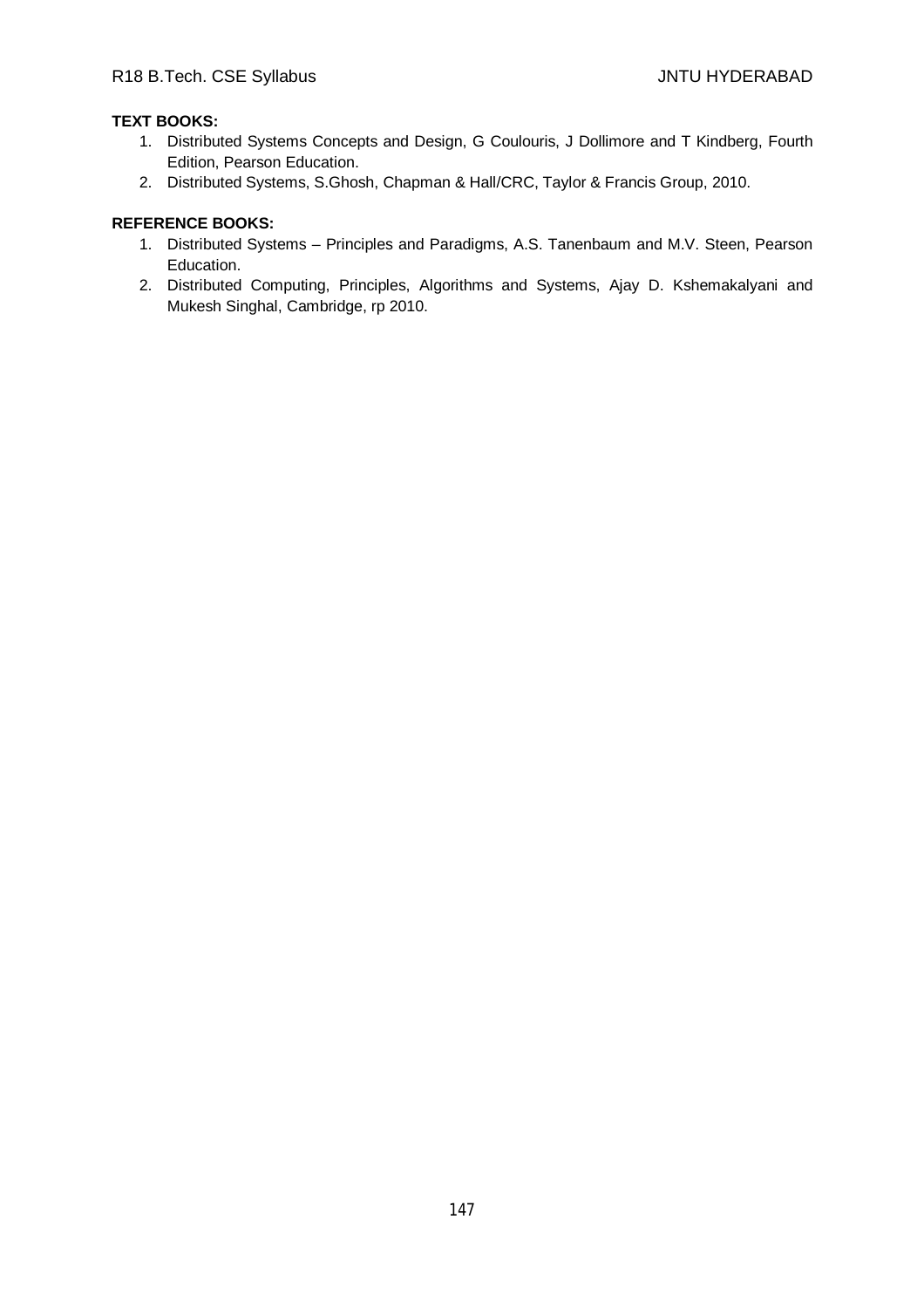**TEXT BOOKS:**

1. Distributed Systems Concepts and Design, G Coulouris, J Dollimore and T Kindberg, Fourth Edition, Pearson Education.
2. Distributed Systems, S.Ghosh, Chapman & Hall/CRC, Taylor & Francis Group, 2010.

**REFERENCE BOOKS:**

1. Distributed Systems – Principles and Paradigms, A.S. Tanenbaum and M.V. Steen, Pearson Education.
2. Distributed Computing, Principles, Algorithms and Systems, Ajay D. Kshemakalyani and Mukesh Singhal, Cambridge, rp 2010.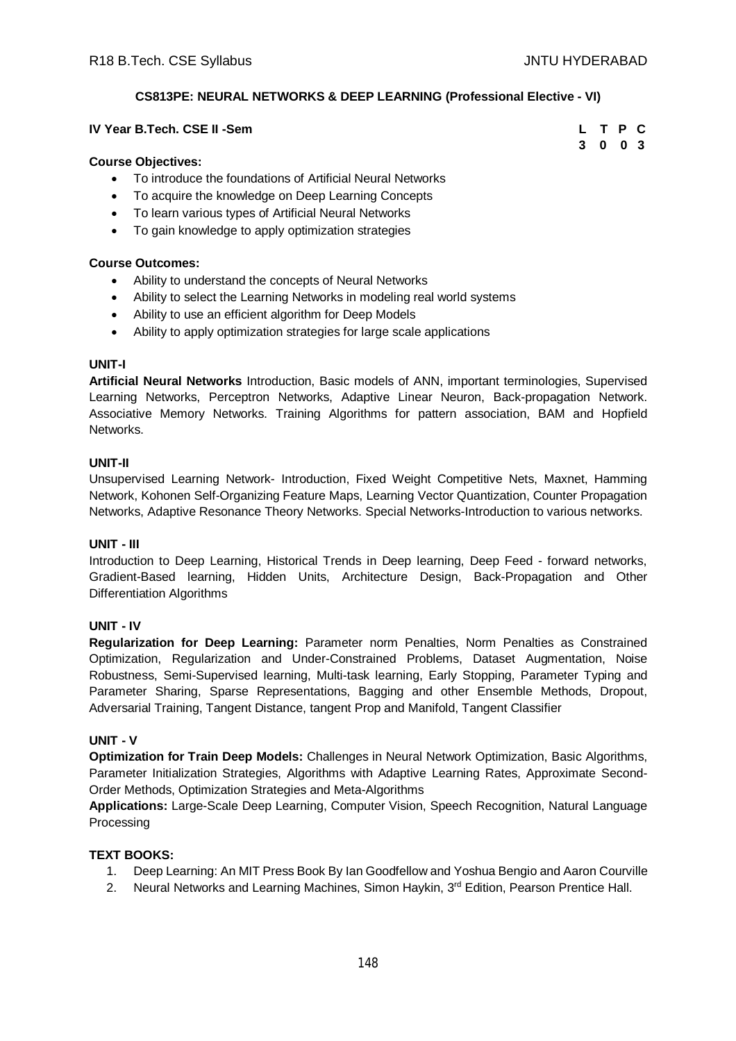## CS813PE: NEURAL NETWORKS & DEEP LEARNING (Professional Elective - VI)

**IV Year B.Tech. CSE II -Sem**

| L | T | P | C |
|---|---|---|---|
| 3 | 0 | 0 | 3 |

**Course Objectives:**

- To introduce the foundations of Artificial Neural Networks
- To acquire the knowledge on Deep Learning Concepts
- To learn various types of Artificial Neural Networks
- To gain knowledge to apply optimization strategies

**Course Outcomes:**

- Ability to understand the concepts of Neural Networks
- Ability to select the Learning Networks in modeling real world systems
- Ability to use an efficient algorithm for Deep Models
- Ability to apply optimization strategies for large scale applications

### UNIT-I

**Artificial Neural Networks** Introduction, Basic models of ANN, important terminologies, Supervised Learning Networks, Perceptron Networks, Adaptive Linear Neuron, Back-propagation Network. Associative Memory Networks. Training Algorithms for pattern association, BAM and Hopfield Networks.

### UNIT-II

Unsupervised Learning Network- Introduction, Fixed Weight Competitive Nets, Maxnet, Hamming Network, Kohonen Self-Organizing Feature Maps, Learning Vector Quantization, Counter Propagation Networks, Adaptive Resonance Theory Networks. Special Networks-Introduction to various networks.

### UNIT - III

Introduction to Deep Learning, Historical Trends in Deep learning, Deep Feed - forward networks, Gradient-Based learning, Hidden Units, Architecture Design, Back-Propagation and Other Differentiation Algorithms

### UNIT - IV

**Regularization for Deep Learning:** Parameter norm Penalties, Norm Penalties as Constrained Optimization, Regularization and Under-Constrained Problems, Dataset Augmentation, Noise Robustness, Semi-Supervised learning, Multi-task learning, Early Stopping, Parameter Typing and Parameter Sharing, Sparse Representations, Bagging and other Ensemble Methods, Dropout, Adversarial Training, Tangent Distance, tangent Prop and Manifold, Tangent Classifier

### UNIT - V

**Optimization for Train Deep Models:** Challenges in Neural Network Optimization, Basic Algorithms, Parameter Initialization Strategies, Algorithms with Adaptive Learning Rates, Approximate Second-Order Methods, Optimization Strategies and Meta-Algorithms

**Applications:** Large-Scale Deep Learning, Computer Vision, Speech Recognition, Natural Language Processing

**TEXT BOOKS:**

1. Deep Learning: An MIT Press Book By Ian Goodfellow and Yoshua Bengio and Aaron Courville
2. Neural Networks and Learning Machines, Simon Haykin, 3rd Edition, Pearson Prentice Hall.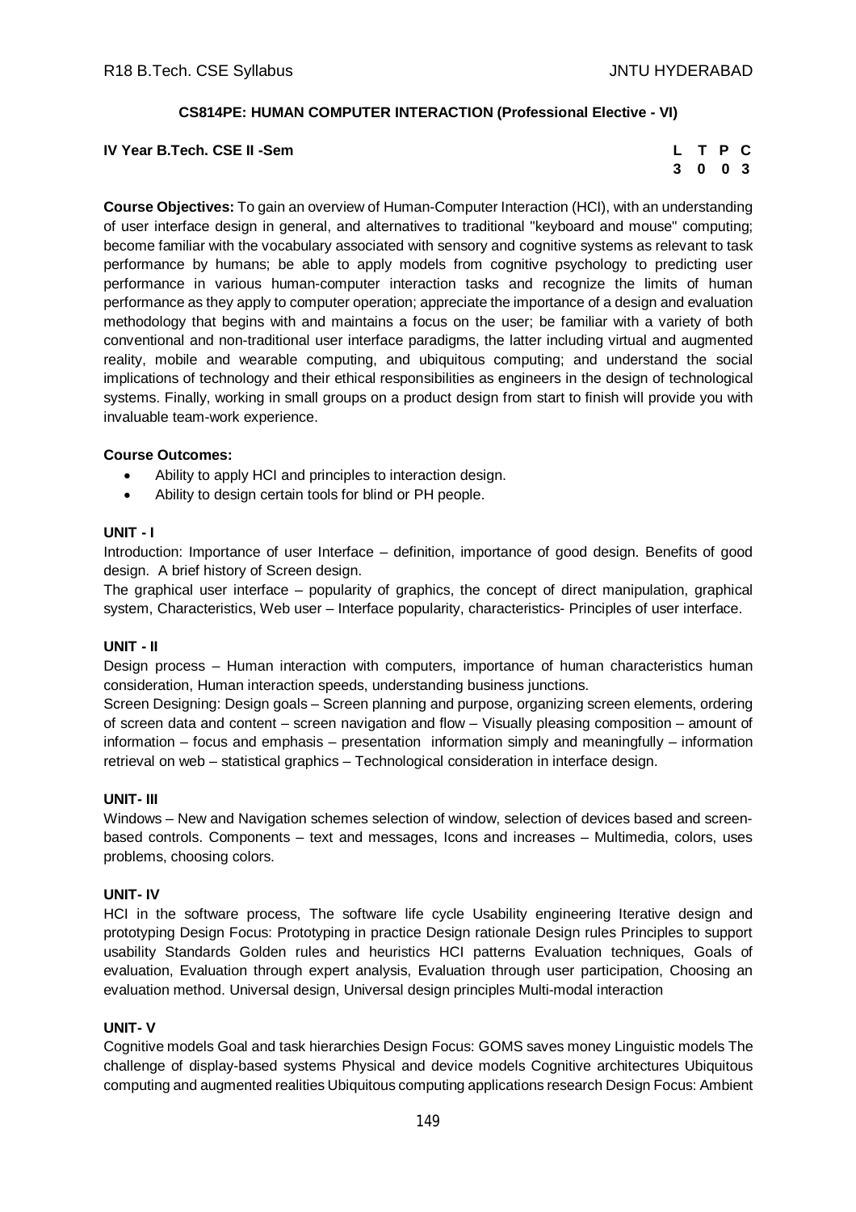**CS814PE: HUMAN COMPUTER INTERACTION (Professional Elective - VI)**

**IV Year B.Tech. CSE II -Sem**

| L | T | P | C |
|---|---|---|---|
| 3 | 0 | 0 | 3 |

**Course Objectives:** To gain an overview of Human-Computer Interaction (HCI), with an understanding of user interface design in general, and alternatives to traditional "keyboard and mouse" computing; become familiar with the vocabulary associated with sensory and cognitive systems as relevant to task performance by humans; be able to apply models from cognitive psychology to predicting user performance in various human-computer interaction tasks and recognize the limits of human performance as they apply to computer operation; appreciate the importance of a design and evaluation methodology that begins with and maintains a focus on the user; be familiar with a variety of both conventional and non-traditional user interface paradigms, the latter including virtual and augmented reality, mobile and wearable computing, and ubiquitous computing; and understand the social implications of technology and their ethical responsibilities as engineers in the design of technological systems. Finally, working in small groups on a product design from start to finish will provide you with invaluable team-work experience.

**Course Outcomes:**

- Ability to apply HCI and principles to interaction design.
- Ability to design certain tools for blind or PH people.

**UNIT - I**

Introduction: Importance of user Interface – definition, importance of good design. Benefits of good design. A brief history of Screen design.

The graphical user interface – popularity of graphics, the concept of direct manipulation, graphical system, Characteristics, Web user – Interface popularity, characteristics- Principles of user interface.

**UNIT - II**

Design process – Human interaction with computers, importance of human characteristics human consideration, Human interaction speeds, understanding business junctions.

Screen Designing: Design goals – Screen planning and purpose, organizing screen elements, ordering of screen data and content – screen navigation and flow – Visually pleasing composition – amount of information – focus and emphasis – presentation information simply and meaningfully – information retrieval on web – statistical graphics – Technological consideration in interface design.

**UNIT- III**

Windows – New and Navigation schemes selection of window, selection of devices based and screen-based controls. Components – text and messages, Icons and increases – Multimedia, colors, uses problems, choosing colors.

**UNIT- IV**

HCI in the software process, The software life cycle Usability engineering Iterative design and prototyping Design Focus: Prototyping in practice Design rationale Design rules Principles to support usability Standards Golden rules and heuristics HCI patterns Evaluation techniques, Goals of evaluation, Evaluation through expert analysis, Evaluation through user participation, Choosing an evaluation method. Universal design, Universal design principles Multi-modal interaction

**UNIT- V**

Cognitive models Goal and task hierarchies Design Focus: GOMS saves money Linguistic models The challenge of display-based systems Physical and device models Cognitive architectures Ubiquitous computing and augmented realities Ubiquitous computing applications research Design Focus: Ambient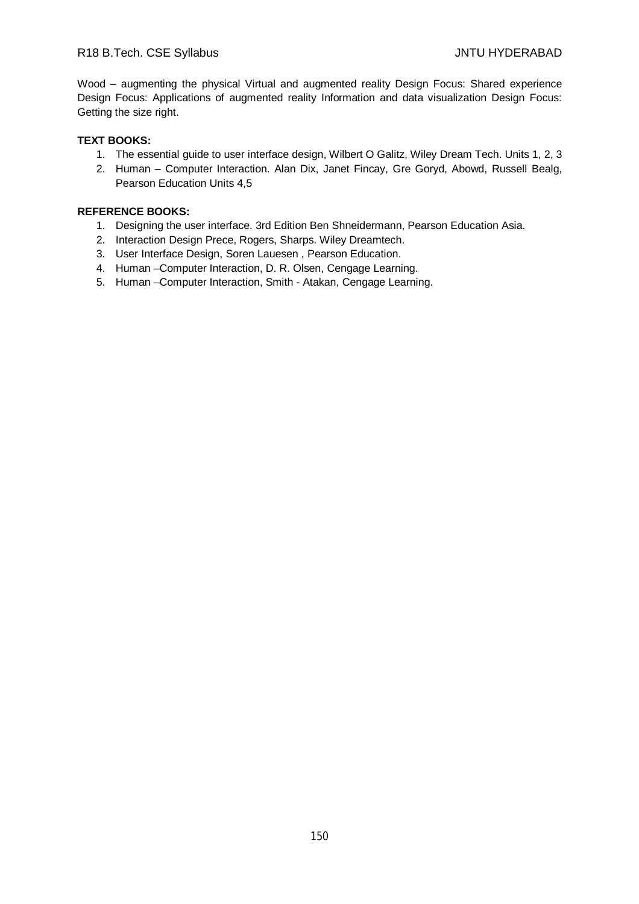Wood – augmenting the physical Virtual and augmented reality Design Focus: Shared experience Design Focus: Applications of augmented reality Information and data visualization Design Focus: Getting the size right.

**TEXT BOOKS:**

1. The essential guide to user interface design, Wilbert O Galitz, Wiley Dream Tech. Units 1, 2, 3
2. Human – Computer Interaction. Alan Dix, Janet Fincay, Gre Goryd, Abowd, Russell Bealg, Pearson Education Units 4,5

**REFERENCE BOOKS:**

1. Designing the user interface. 3rd Edition Ben Shneidermann, Pearson Education Asia.
2. Interaction Design Prece, Rogers, Sharps. Wiley Dreamtech.
3. User Interface Design, Soren Lauesen , Pearson Education.
4. Human –Computer Interaction, D. R. Olsen, Cengage Learning.
5. Human –Computer Interaction, Smith - Atakan, Cengage Learning.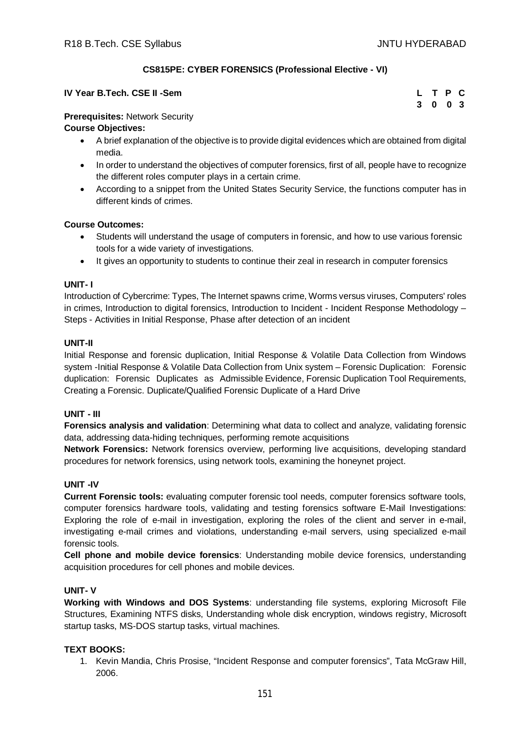## CS815PE: CYBER FORENSICS (Professional Elective - VI)

**IV Year B.Tech. CSE II -Sem**

| L | T | P | C |
|---|---|---|---|
| 3 | 0 | 0 | 3 |

**Prerequisites:** Network Security

**Course Objectives:**

- A brief explanation of the objective is to provide digital evidences which are obtained from digital media.
- In order to understand the objectives of computer forensics, first of all, people have to recognize the different roles computer plays in a certain crime.
- According to a snippet from the United States Security Service, the functions computer has in different kinds of crimes.

**Course Outcomes:**

- Students will understand the usage of computers in forensic, and how to use various forensic tools for a wide variety of investigations.
- It gives an opportunity to students to continue their zeal in research in computer forensics

**UNIT- I**

Introduction of Cybercrime: Types, The Internet spawns crime, Worms versus viruses, Computers' roles in crimes, Introduction to digital forensics, Introduction to Incident - Incident Response Methodology – Steps - Activities in Initial Response, Phase after detection of an incident

**UNIT-II**

Initial Response and forensic duplication, Initial Response & Volatile Data Collection from Windows system -Initial Response & Volatile Data Collection from Unix system – Forensic Duplication: Forensic duplication: Forensic Duplicates as Admissible Evidence, Forensic Duplication Tool Requirements, Creating a Forensic. Duplicate/Qualified Forensic Duplicate of a Hard Drive

**UNIT - III**

**Forensics analysis and validation**: Determining what data to collect and analyze, validating forensic data, addressing data-hiding techniques, performing remote acquisitions

**Network Forensics:** Network forensics overview, performing live acquisitions, developing standard procedures for network forensics, using network tools, examining the honeynet project.

**UNIT -IV**

**Current Forensic tools:** evaluating computer forensic tool needs, computer forensics software tools, computer forensics hardware tools, validating and testing forensics software E-Mail Investigations: Exploring the role of e-mail in investigation, exploring the roles of the client and server in e-mail, investigating e-mail crimes and violations, understanding e-mail servers, using specialized e-mail forensic tools.

**Cell phone and mobile device forensics**: Understanding mobile device forensics, understanding acquisition procedures for cell phones and mobile devices.

**UNIT- V**

**Working with Windows and DOS Systems**: understanding file systems, exploring Microsoft File Structures, Examining NTFS disks, Understanding whole disk encryption, windows registry, Microsoft startup tasks, MS-DOS startup tasks, virtual machines.

**TEXT BOOKS:**

1. Kevin Mandia, Chris Prosise, "Incident Response and computer forensics", Tata McGraw Hill, 2006.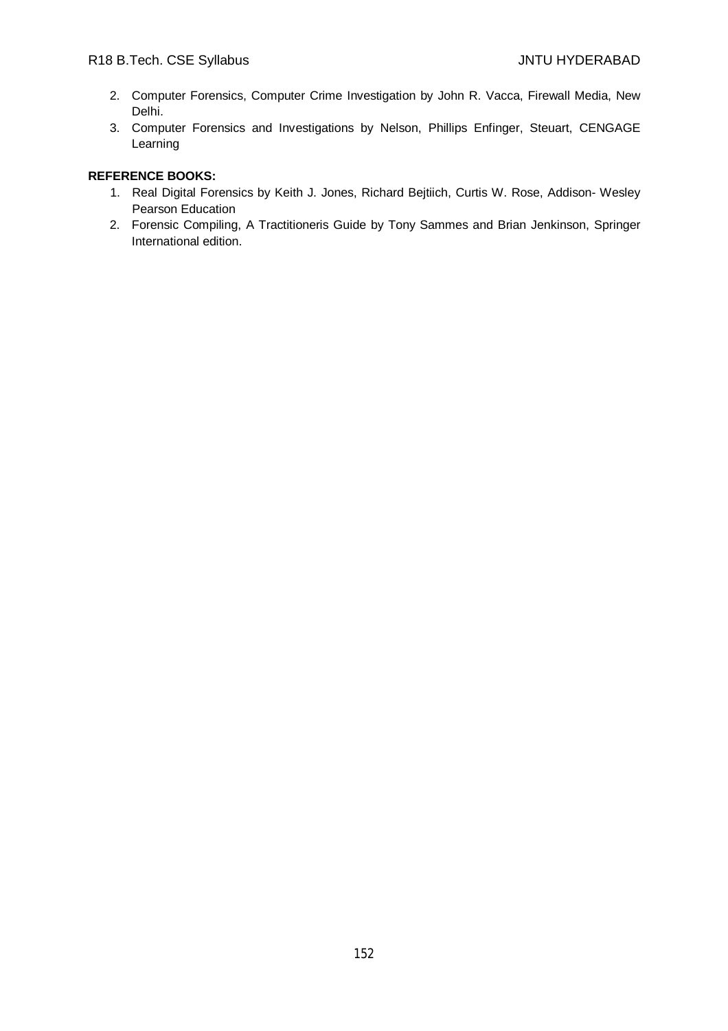2. Computer Forensics, Computer Crime Investigation by John R. Vacca, Firewall Media, New Delhi.
3. Computer Forensics and Investigations by Nelson, Phillips Enfinger, Steuart, CENGAGE Learning

**REFERENCE BOOKS:**

1. Real Digital Forensics by Keith J. Jones, Richard Bejtiich, Curtis W. Rose, Addison- Wesley Pearson Education
2. Forensic Compiling, A Tractitioneris Guide by Tony Sammes and Brian Jenkinson, Springer International edition.